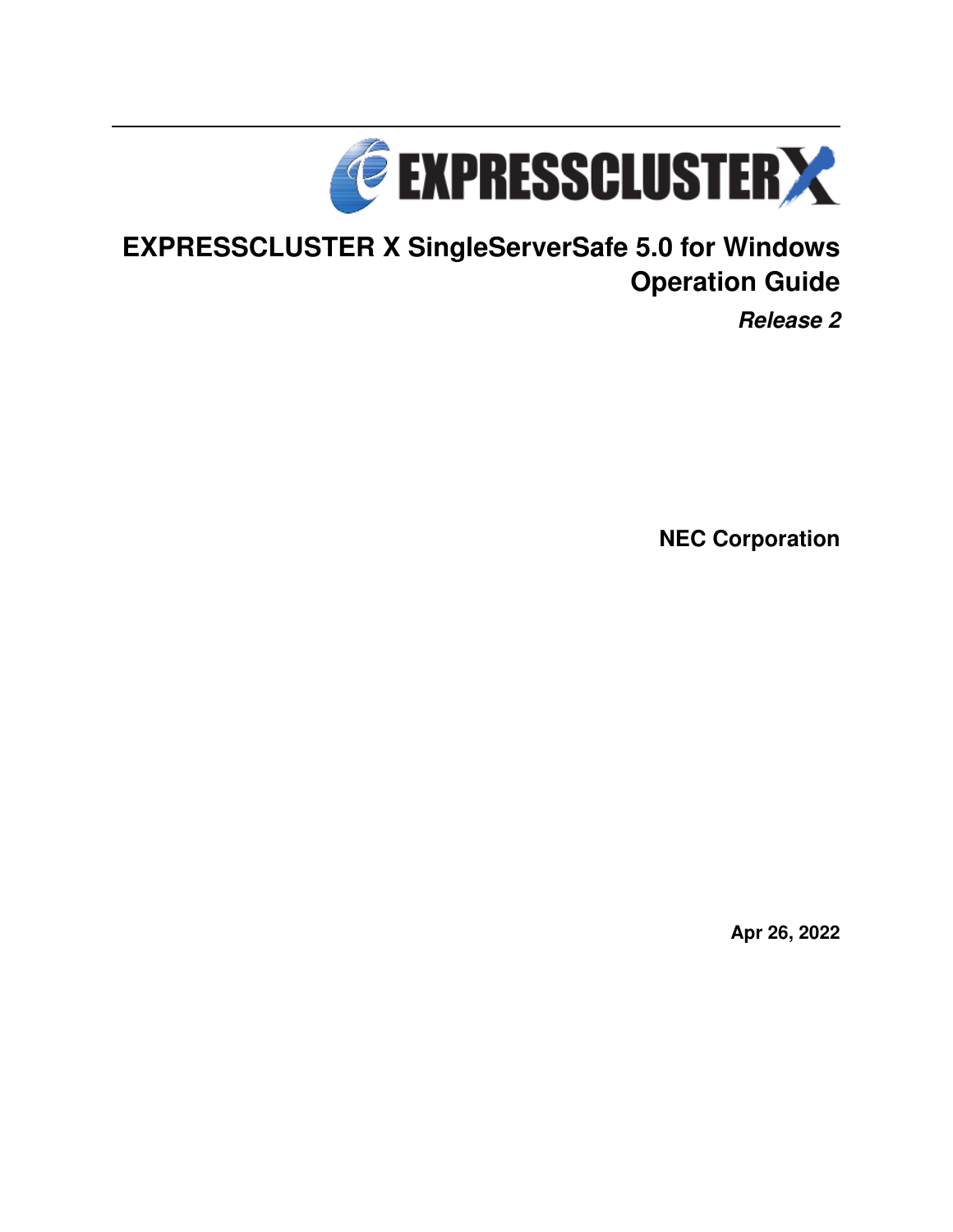# EXPRESSCLUSTER X SingleServerSafe 5.0 for Windows Operation Guide

***Release 2***

**NEC Corporation**

**Apr 26, 2022**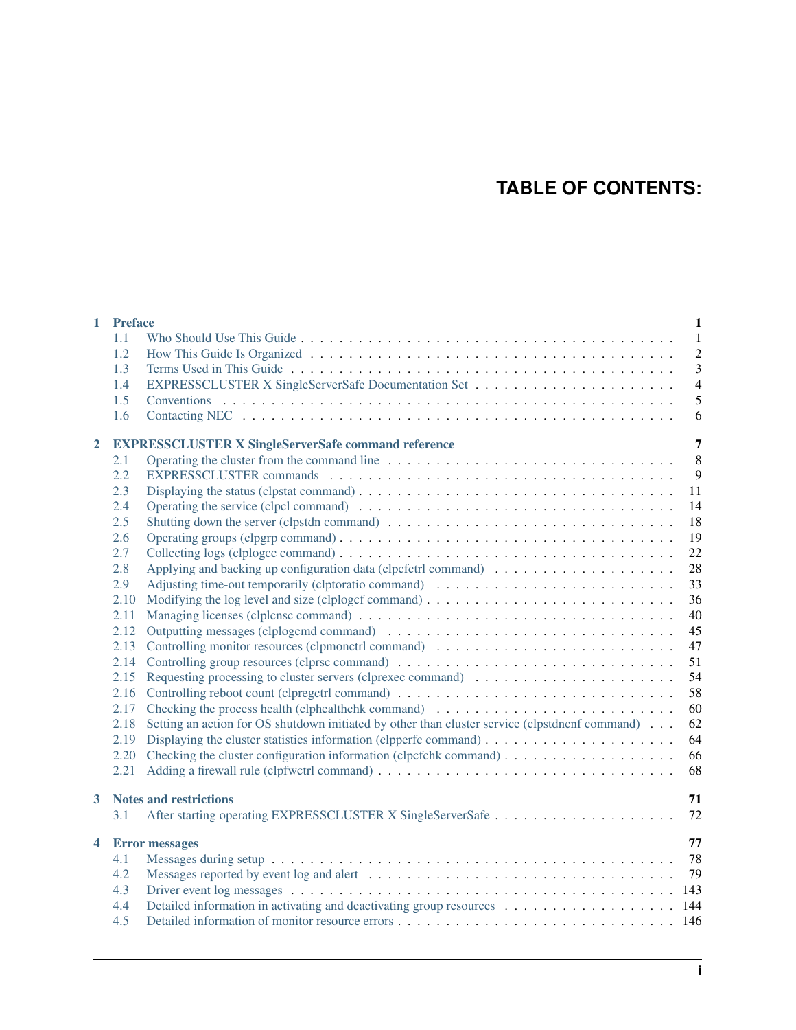# TABLE OF CONTENTS:

- **1 Preface** — 1
  - 1.1 Who Should Use This Guide — 1
  - 1.2 How This Guide Is Organized — 2
  - 1.3 Terms Used in This Guide — 3
  - 1.4 EXPRESSCLUSTER X SingleServerSafe Documentation Set — 4
  - 1.5 Conventions — 5
  - 1.6 Contacting NEC — 6
- **2 EXPRESSCLUSTER X SingleServerSafe command reference** — 7
  - 2.1 Operating the cluster from the command line — 8
  - 2.2 EXPRESSCLUSTER commands — 9
  - 2.3 Displaying the status (clpstat command) — 11
  - 2.4 Operating the service (clpcl command) — 14
  - 2.5 Shutting down the server (clpstdn command) — 18
  - 2.6 Operating groups (clpgrp command) — 19
  - 2.7 Collecting logs (clplogcc command) — 22
  - 2.8 Applying and backing up configuration data (clpcfctrl command) — 28
  - 2.9 Adjusting time-out temporarily (clptoratio command) — 33
  - 2.10 Modifying the log level and size (clplogcf command) — 36
  - 2.11 Managing licenses (clplcnsc command) — 40
  - 2.12 Outputting messages (clplogcmd command) — 45
  - 2.13 Controlling monitor resources (clpmonctrl command) — 47
  - 2.14 Controlling group resources (clprsc command) — 51
  - 2.15 Requesting processing to cluster servers (clprexec command) — 54
  - 2.16 Controlling reboot count (clpregctrl command) — 58
  - 2.17 Checking the process health (clphealthchk command) — 60
  - 2.18 Setting an action for OS shutdown initiated by other than cluster service (clpstdncnf command) — 62
  - 2.19 Displaying the cluster statistics information (clpperfc command) — 64
  - 2.20 Checking the cluster configuration information (clpcfchk command) — 66
  - 2.21 Adding a firewall rule (clpfwctrl command) — 68
- **3 Notes and restrictions** — 71
  - 3.1 After starting operating EXPRESSCLUSTER X SingleServerSafe — 72
- **4 Error messages** — 77
  - 4.1 Messages during setup — 78
  - 4.2 Messages reported by event log and alert — 79
  - 4.3 Driver event log messages — 143
  - 4.4 Detailed information in activating and deactivating group resources — 144
  - 4.5 Detailed information of monitor resource errors — 146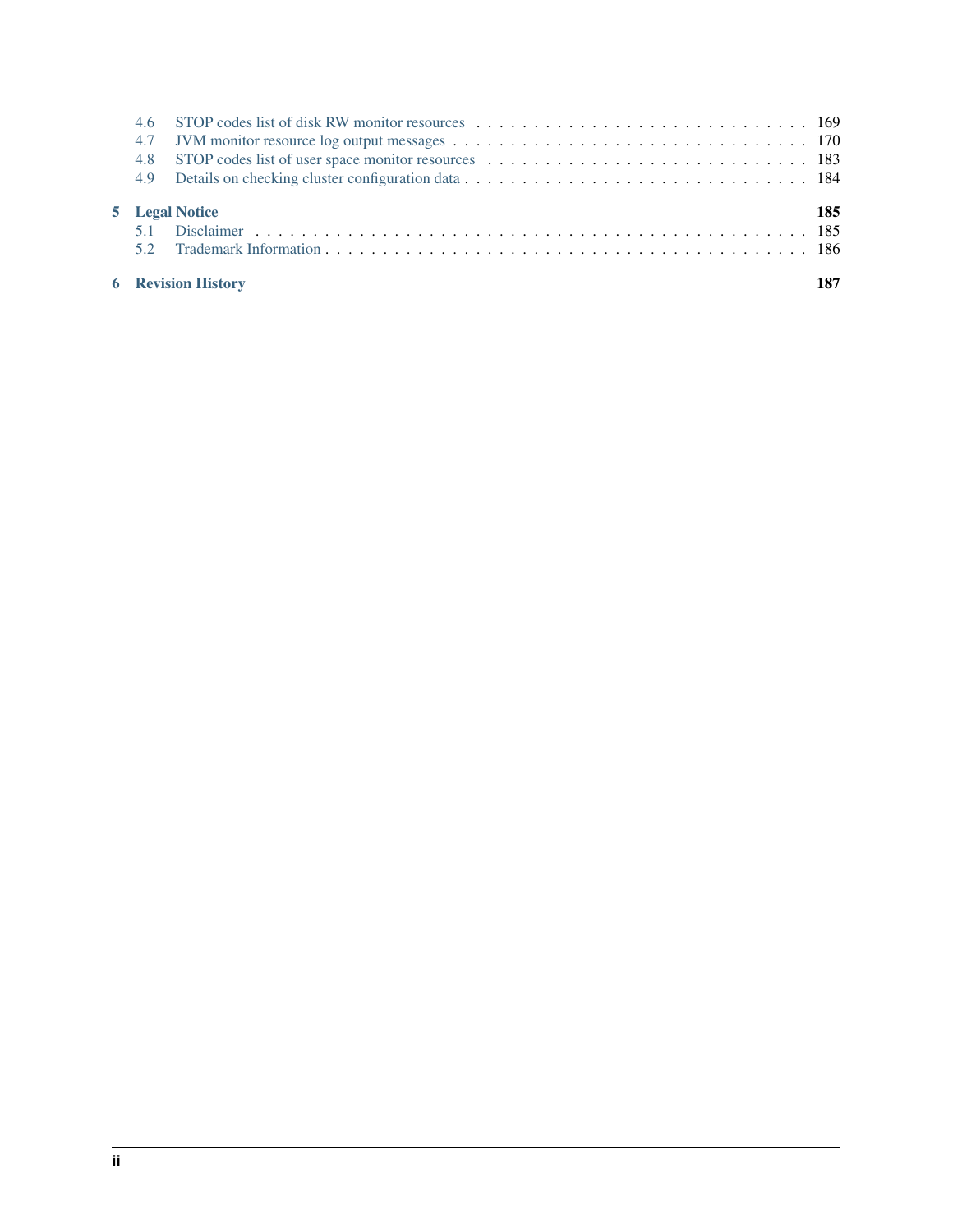- 4.6 STOP codes list of disk RW monitor resources . . . . . . . . . . . . . . . . . . . . . . . . . . . . . 169
- 4.7 JVM monitor resource log output messages . . . . . . . . . . . . . . . . . . . . . . . . . . . . . . . 170
- 4.8 STOP codes list of user space monitor resources . . . . . . . . . . . . . . . . . . . . . . . . . . . . 183
- 4.9 Details on checking cluster configuration data . . . . . . . . . . . . . . . . . . . . . . . . . . . . . 184

**5 Legal Notice** **185**
- 5.1 Disclaimer . . . . . . . . . . . . . . . . . . . . . . . . . . . . . . . . . . . . . . . . . . . . . 185
- 5.2 Trademark Information . . . . . . . . . . . . . . . . . . . . . . . . . . . . . . . . . . . . . . . . 186

**6 Revision History** **187**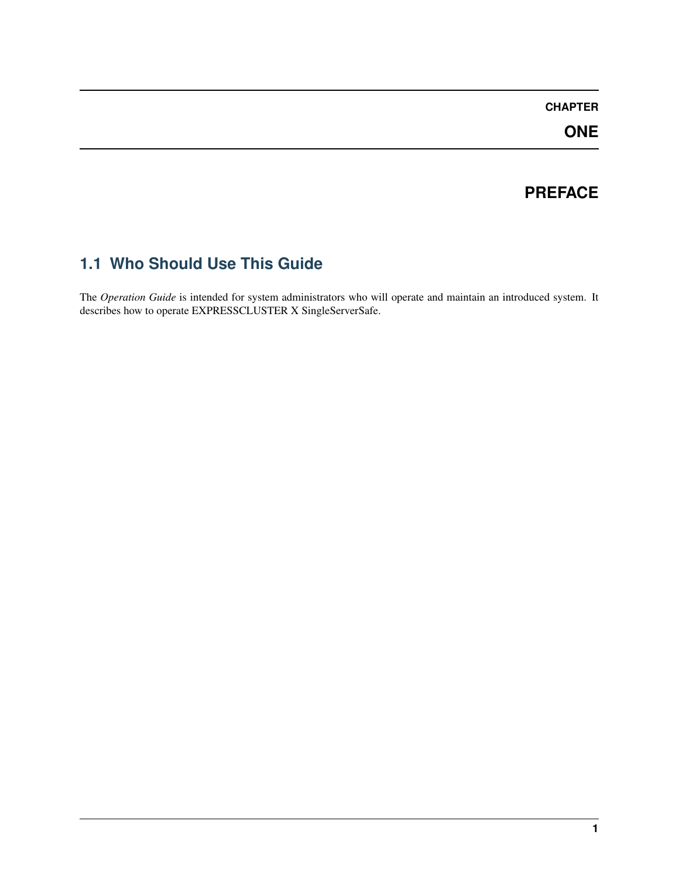# CHAPTER ONE

# PREFACE

## 1.1 Who Should Use This Guide

The *Operation Guide* is intended for system administrators who will operate and maintain an introduced system. It describes how to operate EXPRESSCLUSTER X SingleServerSafe.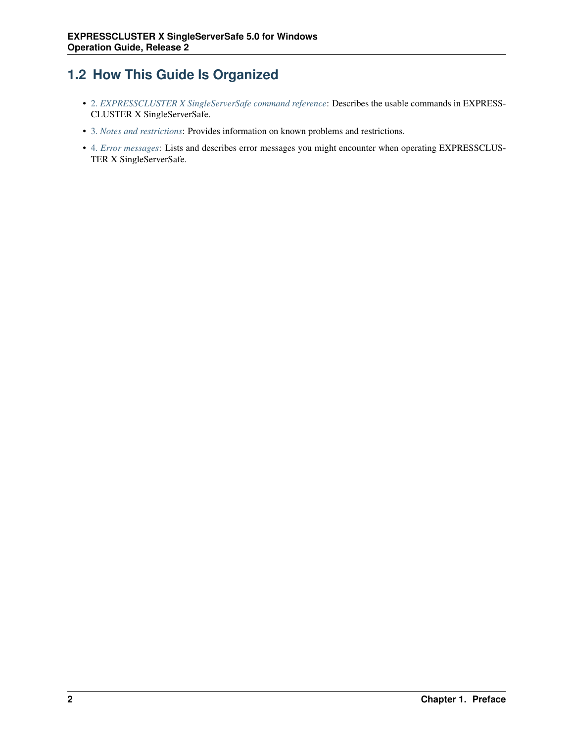## 1.2 How This Guide Is Organized

- 2. *EXPRESSCLUSTER X SingleServerSafe command reference*: Describes the usable commands in EXPRESSCLUSTER X SingleServerSafe.
- 3. *Notes and restrictions*: Provides information on known problems and restrictions.
- 4. *Error messages*: Lists and describes error messages you might encounter when operating EXPRESSCLUSTER X SingleServerSafe.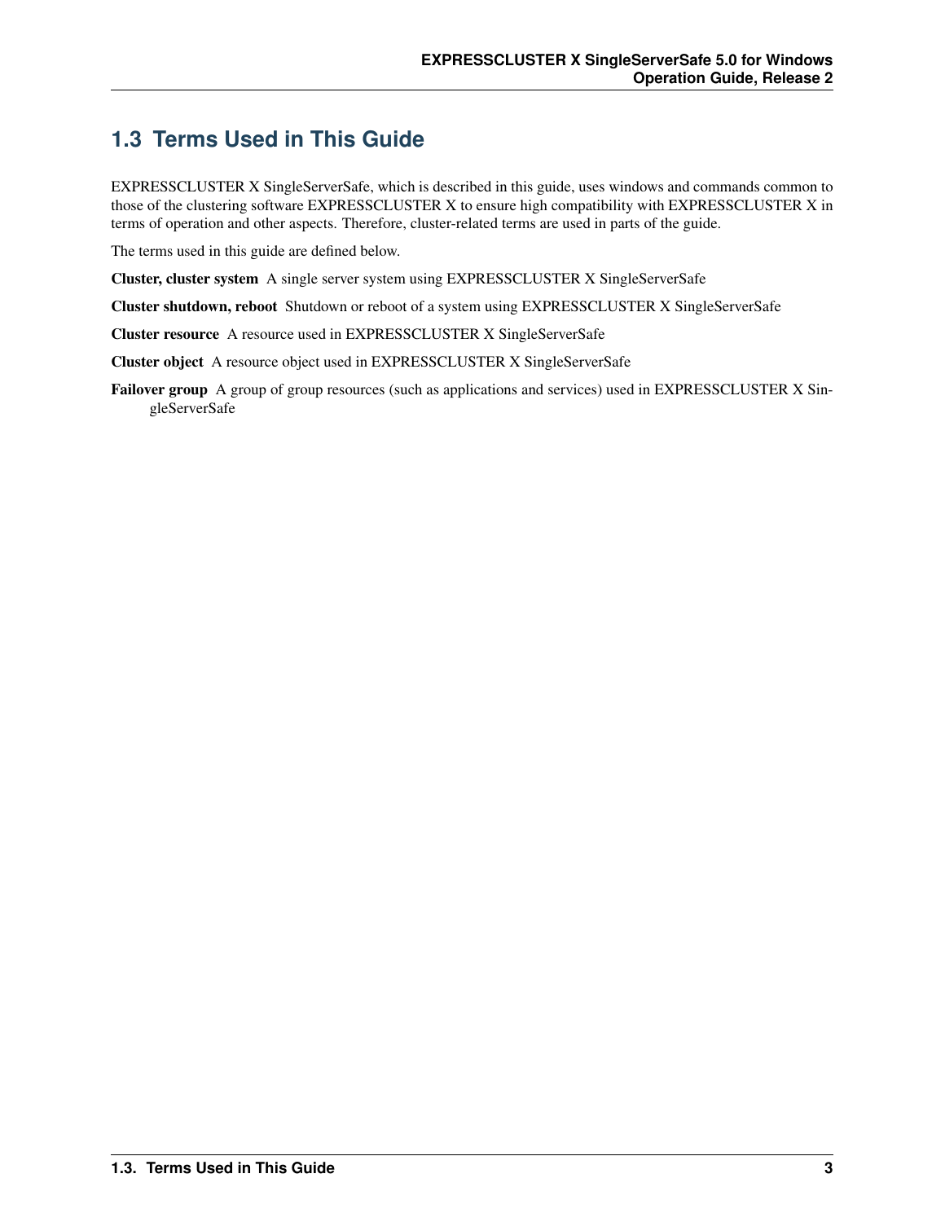## 1.3 Terms Used in This Guide

EXPRESSCLUSTER X SingleServerSafe, which is described in this guide, uses windows and commands common to those of the clustering software EXPRESSCLUSTER X to ensure high compatibility with EXPRESSCLUSTER X in terms of operation and other aspects. Therefore, cluster-related terms are used in parts of the guide.

The terms used in this guide are defined below.

**Cluster, cluster system** A single server system using EXPRESSCLUSTER X SingleServerSafe

**Cluster shutdown, reboot** Shutdown or reboot of a system using EXPRESSCLUSTER X SingleServerSafe

**Cluster resource** A resource used in EXPRESSCLUSTER X SingleServerSafe

**Cluster object** A resource object used in EXPRESSCLUSTER X SingleServerSafe

**Failover group** A group of group resources (such as applications and services) used in EXPRESSCLUSTER X SingleServerSafe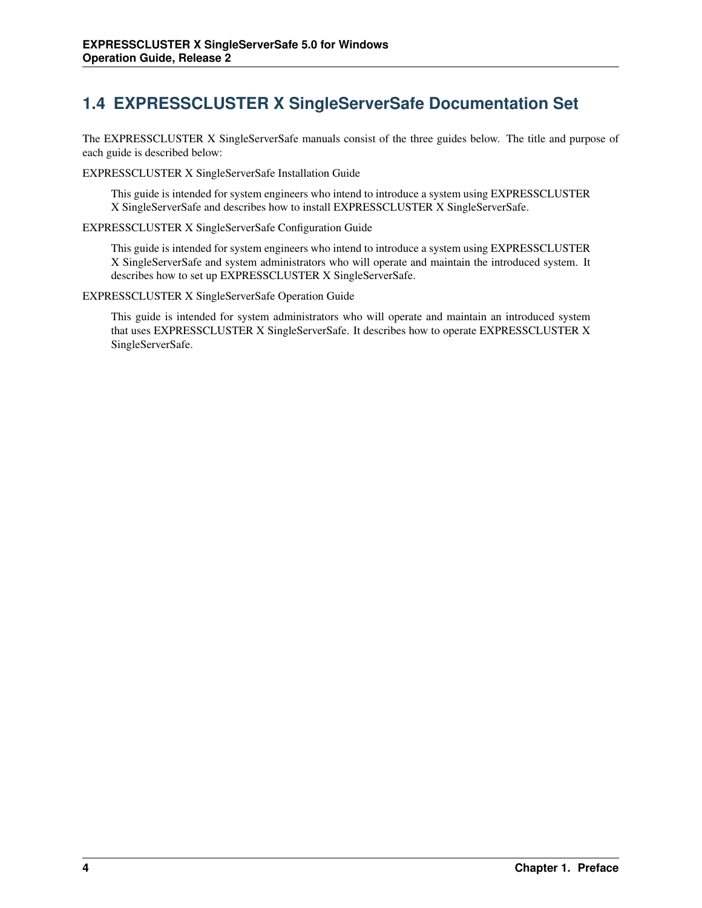## 1.4 EXPRESSCLUSTER X SingleServerSafe Documentation Set

The EXPRESSCLUSTER X SingleServerSafe manuals consist of the three guides below. The title and purpose of each guide is described below:

EXPRESSCLUSTER X SingleServerSafe Installation Guide

> This guide is intended for system engineers who intend to introduce a system using EXPRESSCLUSTER X SingleServerSafe and describes how to install EXPRESSCLUSTER X SingleServerSafe.

EXPRESSCLUSTER X SingleServerSafe Configuration Guide

> This guide is intended for system engineers who intend to introduce a system using EXPRESSCLUSTER X SingleServerSafe and system administrators who will operate and maintain the introduced system. It describes how to set up EXPRESSCLUSTER X SingleServerSafe.

EXPRESSCLUSTER X SingleServerSafe Operation Guide

> This guide is intended for system administrators who will operate and maintain an introduced system that uses EXPRESSCLUSTER X SingleServerSafe. It describes how to operate EXPRESSCLUSTER X SingleServerSafe.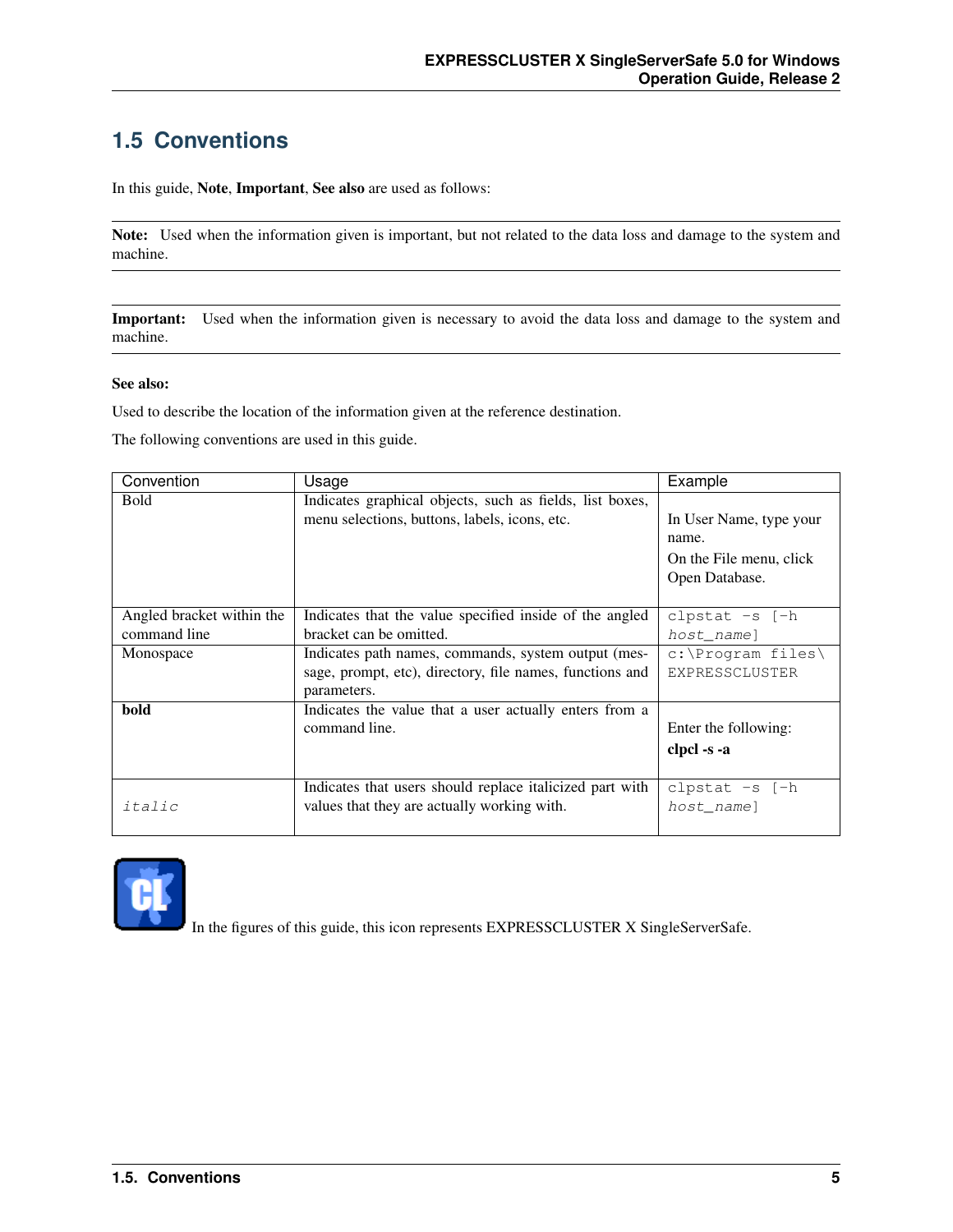## 1.5 Conventions

In this guide, **Note**, **Important**, **See also** are used as follows:

**Note:** Used when the information given is important, but not related to the data loss and damage to the system and machine.

**Important:** Used when the information given is necessary to avoid the data loss and damage to the system and machine.

**See also:**

Used to describe the location of the information given at the reference destination.

The following conventions are used in this guide.

| Convention | Usage | Example |
| --- | --- | --- |
| Bold | Indicates graphical objects, such as fields, list boxes, menu selections, buttons, labels, icons, etc. | In User Name, type your name.<br>On the File menu, click Open Database. |
| Angled bracket within the command line | Indicates that the value specified inside of the angled bracket can be omitted. | `clpstat -s [-h host_name]` |
| Monospace | Indicates path names, commands, system output (message, prompt, etc), directory, file names, functions and parameters. | `c:\Program files\EXPRESSCLUSTER` |
| **bold** | Indicates the value that a user actually enters from a command line. | Enter the following:<br>**clpcl -s -a** |
| *italic* | Indicates that users should replace italicized part with values that they are actually working with. | `clpstat -s [-h host_name]` |

In the figures of this guide, this icon represents EXPRESSCLUSTER X SingleServerSafe.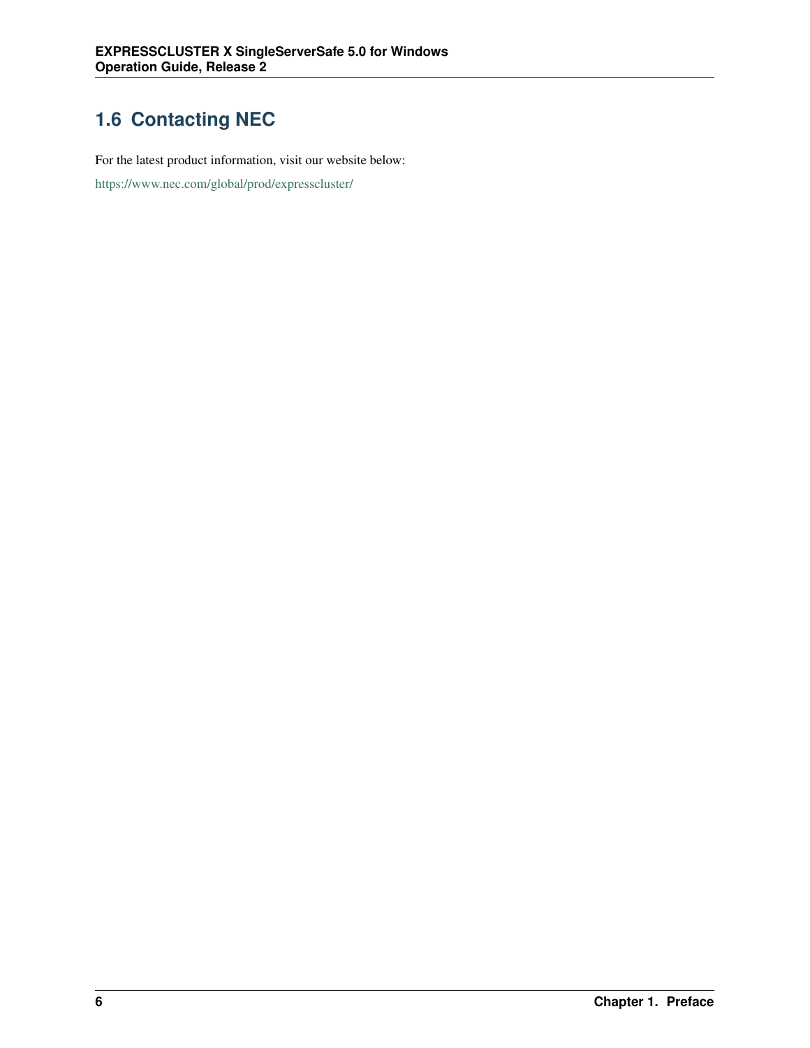## 1.6 Contacting NEC

For the latest product information, visit our website below:

https://www.nec.com/global/prod/expresscluster/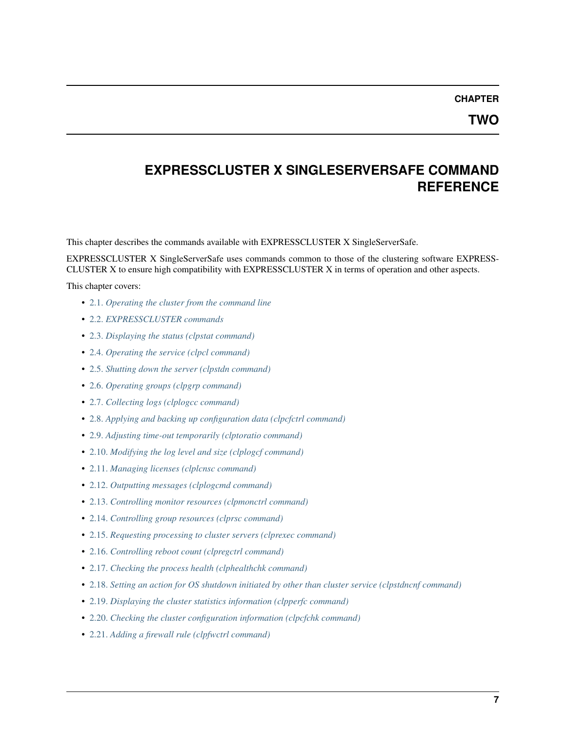# CHAPTER TWO

# EXPRESSCLUSTER X SINGLESERVERSAFE COMMAND REFERENCE

This chapter describes the commands available with EXPRESSCLUSTER X SingleServerSafe.

EXPRESSCLUSTER X SingleServerSafe uses commands common to those of the clustering software EXPRESSCLUSTER X to ensure high compatibility with EXPRESSCLUSTER X in terms of operation and other aspects.

This chapter covers:

- 2.1. *Operating the cluster from the command line*
- 2.2. *EXPRESSCLUSTER commands*
- 2.3. *Displaying the status (clpstat command)*
- 2.4. *Operating the service (clpcl command)*
- 2.5. *Shutting down the server (clpstdn command)*
- 2.6. *Operating groups (clpgrp command)*
- 2.7. *Collecting logs (clplogcc command)*
- 2.8. *Applying and backing up configuration data (clpcfctrl command)*
- 2.9. *Adjusting time-out temporarily (clptoratio command)*
- 2.10. *Modifying the log level and size (clplogcf command)*
- 2.11. *Managing licenses (clplcnsc command)*
- 2.12. *Outputting messages (clplogcmd command)*
- 2.13. *Controlling monitor resources (clpmonctrl command)*
- 2.14. *Controlling group resources (clprsc command)*
- 2.15. *Requesting processing to cluster servers (clprexec command)*
- 2.16. *Controlling reboot count (clpregctrl command)*
- 2.17. *Checking the process health (clphealthchk command)*
- 2.18. *Setting an action for OS shutdown initiated by other than cluster service (clpstdncnf command)*
- 2.19. *Displaying the cluster statistics information (clpperfc command)*
- 2.20. *Checking the cluster configuration information (clpcfchk command)*
- 2.21. *Adding a firewall rule (clpfwctrl command)*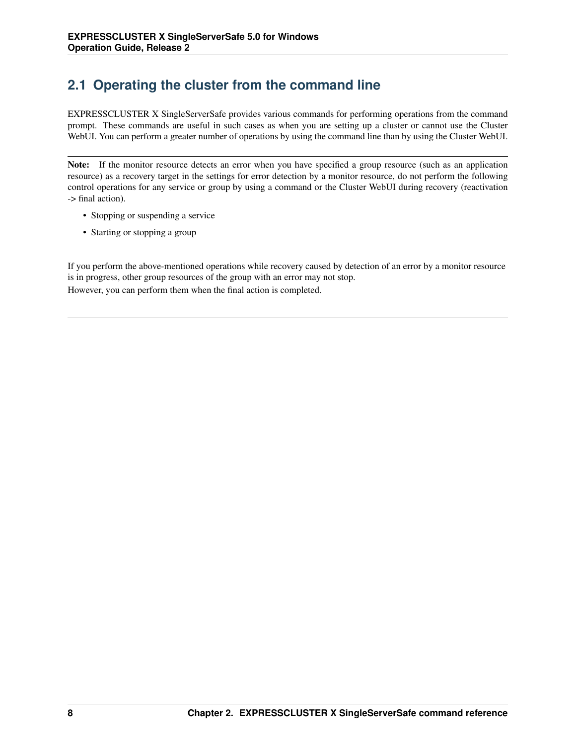## 2.1 Operating the cluster from the command line

EXPRESSCLUSTER X SingleServerSafe provides various commands for performing operations from the command prompt. These commands are useful in such cases as when you are setting up a cluster or cannot use the Cluster WebUI. You can perform a greater number of operations by using the command line than by using the Cluster WebUI.

---

**Note:** If the monitor resource detects an error when you have specified a group resource (such as an application resource) as a recovery target in the settings for error detection by a monitor resource, do not perform the following control operations for any service or group by using a command or the Cluster WebUI during recovery (reactivation -> final action).

- Stopping or suspending a service
- Starting or stopping a group

If you perform the above-mentioned operations while recovery caused by detection of an error by a monitor resource is in progress, other group resources of the group with an error may not stop.

However, you can perform them when the final action is completed.

---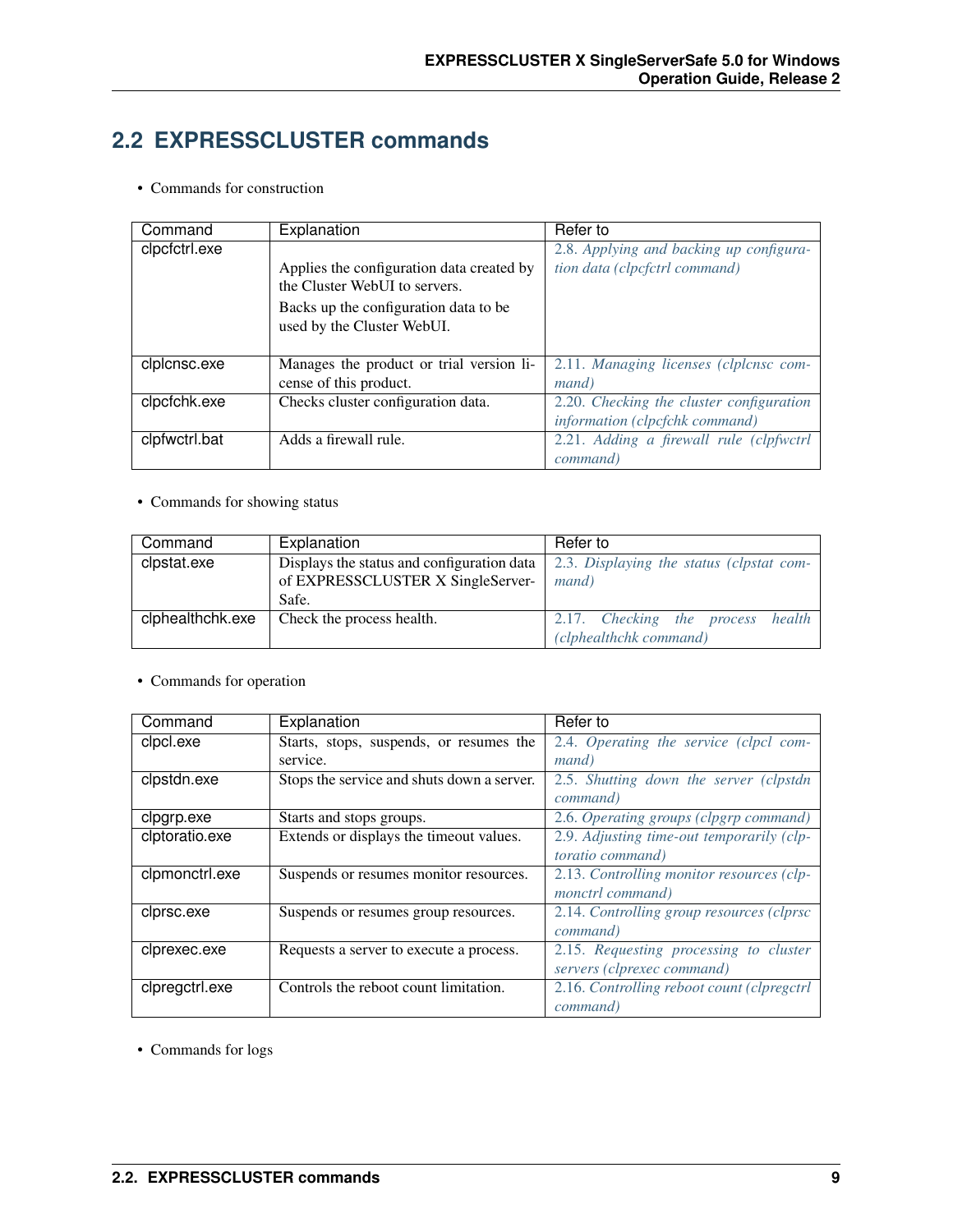## 2.2 EXPRESSCLUSTER commands

- Commands for construction

| Command | Explanation | Refer to |
|---|---|---|
| clpcfctrl.exe | Applies the configuration data created by the Cluster WebUI to servers.<br>Backs up the configuration data to be used by the Cluster WebUI. | *2.8. Applying and backing up configuration data (clpcfctrl command)* |
| clplcnsc.exe | Manages the product or trial version license of this product. | *2.11. Managing licenses (clplcnsc command)* |
| clpcfchk.exe | Checks cluster configuration data. | *2.20. Checking the cluster configuration information (clpcfchk command)* |
| clpfwctrl.bat | Adds a firewall rule. | *2.21. Adding a firewall rule (clpfwctrl command)* |

- Commands for showing status

| Command | Explanation | Refer to |
|---|---|---|
| clpstat.exe | Displays the status and configuration data of EXPRESSCLUSTER X SingleServerSafe. | *2.3. Displaying the status (clpstat command)* |
| clphealthchk.exe | Check the process health. | *2.17. Checking the process health (clphealthchk command)* |

- Commands for operation

| Command | Explanation | Refer to |
|---|---|---|
| clpcl.exe | Starts, stops, suspends, or resumes the service. | *2.4. Operating the service (clpcl command)* |
| clpstdn.exe | Stops the service and shuts down a server. | *2.5. Shutting down the server (clpstdn command)* |
| clpgrp.exe | Starts and stops groups. | *2.6. Operating groups (clpgrp command)* |
| clptoratio.exe | Extends or displays the timeout values. | *2.9. Adjusting time-out temporarily (clptoratio command)* |
| clpmonctrl.exe | Suspends or resumes monitor resources. | *2.13. Controlling monitor resources (clpmonctrl command)* |
| clprsc.exe | Suspends or resumes group resources. | *2.14. Controlling group resources (clprsc command)* |
| clprexec.exe | Requests a server to execute a process. | *2.15. Requesting processing to cluster servers (clprexec command)* |
| clpregctrl.exe | Controls the reboot count limitation. | *2.16. Controlling reboot count (clpregctrl command)* |

- Commands for logs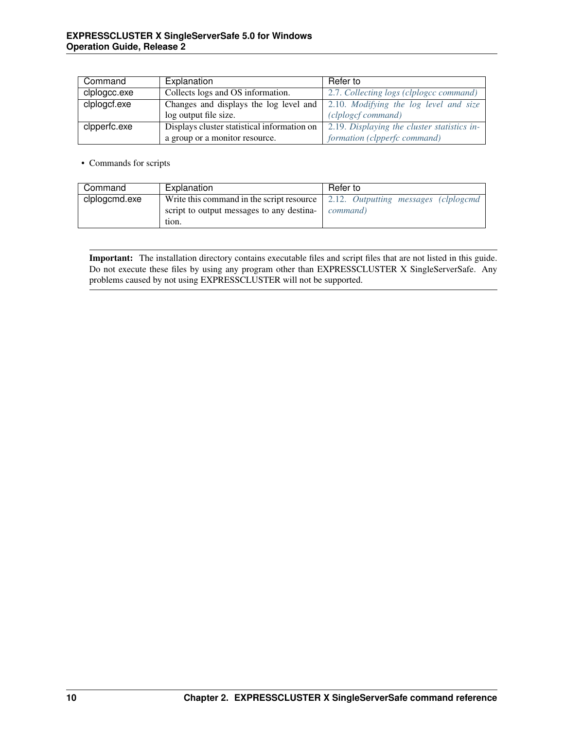| Command | Explanation | Refer to |
| --- | --- | --- |
| clplogcc.exe | Collects logs and OS information. | 2.7. *Collecting logs (clplogcc command)* |
| clplogcf.exe | Changes and displays the log level and log output file size. | 2.10. *Modifying the log level and size (clplogcf command)* |
| clpperfc.exe | Displays cluster statistical information on a group or a monitor resource. | 2.19. *Displaying the cluster statistics information (clpperfc command)* |

- Commands for scripts

| Command | Explanation | Refer to |
| --- | --- | --- |
| clplogcmd.exe | Write this command in the script resource script to output messages to any destination. | 2.12. *Outputting messages (clplogcmd command)* |

**Important:** The installation directory contains executable files and script files that are not listed in this guide. Do not execute these files by using any program other than EXPRESSCLUSTER X SingleServerSafe. Any problems caused by not using EXPRESSCLUSTER will not be supported.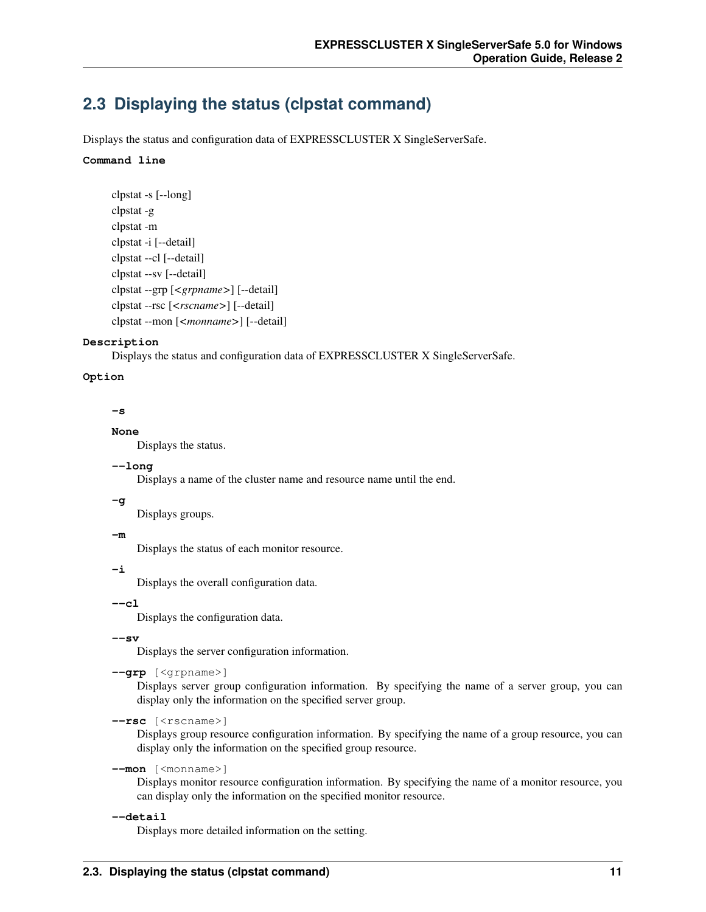## 2.3 Displaying the status (clpstat command)

Displays the status and configuration data of EXPRESSCLUSTER X SingleServerSafe.

**Command line**

clpstat -s [--long]
clpstat -g
clpstat -m
clpstat -i [--detail]
clpstat --cl [--detail]
clpstat --sv [--detail]
clpstat --grp [<*grpname*>] [--detail]
clpstat --rsc [<*rscname*>] [--detail]
clpstat --mon [<*monname*>] [--detail]

**Description**

Displays the status and configuration data of EXPRESSCLUSTER X SingleServerSafe.

**Option**

**-s**

**None**
Displays the status.

**--long**
Displays a name of the cluster name and resource name until the end.

**-g**
Displays groups.

**-m**
Displays the status of each monitor resource.

**-i**
Displays the overall configuration data.

**--cl**
Displays the configuration data.

**--sv**
Displays the server configuration information.

**--grp** [<grpname>]
Displays server group configuration information. By specifying the name of a server group, you can display only the information on the specified server group.

**--rsc** [<rscname>]
Displays group resource configuration information. By specifying the name of a group resource, you can display only the information on the specified group resource.

**--mon** [<monname>]
Displays monitor resource configuration information. By specifying the name of a monitor resource, you can display only the information on the specified monitor resource.

**--detail**
Displays more detailed information on the setting.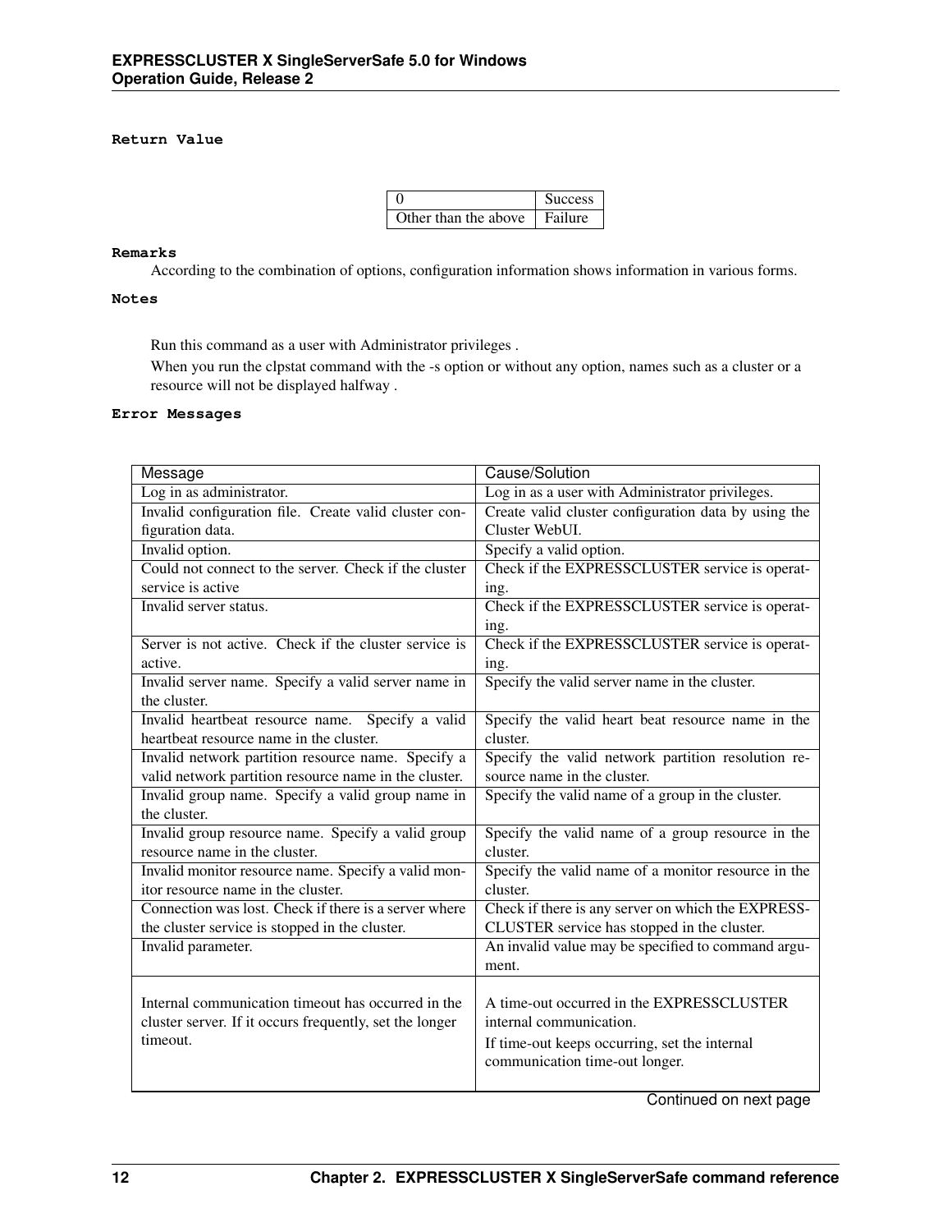**Return Value**

| 0 | Success |
|---|---|
| Other than the above | Failure |

**Remarks**

According to the combination of options, configuration information shows information in various forms.

**Notes**

Run this command as a user with Administrator privileges .

When you run the clpstat command with the -s option or without any option, names such as a cluster or a resource will not be displayed halfway .

**Error Messages**

| Message | Cause/Solution |
|---|---|
| Log in as administrator. | Log in as a user with Administrator privileges. |
| Invalid configuration file. Create valid cluster configuration data. | Create valid cluster configuration data by using the Cluster WebUI. |
| Invalid option. | Specify a valid option. |
| Could not connect to the server. Check if the cluster service is active | Check if the EXPRESSCLUSTER service is operating. |
| Invalid server status. | Check if the EXPRESSCLUSTER service is operating. |
| Server is not active. Check if the cluster service is active. | Check if the EXPRESSCLUSTER service is operating. |
| Invalid server name. Specify a valid server name in the cluster. | Specify the valid server name in the cluster. |
| Invalid heartbeat resource name. Specify a valid heartbeat resource name in the cluster. | Specify the valid heart beat resource name in the cluster. |
| Invalid network partition resource name. Specify a valid network partition resource name in the cluster. | Specify the valid network partition resolution resource name in the cluster. |
| Invalid group name. Specify a valid group name in the cluster. | Specify the valid name of a group in the cluster. |
| Invalid group resource name. Specify a valid group resource name in the cluster. | Specify the valid name of a group resource in the cluster. |
| Invalid monitor resource name. Specify a valid monitor resource name in the cluster. | Specify the valid name of a monitor resource in the cluster. |
| Connection was lost. Check if there is a server where the cluster service is stopped in the cluster. | Check if there is any server on which the EXPRESSCLUSTER service has stopped in the cluster. |
| Invalid parameter. | An invalid value may be specified to command argument. |
| Internal communication timeout has occurred in the cluster server. If it occurs frequently, set the longer timeout. | A time-out occurred in the EXPRESSCLUSTER internal communication. If time-out keeps occurring, set the internal communication time-out longer. |

Continued on next page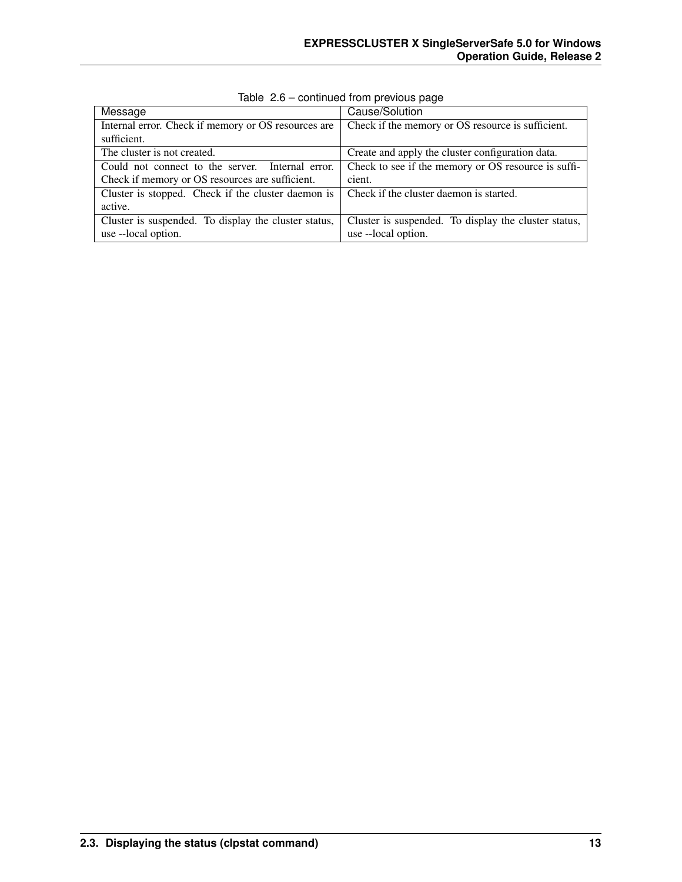Table 2.6 – continued from previous page

| Message | Cause/Solution |
|---|---|
| Internal error. Check if memory or OS resources are sufficient. | Check if the memory or OS resource is sufficient. |
| The cluster is not created. | Create and apply the cluster configuration data. |
| Could not connect to the server. Internal error. Check if memory or OS resources are sufficient. | Check to see if the memory or OS resource is sufficient. |
| Cluster is stopped. Check if the cluster daemon is active. | Check if the cluster daemon is started. |
| Cluster is suspended. To display the cluster status, use --local option. | Cluster is suspended. To display the cluster status, use --local option. |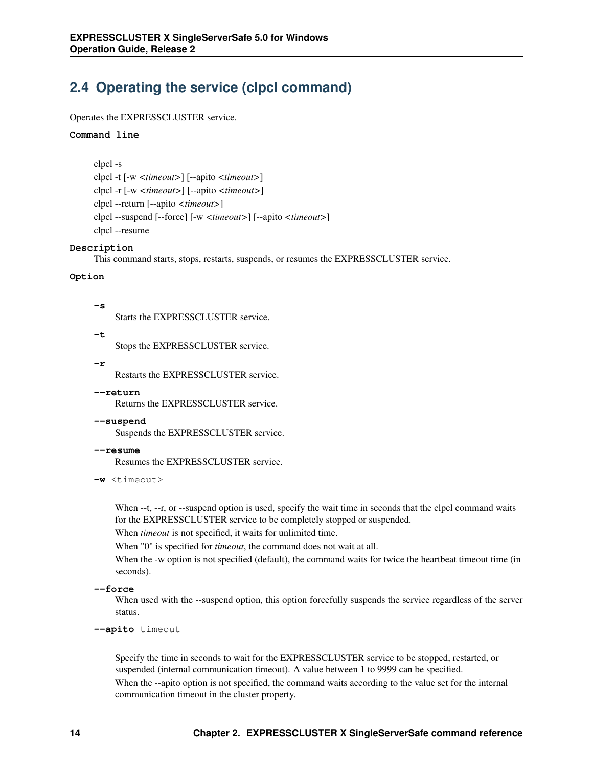## 2.4 Operating the service (clpcl command)

Operates the EXPRESSCLUSTER service.

**Command line**

clpcl -s
clpcl -t [-w <*timeout*>] [--apito <*timeout*>]
clpcl -r [-w <*timeout*>] [--apito <*timeout*>]
clpcl --return [--apito <*timeout*>]
clpcl --suspend [--force] [-w <*timeout*>] [--apito <*timeout*>]
clpcl --resume

**Description**

This command starts, stops, restarts, suspends, or resumes the EXPRESSCLUSTER service.

**Option**

**-s**
Starts the EXPRESSCLUSTER service.

**-t**
Stops the EXPRESSCLUSTER service.

**-r**
Restarts the EXPRESSCLUSTER service.

**--return**
Returns the EXPRESSCLUSTER service.

**--suspend**
Suspends the EXPRESSCLUSTER service.

**--resume**
Resumes the EXPRESSCLUSTER service.

**-w** <timeout>

When --t, --r, or --suspend option is used, specify the wait time in seconds that the clpcl command waits for the EXPRESSCLUSTER service to be completely stopped or suspended.

When *timeout* is not specified, it waits for unlimited time.

When "0" is specified for *timeout*, the command does not wait at all.

When the -w option is not specified (default), the command waits for twice the heartbeat timeout time (in seconds).

**--force**
When used with the --suspend option, this option forcefully suspends the service regardless of the server status.

**--apito** timeout

Specify the time in seconds to wait for the EXPRESSCLUSTER service to be stopped, restarted, or suspended (internal communication timeout). A value between 1 to 9999 can be specified.

When the --apito option is not specified, the command waits according to the value set for the internal communication timeout in the cluster property.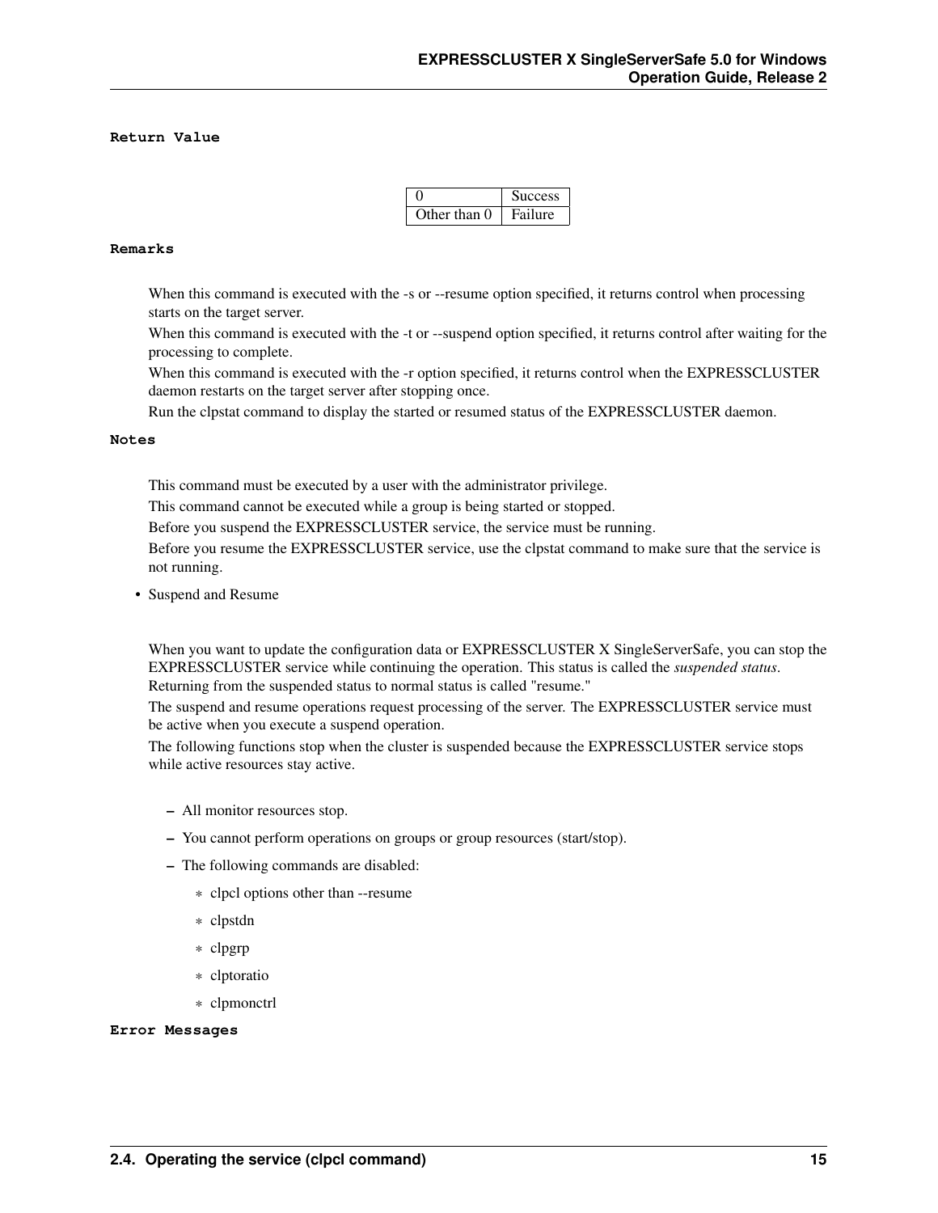**Return Value**

| 0 | Success |
|---|---|
| Other than 0 | Failure |

**Remarks**

When this command is executed with the -s or --resume option specified, it returns control when processing starts on the target server.

When this command is executed with the -t or --suspend option specified, it returns control after waiting for the processing to complete.

When this command is executed with the -r option specified, it returns control when the EXPRESSCLUSTER daemon restarts on the target server after stopping once.

Run the clpstat command to display the started or resumed status of the EXPRESSCLUSTER daemon.

**Notes**

This command must be executed by a user with the administrator privilege.

This command cannot be executed while a group is being started or stopped.

Before you suspend the EXPRESSCLUSTER service, the service must be running.

Before you resume the EXPRESSCLUSTER service, use the clpstat command to make sure that the service is not running.

- Suspend and Resume

  When you want to update the configuration data or EXPRESSCLUSTER X SingleServerSafe, you can stop the EXPRESSCLUSTER service while continuing the operation. This status is called the *suspended status*. Returning from the suspended status to normal status is called "resume."

  The suspend and resume operations request processing of the server. The EXPRESSCLUSTER service must be active when you execute a suspend operation.

  The following functions stop when the cluster is suspended because the EXPRESSCLUSTER service stops while active resources stay active.

  - All monitor resources stop.
  - You cannot perform operations on groups or group resources (start/stop).
  - The following commands are disabled:
    - clpcl options other than --resume
    - clpstdn
    - clpgrp
    - clptoratio
    - clpmonctrl

**Error Messages**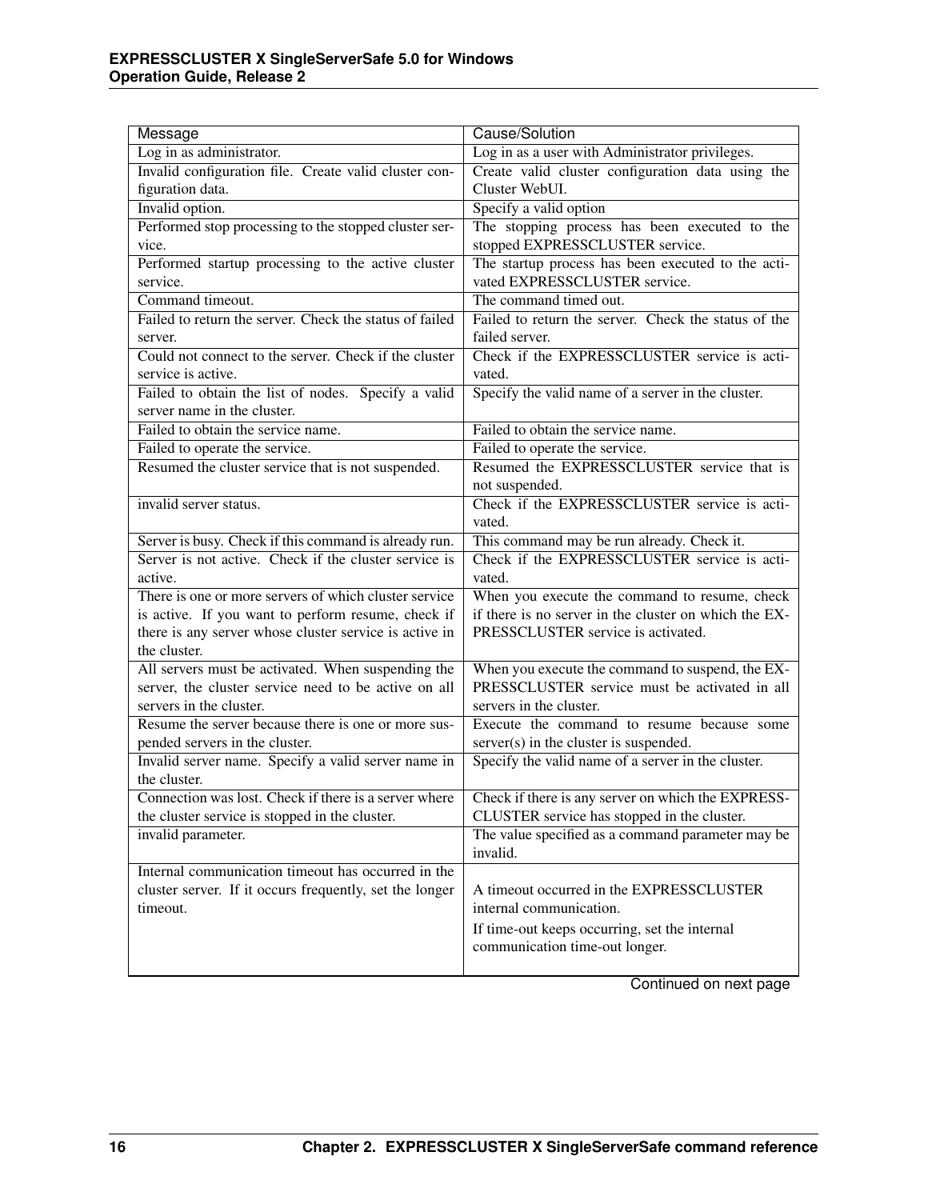| Message | Cause/Solution |
| --- | --- |
| Log in as administrator. | Log in as a user with Administrator privileges. |
| Invalid configuration file. Create valid cluster configuration data. | Create valid cluster configuration data using the Cluster WebUI. |
| Invalid option. | Specify a valid option |
| Performed stop processing to the stopped cluster service. | The stopping process has been executed to the stopped EXPRESSCLUSTER service. |
| Performed startup processing to the active cluster service. | The startup process has been executed to the activated EXPRESSCLUSTER service. |
| Command timeout. | The command timed out. |
| Failed to return the server. Check the status of failed server. | Failed to return the server. Check the status of the failed server. |
| Could not connect to the server. Check if the cluster service is active. | Check if the EXPRESSCLUSTER service is activated. |
| Failed to obtain the list of nodes. Specify a valid server name in the cluster. | Specify the valid name of a server in the cluster. |
| Failed to obtain the service name. | Failed to obtain the service name. |
| Failed to operate the service. | Failed to operate the service. |
| Resumed the cluster service that is not suspended. | Resumed the EXPRESSCLUSTER service that is not suspended. |
| invalid server status. | Check if the EXPRESSCLUSTER service is activated. |
| Server is busy. Check if this command is already run. | This command may be run already. Check it. |
| Server is not active. Check if the cluster service is active. | Check if the EXPRESSCLUSTER service is activated. |
| There is one or more servers of which cluster service is active. If you want to perform resume, check if there is any server whose cluster service is active in the cluster. | When you execute the command to resume, check if there is no server in the cluster on which the EXPRESSCLUSTER service is activated. |
| All servers must be activated. When suspending the server, the cluster service need to be active on all servers in the cluster. | When you execute the command to suspend, the EXPRESSCLUSTER service must be activated in all servers in the cluster. |
| Resume the server because there is one or more suspended servers in the cluster. | Execute the command to resume because some server(s) in the cluster is suspended. |
| Invalid server name. Specify a valid server name in the cluster. | Specify the valid name of a server in the cluster. |
| Connection was lost. Check if there is a server where the cluster service is stopped in the cluster. | Check if there is any server on which the EXPRESSCLUSTER service has stopped in the cluster. |
| invalid parameter. | The value specified as a command parameter may be invalid. |
| Internal communication timeout has occurred in the cluster server. If it occurs frequently, set the longer timeout. | A timeout occurred in the EXPRESSCLUSTER internal communication. If time-out keeps occurring, set the internal communication time-out longer. |

Continued on next page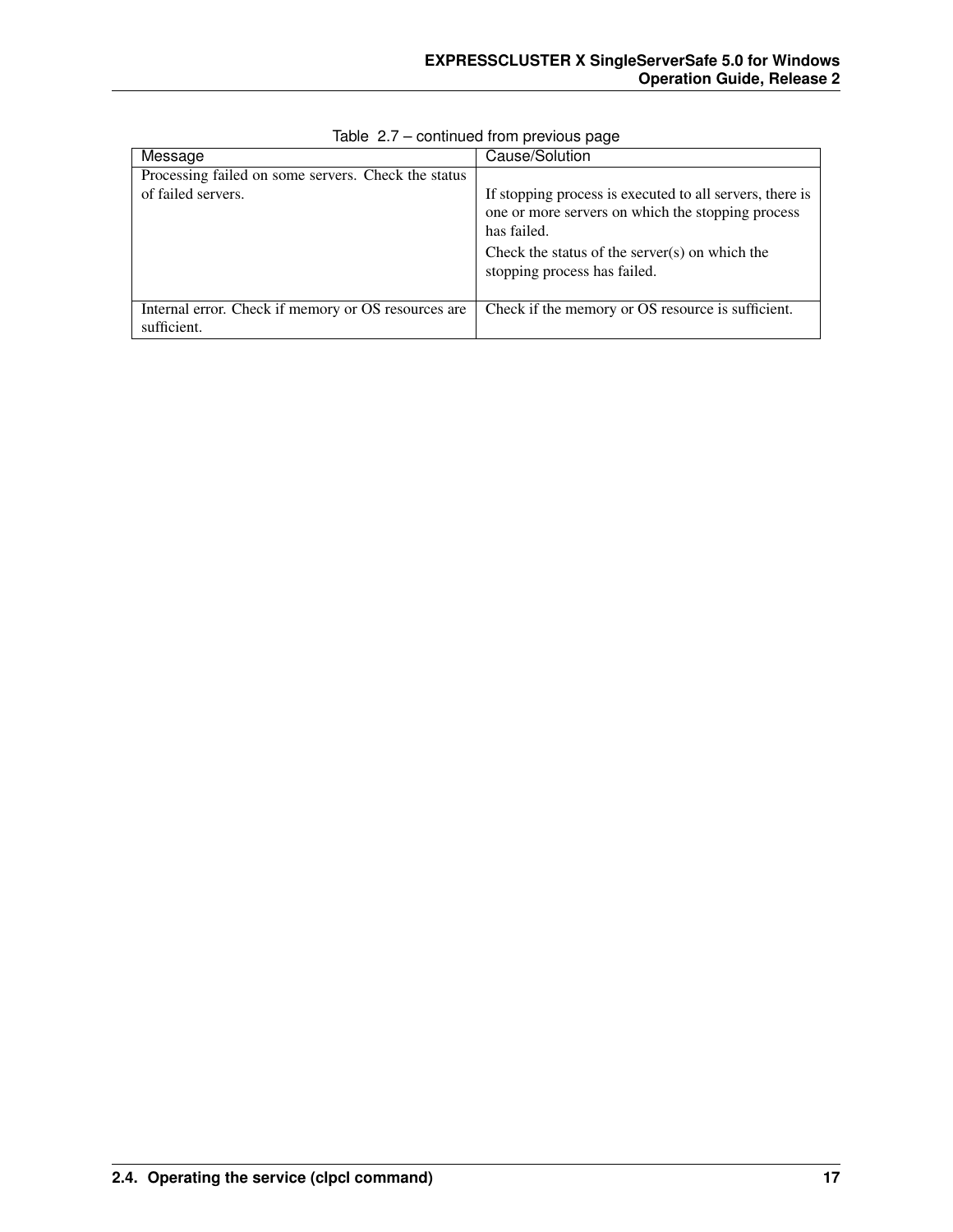Table 2.7 – continued from previous page

| Message | Cause/Solution |
| --- | --- |
| Processing failed on some servers. Check the status of failed servers. | If stopping process is executed to all servers, there is one or more servers on which the stopping process has failed.<br><br>Check the status of the server(s) on which the stopping process has failed. |
| Internal error. Check if memory or OS resources are sufficient. | Check if the memory or OS resource is sufficient. |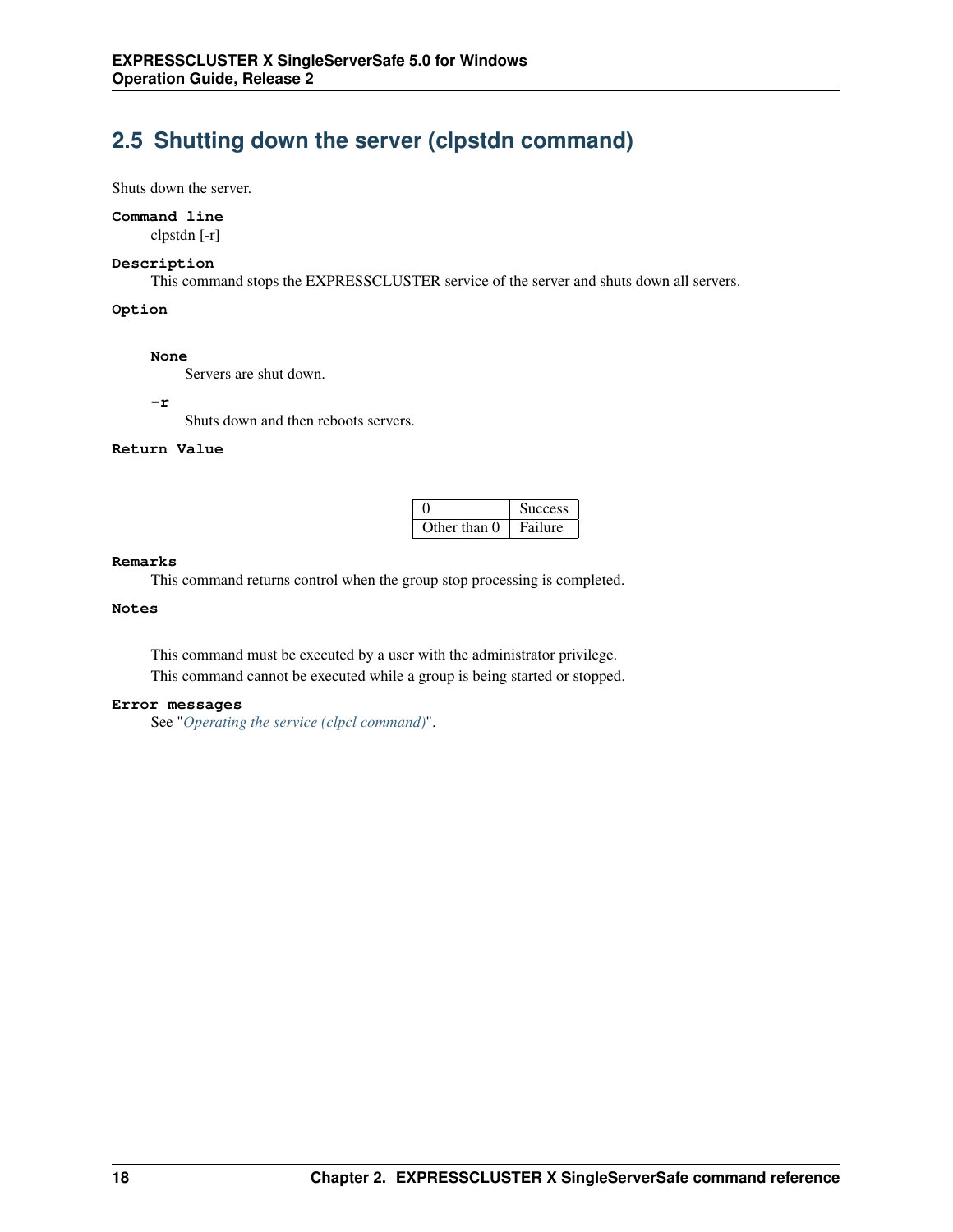## 2.5 Shutting down the server (clpstdn command)

Shuts down the server.

**Command line**

clpstdn [-r]

**Description**

This command stops the EXPRESSCLUSTER service of the server and shuts down all servers.

**Option**

**None**

Servers are shut down.

**-r**

Shuts down and then reboots servers.

**Return Value**

| 0 | Success |
|---|---|
| Other than 0 | Failure |

**Remarks**

This command returns control when the group stop processing is completed.

**Notes**

This command must be executed by a user with the administrator privilege.

This command cannot be executed while a group is being started or stopped.

**Error messages**

See "*Operating the service (clpcl command)*".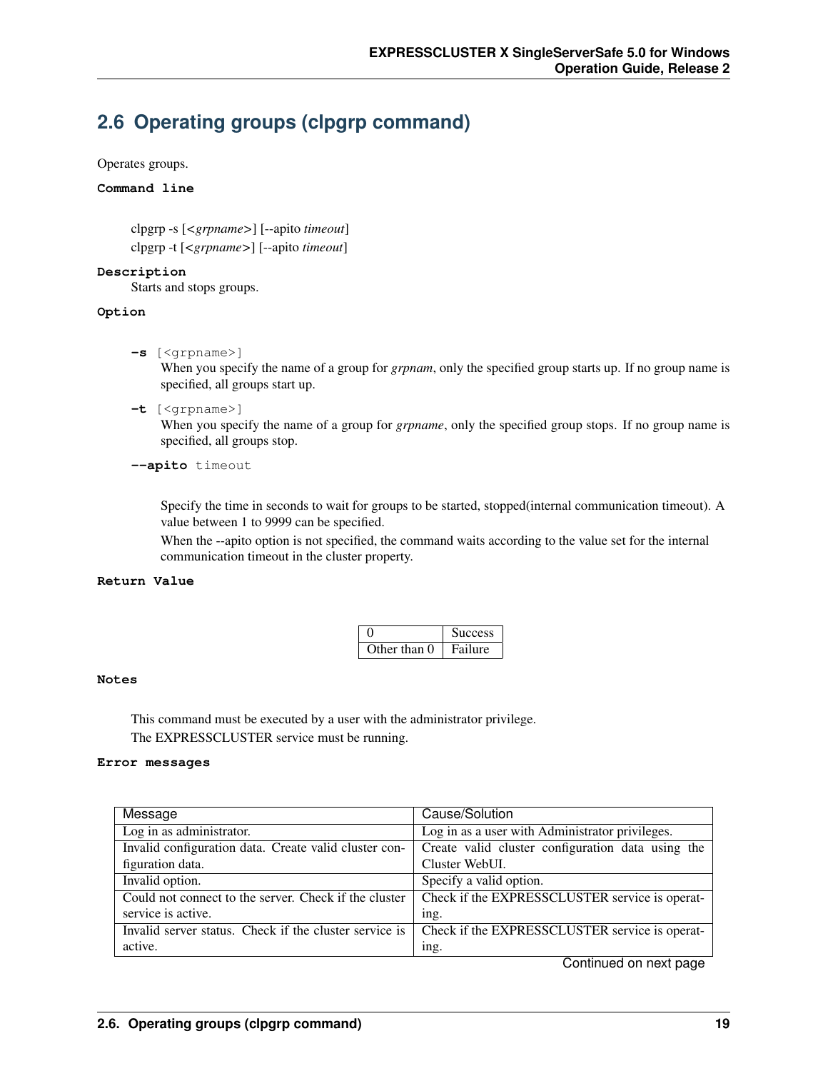## 2.6 Operating groups (clpgrp command)

Operates groups.

**Command line**

clpgrp -s [<*grpname*>] [--apito *timeout*]
clpgrp -t [<*grpname*>] [--apito *timeout*]

**Description**

Starts and stops groups.

**Option**

**-s** [<grpname>]
When you specify the name of a group for *grpnam*, only the specified group starts up. If no group name is specified, all groups start up.

**-t** [<grpname>]
When you specify the name of a group for *grpname*, only the specified group stops. If no group name is specified, all groups stop.

**--apito** timeout

Specify the time in seconds to wait for groups to be started, stopped(internal communication timeout). A value between 1 to 9999 can be specified.
When the --apito option is not specified, the command waits according to the value set for the internal communication timeout in the cluster property.

**Return Value**

| | |
|---|---|
| 0 | Success |
| Other than 0 | Failure |

**Notes**

This command must be executed by a user with the administrator privilege.
The EXPRESSCLUSTER service must be running.

**Error messages**

| Message | Cause/Solution |
|---|---|
| Log in as administrator. | Log in as a user with Administrator privileges. |
| Invalid configuration data. Create valid cluster configuration data. | Create valid cluster configuration data using the Cluster WebUI. |
| Invalid option. | Specify a valid option. |
| Could not connect to the server. Check if the cluster service is active. | Check if the EXPRESSCLUSTER service is operating. |
| Invalid server status. Check if the cluster service is active. | Check if the EXPRESSCLUSTER service is operating. |

Continued on next page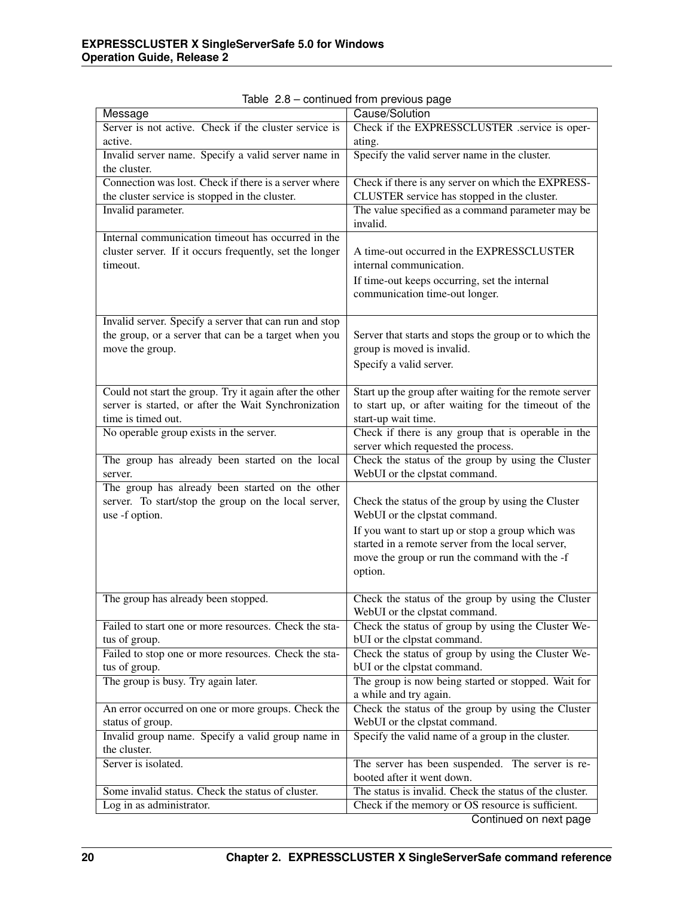Table 2.8 – continued from previous page

| Message | Cause/Solution |
|---|---|
| Server is not active. Check if the cluster service is active. | Check if the EXPRESSCLUSTER .service is operating. |
| Invalid server name. Specify a valid server name in the cluster. | Specify the valid server name in the cluster. |
| Connection was lost. Check if there is a server where the cluster service is stopped in the cluster. | Check if there is any server on which the EXPRESSCLUSTER service has stopped in the cluster. |
| Invalid parameter. | The value specified as a command parameter may be invalid. |
| Internal communication timeout has occurred in the cluster server. If it occurs frequently, set the longer timeout. | A time-out occurred in the EXPRESSCLUSTER internal communication.<br>If time-out keeps occurring, set the internal communication time-out longer. |
| Invalid server. Specify a server that can run and stop the group, or a server that can be a target when you move the group. | Server that starts and stops the group or to which the group is moved is invalid.<br>Specify a valid server. |
| Could not start the group. Try it again after the other server is started, or after the Wait Synchronization time is timed out. | Start up the group after waiting for the remote server to start up, or after waiting for the timeout of the start-up wait time. |
| No operable group exists in the server. | Check if there is any group that is operable in the server which requested the process. |
| The group has already been started on the local server. | Check the status of the group by using the Cluster WebUI or the clpstat command. |
| The group has already been started on the other server. To start/stop the group on the local server, use -f option. | Check the status of the group by using the Cluster WebUI or the clpstat command.<br>If you want to start up or stop a group which was started in a remote server from the local server, move the group or run the command with the -f option. |
| The group has already been stopped. | Check the status of the group by using the Cluster WebUI or the clpstat command. |
| Failed to start one or more resources. Check the status of group. | Check the status of group by using the Cluster WebUI or the clpstat command. |
| Failed to stop one or more resources. Check the status of group. | Check the status of group by using the Cluster WebUI or the clpstat command. |
| The group is busy. Try again later. | The group is now being started or stopped. Wait for a while and try again. |
| An error occurred on one or more groups. Check the status of group. | Check the status of the group by using the Cluster WebUI or the clpstat command. |
| Invalid group name. Specify a valid group name in the cluster. | Specify the valid name of a group in the cluster. |
| Server is isolated. | The server has been suspended. The server is rebooted after it went down. |
| Some invalid status. Check the status of cluster. | The status is invalid. Check the status of the cluster. |
| Log in as administrator. | Check if the memory or OS resource is sufficient. |

Continued on next page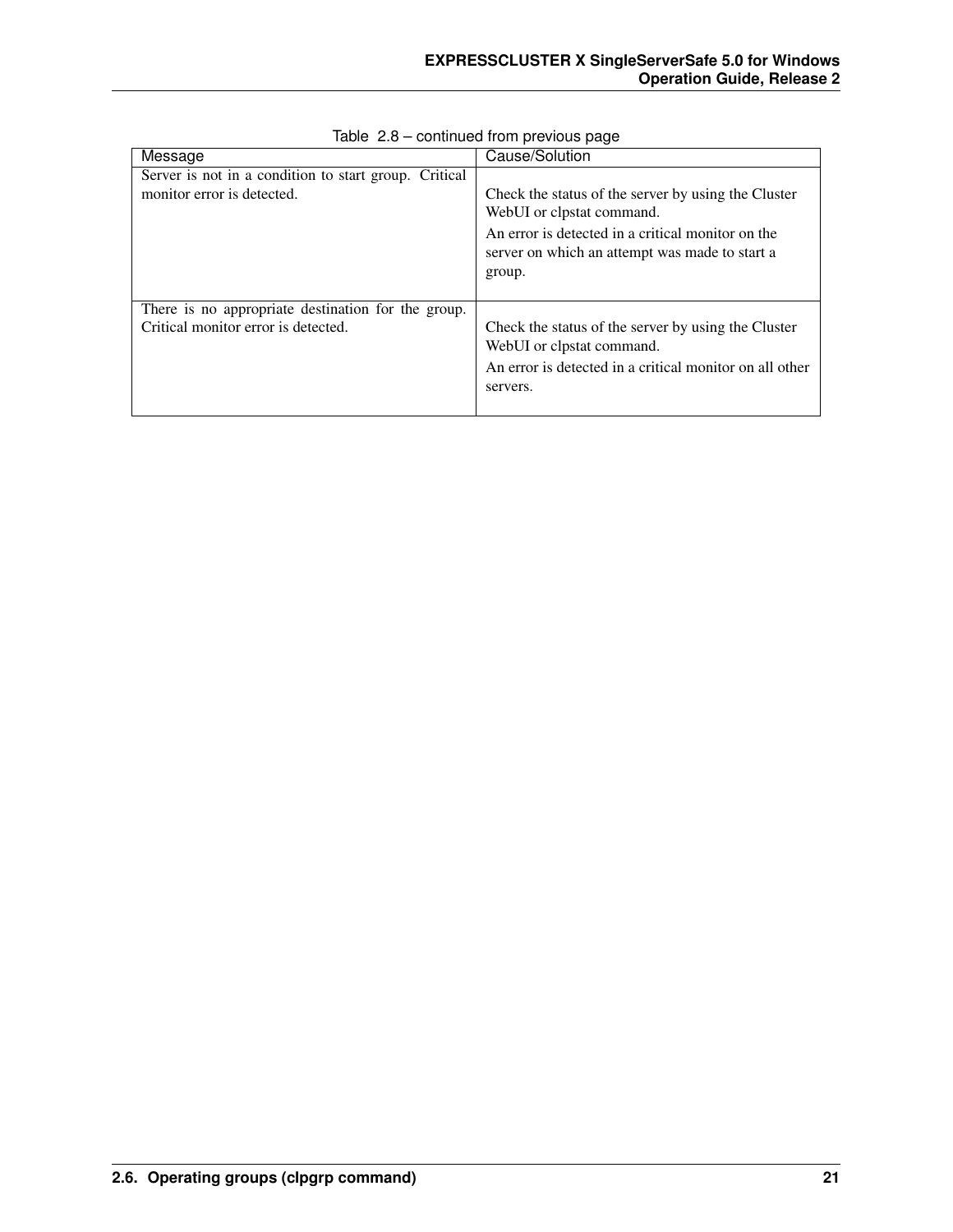Table 2.8 – continued from previous page

| Message | Cause/Solution |
| --- | --- |
| Server is not in a condition to start group. Critical monitor error is detected. | Check the status of the server by using the Cluster WebUI or clpstat command. An error is detected in a critical monitor on the server on which an attempt was made to start a group. |
| There is no appropriate destination for the group. Critical monitor error is detected. | Check the status of the server by using the Cluster WebUI or clpstat command. An error is detected in a critical monitor on all other servers. |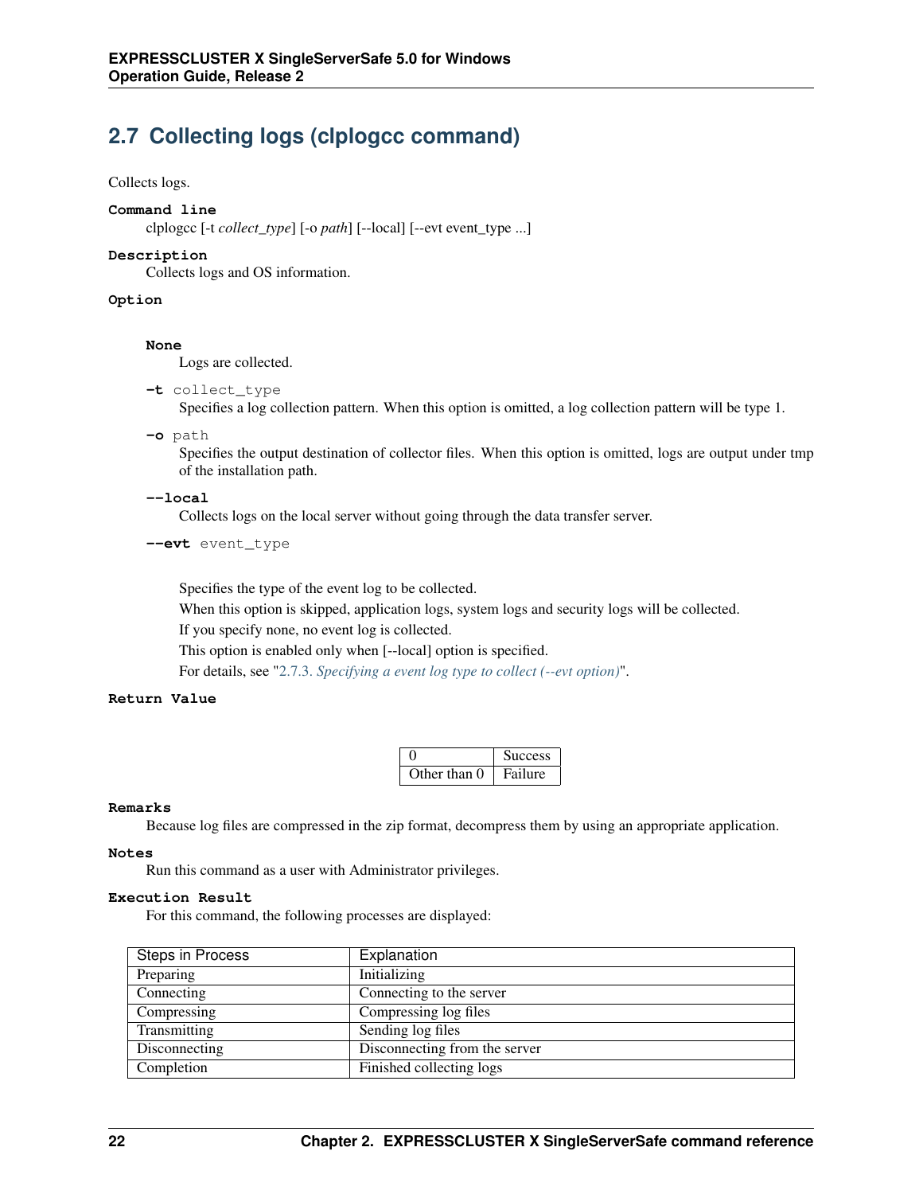## 2.7 Collecting logs (clplogcc command)

Collects logs.

**Command line**

clplogcc [-t *collect_type*] [-o *path*] [--local] [--evt event_type ...]

**Description**

Collects logs and OS information.

**Option**

**None**

Logs are collected.

**-t** collect_type

Specifies a log collection pattern. When this option is omitted, a log collection pattern will be type 1.

**-o** path

Specifies the output destination of collector files. When this option is omitted, logs are output under tmp of the installation path.

**--local**

Collects logs on the local server without going through the data transfer server.

**--evt** event_type

Specifies the type of the event log to be collected.

When this option is skipped, application logs, system logs and security logs will be collected.

If you specify none, no event log is collected.

This option is enabled only when [--local] option is specified.

For details, see "2.7.3. *Specifying a event log type to collect (--evt option)*".

**Return Value**

| | |
|---|---|
| 0 | Success |
| Other than 0 | Failure |

**Remarks**

Because log files are compressed in the zip format, decompress them by using an appropriate application.

**Notes**

Run this command as a user with Administrator privileges.

**Execution Result**

For this command, the following processes are displayed:

| Steps in Process | Explanation |
|---|---|
| Preparing | Initializing |
| Connecting | Connecting to the server |
| Compressing | Compressing log files |
| Transmitting | Sending log files |
| Disconnecting | Disconnecting from the server |
| Completion | Finished collecting logs |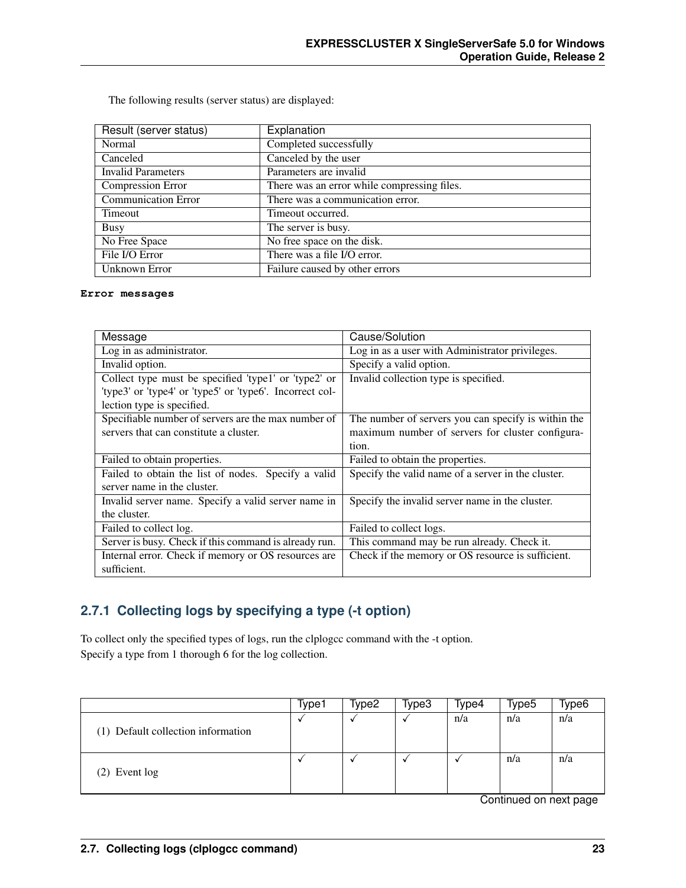The following results (server status) are displayed:

| Result (server status) | Explanation |
|---|---|
| Normal | Completed successfully |
| Canceled | Canceled by the user |
| Invalid Parameters | Parameters are invalid |
| Compression Error | There was an error while compressing files. |
| Communication Error | There was a communication error. |
| Timeout | Timeout occurred. |
| Busy | The server is busy. |
| No Free Space | No free space on the disk. |
| File I/O Error | There was a file I/O error. |
| Unknown Error | Failure caused by other errors |

**Error messages**

| Message | Cause/Solution |
|---|---|
| Log in as administrator. | Log in as a user with Administrator privileges. |
| Invalid option. | Specify a valid option. |
| Collect type must be specified 'type1' or 'type2' or 'type3' or 'type4' or 'type5' or 'type6'. Incorrect collection type is specified. | Invalid collection type is specified. |
| Specifiable number of servers are the max number of servers that can constitute a cluster. | The number of servers you can specify is within the maximum number of servers for cluster configuration. |
| Failed to obtain properties. | Failed to obtain the properties. |
| Failed to obtain the list of nodes. Specify a valid server name in the cluster. | Specify the valid name of a server in the cluster. |
| Invalid server name. Specify a valid server name in the cluster. | Specify the invalid server name in the cluster. |
| Failed to collect log. | Failed to collect logs. |
| Server is busy. Check if this command is already run. | This command may be run already. Check it. |
| Internal error. Check if memory or OS resources are sufficient. | Check if the memory or OS resource is sufficient. |

## 2.7.1 Collecting logs by specifying a type (-t option)

To collect only the specified types of logs, run the clplogcc command with the -t option.
Specify a type from 1 thorough 6 for the log collection.

| | Type1 | Type2 | Type3 | Type4 | Type5 | Type6 |
|---|---|---|---|---|---|---|
| (1) Default collection information | ✓ | ✓ | ✓ | n/a | n/a | n/a |
| (2) Event log | ✓ | ✓ | ✓ | ✓ | n/a | n/a |

Continued on next page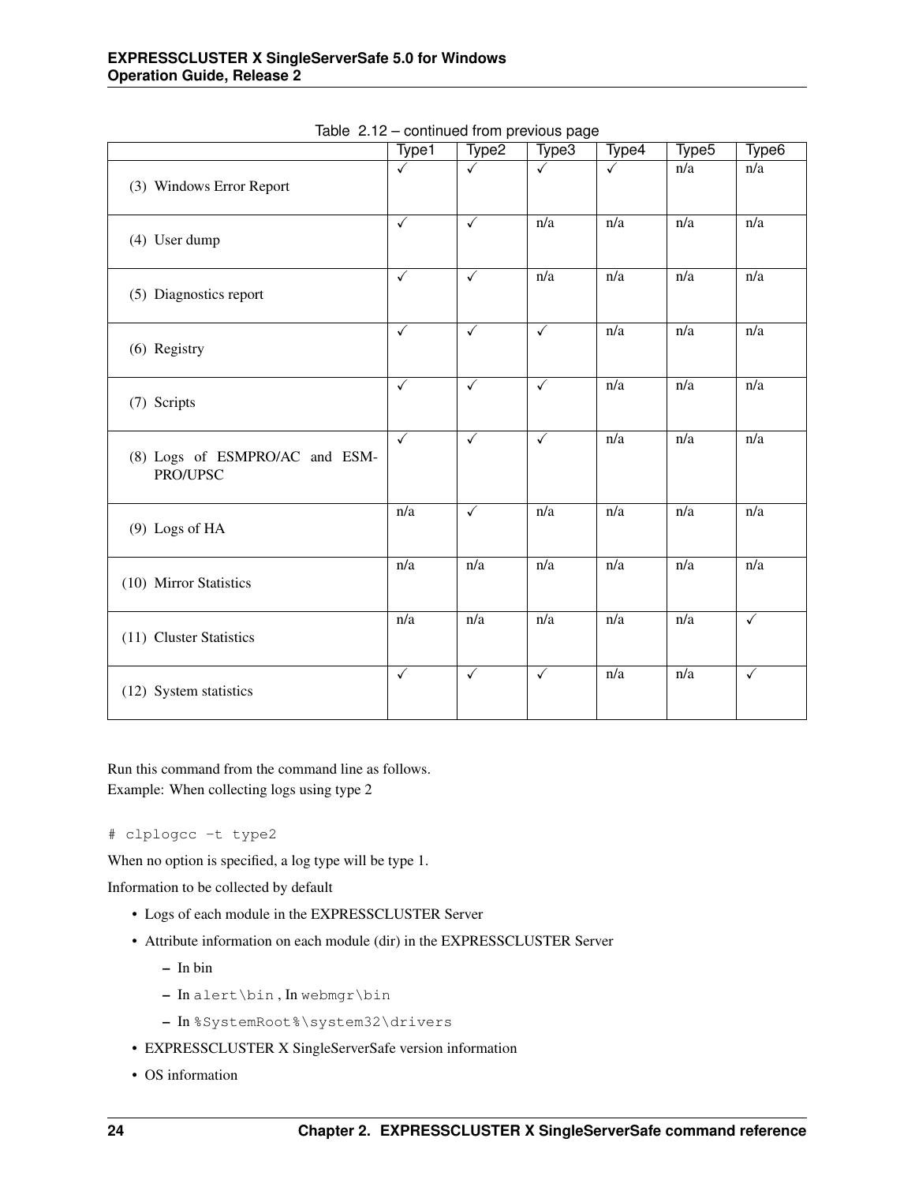Table 2.12 – continued from previous page

| | Type1 | Type2 | Type3 | Type4 | Type5 | Type6 |
|---|---|---|---|---|---|---|
| (3) Windows Error Report | ✓ | ✓ | ✓ | ✓ | n/a | n/a |
| (4) User dump | ✓ | ✓ | n/a | n/a | n/a | n/a |
| (5) Diagnostics report | ✓ | ✓ | n/a | n/a | n/a | n/a |
| (6) Registry | ✓ | ✓ | ✓ | n/a | n/a | n/a |
| (7) Scripts | ✓ | ✓ | ✓ | n/a | n/a | n/a |
| (8) Logs of ESMPRO/AC and ESMPRO/UPSC | ✓ | ✓ | ✓ | n/a | n/a | n/a |
| (9) Logs of HA | n/a | ✓ | n/a | n/a | n/a | n/a |
| (10) Mirror Statistics | n/a | n/a | n/a | n/a | n/a | n/a |
| (11) Cluster Statistics | n/a | n/a | n/a | n/a | n/a | ✓ |
| (12) System statistics | ✓ | ✓ | ✓ | n/a | n/a | ✓ |

Run this command from the command line as follows.
Example: When collecting logs using type 2

```
# clplogcc -t type2
```

When no option is specified, a log type will be type 1.

Information to be collected by default

- Logs of each module in the EXPRESSCLUSTER Server
- Attribute information on each module (dir) in the EXPRESSCLUSTER Server
  - In bin
  - In `alert\bin` , In `webmgr\bin`
  - In `%SystemRoot%\system32\drivers`
- EXPRESSCLUSTER X SingleServerSafe version information
- OS information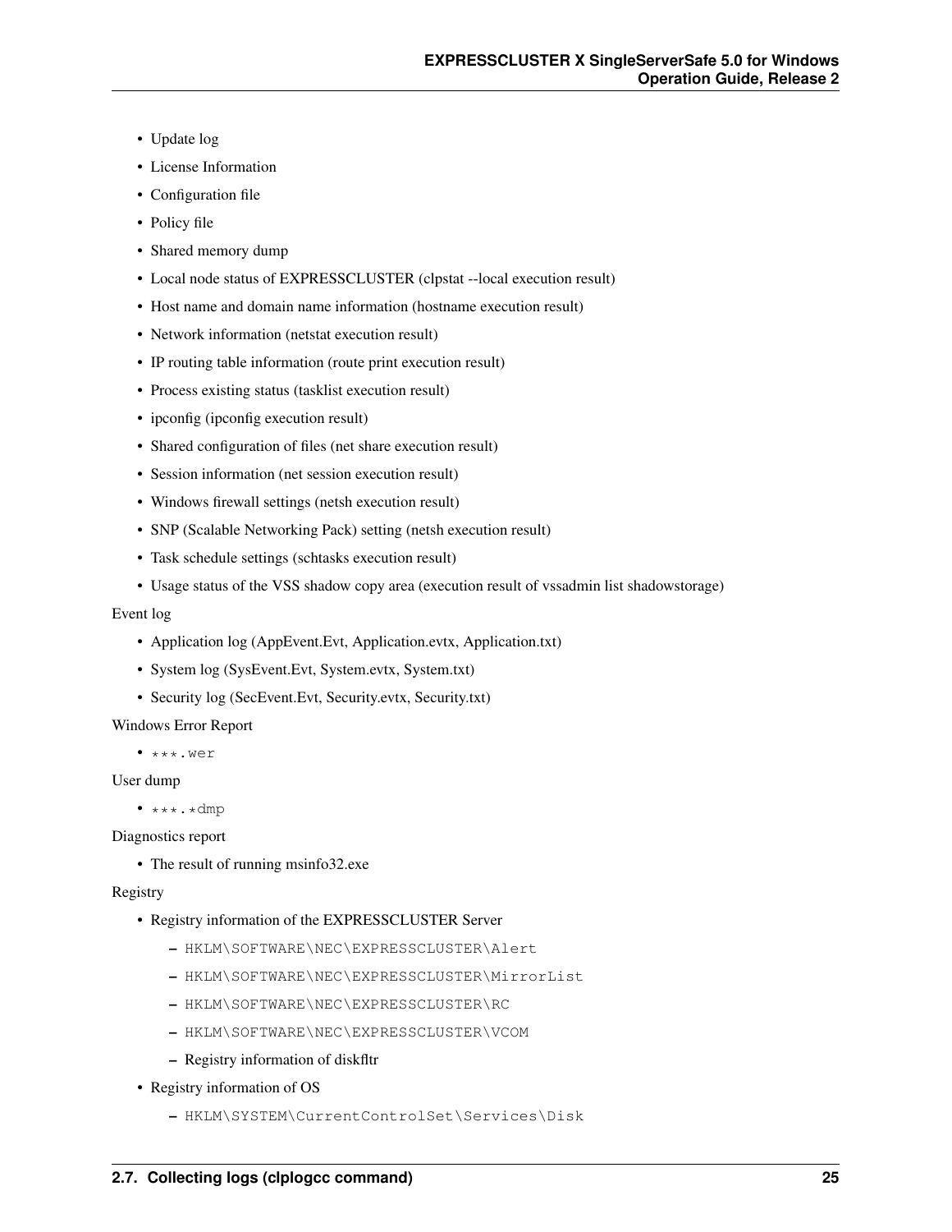- Update log
- License Information
- Configuration file
- Policy file
- Shared memory dump
- Local node status of EXPRESSCLUSTER (clpstat --local execution result)
- Host name and domain name information (hostname execution result)
- Network information (netstat execution result)
- IP routing table information (route print execution result)
- Process existing status (tasklist execution result)
- ipconfig (ipconfig execution result)
- Shared configuration of files (net share execution result)
- Session information (net session execution result)
- Windows firewall settings (netsh execution result)
- SNP (Scalable Networking Pack) setting (netsh execution result)
- Task schedule settings (schtasks execution result)
- Usage status of the VSS shadow copy area (execution result of vssadmin list shadowstorage)

Event log

- Application log (AppEvent.Evt, Application.evtx, Application.txt)
- System log (SysEvent.Evt, System.evtx, System.txt)
- Security log (SecEvent.Evt, Security.evtx, Security.txt)

Windows Error Report

- `***.wer`

User dump

- `***.*dmp`

Diagnostics report

- The result of running msinfo32.exe

Registry

- Registry information of the EXPRESSCLUSTER Server
  - `HKLM\SOFTWARE\NEC\EXPRESSCLUSTER\Alert`
  - `HKLM\SOFTWARE\NEC\EXPRESSCLUSTER\MirrorList`
  - `HKLM\SOFTWARE\NEC\EXPRESSCLUSTER\RC`
  - `HKLM\SOFTWARE\NEC\EXPRESSCLUSTER\VCOM`
  - Registry information of diskfltr
- Registry information of OS
  - `HKLM\SYSTEM\CurrentControlSet\Services\Disk`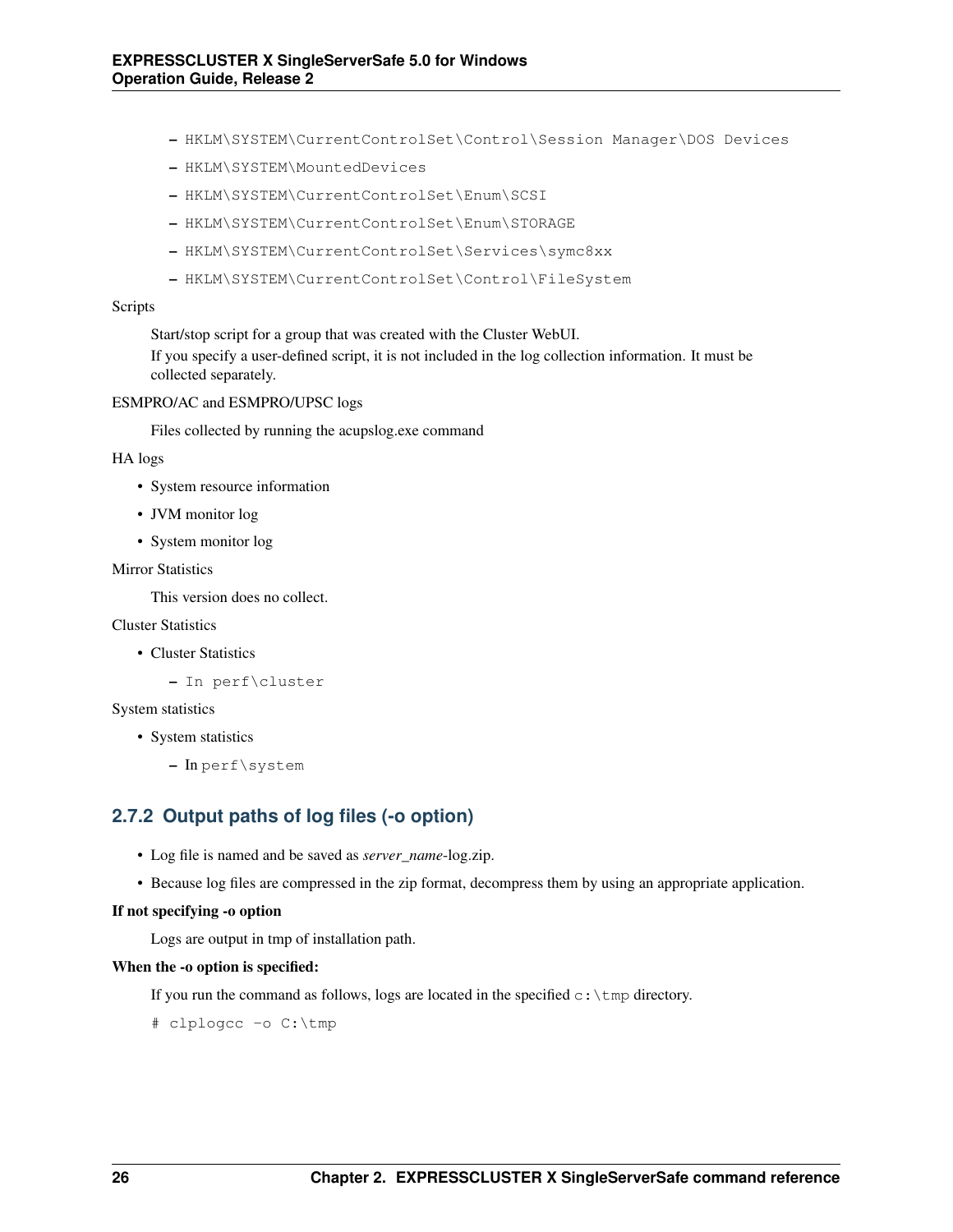- HKLM\SYSTEM\CurrentControlSet\Control\Session Manager\DOS Devices
  - HKLM\SYSTEM\MountedDevices
  - HKLM\SYSTEM\CurrentControlSet\Enum\SCSI
  - HKLM\SYSTEM\CurrentControlSet\Enum\STORAGE
  - HKLM\SYSTEM\CurrentControlSet\Services\symc8xx
  - HKLM\SYSTEM\CurrentControlSet\Control\FileSystem

Scripts

Start/stop script for a group that was created with the Cluster WebUI.
If you specify a user-defined script, it is not included in the log collection information. It must be collected separately.

ESMPRO/AC and ESMPRO/UPSC logs

Files collected by running the acupslog.exe command

HA logs

- System resource information
- JVM monitor log
- System monitor log

Mirror Statistics

This version does no collect.

Cluster Statistics

- Cluster Statistics
  - In perf\cluster

System statistics

- System statistics
  - In perf\system

### 2.7.2 Output paths of log files (-o option)

- Log file is named and be saved as *server_name*-log.zip.
- Because log files are compressed in the zip format, decompress them by using an appropriate application.

**If not specifying -o option**

Logs are output in tmp of installation path.

**When the -o option is specified:**

If you run the command as follows, logs are located in the specified `c:\tmp` directory.

```
# clplogcc -o C:\tmp
```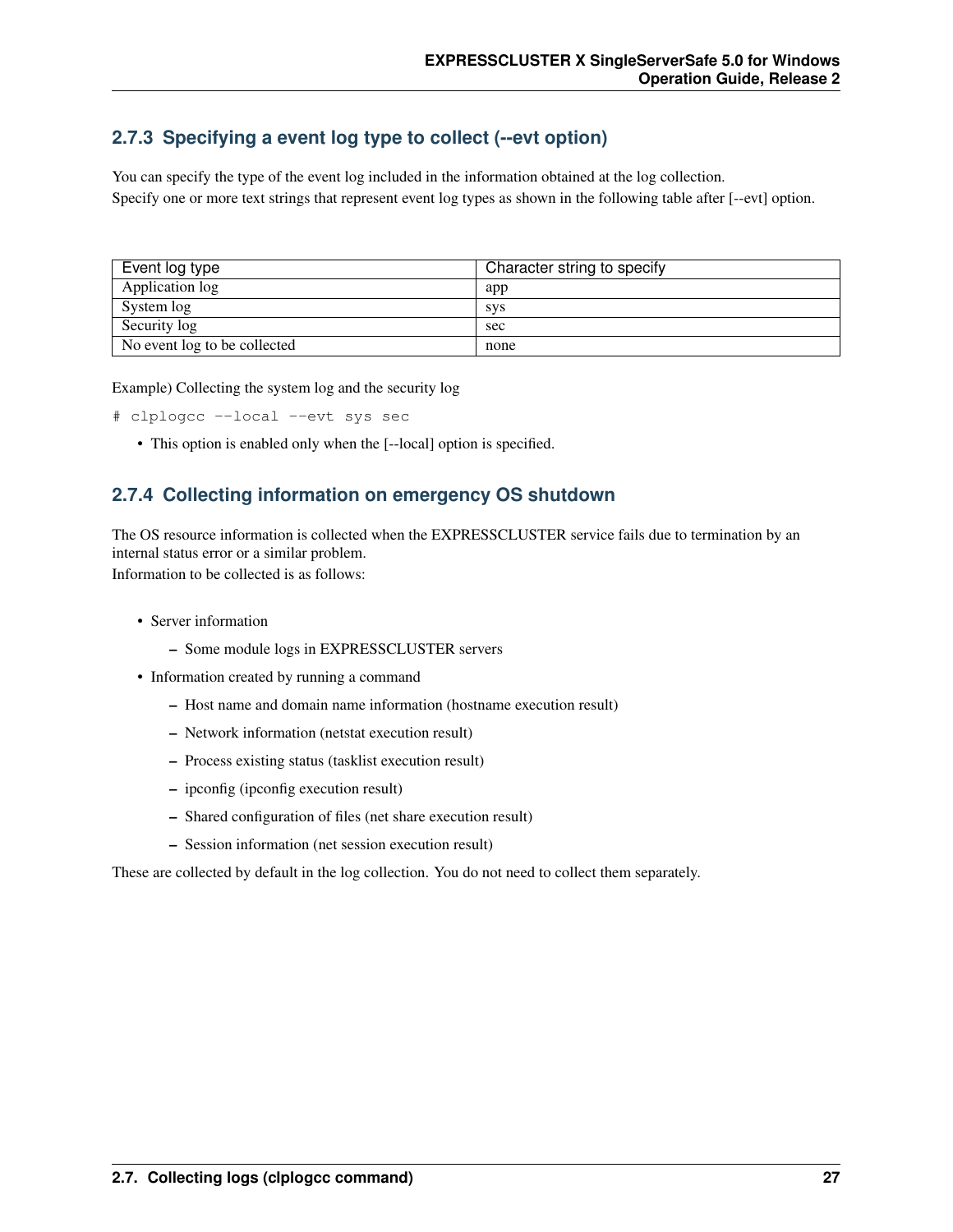### 2.7.3 Specifying a event log type to collect (--evt option)

You can specify the type of the event log included in the information obtained at the log collection.
Specify one or more text strings that represent event log types as shown in the following table after [--evt] option.

| Event log type | Character string to specify |
| --- | --- |
| Application log | app |
| System log | sys |
| Security log | sec |
| No event log to be collected | none |

Example) Collecting the system log and the security log

```
# clplogcc --local --evt sys sec
```

- This option is enabled only when the [--local] option is specified.

### 2.7.4 Collecting information on emergency OS shutdown

The OS resource information is collected when the EXPRESSCLUSTER service fails due to termination by an internal status error or a similar problem.
Information to be collected is as follows:

- Server information
  - Some module logs in EXPRESSCLUSTER servers
- Information created by running a command
  - Host name and domain name information (hostname execution result)
  - Network information (netstat execution result)
  - Process existing status (tasklist execution result)
  - ipconfig (ipconfig execution result)
  - Shared configuration of files (net share execution result)
  - Session information (net session execution result)

These are collected by default in the log collection. You do not need to collect them separately.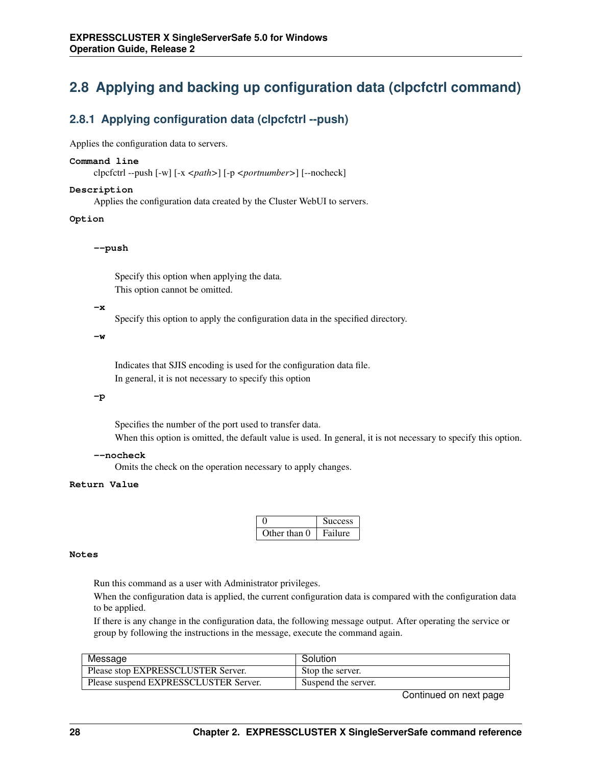## 2.8 Applying and backing up configuration data (clpcfctrl command)

### 2.8.1 Applying configuration data (clpcfctrl --push)

Applies the configuration data to servers.

**Command line**

clpcfctrl --push [-w] [-x <*path*>] [-p <*portnumber*>] [--nocheck]

**Description**

Applies the configuration data created by the Cluster WebUI to servers.

**Option**

**--push**

Specify this option when applying the data.

This option cannot be omitted.

**-x**

Specify this option to apply the configuration data in the specified directory.

**-w**

Indicates that SJIS encoding is used for the configuration data file.

In general, it is not necessary to specify this option

**-p**

Specifies the number of the port used to transfer data.

When this option is omitted, the default value is used. In general, it is not necessary to specify this option.

**--nocheck**

Omits the check on the operation necessary to apply changes.

**Return Value**

| 0 | Success |
|---|---|
| Other than 0 | Failure |

**Notes**

Run this command as a user with Administrator privileges.

When the configuration data is applied, the current configuration data is compared with the configuration data to be applied.

If there is any change in the configuration data, the following message output. After operating the service or group by following the instructions in the message, execute the command again.

| Message | Solution |
|---|---|
| Please stop EXPRESSCLUSTER Server. | Stop the server. |
| Please suspend EXPRESSCLUSTER Server. | Suspend the server. |

Continued on next page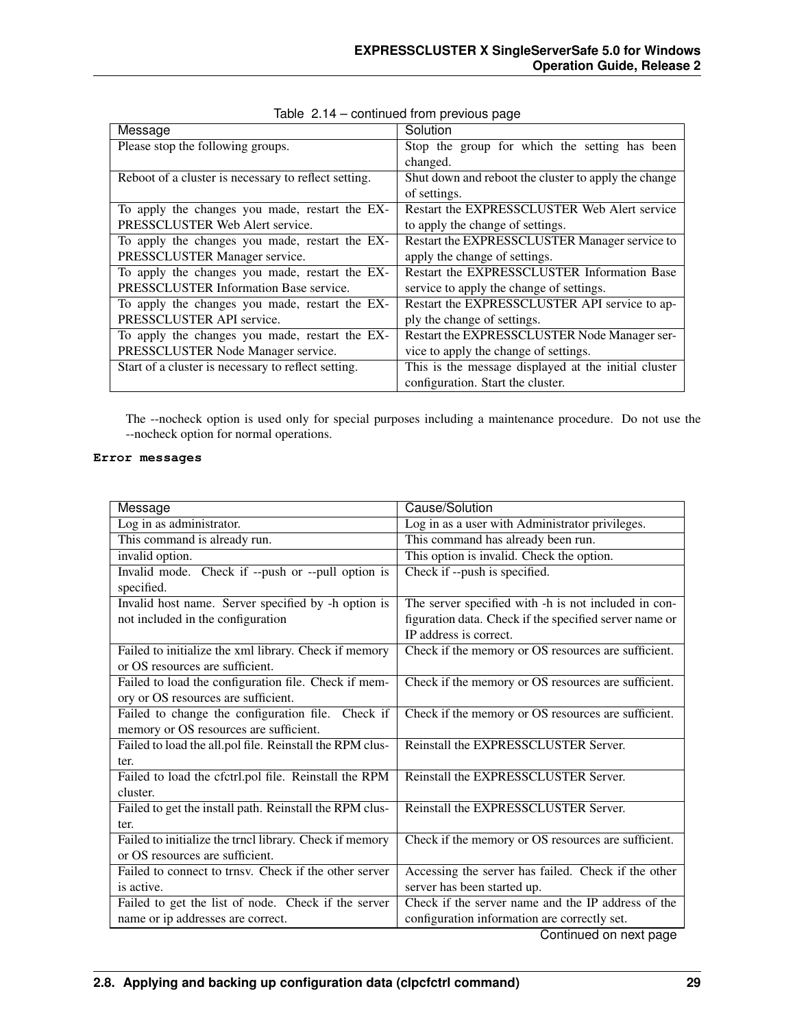Table 2.14 – continued from previous page

| Message | Solution |
|---|---|
| Please stop the following groups. | Stop the group for which the setting has been changed. |
| Reboot of a cluster is necessary to reflect setting. | Shut down and reboot the cluster to apply the change of settings. |
| To apply the changes you made, restart the EXPRESSCLUSTER Web Alert service. | Restart the EXPRESSCLUSTER Web Alert service to apply the change of settings. |
| To apply the changes you made, restart the EXPRESSCLUSTER Manager service. | Restart the EXPRESSCLUSTER Manager service to apply the change of settings. |
| To apply the changes you made, restart the EXPRESSCLUSTER Information Base service. | Restart the EXPRESSCLUSTER Information Base service to apply the change of settings. |
| To apply the changes you made, restart the EXPRESSCLUSTER API service. | Restart the EXPRESSCLUSTER API service to apply the change of settings. |
| To apply the changes you made, restart the EXPRESSCLUSTER Node Manager service. | Restart the EXPRESSCLUSTER Node Manager service to apply the change of settings. |
| Start of a cluster is necessary to reflect setting. | This is the message displayed at the initial cluster configuration. Start the cluster. |

The --nocheck option is used only for special purposes including a maintenance procedure. Do not use the --nocheck option for normal operations.

**Error messages**

| Message | Cause/Solution |
|---|---|
| Log in as administrator. | Log in as a user with Administrator privileges. |
| This command is already run. | This command has already been run. |
| invalid option. | This option is invalid. Check the option. |
| Invalid mode. Check if --push or --pull option is specified. | Check if --push is specified. |
| Invalid host name. Server specified by -h option is not included in the configuration | The server specified with -h is not included in configuration data. Check if the specified server name or IP address is correct. |
| Failed to initialize the xml library. Check if memory or OS resources are sufficient. | Check if the memory or OS resources are sufficient. |
| Failed to load the configuration file. Check if memory or OS resources are sufficient. | Check if the memory or OS resources are sufficient. |
| Failed to change the configuration file. Check if memory or OS resources are sufficient. | Check if the memory or OS resources are sufficient. |
| Failed to load the all.pol file. Reinstall the RPM cluster. | Reinstall the EXPRESSCLUSTER Server. |
| Failed to load the cfctrl.pol file. Reinstall the RPM cluster. | Reinstall the EXPRESSCLUSTER Server. |
| Failed to get the install path. Reinstall the RPM cluster. | Reinstall the EXPRESSCLUSTER Server. |
| Failed to initialize the trncl library. Check if memory or OS resources are sufficient. | Check if the memory or OS resources are sufficient. |
| Failed to connect to trnsv. Check if the other server is active. | Accessing the server has failed. Check if the other server has been started up. |
| Failed to get the list of node. Check if the server name or ip addresses are correct. | Check if the server name and the IP address of the configuration information are correctly set. |

Continued on next page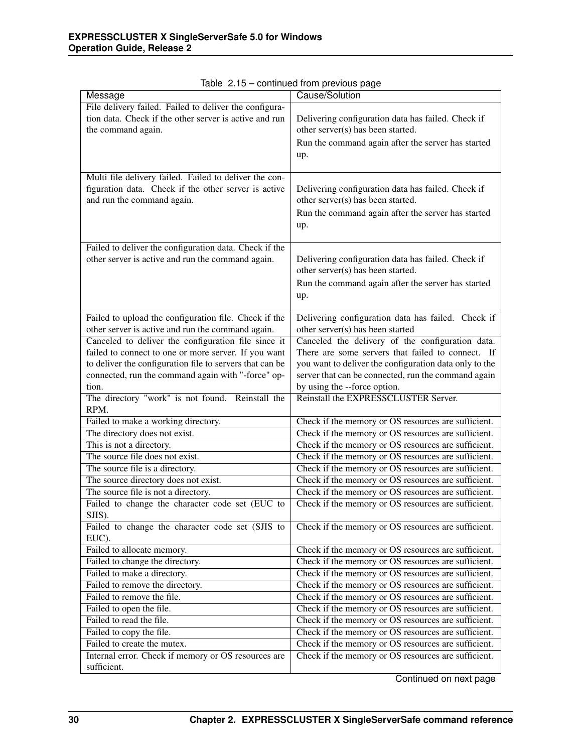Table 2.15 – continued from previous page

| Message | Cause/Solution |
|---|---|
| File delivery failed. Failed to deliver the configuration data. Check if the other server is active and run the command again. | Delivering configuration data has failed. Check if other server(s) has been started.<br>Run the command again after the server has started up. |
| Multi file delivery failed. Failed to deliver the configuration data. Check if the other server is active and run the command again. | Delivering configuration data has failed. Check if other server(s) has been started.<br>Run the command again after the server has started up. |
| Failed to deliver the configuration data. Check if the other server is active and run the command again. | Delivering configuration data has failed. Check if other server(s) has been started.<br>Run the command again after the server has started up. |
| Failed to upload the configuration file. Check if the other server is active and run the command again. | Delivering configuration data has failed. Check if other server(s) has been started |
| Canceled to deliver the configuration file since it failed to connect to one or more server. If you want to deliver the configuration file to servers that can be connected, run the command again with "-force" option. | Canceled the delivery of the configuration data. There are some servers that failed to connect. If you want to deliver the configuration data only to the server that can be connected, run the command again by using the --force option. |
| The directory "work" is not found. Reinstall the RPM. | Reinstall the EXPRESSCLUSTER Server. |
| Failed to make a working directory. | Check if the memory or OS resources are sufficient. |
| The directory does not exist. | Check if the memory or OS resources are sufficient. |
| This is not a directory. | Check if the memory or OS resources are sufficient. |
| The source file does not exist. | Check if the memory or OS resources are sufficient. |
| The source file is a directory. | Check if the memory or OS resources are sufficient. |
| The source directory does not exist. | Check if the memory or OS resources are sufficient. |
| The source file is not a directory. | Check if the memory or OS resources are sufficient. |
| Failed to change the character code set (EUC to SJIS). | Check if the memory or OS resources are sufficient. |
| Failed to change the character code set (SJIS to EUC). | Check if the memory or OS resources are sufficient. |
| Failed to allocate memory. | Check if the memory or OS resources are sufficient. |
| Failed to change the directory. | Check if the memory or OS resources are sufficient. |
| Failed to make a directory. | Check if the memory or OS resources are sufficient. |
| Failed to remove the directory. | Check if the memory or OS resources are sufficient. |
| Failed to remove the file. | Check if the memory or OS resources are sufficient. |
| Failed to open the file. | Check if the memory or OS resources are sufficient. |
| Failed to read the file. | Check if the memory or OS resources are sufficient. |
| Failed to copy the file. | Check if the memory or OS resources are sufficient. |
| Failed to create the mutex. | Check if the memory or OS resources are sufficient. |
| Internal error. Check if memory or OS resources are sufficient. | Check if the memory or OS resources are sufficient. |

Continued on next page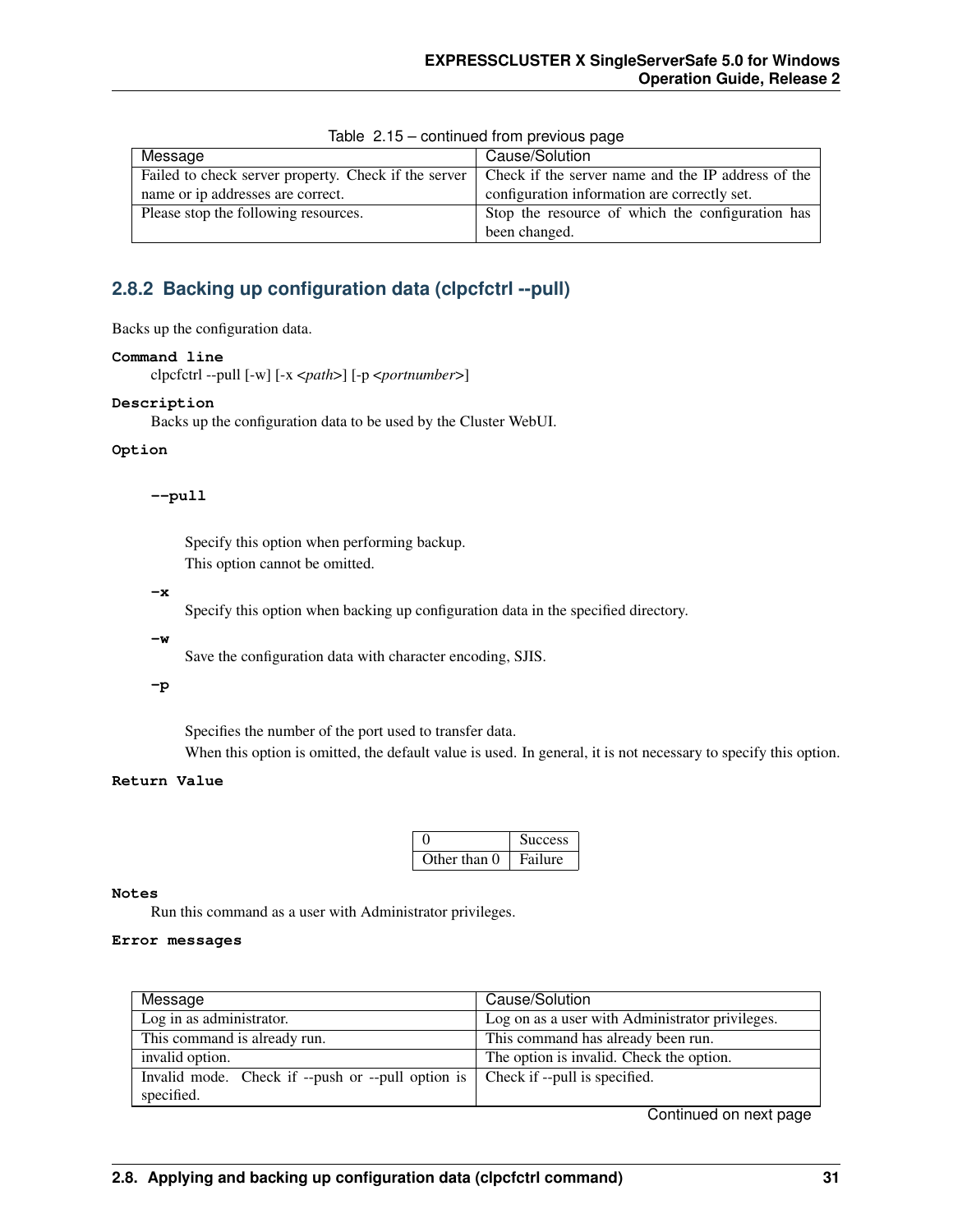Table 2.15 – continued from previous page

| Message | Cause/Solution |
|---|---|
| Failed to check server property. Check if the server name or ip addresses are correct. | Check if the server name and the IP address of the configuration information are correctly set. |
| Please stop the following resources. | Stop the resource of which the configuration has been changed. |

## 2.8.2 Backing up configuration data (clpcfctrl --pull)

Backs up the configuration data.

**Command line**

clpcfctrl --pull [-w] [-x <*path*>] [-p <*portnumber*>]

**Description**

Backs up the configuration data to be used by the Cluster WebUI.

**Option**

**--pull**

Specify this option when performing backup.
This option cannot be omitted.

**-x**

Specify this option when backing up configuration data in the specified directory.

**-w**

Save the configuration data with character encoding, SJIS.

**-p**

Specifies the number of the port used to transfer data.
When this option is omitted, the default value is used. In general, it is not necessary to specify this option.

**Return Value**

| 0 | Success |
|---|---|
| Other than 0 | Failure |

**Notes**

Run this command as a user with Administrator privileges.

**Error messages**

| Message | Cause/Solution |
|---|---|
| Log in as administrator. | Log on as a user with Administrator privileges. |
| This command is already run. | This command has already been run. |
| invalid option. | The option is invalid. Check the option. |
| Invalid mode. Check if --push or --pull option is specified. | Check if --pull is specified. |

Continued on next page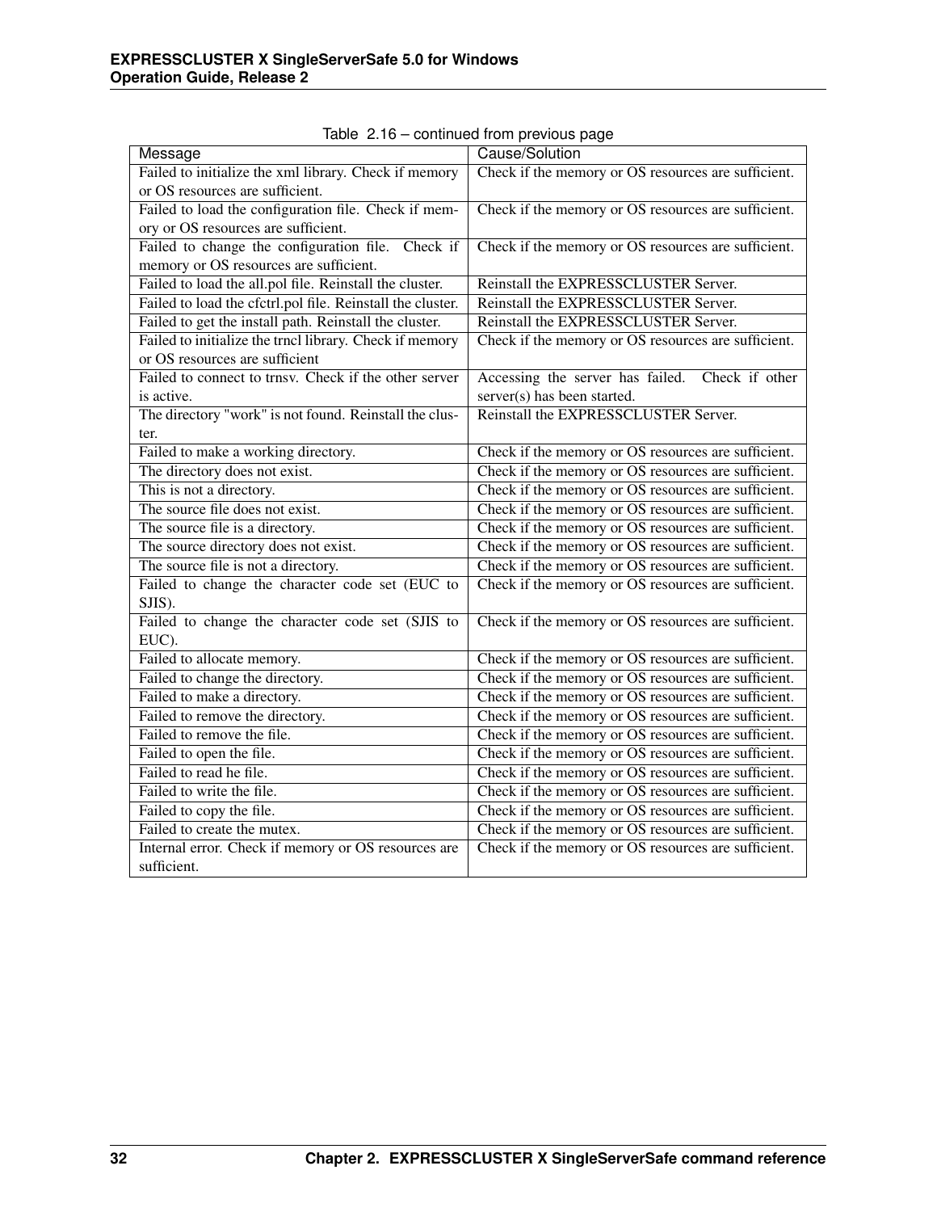Table 2.16 – continued from previous page

| Message | Cause/Solution |
|---|---|
| Failed to initialize the xml library. Check if memory or OS resources are sufficient. | Check if the memory or OS resources are sufficient. |
| Failed to load the configuration file. Check if memory or OS resources are sufficient. | Check if the memory or OS resources are sufficient. |
| Failed to change the configuration file. Check if memory or OS resources are sufficient. | Check if the memory or OS resources are sufficient. |
| Failed to load the all.pol file. Reinstall the cluster. | Reinstall the EXPRESSCLUSTER Server. |
| Failed to load the cfctrl.pol file. Reinstall the cluster. | Reinstall the EXPRESSCLUSTER Server. |
| Failed to get the install path. Reinstall the cluster. | Reinstall the EXPRESSCLUSTER Server. |
| Failed to initialize the trncl library. Check if memory or OS resources are sufficient | Check if the memory or OS resources are sufficient. |
| Failed to connect to trnsv. Check if the other server is active. | Accessing the server has failed. Check if other server(s) has been started. |
| The directory "work" is not found. Reinstall the cluster. | Reinstall the EXPRESSCLUSTER Server. |
| Failed to make a working directory. | Check if the memory or OS resources are sufficient. |
| The directory does not exist. | Check if the memory or OS resources are sufficient. |
| This is not a directory. | Check if the memory or OS resources are sufficient. |
| The source file does not exist. | Check if the memory or OS resources are sufficient. |
| The source file is a directory. | Check if the memory or OS resources are sufficient. |
| The source directory does not exist. | Check if the memory or OS resources are sufficient. |
| The source file is not a directory. | Check if the memory or OS resources are sufficient. |
| Failed to change the character code set (EUC to SJIS). | Check if the memory or OS resources are sufficient. |
| Failed to change the character code set (SJIS to EUC). | Check if the memory or OS resources are sufficient. |
| Failed to allocate memory. | Check if the memory or OS resources are sufficient. |
| Failed to change the directory. | Check if the memory or OS resources are sufficient. |
| Failed to make a directory. | Check if the memory or OS resources are sufficient. |
| Failed to remove the directory. | Check if the memory or OS resources are sufficient. |
| Failed to remove the file. | Check if the memory or OS resources are sufficient. |
| Failed to open the file. | Check if the memory or OS resources are sufficient. |
| Failed to read he file. | Check if the memory or OS resources are sufficient. |
| Failed to write the file. | Check if the memory or OS resources are sufficient. |
| Failed to copy the file. | Check if the memory or OS resources are sufficient. |
| Failed to create the mutex. | Check if the memory or OS resources are sufficient. |
| Internal error. Check if memory or OS resources are sufficient. | Check if the memory or OS resources are sufficient. |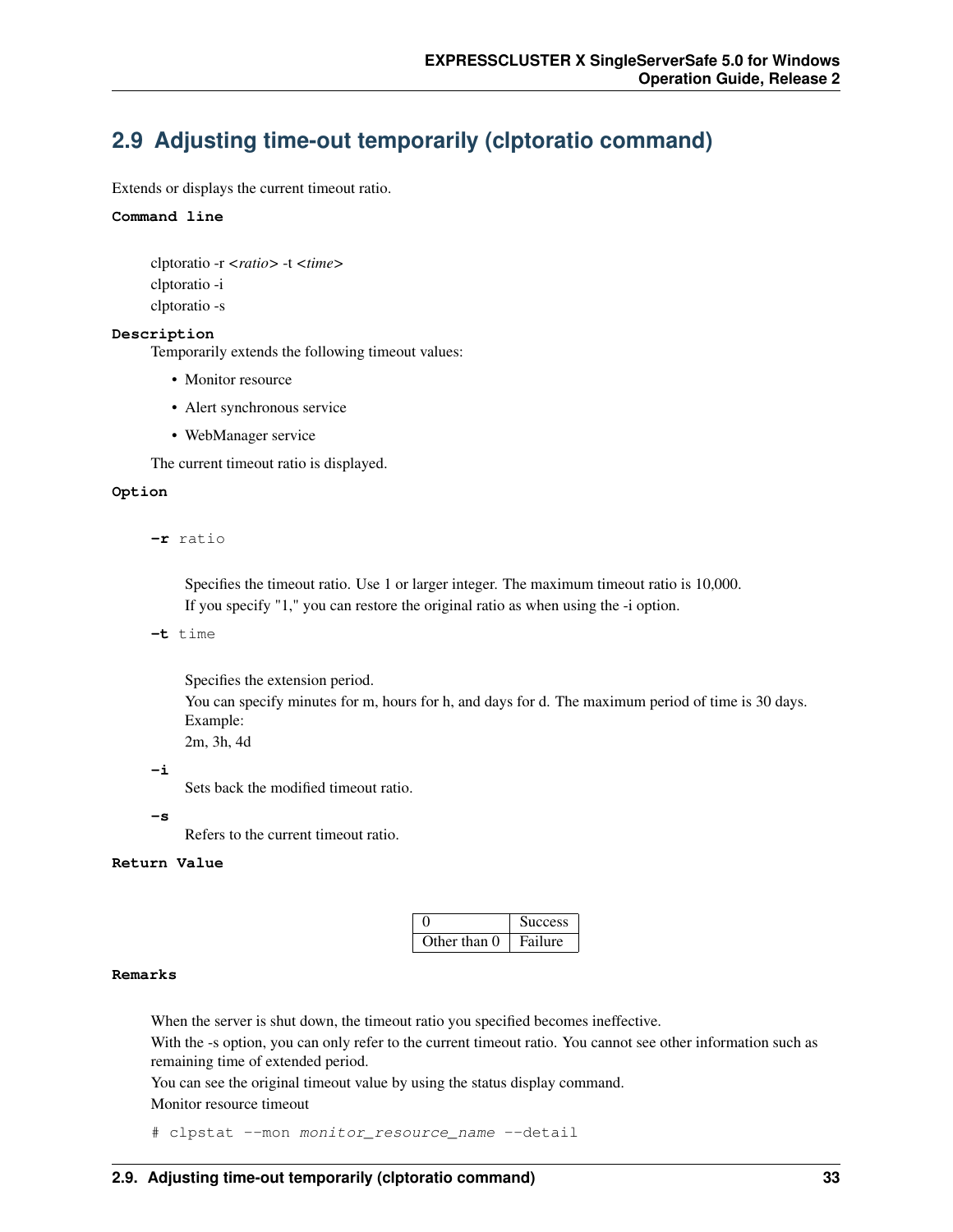## 2.9 Adjusting time-out temporarily (clptoratio command)

Extends or displays the current timeout ratio.

**Command line**

clptoratio -r <*ratio*> -t <*time*>
clptoratio -i
clptoratio -s

**Description**

Temporarily extends the following timeout values:

- Monitor resource
- Alert synchronous service
- WebManager service

The current timeout ratio is displayed.

**Option**

**-r** ratio

Specifies the timeout ratio. Use 1 or larger integer. The maximum timeout ratio is 10,000.
If you specify "1," you can restore the original ratio as when using the -i option.

**-t** time

Specifies the extension period.
You can specify minutes for m, hours for h, and days for d. The maximum period of time is 30 days.
Example:
2m, 3h, 4d

**-i**

Sets back the modified timeout ratio.

**-s**

Refers to the current timeout ratio.

**Return Value**

| 0 | Success |
|---|---|
| Other than 0 | Failure |

**Remarks**

When the server is shut down, the timeout ratio you specified becomes ineffective.
With the -s option, you can only refer to the current timeout ratio. You cannot see other information such as remaining time of extended period.
You can see the original timeout value by using the status display command.
Monitor resource timeout

```
# clpstat --mon monitor_resource_name --detail
```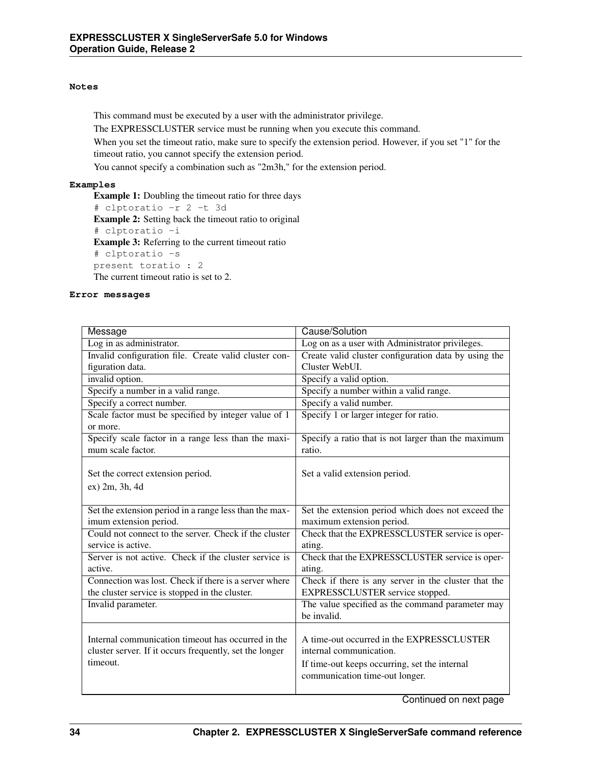**Notes**

This command must be executed by a user with the administrator privilege.

The EXPRESSCLUSTER service must be running when you execute this command.

When you set the timeout ratio, make sure to specify the extension period. However, if you set "1" for the timeout ratio, you cannot specify the extension period.

You cannot specify a combination such as "2m3h," for the extension period.

**Examples**

**Example 1:** Doubling the timeout ratio for three days

```
# clptoratio -r 2 -t 3d
```

**Example 2:** Setting back the timeout ratio to original

```
# clptoratio -i
```

**Example 3:** Referring to the current timeout ratio

```
# clptoratio -s
present toratio : 2
```

The current timeout ratio is set to 2.

**Error messages**

| Message | Cause/Solution |
|---|---|
| Log in as administrator. | Log on as a user with Administrator privileges. |
| Invalid configuration file. Create valid cluster configuration data. | Create valid cluster configuration data by using the Cluster WebUI. |
| invalid option. | Specify a valid option. |
| Specify a number in a valid range. | Specify a number within a valid range. |
| Specify a correct number. | Specify a valid number. |
| Scale factor must be specified by integer value of 1 or more. | Specify 1 or larger integer for ratio. |
| Specify scale factor in a range less than the maximum scale factor. | Specify a ratio that is not larger than the maximum ratio. |
| Set the correct extension period.<br>ex) 2m, 3h, 4d | Set a valid extension period. |
| Set the extension period in a range less than the maximum extension period. | Set the extension period which does not exceed the maximum extension period. |
| Could not connect to the server. Check if the cluster service is active. | Check that the EXPRESSCLUSTER service is operating. |
| Server is not active. Check if the cluster service is active. | Check that the EXPRESSCLUSTER service is operating. |
| Connection was lost. Check if there is a server where the cluster service is stopped in the cluster. | Check if there is any server in the cluster that the EXPRESSCLUSTER service stopped. |
| Invalid parameter. | The value specified as the command parameter may be invalid. |
| Internal communication timeout has occurred in the cluster server. If it occurs frequently, set the longer timeout. | A time-out occurred in the EXPRESSCLUSTER internal communication.<br>If time-out keeps occurring, set the internal communication time-out longer. |

Continued on next page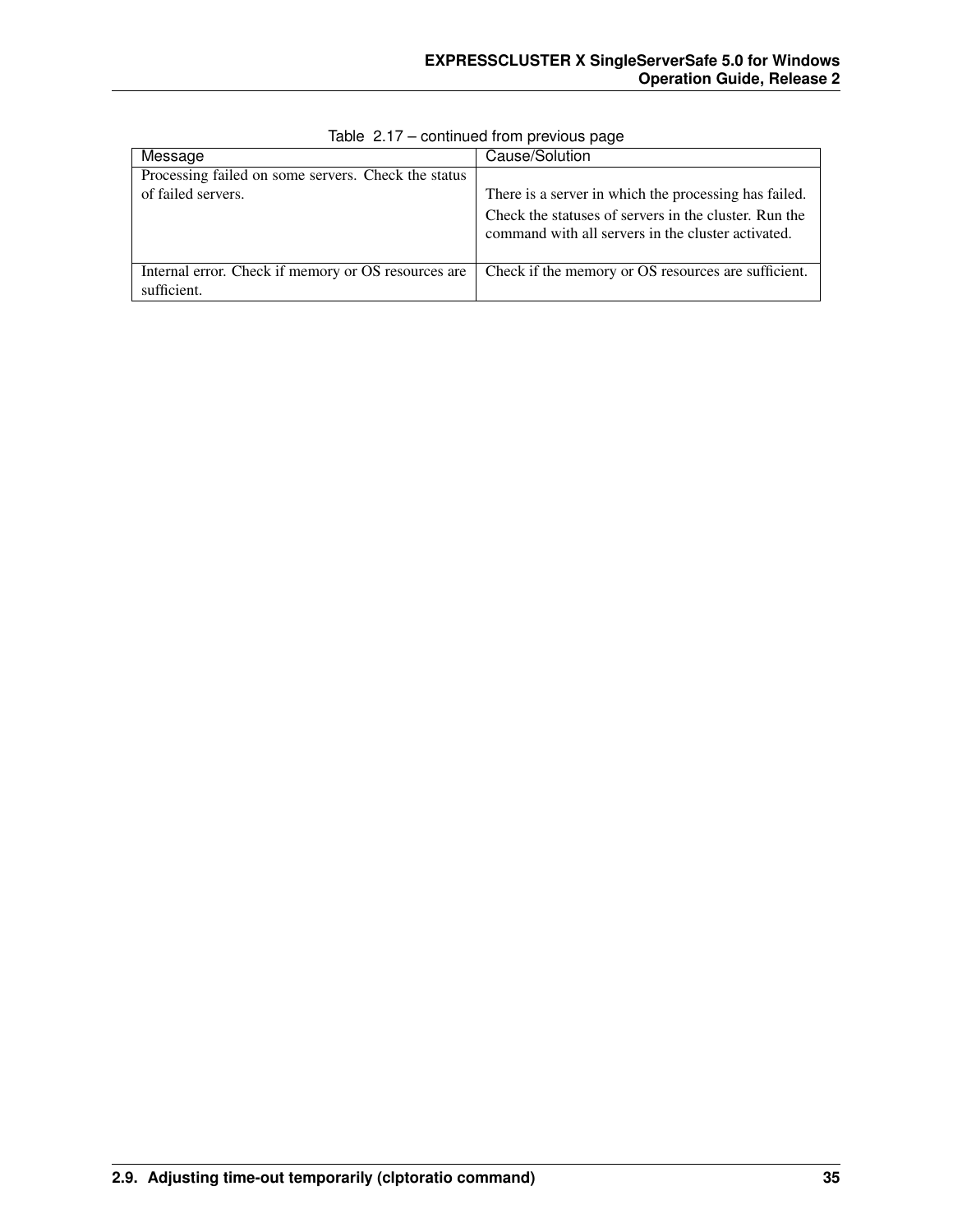Table 2.17 – continued from previous page

| Message | Cause/Solution |
| --- | --- |
| Processing failed on some servers. Check the status of failed servers. | There is a server in which the processing has failed. Check the statuses of servers in the cluster. Run the command with all servers in the cluster activated. |
| Internal error. Check if memory or OS resources are sufficient. | Check if the memory or OS resources are sufficient. |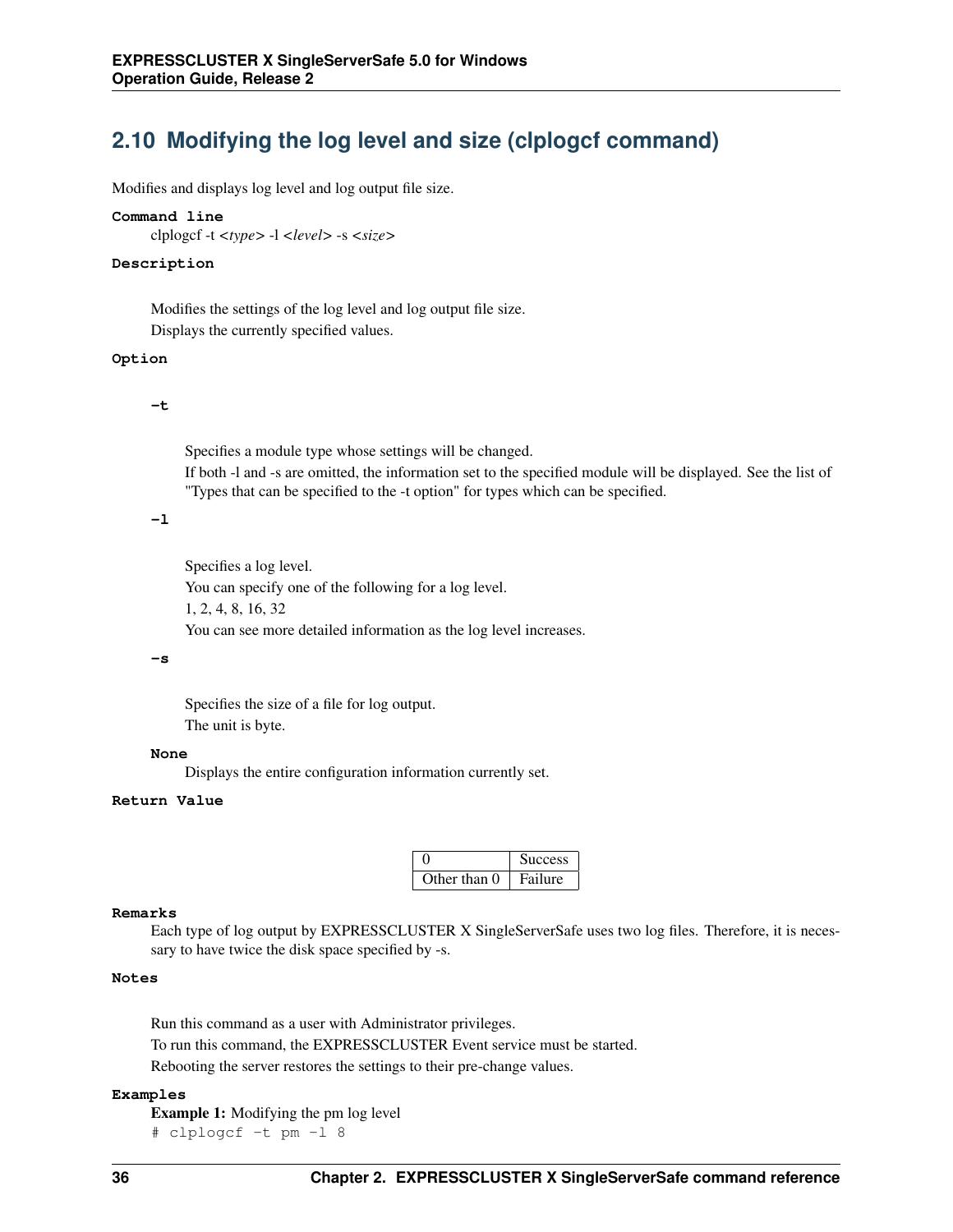## 2.10 Modifying the log level and size (clplogcf command)

Modifies and displays log level and log output file size.

**Command line**

clplogcf -t <*type*> -l <*level*> -s <*size*>

**Description**

Modifies the settings of the log level and log output file size.

Displays the currently specified values.

**Option**

**-t**

Specifies a module type whose settings will be changed.

If both -l and -s are omitted, the information set to the specified module will be displayed. See the list of "Types that can be specified to the -t option" for types which can be specified.

**-l**

Specifies a log level.

You can specify one of the following for a log level.

1, 2, 4, 8, 16, 32

You can see more detailed information as the log level increases.

**-s**

Specifies the size of a file for log output.

The unit is byte.

**None**

Displays the entire configuration information currently set.

**Return Value**

| | |
|---|---|
| 0 | Success |
| Other than 0 | Failure |

**Remarks**

Each type of log output by EXPRESSCLUSTER X SingleServerSafe uses two log files. Therefore, it is necessary to have twice the disk space specified by -s.

**Notes**

Run this command as a user with Administrator privileges.

To run this command, the EXPRESSCLUSTER Event service must be started.

Rebooting the server restores the settings to their pre-change values.

**Examples**

**Example 1:** Modifying the pm log level

```
# clplogcf -t pm -l 8
```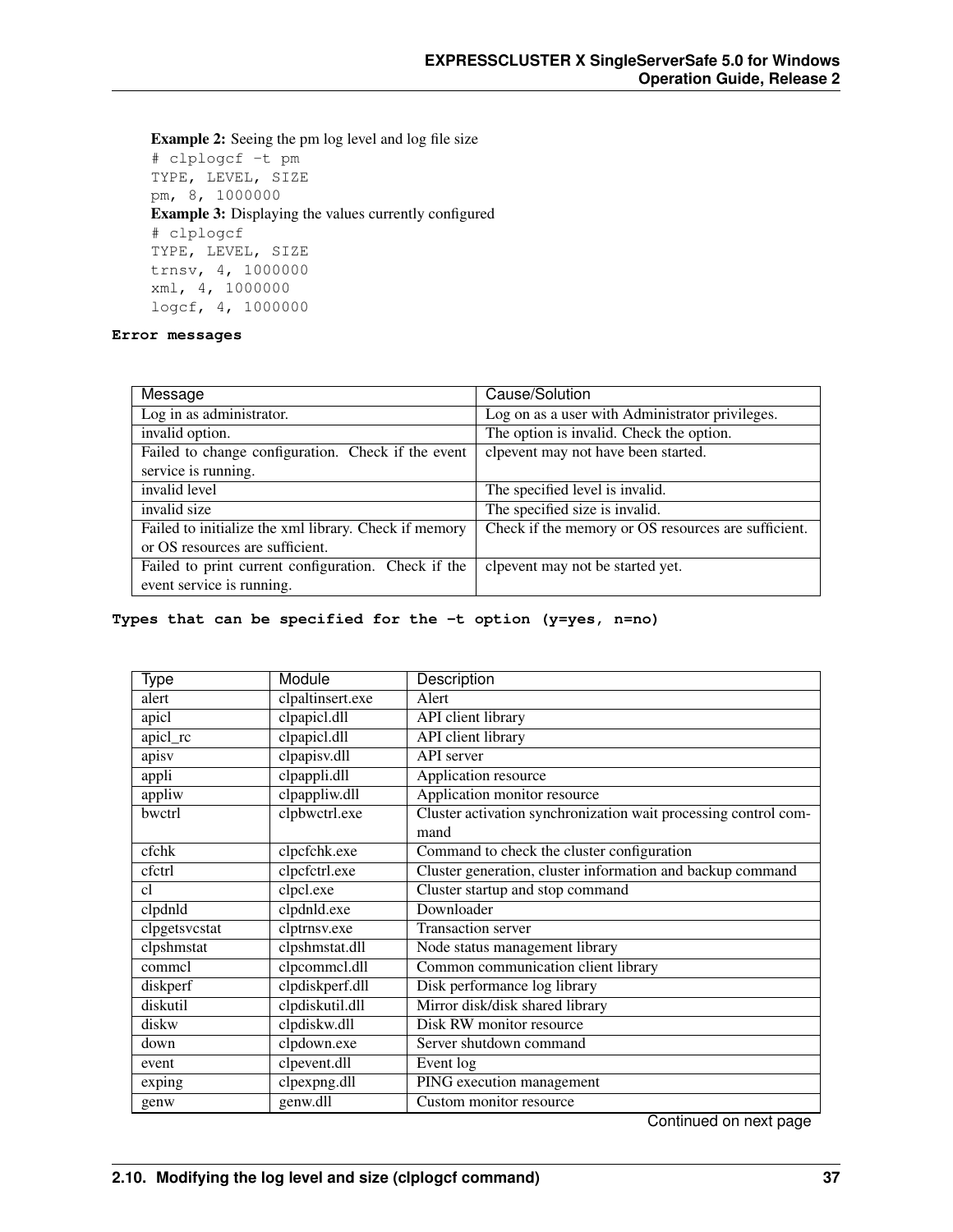**Example 2:** Seeing the pm log level and log file size

```
# clplogcf -t pm
TYPE, LEVEL, SIZE
pm, 8, 1000000
```

**Example 3:** Displaying the values currently configured

```
# clplogcf
TYPE, LEVEL, SIZE
trnsv, 4, 1000000
xml, 4, 1000000
logcf, 4, 1000000
```

**Error messages**

| Message | Cause/Solution |
|---|---|
| Log in as administrator. | Log on as a user with Administrator privileges. |
| invalid option. | The option is invalid. Check the option. |
| Failed to change configuration. Check if the event service is running. | clpevent may not have been started. |
| invalid level | The specified level is invalid. |
| invalid size | The specified size is invalid. |
| Failed to initialize the xml library. Check if memory or OS resources are sufficient. | Check if the memory or OS resources are sufficient. |
| Failed to print current configuration. Check if the event service is running. | clpevent may not be started yet. |

**Types that can be specified for the -t option (y=yes, n=no)**

| Type | Module | Description |
|---|---|---|
| alert | clpaltinsert.exe | Alert |
| apicl | clpapicl.dll | API client library |
| apicl_rc | clpapicl.dll | API client library |
| apisv | clpapisv.dll | API server |
| appli | clpappli.dll | Application resource |
| appliw | clpappliw.dll | Application monitor resource |
| bwctrl | clpbwctrl.exe | Cluster activation synchronization wait processing control command |
| cfchk | clpcfchk.exe | Command to check the cluster configuration |
| cfctrl | clpcfctrl.exe | Cluster generation, cluster information and backup command |
| cl | clpcl.exe | Cluster startup and stop command |
| clpdnld | clpdnld.exe | Downloader |
| clpgetsvcstat | clptrnsv.exe | Transaction server |
| clpshmstat | clpshmstat.dll | Node status management library |
| commcl | clpcommcl.dll | Common communication client library |
| diskperf | clpdiskperf.dll | Disk performance log library |
| diskutil | clpdiskutil.dll | Mirror disk/disk shared library |
| diskw | clpdiskw.dll | Disk RW monitor resource |
| down | clpdown.exe | Server shutdown command |
| event | clpevent.dll | Event log |
| exping | clpexpng.dll | PING execution management |
| genw | genw.dll | Custom monitor resource |

Continued on next page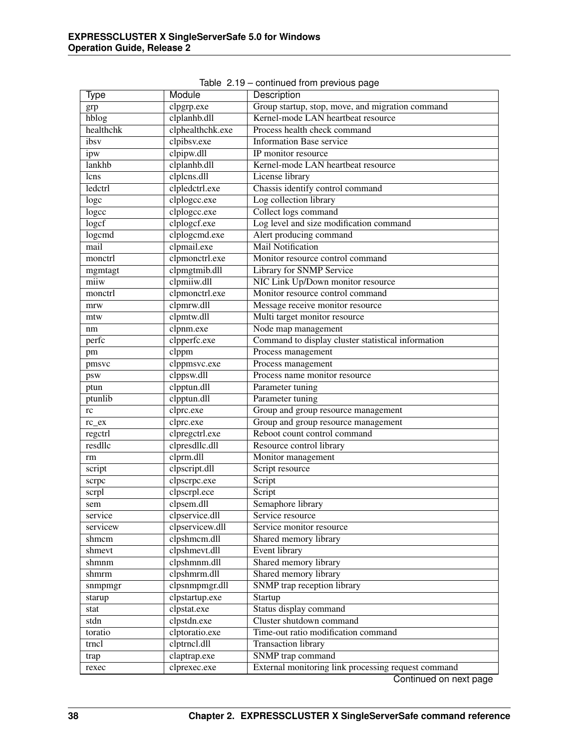Table 2.19 – continued from previous page

| Type | Module | Description |
|---|---|---|
| grp | clpgrp.exe | Group startup, stop, move, and migration command |
| hblog | clplanhb.dll | Kernel-mode LAN heartbeat resource |
| healthchk | clphealthchk.exe | Process health check command |
| ibsv | clpibsv.exe | Information Base service |
| ipw | clpipw.dll | IP monitor resource |
| lankhb | clplanhb.dll | Kernel-mode LAN heartbeat resource |
| lcns | clplcns.dll | License library |
| ledctrl | clpledctrl.exe | Chassis identify control command |
| logc | clplogcc.exe | Log collection library |
| logcc | clplogcc.exe | Collect logs command |
| logcf | clplogcf.exe | Log level and size modification command |
| logcmd | clplogcmd.exe | Alert producing command |
| mail | clpmail.exe | Mail Notification |
| monctrl | clpmonctrl.exe | Monitor resource control command |
| mgmtagt | clpmgtmib.dll | Library for SNMP Service |
| miiw | clpmiiw.dll | NIC Link Up/Down monitor resource |
| monctrl | clpmonctrl.exe | Monitor resource control command |
| mrw | clpmrw.dll | Message receive monitor resource |
| mtw | clpmtw.dll | Multi target monitor resource |
| nm | clpnm.exe | Node map management |
| perfc | clpperfc.exe | Command to display cluster statistical information |
| pm | clppm | Process management |
| pmsvc | clppmsvc.exe | Process management |
| psw | clppsw.dll | Process name monitor resource |
| ptun | clpptun.dll | Parameter tuning |
| ptunlib | clpptun.dll | Parameter tuning |
| rc | clprc.exe | Group and group resource management |
| rc_ex | clprc.exe | Group and group resource management |
| regctrl | clpregctrl.exe | Reboot count control command |
| resdllc | clpresdllc.dll | Resource control library |
| rm | clprm.dll | Monitor management |
| script | clpscript.dll | Script resource |
| scrpc | clpscrpc.exe | Script |
| scrpl | clpscrpl.ece | Script |
| sem | clpsem.dll | Semaphore library |
| service | clpservice.dll | Service resource |
| servicew | clpservicew.dll | Service monitor resource |
| shmcm | clpshmcm.dll | Shared memory library |
| shmevt | clpshmevt.dll | Event library |
| shmnm | clpshmnm.dll | Shared memory library |
| shmrm | clpshmrm.dll | Shared memory library |
| snmpmgr | clpsnmpmgr.dll | SNMP trap reception library |
| starup | clpstartup.exe | Startup |
| stat | clpstat.exe | Status display command |
| stdn | clpstdn.exe | Cluster shutdown command |
| toratio | clptoratio.exe | Time-out ratio modification command |
| trncl | clptrncl.dll | Transaction library |
| trap | claptrap.exe | SNMP trap command |
| rexec | clprexec.exe | External monitoring link processing request command |

Continued on next page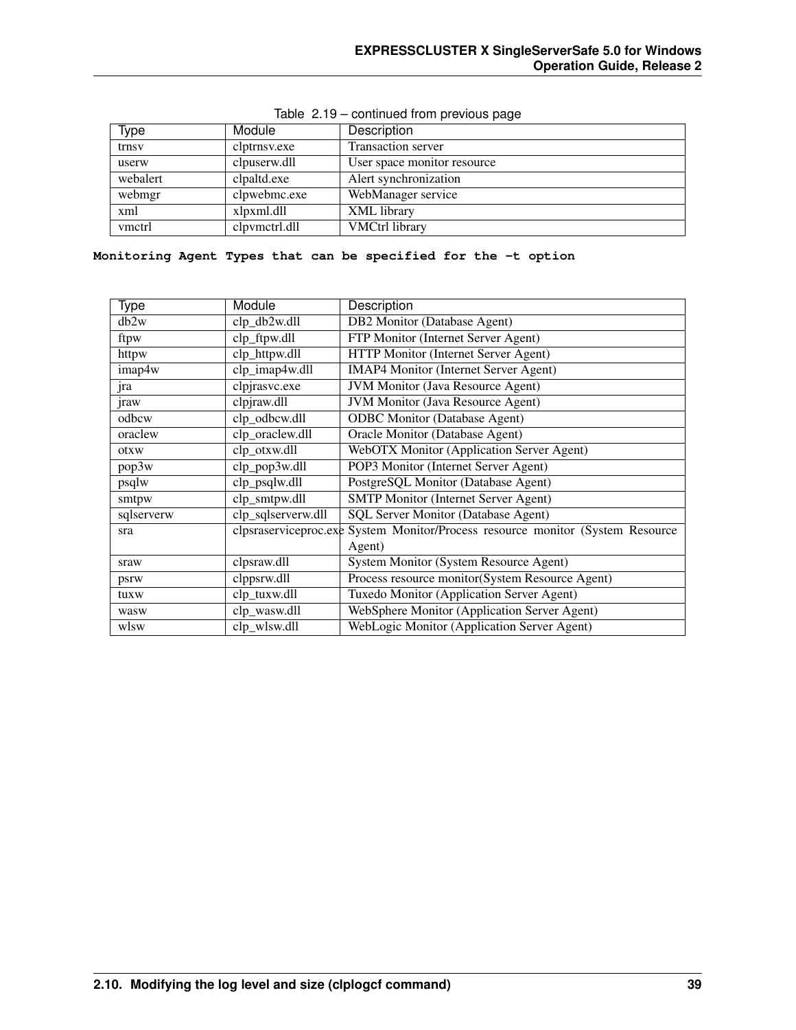Table 2.19 – continued from previous page

| Type | Module | Description |
|---|---|---|
| trnsv | clptrnsv.exe | Transaction server |
| userw | clpuserw.dll | User space monitor resource |
| webalert | clpaltd.exe | Alert synchronization |
| webmgr | clpwebmc.exe | WebManager service |
| xml | xlpxml.dll | XML library |
| vmctrl | clpvmctrl.dll | VMCtrl library |

**Monitoring Agent Types that can be specified for the -t option**

| Type | Module | Description |
|---|---|---|
| db2w | clp_db2w.dll | DB2 Monitor (Database Agent) |
| ftpw | clp_ftpw.dll | FTP Monitor (Internet Server Agent) |
| httpw | clp_httpw.dll | HTTP Monitor (Internet Server Agent) |
| imap4w | clp_imap4w.dll | IMAP4 Monitor (Internet Server Agent) |
| jra | clpjrasvc.exe | JVM Monitor (Java Resource Agent) |
| jraw | clpjraw.dll | JVM Monitor (Java Resource Agent) |
| odbcw | clp_odbcw.dll | ODBC Monitor (Database Agent) |
| oraclew | clp_oraclew.dll | Oracle Monitor (Database Agent) |
| otxw | clp_otxw.dll | WebOTX Monitor (Application Server Agent) |
| pop3w | clp_pop3w.dll | POP3 Monitor (Internet Server Agent) |
| psqlw | clp_psqlw.dll | PostgreSQL Monitor (Database Agent) |
| smtpw | clp_smtpw.dll | SMTP Monitor (Internet Server Agent) |
| sqlserverw | clp_sqlserverw.dll | SQL Server Monitor (Database Agent) |
| sra | clpsraserviceproc.exe | System Monitor/Process resource monitor (System Resource Agent) |
| sraw | clpsraw.dll | System Monitor (System Resource Agent) |
| psrw | clppsrw.dll | Process resource monitor(System Resource Agent) |
| tuxw | clp_tuxw.dll | Tuxedo Monitor (Application Server Agent) |
| wasw | clp_wasw.dll | WebSphere Monitor (Application Server Agent) |
| wlsw | clp_wlsw.dll | WebLogic Monitor (Application Server Agent) |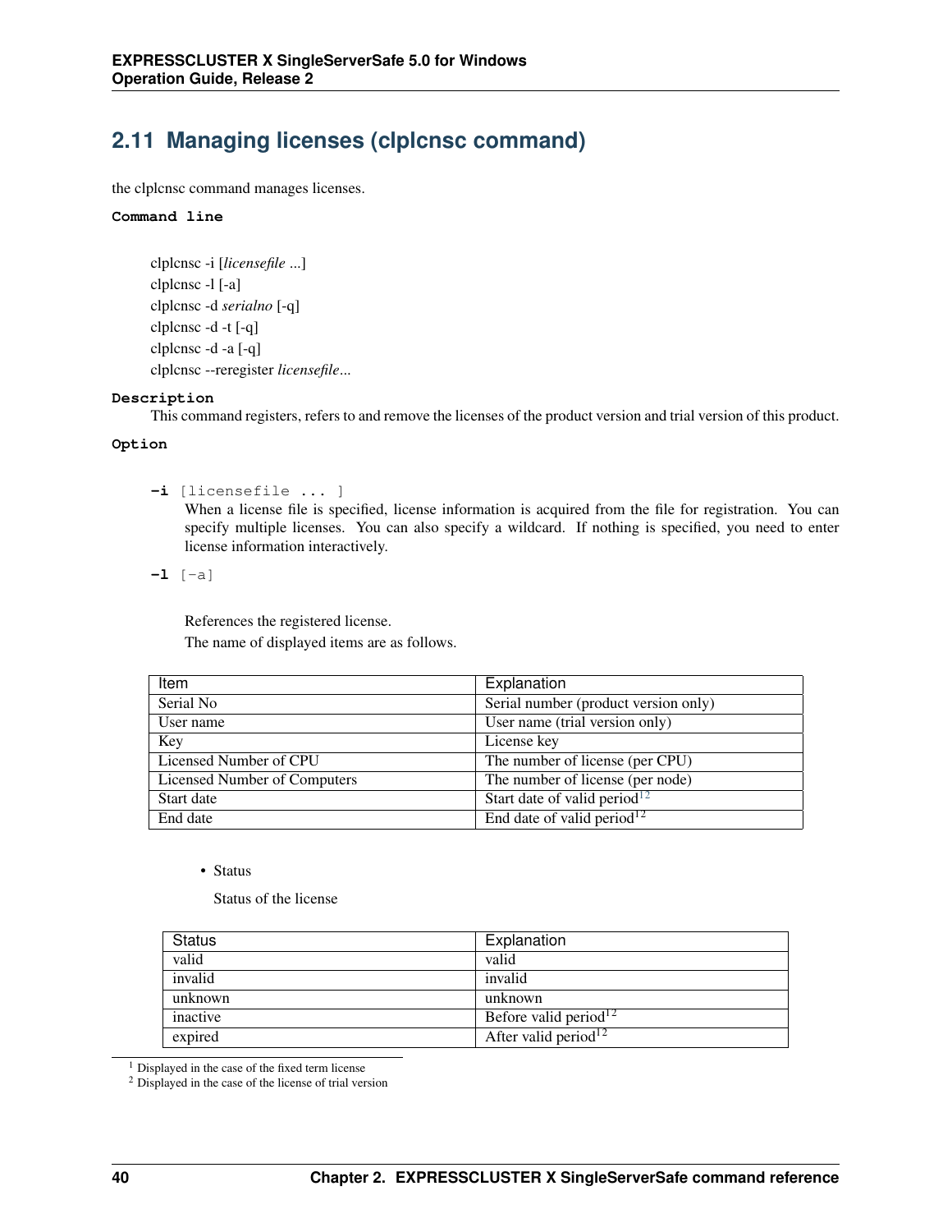## 2.11 Managing licenses (clplcnsc command)

the clplcnsc command manages licenses.

**Command line**

clplcnsc -i [*licensefile* ...]
clplcnsc -l [-a]
clplcnsc -d *serialno* [-q]
clplcnsc -d -t [-q]
clplcnsc -d -a [-q]
clplcnsc --reregister *licensefile*...

**Description**

This command registers, refers to and remove the licenses of the product version and trial version of this product.

**Option**

**-i** [licensefile ... ]

When a license file is specified, license information is acquired from the file for registration. You can specify multiple licenses. You can also specify a wildcard. If nothing is specified, you need to enter license information interactively.

**-l** [-a]

References the registered license.

The name of displayed items are as follows.

| Item | Explanation |
|---|---|
| Serial No | Serial number (product version only) |
| User name | User name (trial version only) |
| Key | License key |
| Licensed Number of CPU | The number of license (per CPU) |
| Licensed Number of Computers | The number of license (per node) |
| Start date | Start date of valid period[1][2] |
| End date | End date of valid period[1][2] |

- Status

  Status of the license

| Status | Explanation |
|---|---|
| valid | valid |
| invalid | invalid |
| unknown | unknown |
| inactive | Before valid period[1][2] |
| expired | After valid period[1][2] |

[1] Displayed in the case of the fixed term license

[2] Displayed in the case of the license of trial version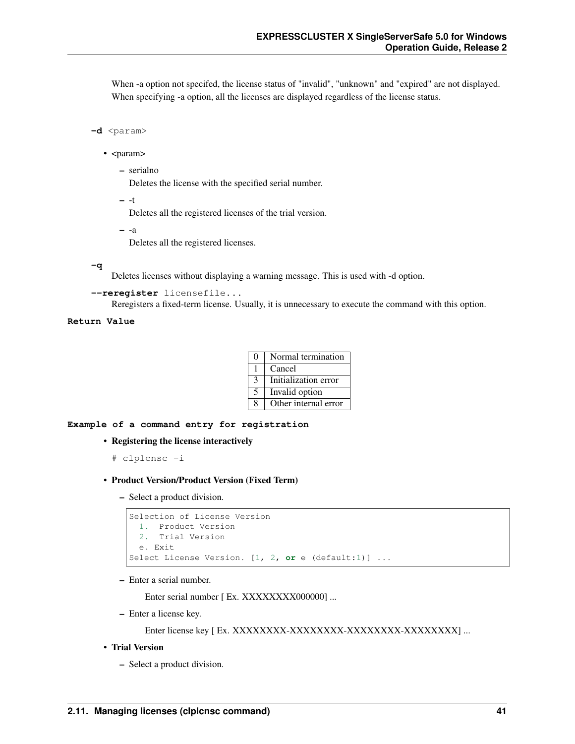When -a option not specifed, the license status of "invalid", "unknown" and "expired" are not displayed. When specifying -a option, all the licenses are displayed regardless of the license status.

**-d** <param>

- <param>
  - serialno

    Deletes the license with the specified serial number.
  - -t

    Deletes all the registered licenses of the trial version.
  - -a

    Deletes all the registered licenses.

**-q**

Deletes licenses without displaying a warning message. This is used with -d option.

**--reregister** licensefile...

Reregisters a fixed-term license. Usually, it is unnecessary to execute the command with this option.

**Return Value**

| | |
|---|---|
| 0 | Normal termination |
| 1 | Cancel |
| 3 | Initialization error |
| 5 | Invalid option |
| 8 | Other internal error |

**Example of a command entry for registration**

- **Registering the license interactively**

  ```
  # clplcnsc -i
  ```

- **Product Version/Product Version (Fixed Term)**
  - Select a product division.

    ```
    Selection of License Version
      1.  Product Version
      2.  Trial Version
      e. Exit
    Select License Version. [1, 2, or e (default:1)] ...
    ```

  - Enter a serial number.

    Enter serial number [ Ex. XXXXXXXX000000] ...
  - Enter a license key.

    Enter license key [ Ex. XXXXXXXX-XXXXXXXX-XXXXXXXX-XXXXXXXX] ...

- **Trial Version**
  - Select a product division.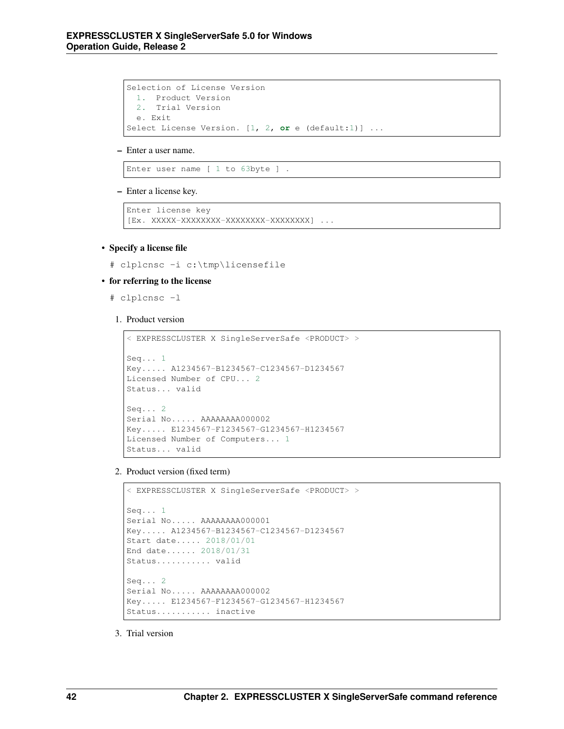```
Selection of License Version
  1.  Product Version
  2.  Trial Version
  e. Exit
Select License Version. [1, 2, or e (default:1)] ...
```

- Enter a user name.

```
Enter user name [ 1 to 63byte ] .
```

- Enter a license key.

```
Enter license key
[Ex. XXXXX-XXXXXXXX-XXXXXXXX-XXXXXXXX] ...
```

- **Specify a license file**

  ```
  # clplcnsc -i c:\tmp\licensefile
  ```

- **for referring to the license**

  ```
  # clplcnsc -l
  ```

  1. Product version

  ```
  < EXPRESSCLUSTER X SingleServerSafe <PRODUCT> >

  Seq... 1
  Key..... A1234567-B1234567-C1234567-D1234567
  Licensed Number of CPU... 2
  Status... valid

  Seq... 2
  Serial No..... AAAAAAAA000002
  Key..... E1234567-F1234567-G1234567-H1234567
  Licensed Number of Computers... 1
  Status... valid
  ```

  2. Product version (fixed term)

  ```
  < EXPRESSCLUSTER X SingleServerSafe <PRODUCT> >

  Seq... 1
  Serial No..... AAAAAAAA000001
  Key..... A1234567-B1234567-C1234567-D1234567
  Start date..... 2018/01/01
  End date...... 2018/01/31
  Status........... valid

  Seq... 2
  Serial No..... AAAAAAAA000002
  Key..... E1234567-F1234567-G1234567-H1234567
  Status........... inactive
  ```

  3. Trial version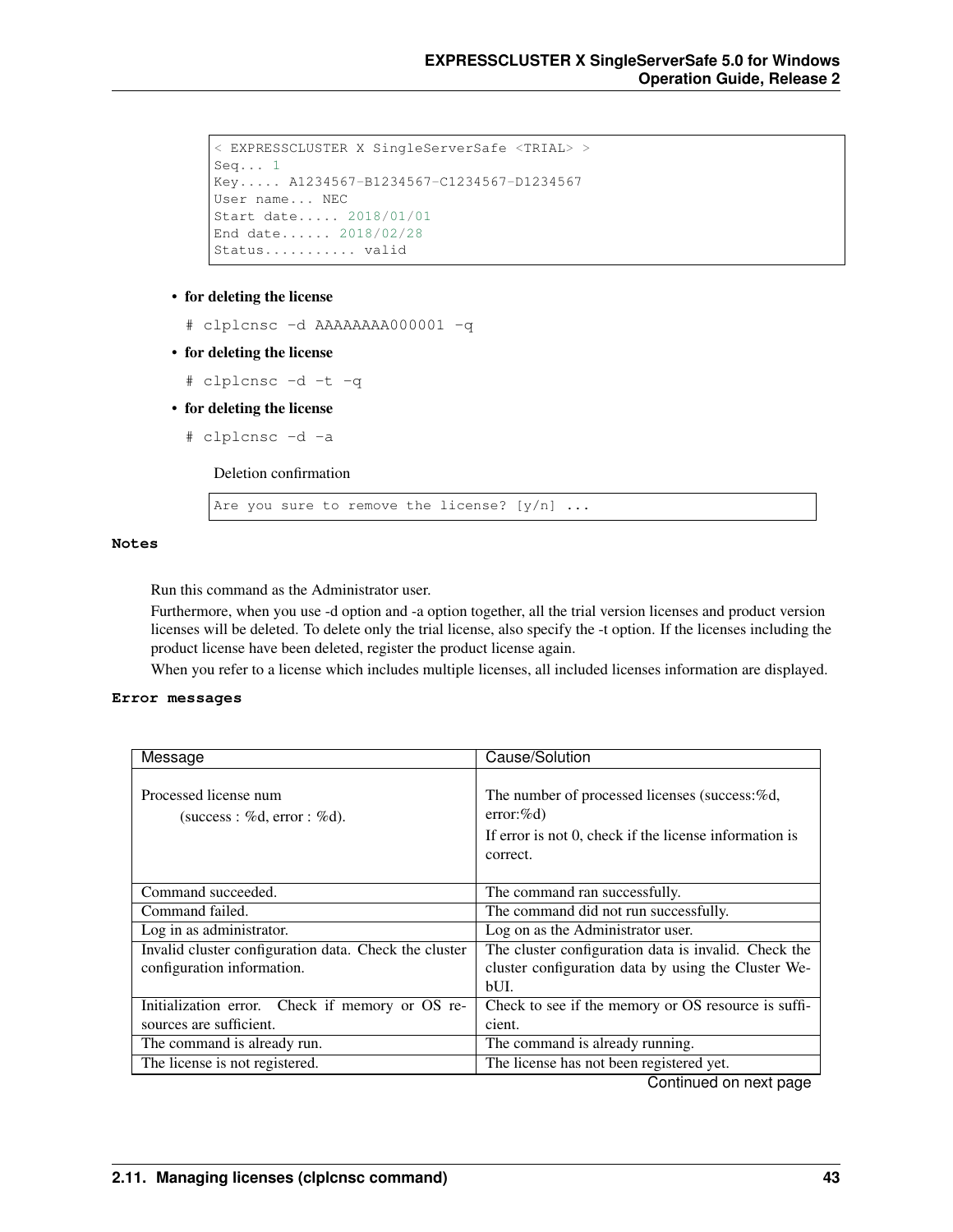```
< EXPRESSCLUSTER X SingleServerSafe <TRIAL> >
Seq... 1
Key..... A1234567-B1234567-C1234567-D1234567
User name... NEC
Start date..... 2018/01/01
End date...... 2018/02/28
Status........... valid
```

- **for deleting the license**

  ```
  # clplcnsc -d AAAAAAAA000001 -q
  ```

- **for deleting the license**

  ```
  # clplcnsc -d -t -q
  ```

- **for deleting the license**

  ```
  # clplcnsc -d -a
  ```

  Deletion confirmation

  ```
  Are you sure to remove the license? [y/n] ...
  ```

**Notes**

Run this command as the Administrator user.

Furthermore, when you use -d option and -a option together, all the trial version licenses and product version licenses will be deleted. To delete only the trial license, also specify the -t option. If the licenses including the product license have been deleted, register the product license again.

When you refer to a license which includes multiple licenses, all included licenses information are displayed.

**Error messages**

| Message | Cause/Solution |
|---|---|
| Processed license num (success : %d, error : %d). | The number of processed licenses (success:%d, error:%d) If error is not 0, check if the license information is correct. |
| Command succeeded. | The command ran successfully. |
| Command failed. | The command did not run successfully. |
| Log in as administrator. | Log on as the Administrator user. |
| Invalid cluster configuration data. Check the cluster configuration information. | The cluster configuration data is invalid. Check the cluster configuration data by using the Cluster WebUI. |
| Initialization error. Check if memory or OS resources are sufficient. | Check to see if the memory or OS resource is sufficient. |
| The command is already run. | The command is already running. |
| The license is not registered. | The license has not been registered yet. |

Continued on next page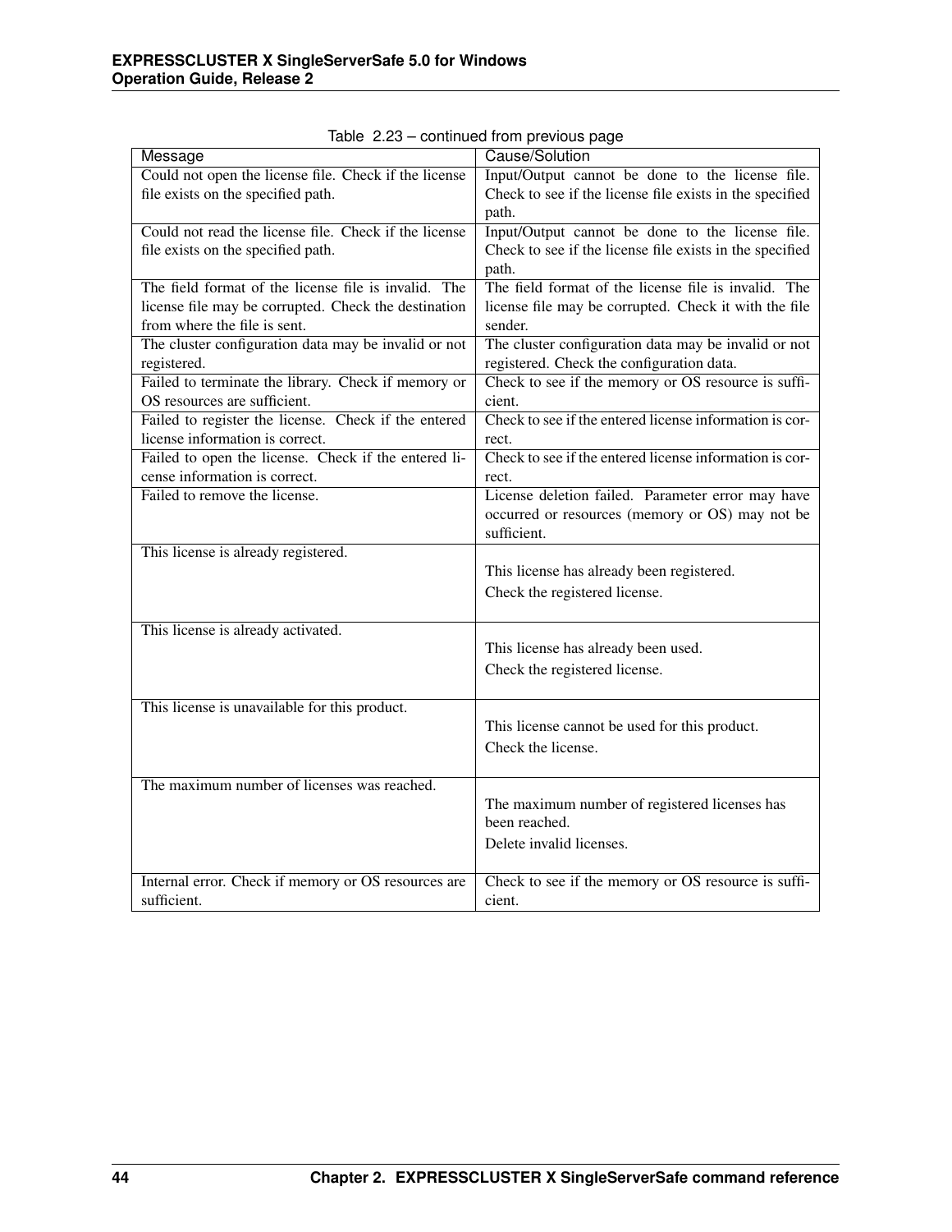Table 2.23 – continued from previous page

| Message | Cause/Solution |
|---|---|
| Could not open the license file. Check if the license file exists on the specified path. | Input/Output cannot be done to the license file. Check to see if the license file exists in the specified path. |
| Could not read the license file. Check if the license file exists on the specified path. | Input/Output cannot be done to the license file. Check to see if the license file exists in the specified path. |
| The field format of the license file is invalid. The license file may be corrupted. Check the destination from where the file is sent. | The field format of the license file is invalid. The license file may be corrupted. Check it with the file sender. |
| The cluster configuration data may be invalid or not registered. | The cluster configuration data may be invalid or not registered. Check the configuration data. |
| Failed to terminate the library. Check if memory or OS resources are sufficient. | Check to see if the memory or OS resource is sufficient. |
| Failed to register the license. Check if the entered license information is correct. | Check to see if the entered license information is correct. |
| Failed to open the license. Check if the entered license information is correct. | Check to see if the entered license information is correct. |
| Failed to remove the license. | License deletion failed. Parameter error may have occurred or resources (memory or OS) may not be sufficient. |
| This license is already registered. | This license has already been registered.<br>Check the registered license. |
| This license is already activated. | This license has already been used.<br>Check the registered license. |
| This license is unavailable for this product. | This license cannot be used for this product.<br>Check the license. |
| The maximum number of licenses was reached. | The maximum number of registered licenses has been reached.<br>Delete invalid licenses. |
| Internal error. Check if memory or OS resources are sufficient. | Check to see if the memory or OS resource is sufficient. |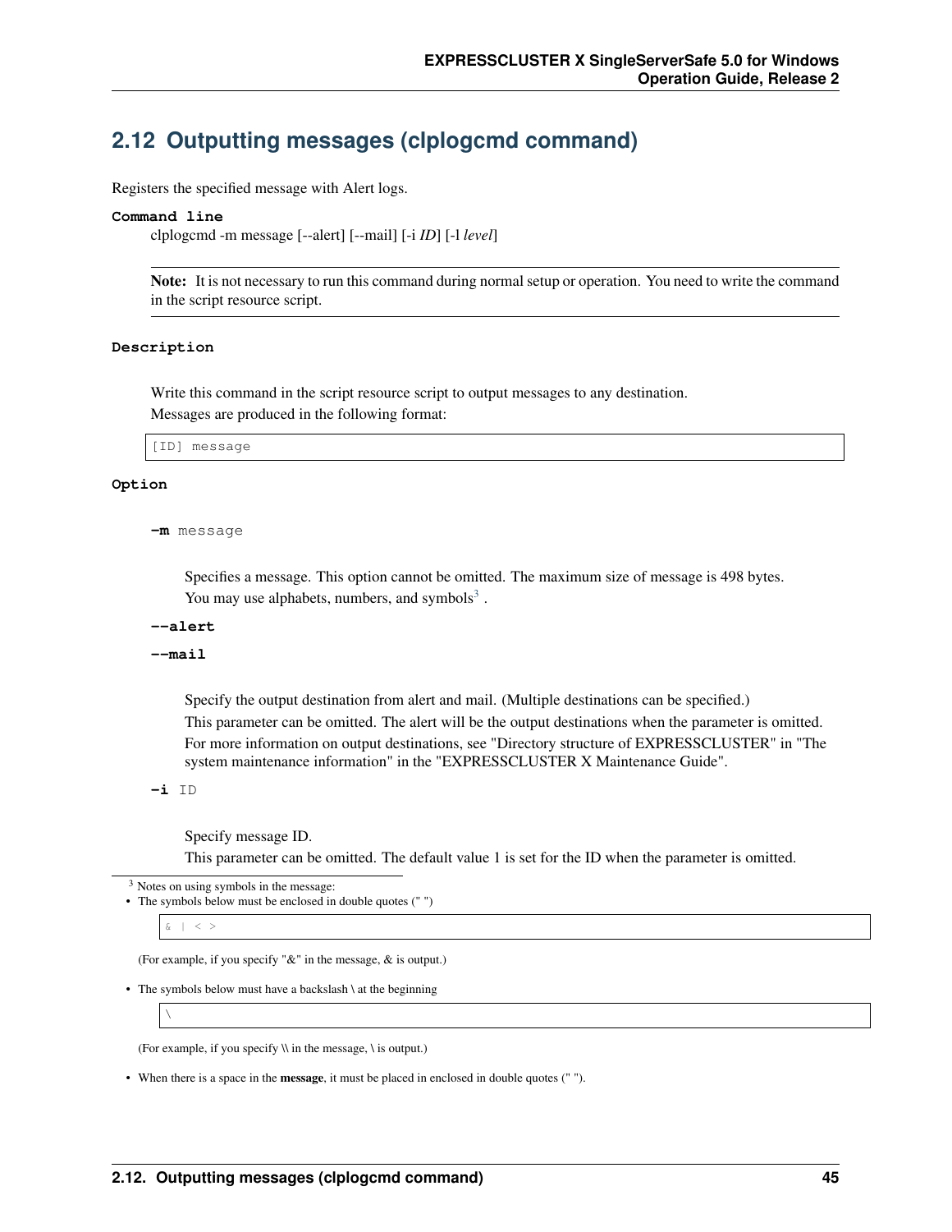## 2.12 Outputting messages (clplogcmd command)

Registers the specified message with Alert logs.

**Command line**

clplogcmd -m message [--alert] [--mail] [-i *ID*] [-l *level*]

> **Note:** It is not necessary to run this command during normal setup or operation. You need to write the command in the script resource script.

**Description**

Write this command in the script resource script to output messages to any destination.

Messages are produced in the following format:

```
[ID] message
```

**Option**

**-m** message

Specifies a message. This option cannot be omitted. The maximum size of message is 498 bytes.

You may use alphabets, numbers, and symbols[3] .

**--alert**

**--mail**

Specify the output destination from alert and mail. (Multiple destinations can be specified.)

This parameter can be omitted. The alert will be the output destinations when the parameter is omitted.

For more information on output destinations, see "Directory structure of EXPRESSCLUSTER" in "The system maintenance information" in the "EXPRESSCLUSTER X Maintenance Guide".

**-i** ID

Specify message ID.

This parameter can be omitted. The default value 1 is set for the ID when the parameter is omitted.

---

[3] Notes on using symbols in the message:

- The symbols below must be enclosed in double quotes (" ")

```
& | < >
```

(For example, if you specify "&" in the message, & is output.)

- The symbols below must have a backslash \ at the beginning

```
\
```

(For example, if you specify \\ in the message, \ is output.)

- When there is a space in the **message**, it must be placed in enclosed in double quotes (" ").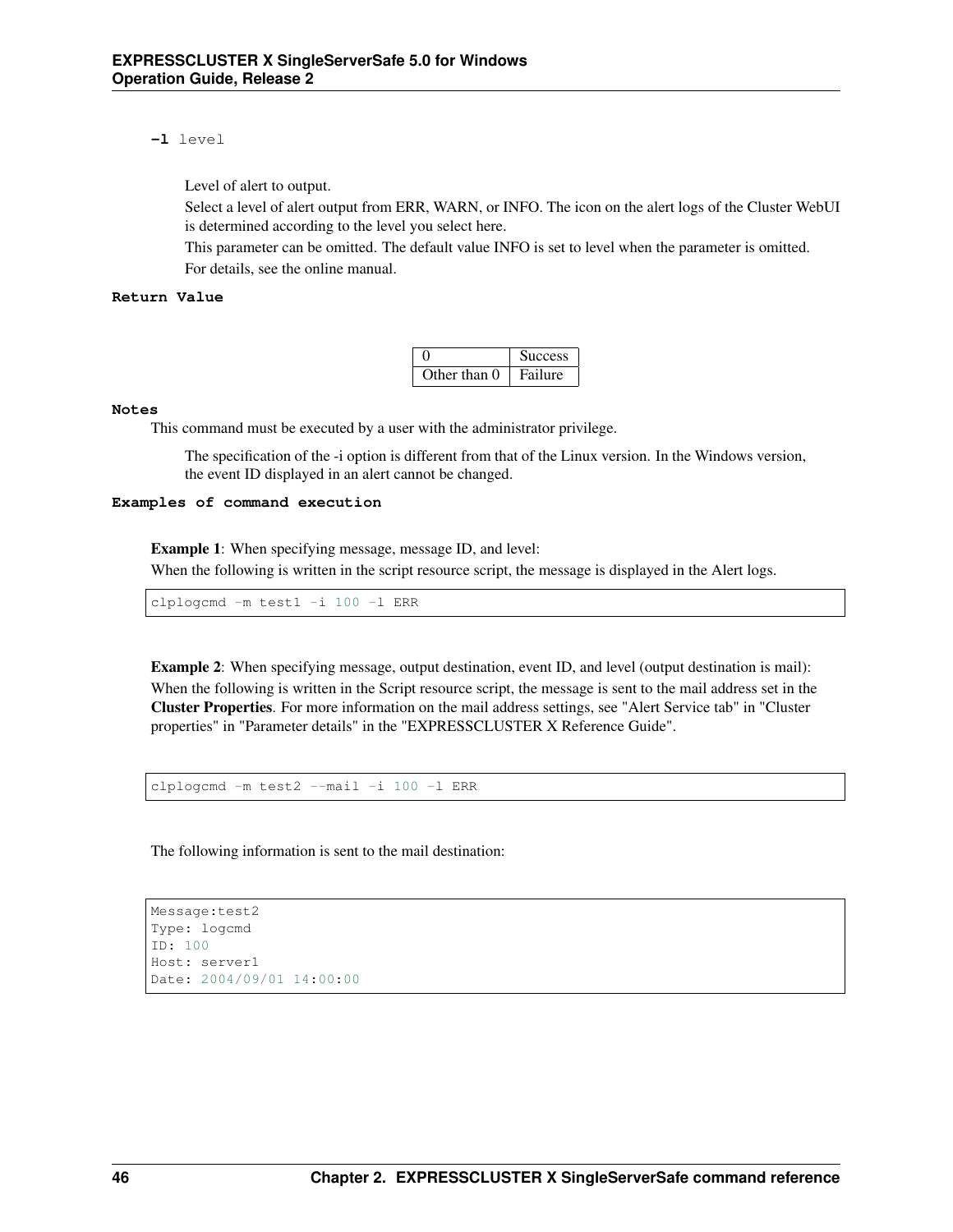**-l** level

Level of alert to output.

Select a level of alert output from ERR, WARN, or INFO. The icon on the alert logs of the Cluster WebUI is determined according to the level you select here.

This parameter can be omitted. The default value INFO is set to level when the parameter is omitted.

For details, see the online manual.

**Return Value**

| 0 | Success |
|---|---|
| Other than 0 | Failure |

**Notes**

This command must be executed by a user with the administrator privilege.

The specification of the -i option is different from that of the Linux version. In the Windows version, the event ID displayed in an alert cannot be changed.

**Examples of command execution**

**Example 1**: When specifying message, message ID, and level:

When the following is written in the script resource script, the message is displayed in the Alert logs.

```
clplogcmd -m test1 -i 100 -l ERR
```

**Example 2**: When specifying message, output destination, event ID, and level (output destination is mail):

When the following is written in the Script resource script, the message is sent to the mail address set in the **Cluster Properties**. For more information on the mail address settings, see "Alert Service tab" in "Cluster properties" in "Parameter details" in the "EXPRESSCLUSTER X Reference Guide".

```
clplogcmd -m test2 --mail -i 100 -l ERR
```

The following information is sent to the mail destination:

```
Message:test2
Type: logcmd
ID: 100
Host: server1
Date: 2004/09/01 14:00:00
```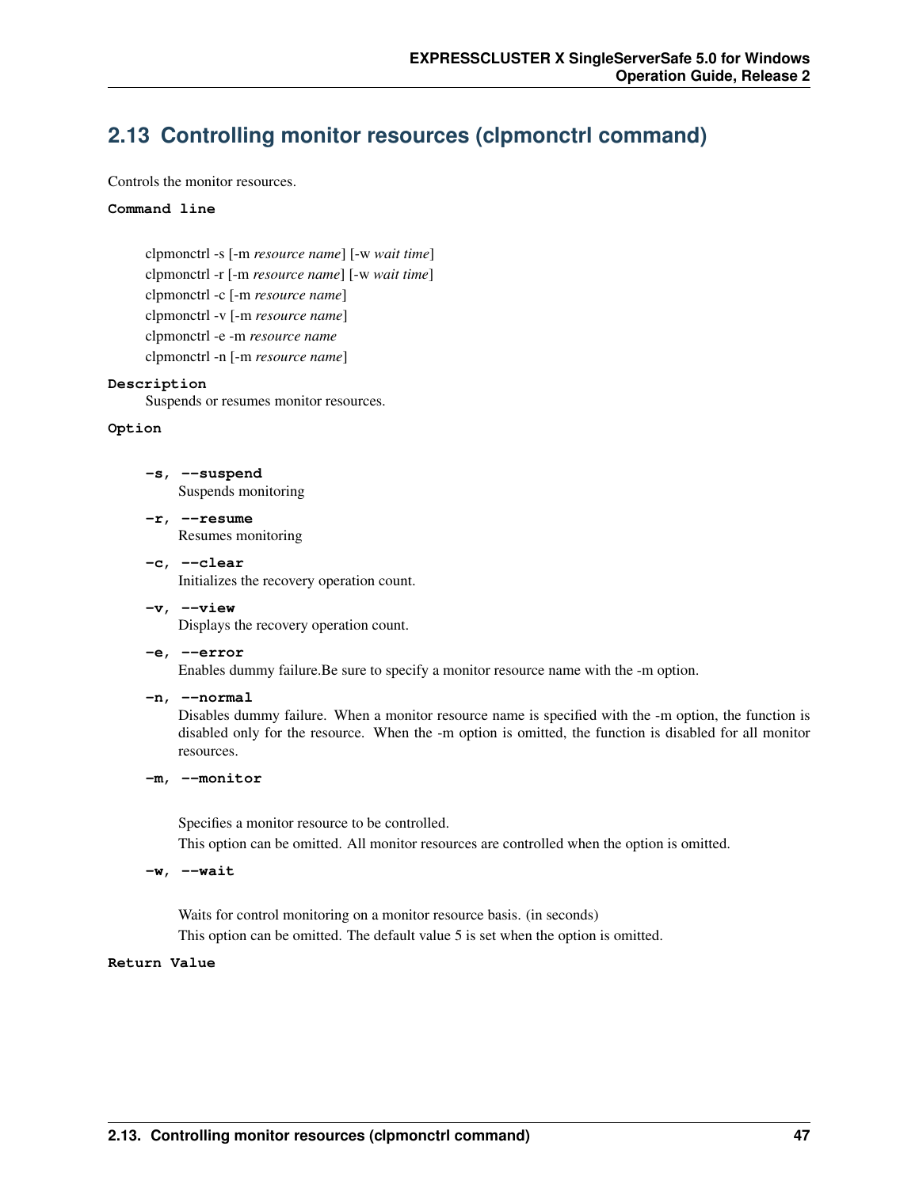## 2.13 Controlling monitor resources (clpmonctrl command)

Controls the monitor resources.

**Command line**

clpmonctrl -s [-m *resource name*] [-w *wait time*]
clpmonctrl -r [-m *resource name*] [-w *wait time*]
clpmonctrl -c [-m *resource name*]
clpmonctrl -v [-m *resource name*]
clpmonctrl -e -m *resource name*
clpmonctrl -n [-m *resource name*]

**Description**

Suspends or resumes monitor resources.

**Option**

**-s, --suspend**
Suspends monitoring

**-r, --resume**
Resumes monitoring

**-c, --clear**
Initializes the recovery operation count.

**-v, --view**
Displays the recovery operation count.

**-e, --error**
Enables dummy failure.Be sure to specify a monitor resource name with the -m option.

**-n, --normal**
Disables dummy failure. When a monitor resource name is specified with the -m option, the function is disabled only for the resource. When the -m option is omitted, the function is disabled for all monitor resources.

**-m, --monitor**

Specifies a monitor resource to be controlled.

This option can be omitted. All monitor resources are controlled when the option is omitted.

**-w, --wait**

Waits for control monitoring on a monitor resource basis. (in seconds)

This option can be omitted. The default value 5 is set when the option is omitted.

**Return Value**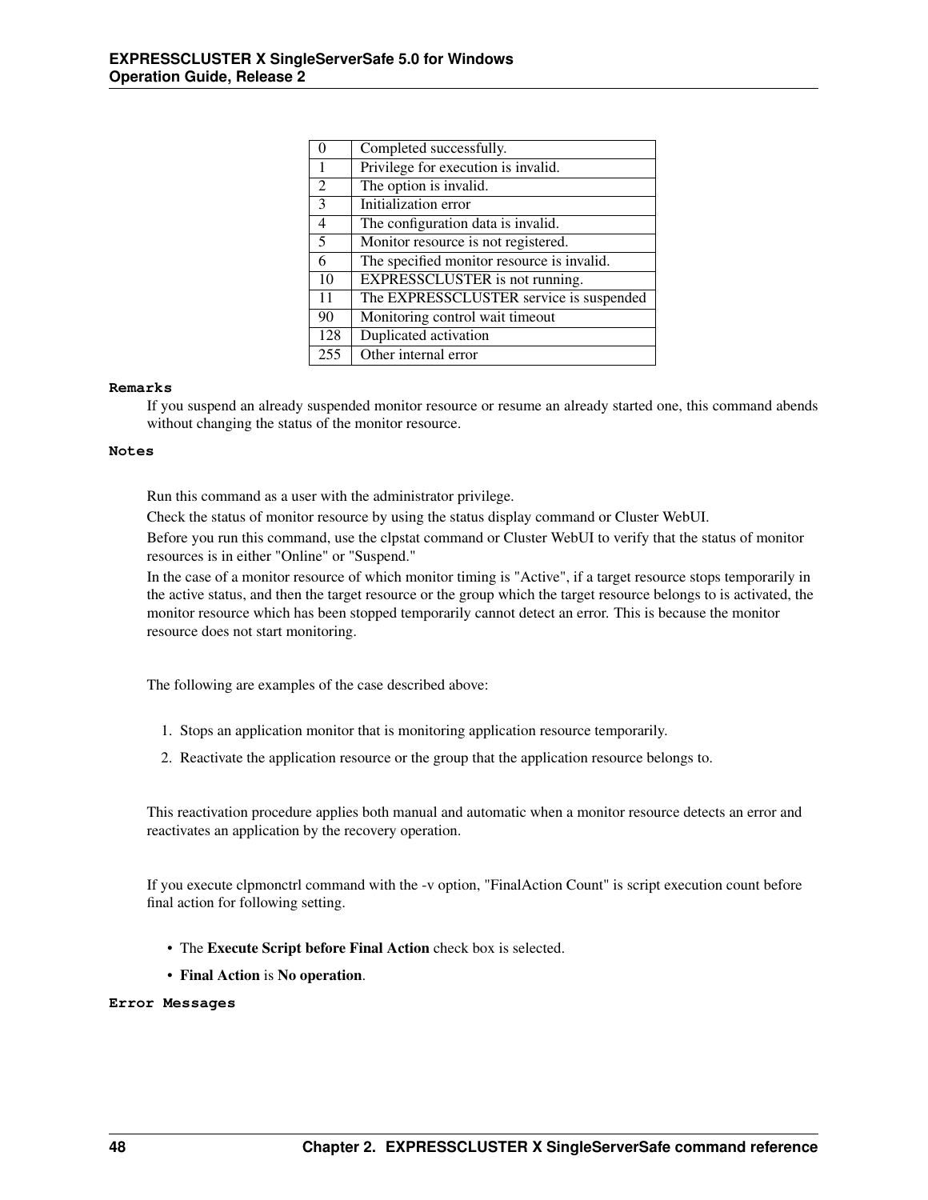| | |
|---|---|
| 0 | Completed successfully. |
| 1 | Privilege for execution is invalid. |
| 2 | The option is invalid. |
| 3 | Initialization error |
| 4 | The configuration data is invalid. |
| 5 | Monitor resource is not registered. |
| 6 | The specified monitor resource is invalid. |
| 10 | EXPRESSCLUSTER is not running. |
| 11 | The EXPRESSCLUSTER service is suspended |
| 90 | Monitoring control wait timeout |
| 128 | Duplicated activation |
| 255 | Other internal error |

**Remarks**

If you suspend an already suspended monitor resource or resume an already started one, this command abends without changing the status of the monitor resource.

**Notes**

Run this command as a user with the administrator privilege.

Check the status of monitor resource by using the status display command or Cluster WebUI.

Before you run this command, use the clpstat command or Cluster WebUI to verify that the status of monitor resources is in either "Online" or "Suspend."

In the case of a monitor resource of which monitor timing is "Active", if a target resource stops temporarily in the active status, and then the target resource or the group which the target resource belongs to is activated, the monitor resource which has been stopped temporarily cannot detect an error. This is because the monitor resource does not start monitoring.

The following are examples of the case described above:

1. Stops an application monitor that is monitoring application resource temporarily.
2. Reactivate the application resource or the group that the application resource belongs to.

This reactivation procedure applies both manual and automatic when a monitor resource detects an error and reactivates an application by the recovery operation.

If you execute clpmonctrl command with the -v option, "FinalAction Count" is script execution count before final action for following setting.

- The **Execute Script before Final Action** check box is selected.
- **Final Action** is **No operation**.

**Error Messages**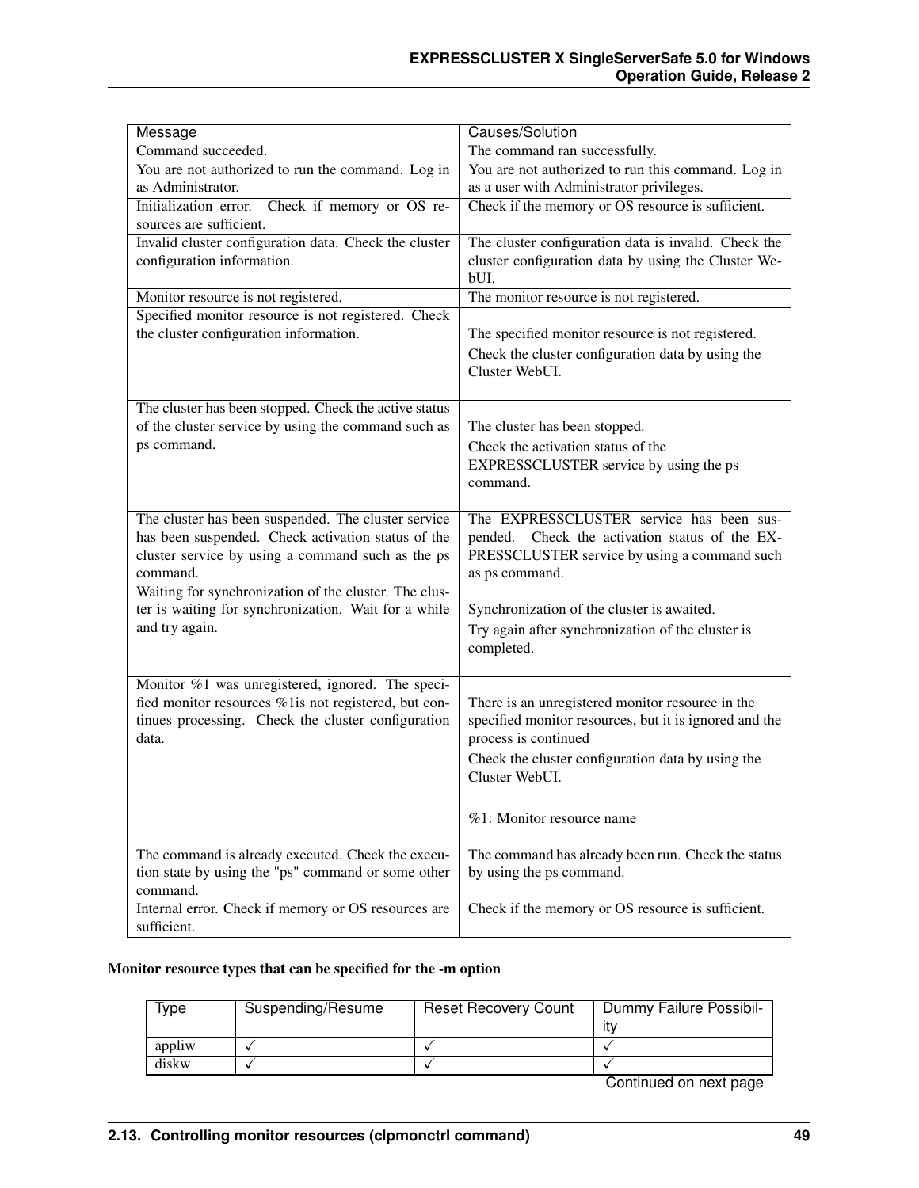| Message | Causes/Solution |
| --- | --- |
| Command succeeded. | The command ran successfully. |
| You are not authorized to run the command. Log in as Administrator. | You are not authorized to run this command. Log in as a user with Administrator privileges. |
| Initialization error. Check if memory or OS resources are sufficient. | Check if the memory or OS resource is sufficient. |
| Invalid cluster configuration data. Check the cluster configuration information. | The cluster configuration data is invalid. Check the cluster configuration data by using the Cluster WebUI. |
| Monitor resource is not registered. | The monitor resource is not registered. |
| Specified monitor resource is not registered. Check the cluster configuration information. | The specified monitor resource is not registered. Check the cluster configuration data by using the Cluster WebUI. |
| The cluster has been stopped. Check the active status of the cluster service by using the command such as ps command. | The cluster has been stopped. Check the activation status of the EXPRESSCLUSTER service by using the ps command. |
| The cluster has been suspended. The cluster service has been suspended. Check activation status of the cluster service by using a command such as the ps command. | The EXPRESSCLUSTER service has been suspended. Check the activation status of the EXPRESSCLUSTER service by using a command such as ps command. |
| Waiting for synchronization of the cluster. The cluster is waiting for synchronization. Wait for a while and try again. | Synchronization of the cluster is awaited. Try again after synchronization of the cluster is completed. |
| Monitor %1 was unregistered, ignored. The specified monitor resources %1is not registered, but continues processing. Check the cluster configuration data. | There is an unregistered monitor resource in the specified monitor resources, but it is ignored and the process is continued Check the cluster configuration data by using the Cluster WebUI. %1: Monitor resource name |
| The command is already executed. Check the execution state by using the "ps" command or some other command. | The command has already been run. Check the status by using the ps command. |
| Internal error. Check if memory or OS resources are sufficient. | Check if the memory or OS resource is sufficient. |

**Monitor resource types that can be specified for the -m option**

| Type | Suspending/Resume | Reset Recovery Count | Dummy Failure Possibility |
| --- | --- | --- | --- |
| appliw | ✓ | ✓ | ✓ |
| diskw | ✓ | ✓ | ✓ |

Continued on next page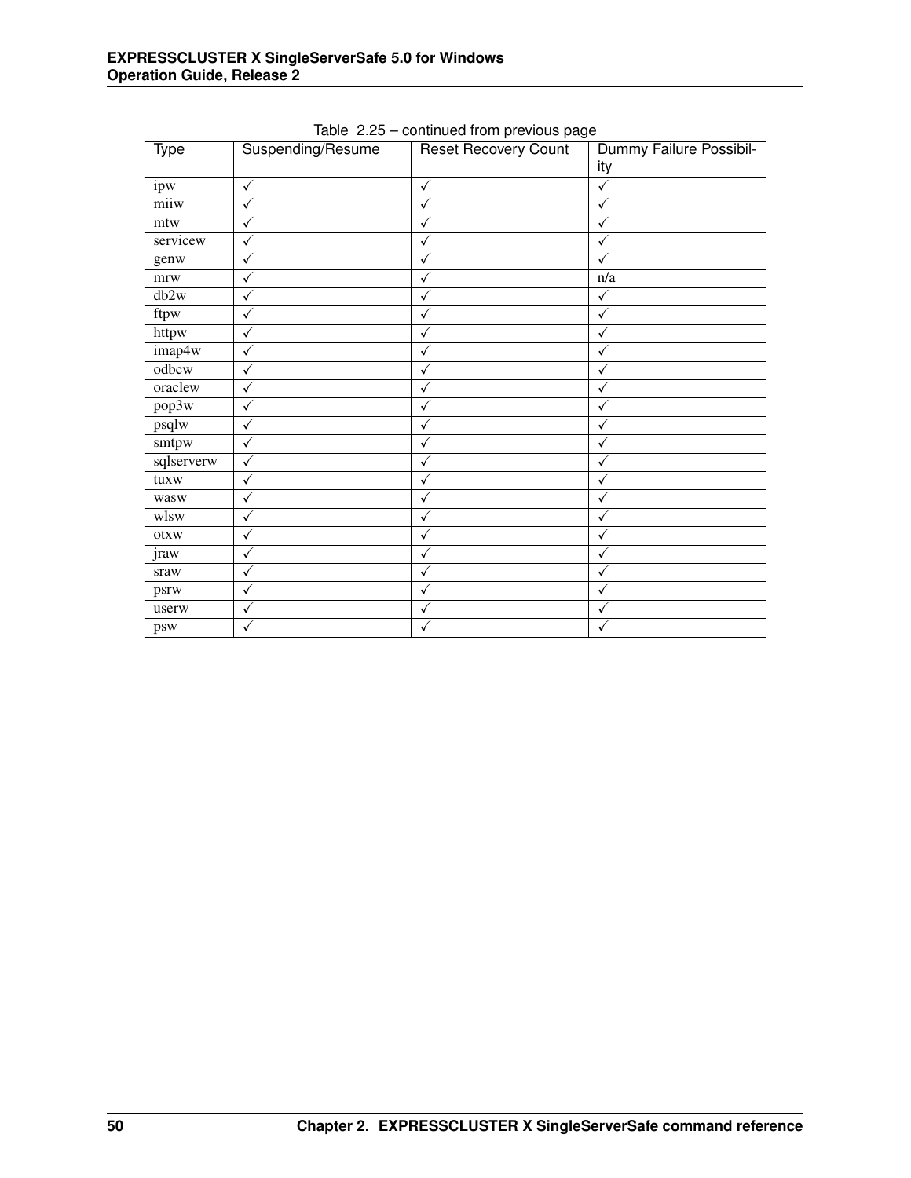Table 2.25 – continued from previous page

| Type | Suspending/Resume | Reset Recovery Count | Dummy Failure Possibility |
|---|---|---|---|
| ipw | ✓ | ✓ | ✓ |
| miiw | ✓ | ✓ | ✓ |
| mtw | ✓ | ✓ | ✓ |
| servicew | ✓ | ✓ | ✓ |
| genw | ✓ | ✓ | ✓ |
| mrw | ✓ | ✓ | n/a |
| db2w | ✓ | ✓ | ✓ |
| ftpw | ✓ | ✓ | ✓ |
| httpw | ✓ | ✓ | ✓ |
| imap4w | ✓ | ✓ | ✓ |
| odbcw | ✓ | ✓ | ✓ |
| oraclew | ✓ | ✓ | ✓ |
| pop3w | ✓ | ✓ | ✓ |
| psqlw | ✓ | ✓ | ✓ |
| smtpw | ✓ | ✓ | ✓ |
| sqlserverw | ✓ | ✓ | ✓ |
| tuxw | ✓ | ✓ | ✓ |
| wasw | ✓ | ✓ | ✓ |
| wlsw | ✓ | ✓ | ✓ |
| otxw | ✓ | ✓ | ✓ |
| jraw | ✓ | ✓ | ✓ |
| sraw | ✓ | ✓ | ✓ |
| psrw | ✓ | ✓ | ✓ |
| userw | ✓ | ✓ | ✓ |
| psw | ✓ | ✓ | ✓ |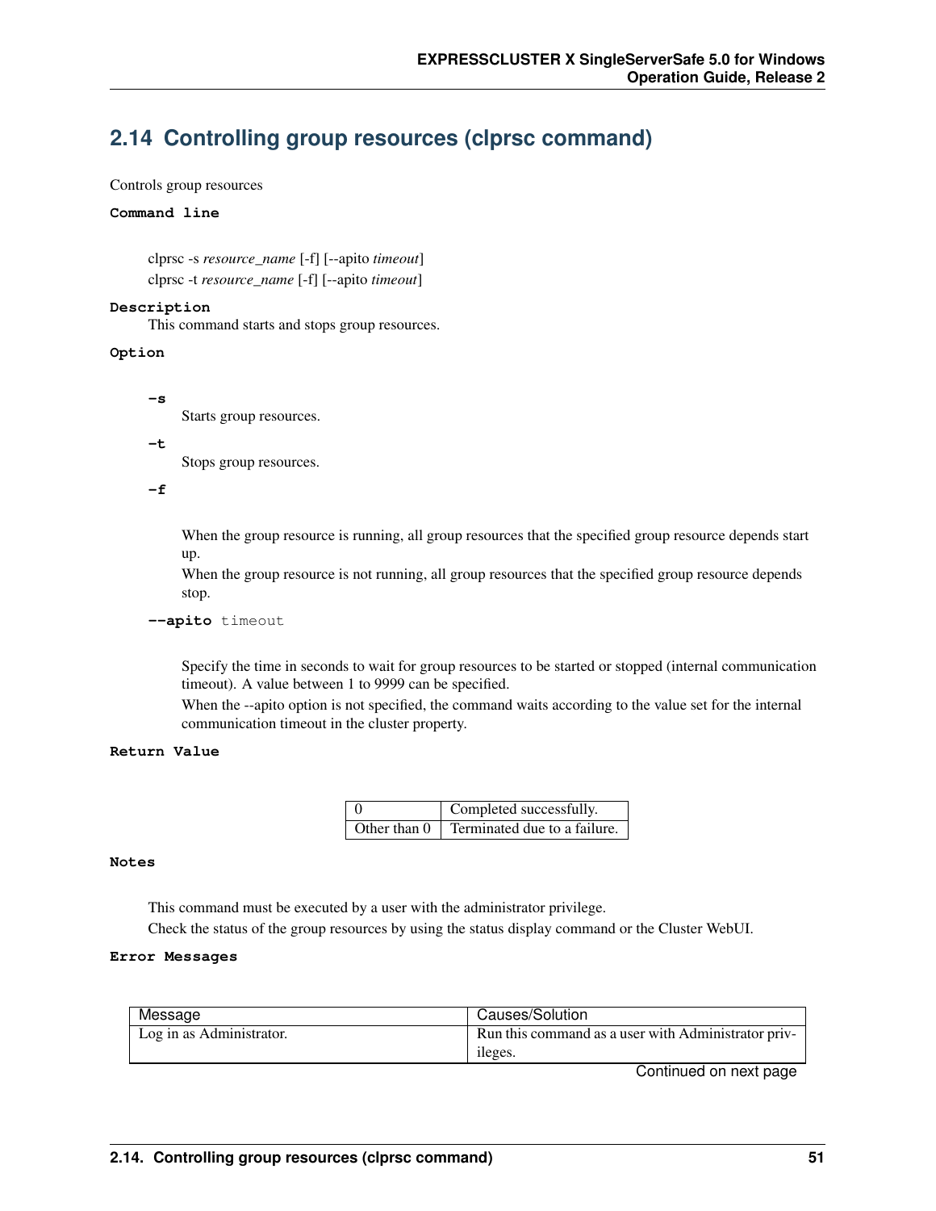## 2.14 Controlling group resources (clprsc command)

Controls group resources

**Command line**

clprsc -s *resource_name* [-f] [--apito *timeout*]
clprsc -t *resource_name* [-f] [--apito *timeout*]

**Description**

This command starts and stops group resources.

**Option**

**-s**

Starts group resources.

**-t**

Stops group resources.

**-f**

When the group resource is running, all group resources that the specified group resource depends start up.
When the group resource is not running, all group resources that the specified group resource depends stop.

**--apito** timeout

Specify the time in seconds to wait for group resources to be started or stopped (internal communication timeout). A value between 1 to 9999 can be specified.
When the --apito option is not specified, the command waits according to the value set for the internal communication timeout in the cluster property.

**Return Value**

| 0 | Completed successfully. |
|---|---|
| Other than 0 | Terminated due to a failure. |

**Notes**

This command must be executed by a user with the administrator privilege.
Check the status of the group resources by using the status display command or the Cluster WebUI.

**Error Messages**

| Message | Causes/Solution |
|---|---|
| Log in as Administrator. | Run this command as a user with Administrator privileges. |

Continued on next page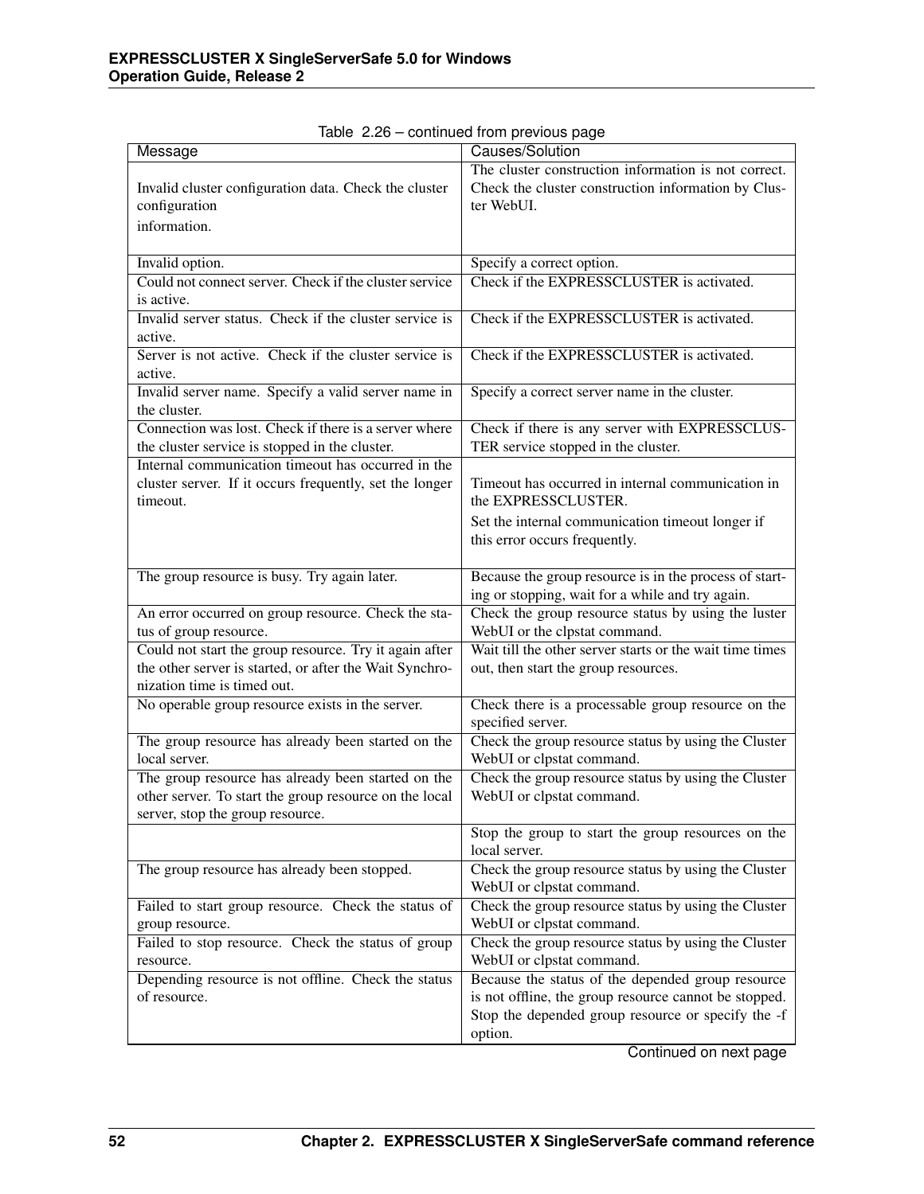Table 2.26 – continued from previous page

| Message | Causes/Solution |
| --- | --- |
| Invalid cluster configuration data. Check the cluster configuration information. | The cluster construction information is not correct. Check the cluster construction information by Cluster WebUI. |
| Invalid option. | Specify a correct option. |
| Could not connect server. Check if the cluster service is active. | Check if the EXPRESSCLUSTER is activated. |
| Invalid server status. Check if the cluster service is active. | Check if the EXPRESSCLUSTER is activated. |
| Server is not active. Check if the cluster service is active. | Check if the EXPRESSCLUSTER is activated. |
| Invalid server name. Specify a valid server name in the cluster. | Specify a correct server name in the cluster. |
| Connection was lost. Check if there is a server where the cluster service is stopped in the cluster. | Check if there is any server with EXPRESSCLUSTER service stopped in the cluster. |
| Internal communication timeout has occurred in the cluster server. If it occurs frequently, set the longer timeout. | Timeout has occurred in internal communication in the EXPRESSCLUSTER. Set the internal communication timeout longer if this error occurs frequently. |
| The group resource is busy. Try again later. | Because the group resource is in the process of starting or stopping, wait for a while and try again. |
| An error occurred on group resource. Check the status of group resource. | Check the group resource status by using the luster WebUI or the clpstat command. |
| Could not start the group resource. Try it again after the other server is started, or after the Wait Synchronization time is timed out. | Wait till the other server starts or the wait time times out, then start the group resources. |
| No operable group resource exists in the server. | Check there is a processable group resource on the specified server. |
| The group resource has already been started on the local server. | Check the group resource status by using the Cluster WebUI or clpstat command. |
| The group resource has already been started on the other server. To start the group resource on the local server, stop the group resource. | Check the group resource status by using the Cluster WebUI or clpstat command. |
| | Stop the group to start the group resources on the local server. |
| The group resource has already been stopped. | Check the group resource status by using the Cluster WebUI or clpstat command. |
| Failed to start group resource. Check the status of group resource. | Check the group resource status by using the Cluster WebUI or clpstat command. |
| Failed to stop resource. Check the status of group resource. | Check the group resource status by using the Cluster WebUI or clpstat command. |
| Depending resource is not offline. Check the status of resource. | Because the status of the depended group resource is not offline, the group resource cannot be stopped. Stop the depended group resource or specify the -f option. |

Continued on next page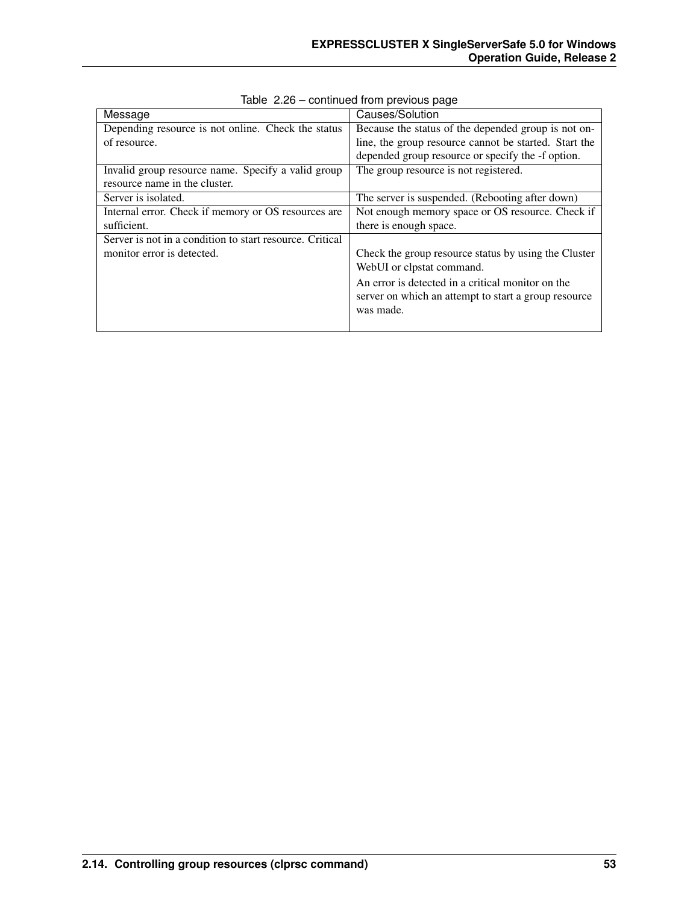Table 2.26 – continued from previous page

| Message | Causes/Solution |
|---|---|
| Depending resource is not online. Check the status of resource. | Because the status of the depended group is not online, the group resource cannot be started. Start the depended group resource or specify the -f option. |
| Invalid group resource name. Specify a valid group resource name in the cluster. | The group resource is not registered. |
| Server is isolated. | The server is suspended. (Rebooting after down) |
| Internal error. Check if memory or OS resources are sufficient. | Not enough memory space or OS resource. Check if there is enough space. |
| Server is not in a condition to start resource. Critical monitor error is detected. | Check the group resource status by using the Cluster WebUI or clpstat command. An error is detected in a critical monitor on the server on which an attempt to start a group resource was made. |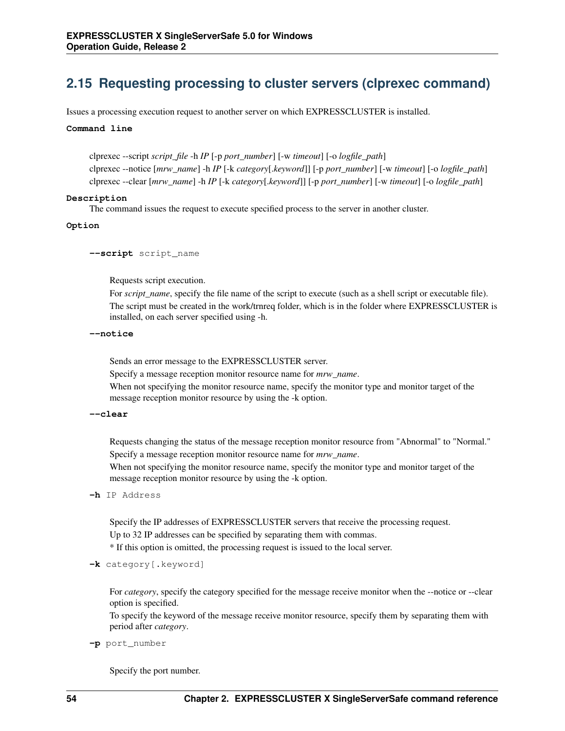## 2.15 Requesting processing to cluster servers (clprexec command)

Issues a processing execution request to another server on which EXPRESSCLUSTER is installed.

**Command line**

clprexec --script *script_file* -h *IP* [-p *port_number*] [-w *timeout*] [-o *logfile_path*]
clprexec --notice [*mrw_name*] -h *IP* [-k *category*[*.keyword*]] [-p *port_number*] [-w *timeout*] [-o *logfile_path*]
clprexec --clear [*mrw_name*] -h *IP* [-k *category*[*.keyword*]] [-p *port_number*] [-w *timeout*] [-o *logfile_path*]

**Description**

The command issues the request to execute specified process to the server in another cluster.

**Option**

**--script** script_name

Requests script execution.
For *script_name*, specify the file name of the script to execute (such as a shell script or executable file).
The script must be created in the work/trnreq folder, which is in the folder where EXPRESSCLUSTER is installed, on each server specified using -h.

**--notice**

Sends an error message to the EXPRESSCLUSTER server.
Specify a message reception monitor resource name for *mrw_name*.
When not specifying the monitor resource name, specify the monitor type and monitor target of the message reception monitor resource by using the -k option.

**--clear**

Requests changing the status of the message reception monitor resource from "Abnormal" to "Normal."
Specify a message reception monitor resource name for *mrw_name*.
When not specifying the monitor resource name, specify the monitor type and monitor target of the message reception monitor resource by using the -k option.

**-h** IP Address

Specify the IP addresses of EXPRESSCLUSTER servers that receive the processing request.
Up to 32 IP addresses can be specified by separating them with commas.
* If this option is omitted, the processing request is issued to the local server.

**-k** category[.keyword]

For *category*, specify the category specified for the message receive monitor when the --notice or --clear option is specified.
To specify the keyword of the message receive monitor resource, specify them by separating them with period after *category*.

**-p** port_number

Specify the port number.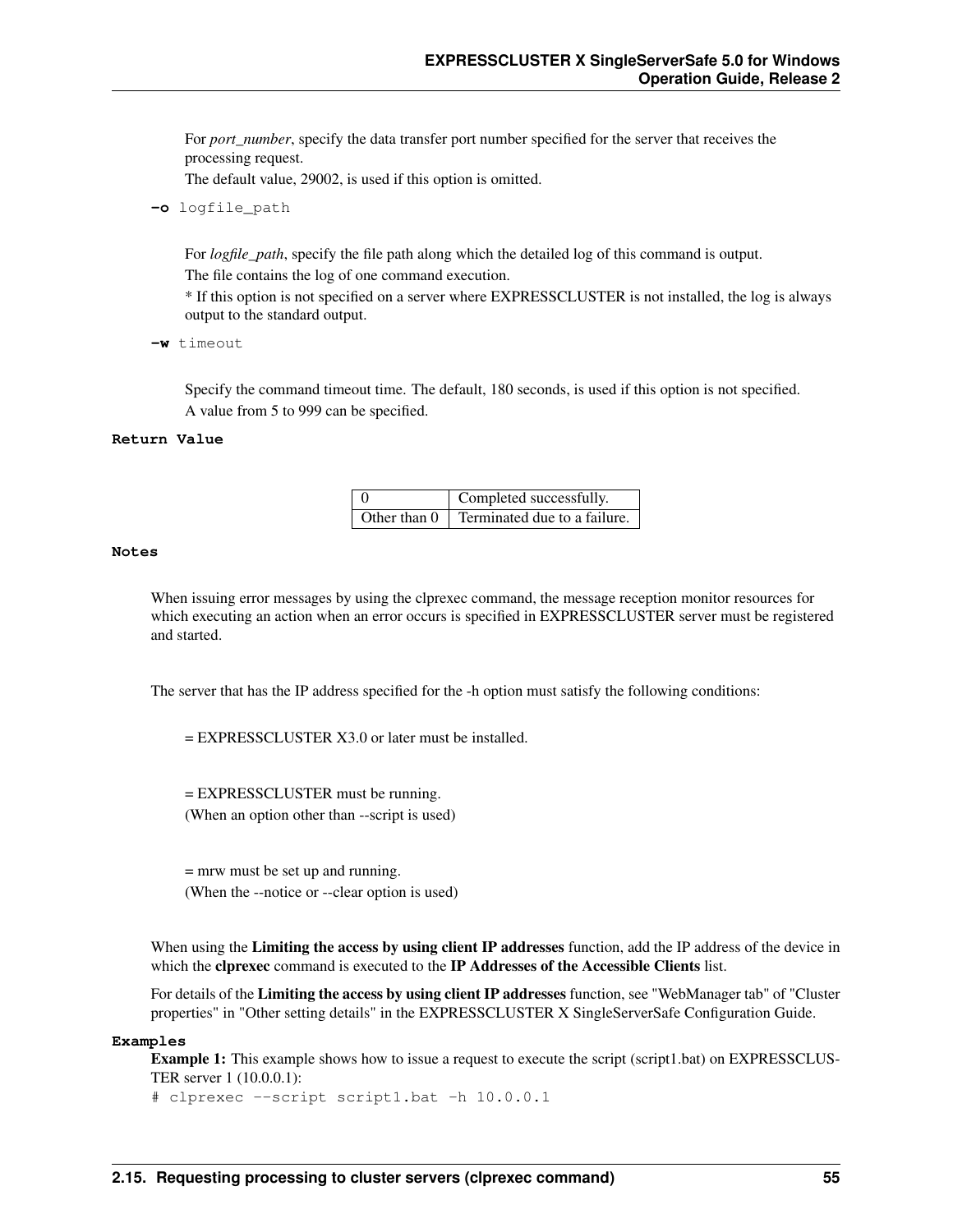For *port_number*, specify the data transfer port number specified for the server that receives the processing request.

The default value, 29002, is used if this option is omitted.

**-o** logfile_path

For *logfile_path*, specify the file path along which the detailed log of this command is output.

The file contains the log of one command execution.

* If this option is not specified on a server where EXPRESSCLUSTER is not installed, the log is always output to the standard output.

**-w** timeout

Specify the command timeout time. The default, 180 seconds, is used if this option is not specified.

A value from 5 to 999 can be specified.

**Return Value**

| | |
|---|---|
| 0 | Completed successfully. |
| Other than 0 | Terminated due to a failure. |

**Notes**

When issuing error messages by using the clprexec command, the message reception monitor resources for which executing an action when an error occurs is specified in EXPRESSCLUSTER server must be registered and started.

The server that has the IP address specified for the -h option must satisfy the following conditions:

= EXPRESSCLUSTER X3.0 or later must be installed.

= EXPRESSCLUSTER must be running.
(When an option other than --script is used)

= mrw must be set up and running.
(When the --notice or --clear option is used)

When using the **Limiting the access by using client IP addresses** function, add the IP address of the device in which the **clprexec** command is executed to the **IP Addresses of the Accessible Clients** list.

For details of the **Limiting the access by using client IP addresses** function, see "WebManager tab" of "Cluster properties" in "Other setting details" in the EXPRESSCLUSTER X SingleServerSafe Configuration Guide.

**Examples**

**Example 1:** This example shows how to issue a request to execute the script (script1.bat) on EXPRESSCLUSTER server 1 (10.0.0.1):

```
# clprexec --script script1.bat -h 10.0.0.1
```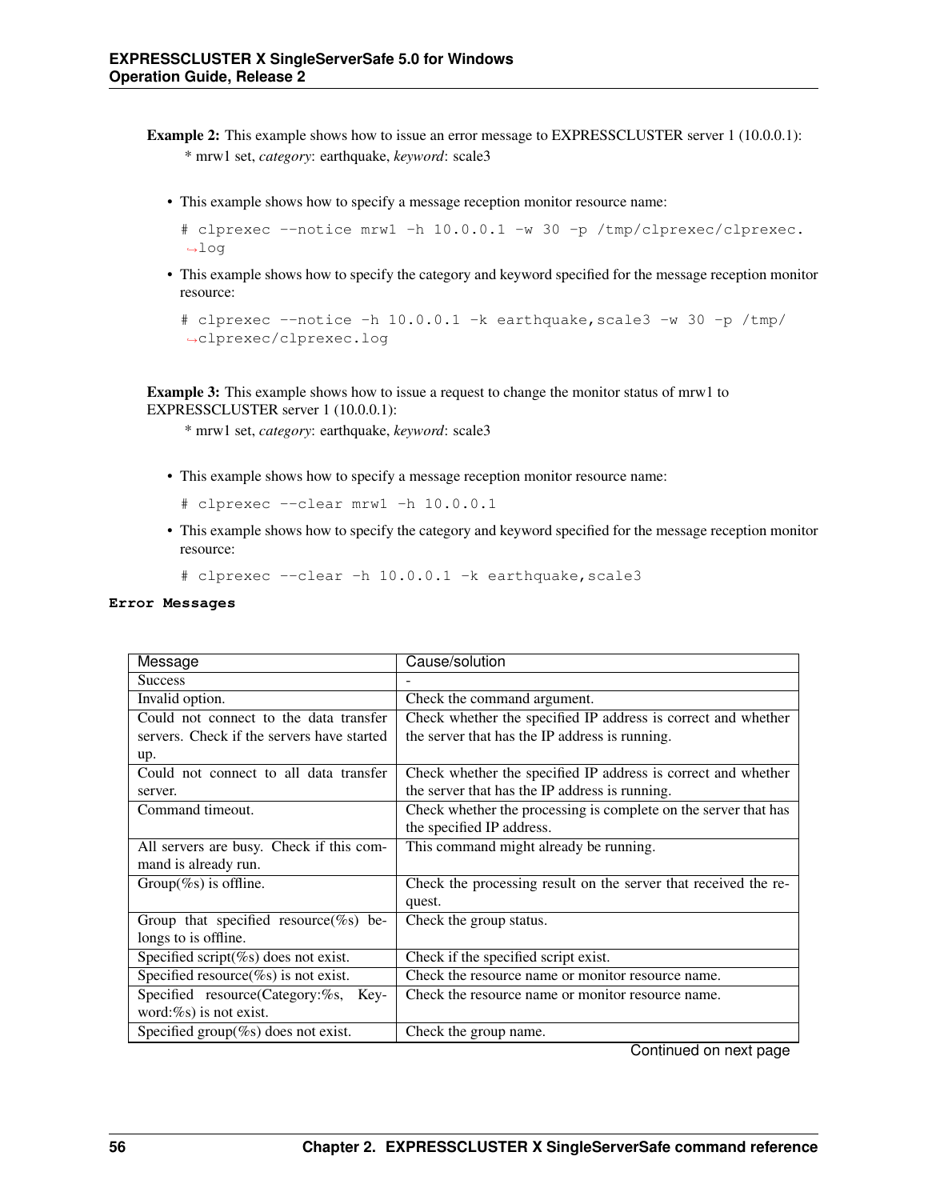**Example 2:** This example shows how to issue an error message to EXPRESSCLUSTER server 1 (10.0.0.1):

 * mrw1 set, *category*: earthquake, *keyword*: scale3

- This example shows how to specify a message reception monitor resource name:

```
# clprexec --notice mrw1 -h 10.0.0.1 -w 30 -p /tmp/clprexec/clprexec.log
```

- This example shows how to specify the category and keyword specified for the message reception monitor resource:

```
# clprexec --notice -h 10.0.0.1 -k earthquake,scale3 -w 30 -p /tmp/clprexec/clprexec.log
```

**Example 3:** This example shows how to issue a request to change the monitor status of mrw1 to EXPRESSCLUSTER server 1 (10.0.0.1):

 * mrw1 set, *category*: earthquake, *keyword*: scale3

- This example shows how to specify a message reception monitor resource name:

```
# clprexec --clear mrw1 -h 10.0.0.1
```

- This example shows how to specify the category and keyword specified for the message reception monitor resource:

```
# clprexec --clear -h 10.0.0.1 -k earthquake,scale3
```

**Error Messages**

| Message | Cause/solution |
| --- | --- |
| Success | - |
| Invalid option. | Check the command argument. |
| Could not connect to the data transfer servers. Check if the servers have started up. | Check whether the specified IP address is correct and whether the server that has the IP address is running. |
| Could not connect to all data transfer server. | Check whether the specified IP address is correct and whether the server that has the IP address is running. |
| Command timeout. | Check whether the processing is complete on the server that has the specified IP address. |
| All servers are busy. Check if this command is already run. | This command might already be running. |
| Group(%s) is offline. | Check the processing result on the server that received the request. |
| Group that specified resource(%s) belongs to is offline. | Check the group status. |
| Specified script(%s) does not exist. | Check if the specified script exist. |
| Specified resource(%s) is not exist. | Check the resource name or monitor resource name. |
| Specified resource(Category:%s, Keyword:%s) is not exist. | Check the resource name or monitor resource name. |
| Specified group(%s) does not exist. | Check the group name. |

Continued on next page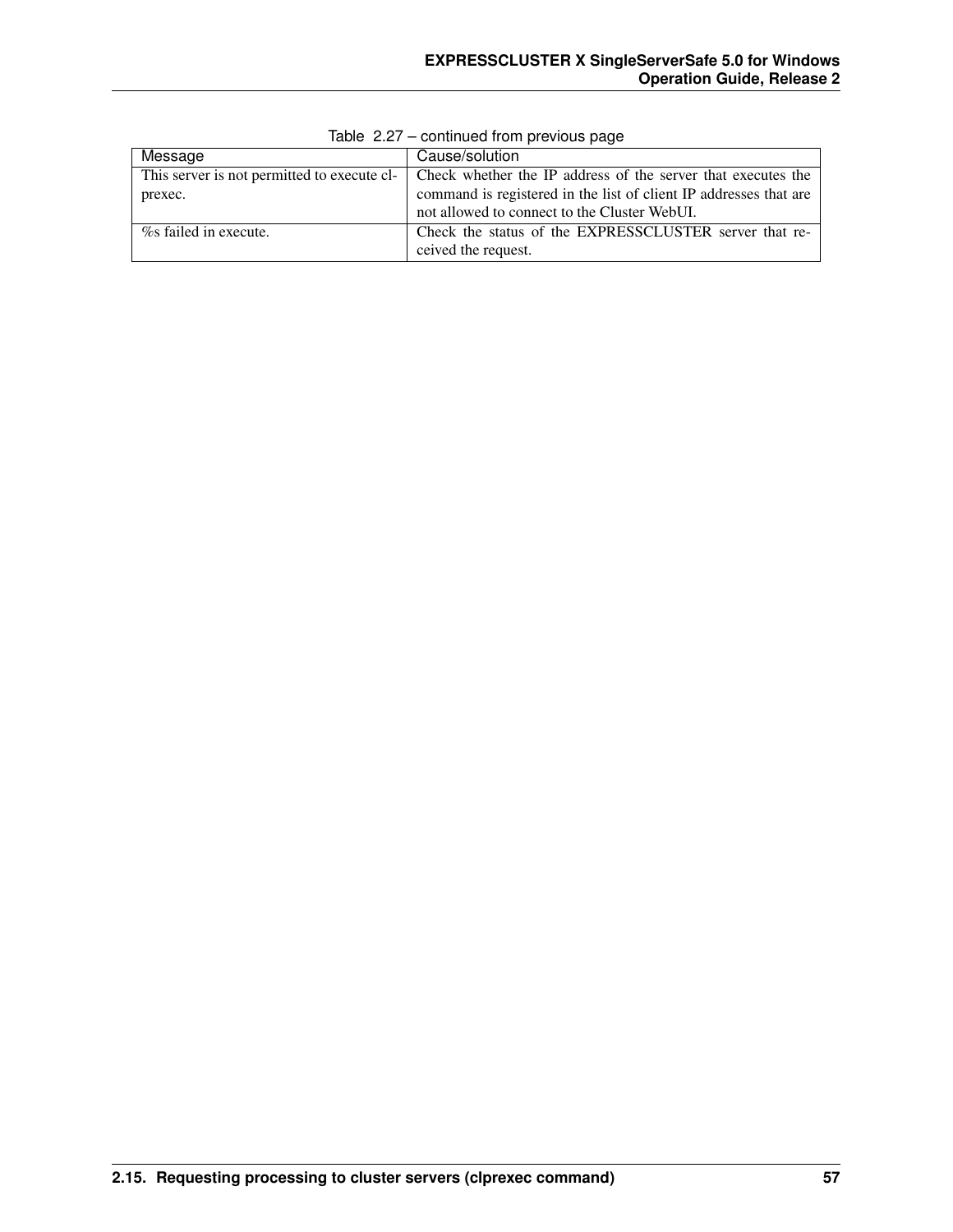Table 2.27 – continued from previous page

| Message | Cause/solution |
| --- | --- |
| This server is not permitted to execute clprexec. | Check whether the IP address of the server that executes the command is registered in the list of client IP addresses that are not allowed to connect to the Cluster WebUI. |
| %s failed in execute. | Check the status of the EXPRESSCLUSTER server that received the request. |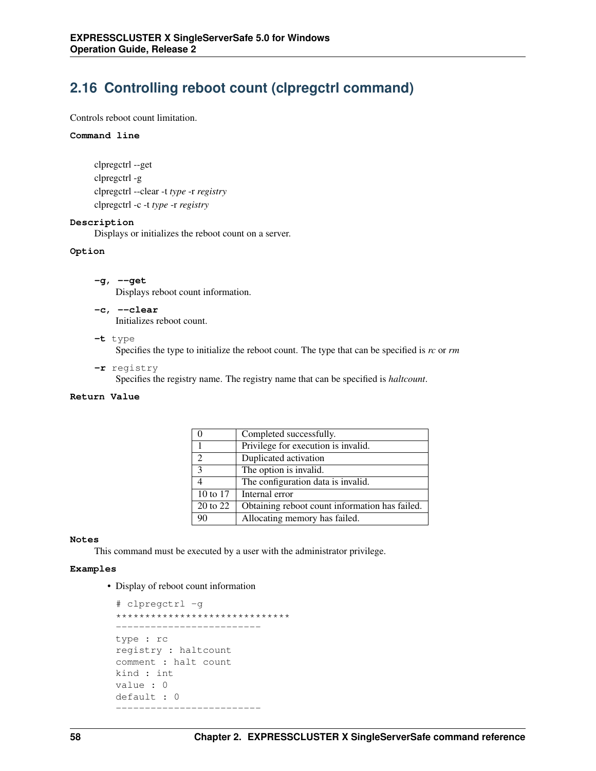## 2.16 Controlling reboot count (clpregctrl command)

Controls reboot count limitation.

**Command line**

clpregctrl --get
clpregctrl -g
clpregctrl --clear -t *type* -r *registry*
clpregctrl -c -t *type* -r *registry*

**Description**

Displays or initializes the reboot count on a server.

**Option**

**-g, --get**
Displays reboot count information.

**-c, --clear**
Initializes reboot count.

**-t** type
Specifies the type to initialize the reboot count. The type that can be specified is *rc* or *rm*

**-r** registry
Specifies the registry name. The registry name that can be specified is *haltcount*.

**Return Value**

| | |
|---|---|
| 0 | Completed successfully. |
| 1 | Privilege for execution is invalid. |
| 2 | Duplicated activation |
| 3 | The option is invalid. |
| 4 | The configuration data is invalid. |
| 10 to 17 | Internal error |
| 20 to 22 | Obtaining reboot count information has failed. |
| 90 | Allocating memory has failed. |

**Notes**

This command must be executed by a user with the administrator privilege.

**Examples**

- Display of reboot count information

```
# clpregctrl -g
******************************
-------------------------
type : rc
registry : haltcount
comment : halt count
kind : int
value : 0
default : 0
-------------------------
```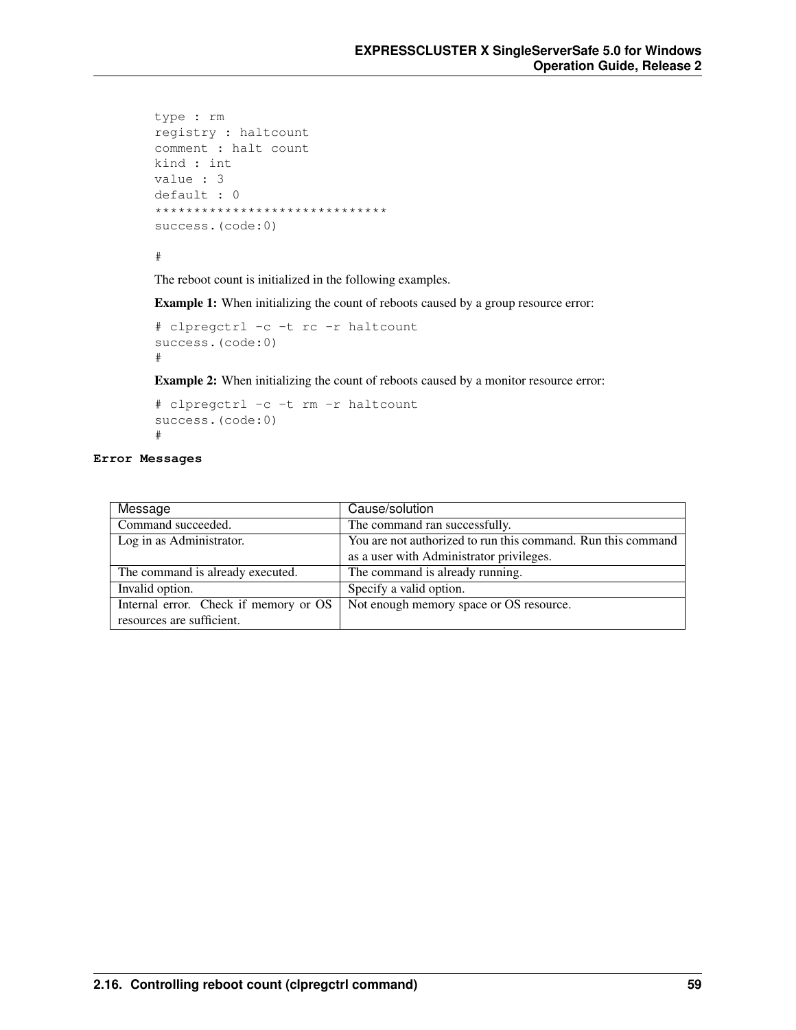```
type : rm
registry : haltcount
comment : halt count
kind : int
value : 3
default : 0
******************************
success.(code:0)

#
```

The reboot count is initialized in the following examples.

**Example 1:** When initializing the count of reboots caused by a group resource error:

```
# clpregctrl -c -t rc -r haltcount
success.(code:0)
#
```

**Example 2:** When initializing the count of reboots caused by a monitor resource error:

```
# clpregctrl -c -t rm -r haltcount
success.(code:0)
#
```

**Error Messages**

| Message | Cause/solution |
|---|---|
| Command succeeded. | The command ran successfully. |
| Log in as Administrator. | You are not authorized to run this command. Run this command as a user with Administrator privileges. |
| The command is already executed. | The command is already running. |
| Invalid option. | Specify a valid option. |
| Internal error. Check if memory or OS resources are sufficient. | Not enough memory space or OS resource. |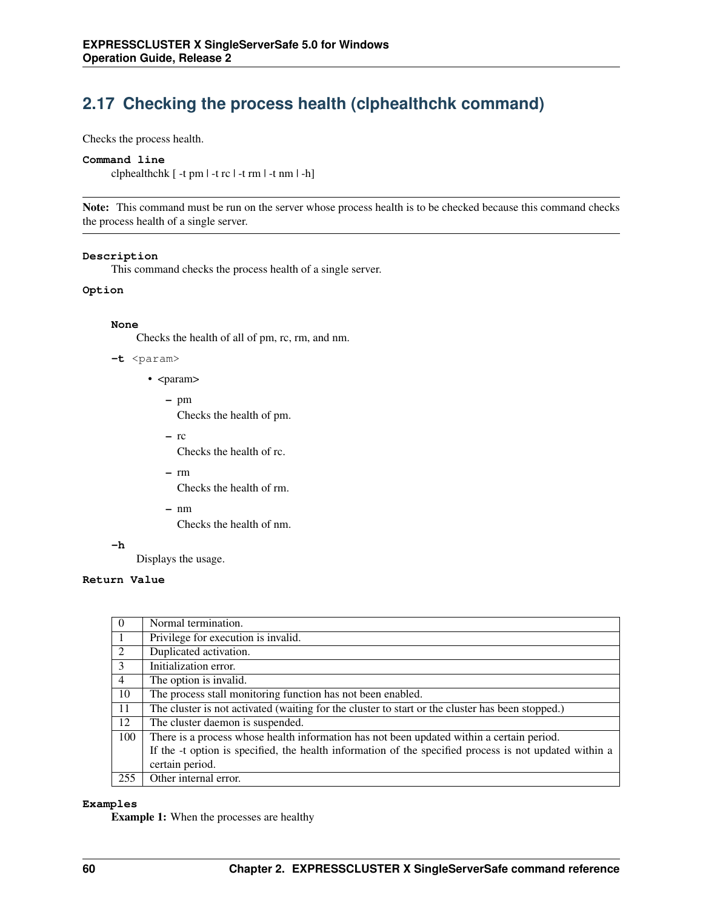## 2.17 Checking the process health (clphealthchk command)

Checks the process health.

**Command line**

clphealthchk [ -t pm | -t rc | -t rm | -t nm | -h]

**Note:** This command must be run on the server whose process health is to be checked because this command checks the process health of a single server.

**Description**

This command checks the process health of a single server.

**Option**

**None**

Checks the health of all of pm, rc, rm, and nm.

**-t** <param>

- <param>
  - pm
    Checks the health of pm.
  - rc
    Checks the health of rc.
  - rm
    Checks the health of rm.
  - nm
    Checks the health of nm.

**-h**

Displays the usage.

**Return Value**

| | |
|---|---|
| 0 | Normal termination. |
| 1 | Privilege for execution is invalid. |
| 2 | Duplicated activation. |
| 3 | Initialization error. |
| 4 | The option is invalid. |
| 10 | The process stall monitoring function has not been enabled. |
| 11 | The cluster is not activated (waiting for the cluster to start or the cluster has been stopped.) |
| 12 | The cluster daemon is suspended. |
| 100 | There is a process whose health information has not been updated within a certain period.<br>If the -t option is specified, the health information of the specified process is not updated within a certain period. |
| 255 | Other internal error. |

**Examples**

**Example 1:** When the processes are healthy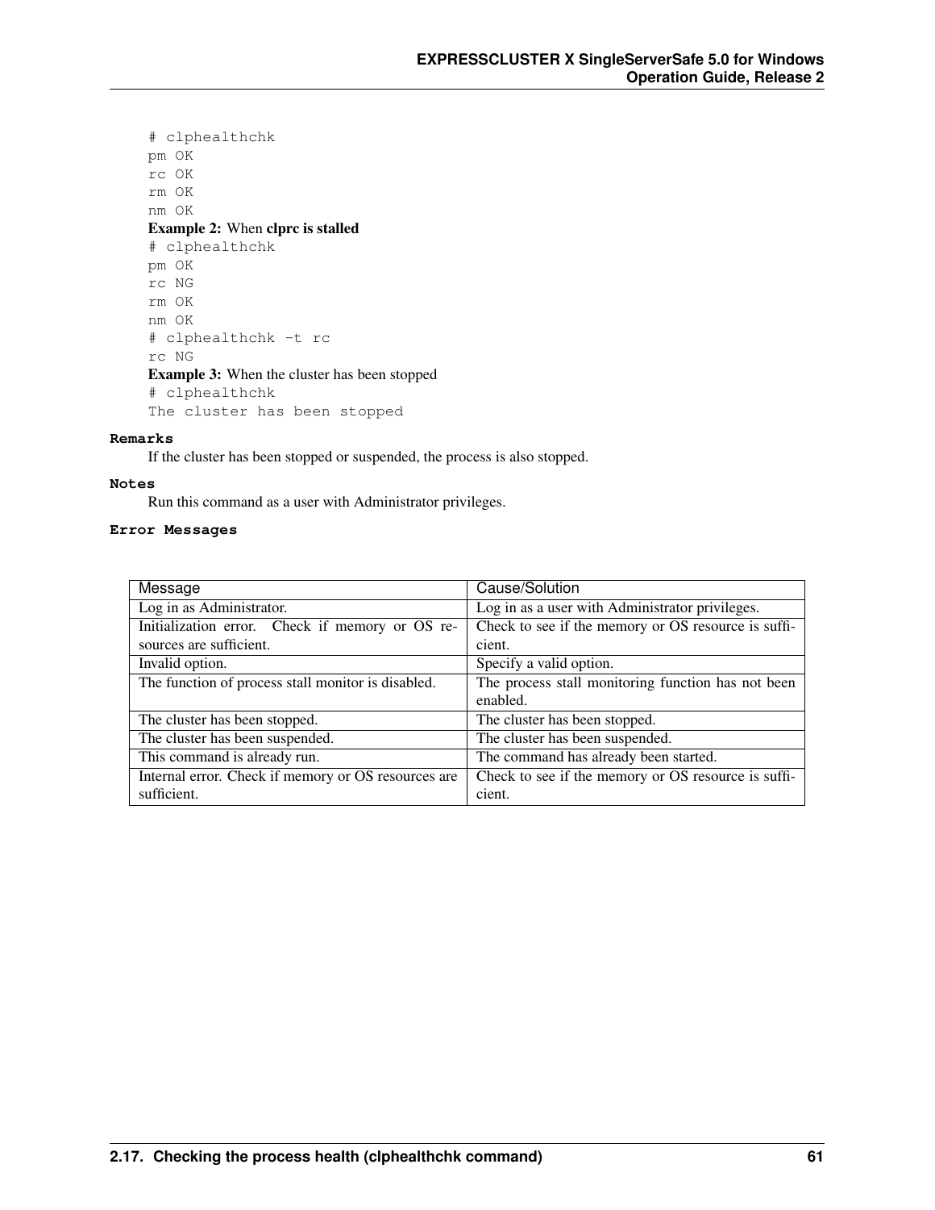```
# clphealthchk
pm OK
rc OK
rm OK
nm OK
```

**Example 2:** When **clprc is stalled**

```
# clphealthchk
pm OK
rc NG
rm OK
nm OK
# clphealthchk -t rc
rc NG
```

**Example 3:** When the cluster has been stopped

```
# clphealthchk
The cluster has been stopped
```

**Remarks**

If the cluster has been stopped or suspended, the process is also stopped.

**Notes**

Run this command as a user with Administrator privileges.

**Error Messages**

| Message | Cause/Solution |
| --- | --- |
| Log in as Administrator. | Log in as a user with Administrator privileges. |
| Initialization error. Check if memory or OS resources are sufficient. | Check to see if the memory or OS resource is sufficient. |
| Invalid option. | Specify a valid option. |
| The function of process stall monitor is disabled. | The process stall monitoring function has not been enabled. |
| The cluster has been stopped. | The cluster has been stopped. |
| The cluster has been suspended. | The cluster has been suspended. |
| This command is already run. | The command has already been started. |
| Internal error. Check if memory or OS resources are sufficient. | Check to see if the memory or OS resource is sufficient. |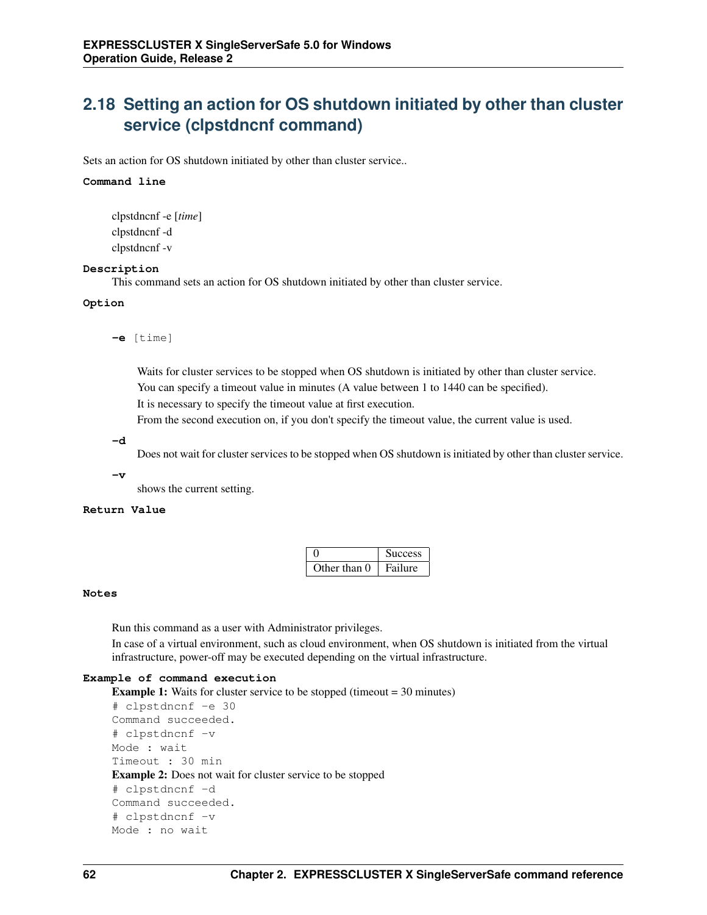## 2.18 Setting an action for OS shutdown initiated by other than cluster service (clpstdncnf command)

Sets an action for OS shutdown initiated by other than cluster service..

**Command line**

clpstdncnf -e [*time*]
clpstdncnf -d
clpstdncnf -v

**Description**

This command sets an action for OS shutdown initiated by other than cluster service.

**Option**

**-e** [time]

Waits for cluster services to be stopped when OS shutdown is initiated by other than cluster service.
You can specify a timeout value in minutes (A value between 1 to 1440 can be specified).
It is necessary to specify the timeout value at first execution.
From the second execution on, if you don't specify the timeout value, the current value is used.

**-d**

Does not wait for cluster services to be stopped when OS shutdown is initiated by other than cluster service.

**-v**

shows the current setting.

**Return Value**

| | |
|---|---|
| 0 | Success |
| Other than 0 | Failure |

**Notes**

Run this command as a user with Administrator privileges.

In case of a virtual environment, such as cloud environment, when OS shutdown is initiated from the virtual infrastructure, power-off may be executed depending on the virtual infrastructure.

**Example of command execution**

**Example 1:** Waits for cluster service to be stopped (timeout = 30 minutes)

```
# clpstdncnf -e 30
Command succeeded.
# clpstdncnf -v
Mode : wait
Timeout : 30 min
```

**Example 2:** Does not wait for cluster service to be stopped

```
# clpstdncnf -d
Command succeeded.
# clpstdncnf -v
Mode : no wait
```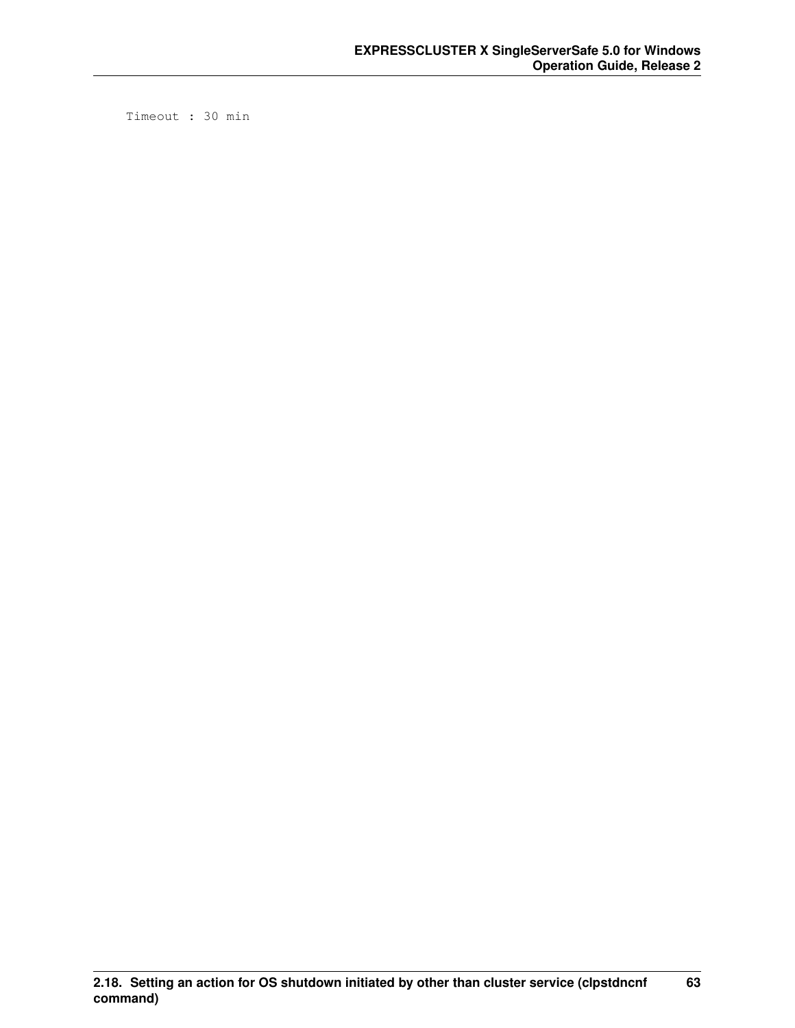```
Timeout : 30 min
```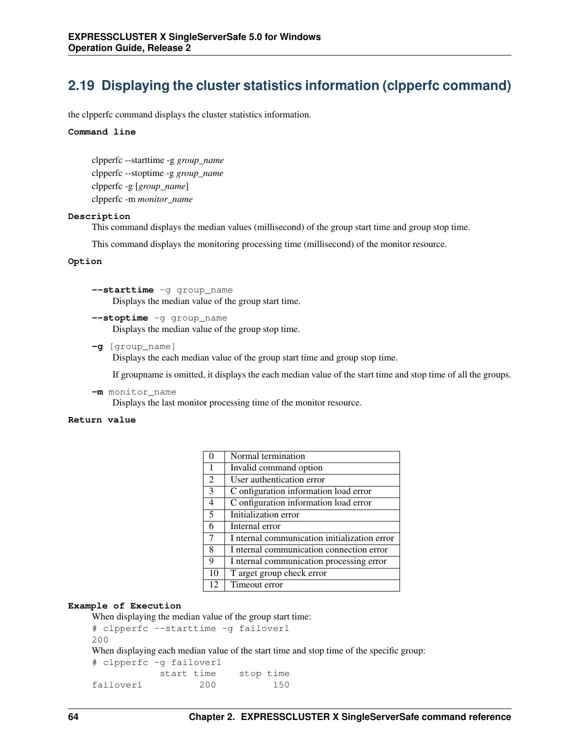## 2.19 Displaying the cluster statistics information (clpperfc command)

the clpperfc command displays the cluster statistics information.

**Command line**

clpperfc --starttime -g *group_name*
clpperfc --stoptime -g *group_name*
clpperfc -g [*group_name*]
clpperfc -m *monitor_name*

**Description**

This command displays the median values (millisecond) of the group start time and group stop time.

This command displays the monitoring processing time (millisecond) of the monitor resource.

**Option**

**--starttime** -g group_name
Displays the median value of the group start time.

**--stoptime** -g group_name
Displays the median value of the group stop time.

**-g** [group_name]
Displays the each median value of the group start time and group stop time.

If groupname is omitted, it displays the each median value of the start time and stop time of all the groups.

**-m** monitor_name
Displays the last monitor processing time of the monitor resource.

**Return value**

| | |
|---|---|
| 0 | Normal termination |
| 1 | Invalid command option |
| 2 | User authentication error |
| 3 | C onfiguration information load error |
| 4 | C onfiguration information load error |
| 5 | Initialization error |
| 6 | Internal error |
| 7 | I nternal communication initialization error |
| 8 | I nternal communication connection error |
| 9 | I nternal communication processing error |
| 10 | T arget group check error |
| 12 | Timeout error |

**Example of Execution**

When displaying the median value of the group start time:

```
# clpperfc --starttime -g failover1
200
```

When displaying each median value of the start time and stop time of the specific group:

```
# clpperfc -g failover1
           start time    stop time
failover1         200          150
```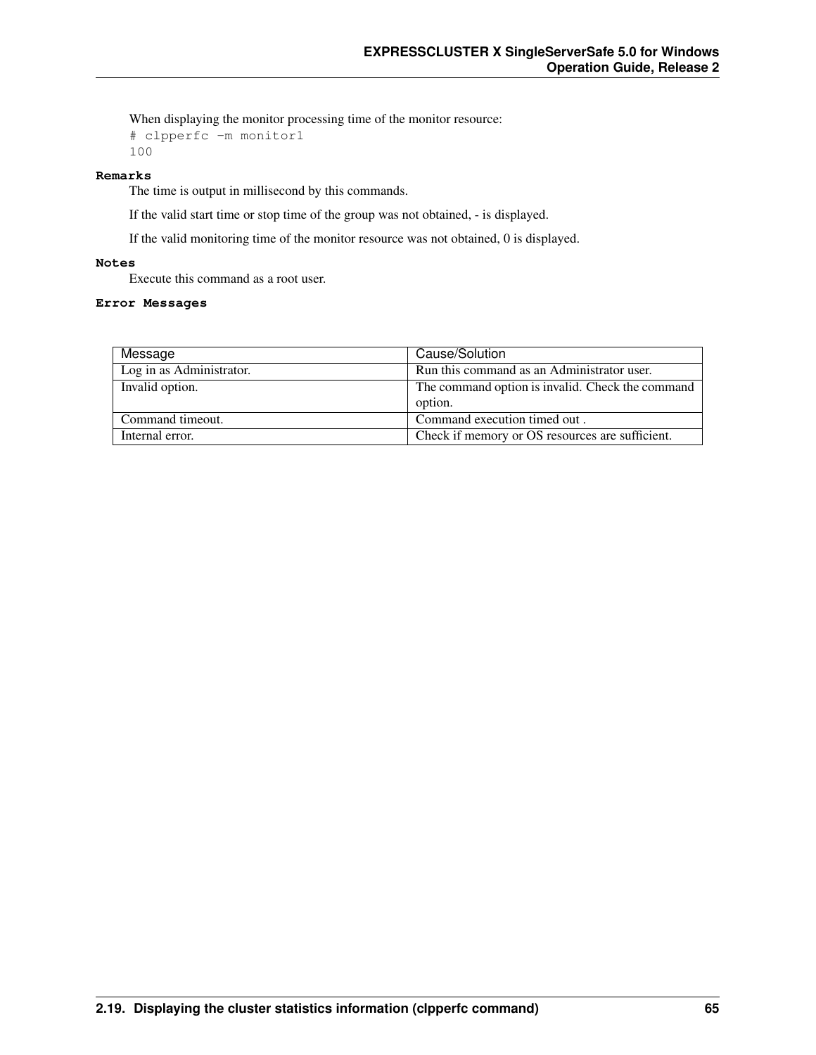When displaying the monitor processing time of the monitor resource:

```
# clpperfc -m monitor1
100
```

**Remarks**

The time is output in millisecond by this commands.

If the valid start time or stop time of the group was not obtained, - is displayed.

If the valid monitoring time of the monitor resource was not obtained, 0 is displayed.

**Notes**

Execute this command as a root user.

**Error Messages**

| Message | Cause/Solution |
| --- | --- |
| Log in as Administrator. | Run this command as an Administrator user. |
| Invalid option. | The command option is invalid. Check the command option. |
| Command timeout. | Command execution timed out . |
| Internal error. | Check if memory or OS resources are sufficient. |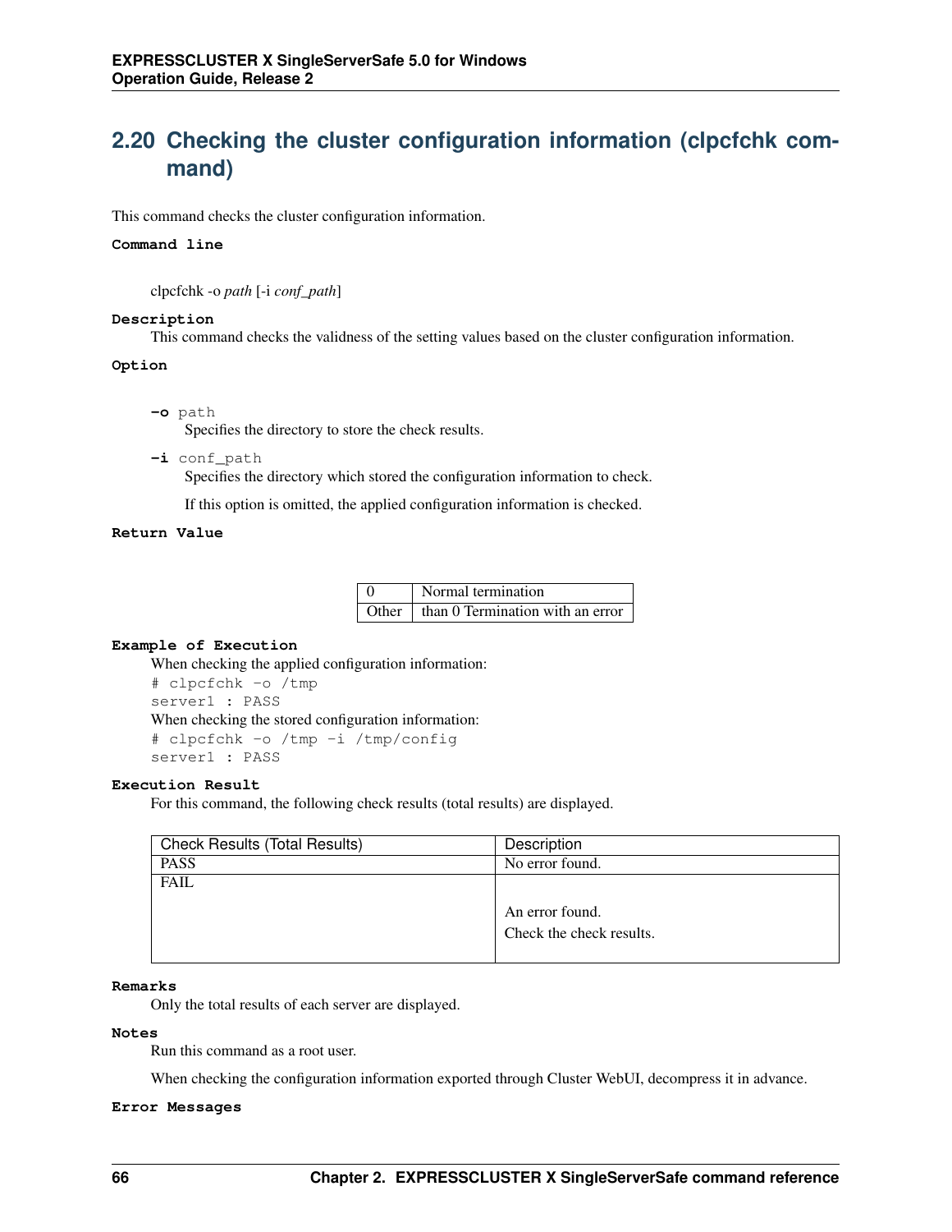## 2.20 Checking the cluster configuration information (clpcfchk command)

This command checks the cluster configuration information.

**Command line**

clpcfchk -o *path* [-i *conf_path*]

**Description**

This command checks the validness of the setting values based on the cluster configuration information.

**Option**

**-o** path
Specifies the directory to store the check results.

**-i** conf_path
Specifies the directory which stored the configuration information to check.

If this option is omitted, the applied configuration information is checked.

**Return Value**

| 0 | Normal termination |
|---|---|
| Other | than 0 Termination with an error |

**Example of Execution**

When checking the applied configuration information:

```
# clpcfchk -o /tmp
server1 : PASS
```

When checking the stored configuration information:

```
# clpcfchk -o /tmp -i /tmp/config
server1 : PASS
```

**Execution Result**

For this command, the following check results (total results) are displayed.

| Check Results (Total Results) | Description |
|---|---|
| PASS | No error found. |
| FAIL | An error found.<br>Check the check results. |

**Remarks**

Only the total results of each server are displayed.

**Notes**

Run this command as a root user.

When checking the configuration information exported through Cluster WebUI, decompress it in advance.

**Error Messages**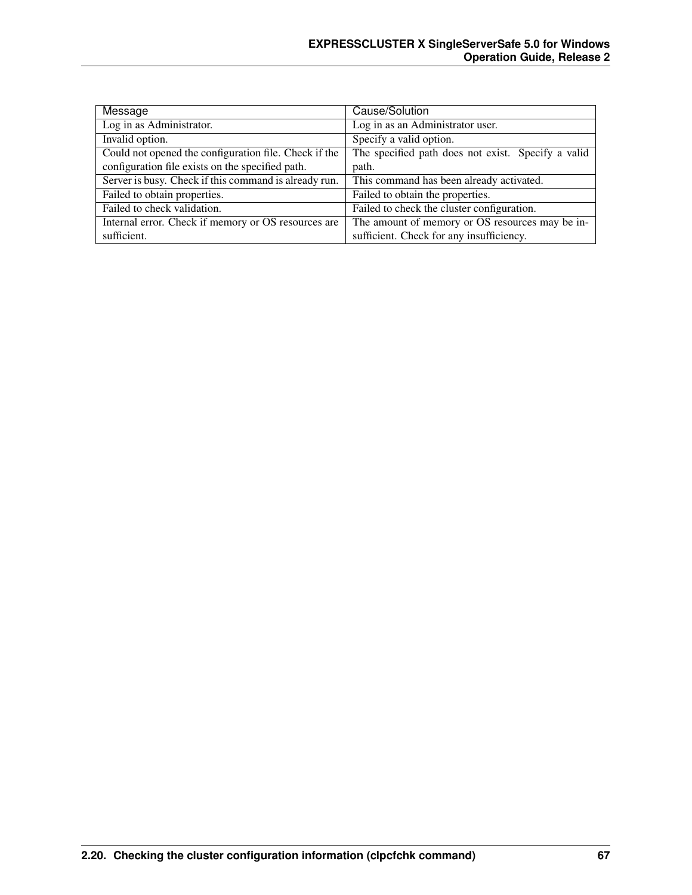| Message | Cause/Solution |
| --- | --- |
| Log in as Administrator. | Log in as an Administrator user. |
| Invalid option. | Specify a valid option. |
| Could not opened the configuration file. Check if the configuration file exists on the specified path. | The specified path does not exist. Specify a valid path. |
| Server is busy. Check if this command is already run. | This command has been already activated. |
| Failed to obtain properties. | Failed to obtain the properties. |
| Failed to check validation. | Failed to check the cluster configuration. |
| Internal error. Check if memory or OS resources are sufficient. | The amount of memory or OS resources may be insufficient. Check for any insufficiency. |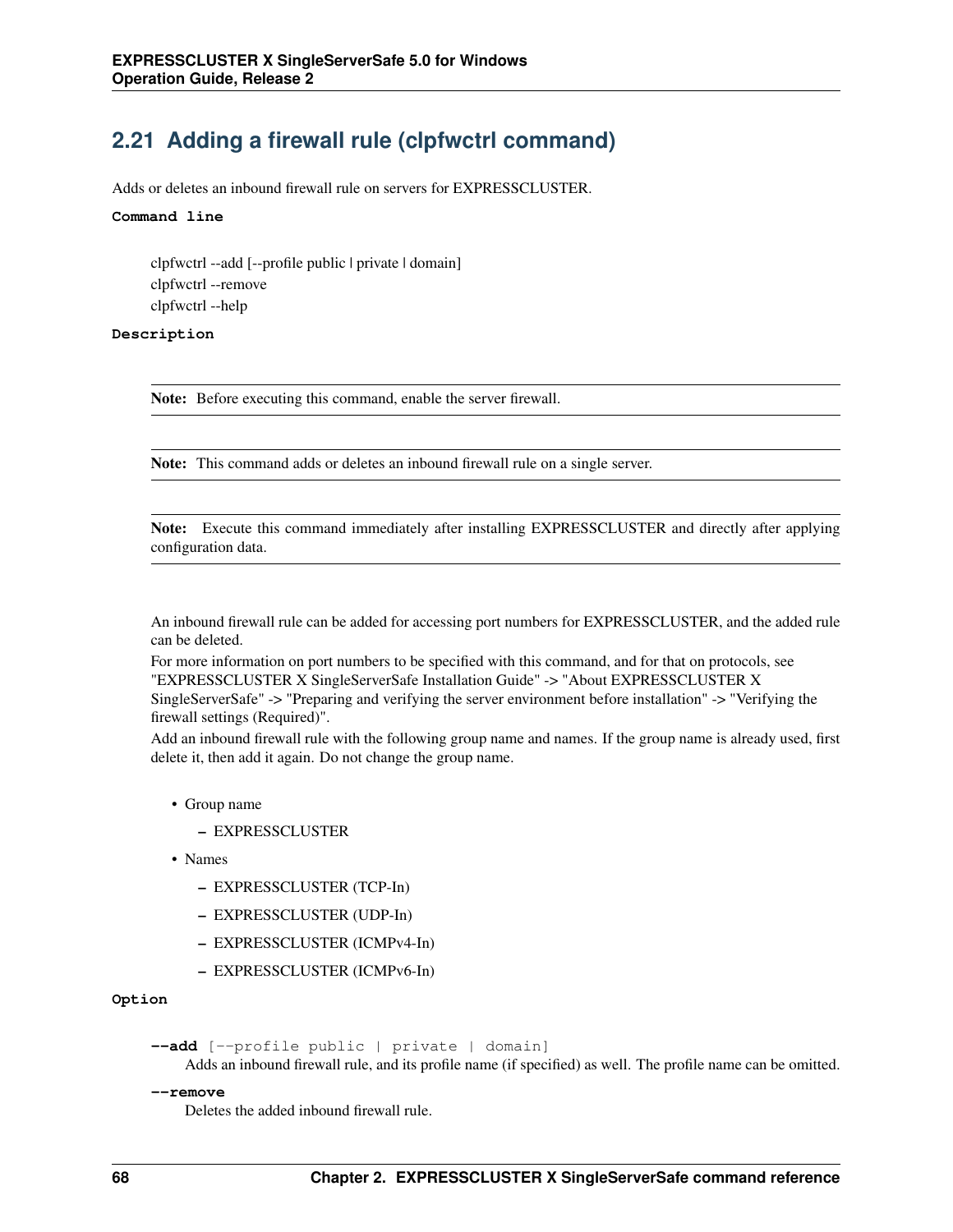## 2.21 Adding a firewall rule (clpfwctrl command)

Adds or deletes an inbound firewall rule on servers for EXPRESSCLUSTER.

**Command line**

clpfwctrl --add [--profile public | private | domain]
clpfwctrl --remove
clpfwctrl --help

**Description**

**Note:** Before executing this command, enable the server firewall.

**Note:** This command adds or deletes an inbound firewall rule on a single server.

**Note:** Execute this command immediately after installing EXPRESSCLUSTER and directly after applying configuration data.

An inbound firewall rule can be added for accessing port numbers for EXPRESSCLUSTER, and the added rule can be deleted.
For more information on port numbers to be specified with this command, and for that on protocols, see "EXPRESSCLUSTER X SingleServerSafe Installation Guide" -> "About EXPRESSCLUSTER X SingleServerSafe" -> "Preparing and verifying the server environment before installation" -> "Verifying the firewall settings (Required)".
Add an inbound firewall rule with the following group name and names. If the group name is already used, first delete it, then add it again. Do not change the group name.

- Group name
  - EXPRESSCLUSTER
- Names
  - EXPRESSCLUSTER (TCP-In)
  - EXPRESSCLUSTER (UDP-In)
  - EXPRESSCLUSTER (ICMPv4-In)
  - EXPRESSCLUSTER (ICMPv6-In)

**Option**

**--add** [--profile public | private | domain]
Adds an inbound firewall rule, and its profile name (if specified) as well. The profile name can be omitted.

**--remove**
Deletes the added inbound firewall rule.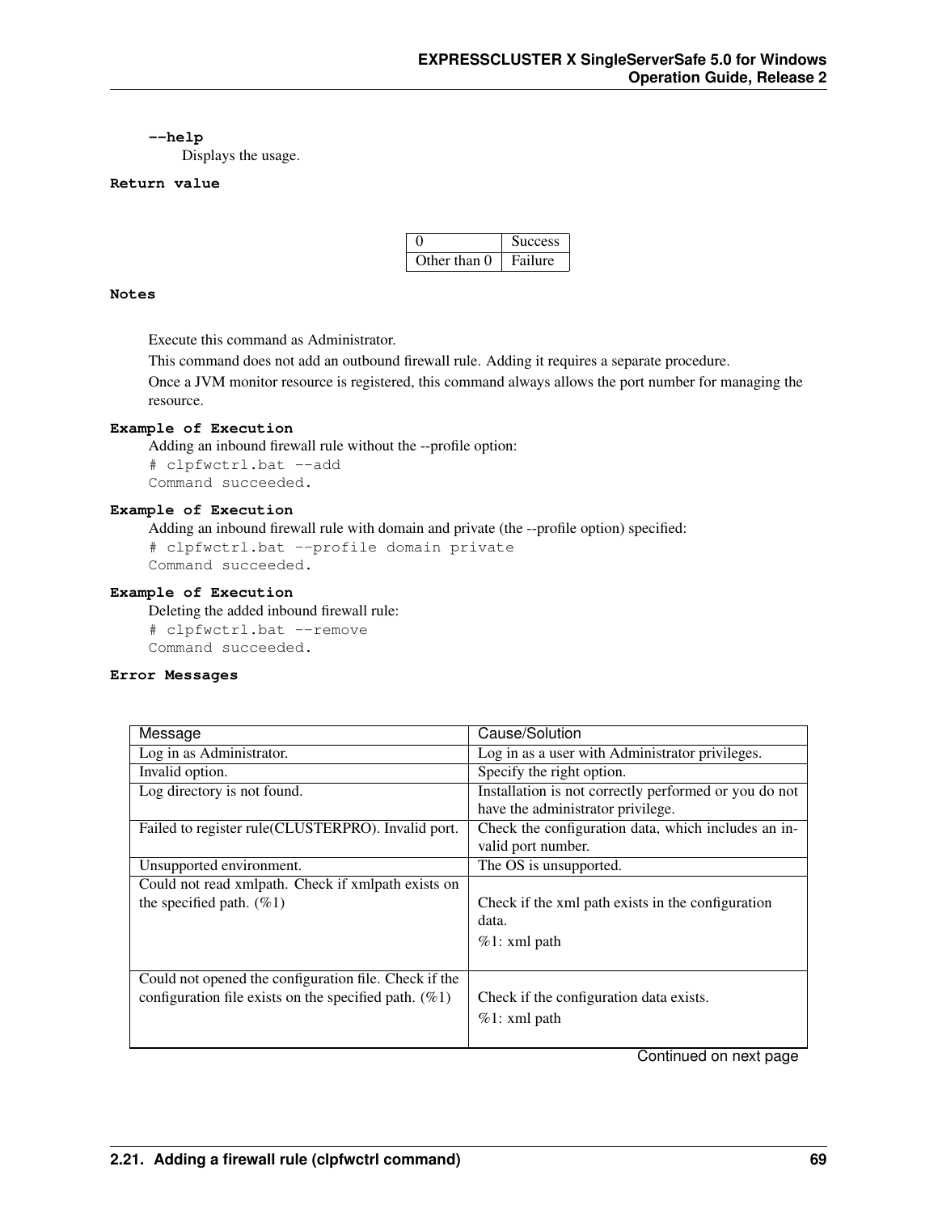**--help**

Displays the usage.

**Return value**

| 0 | Success |
|---|---|
| Other than 0 | Failure |

**Notes**

Execute this command as Administrator.

This command does not add an outbound firewall rule. Adding it requires a separate procedure.

Once a JVM monitor resource is registered, this command always allows the port number for managing the resource.

**Example of Execution**

Adding an inbound firewall rule without the --profile option:

```
# clpfwctrl.bat --add
Command succeeded.
```

**Example of Execution**

Adding an inbound firewall rule with domain and private (the --profile option) specified:

```
# clpfwctrl.bat --profile domain private
Command succeeded.
```

**Example of Execution**

Deleting the added inbound firewall rule:

```
# clpfwctrl.bat --remove
Command succeeded.
```

**Error Messages**

| Message | Cause/Solution |
|---|---|
| Log in as Administrator. | Log in as a user with Administrator privileges. |
| Invalid option. | Specify the right option. |
| Log directory is not found. | Installation is not correctly performed or you do not have the administrator privilege. |
| Failed to register rule(CLUSTERPRO). Invalid port. | Check the configuration data, which includes an invalid port number. |
| Unsupported environment. | The OS is unsupported. |
| Could not read xmlpath. Check if xmlpath exists on the specified path. (%1) | Check if the xml path exists in the configuration data.<br>%1: xml path |
| Could not opened the configuration file. Check if the configuration file exists on the specified path. (%1) | Check if the configuration data exists.<br>%1: xml path |

Continued on next page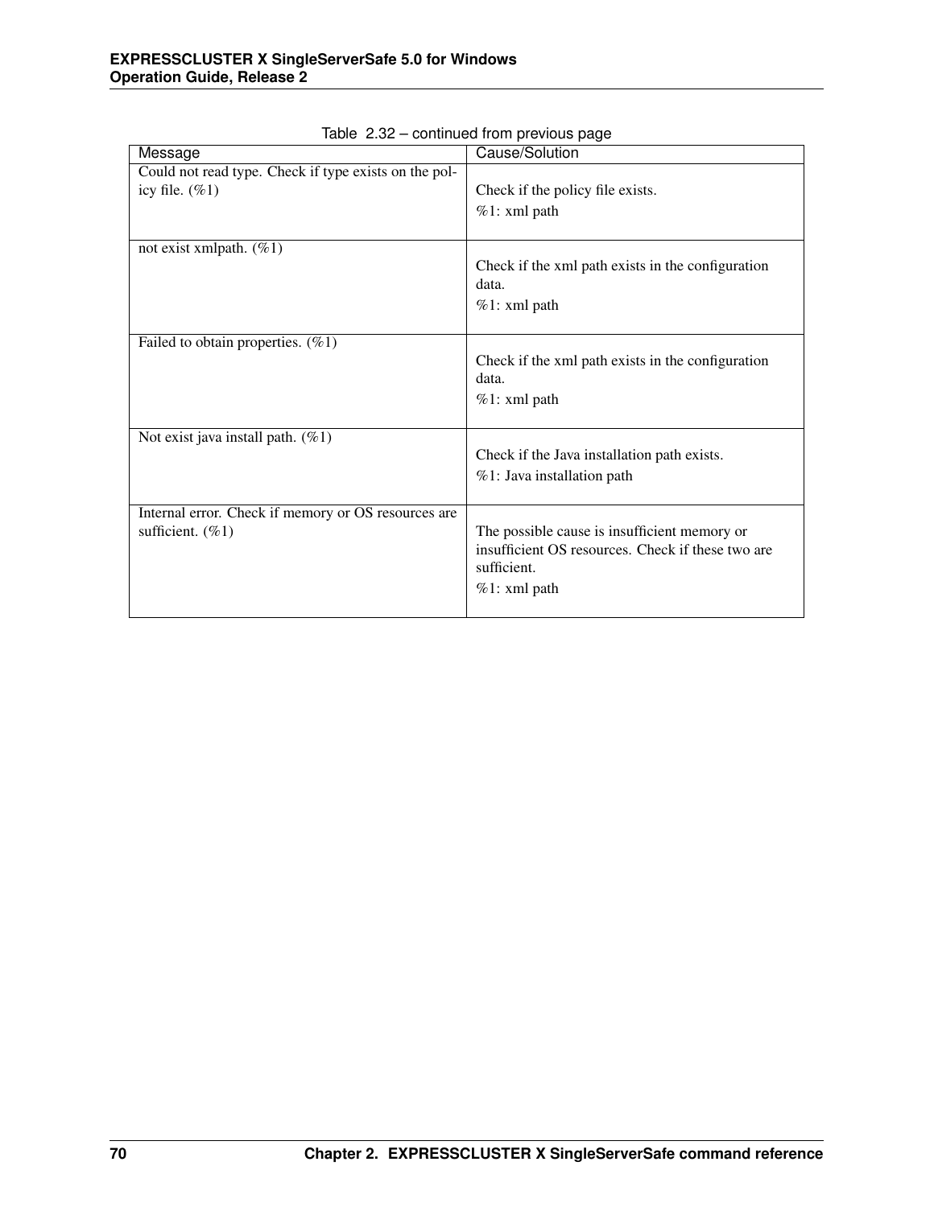Table 2.32 – continued from previous page

| Message | Cause/Solution |
|---|---|
| Could not read type. Check if type exists on the policy file. (%1) | Check if the policy file exists.<br>%1: xml path |
| not exist xmlpath. (%1) | Check if the xml path exists in the configuration data.<br>%1: xml path |
| Failed to obtain properties. (%1) | Check if the xml path exists in the configuration data.<br>%1: xml path |
| Not exist java install path. (%1) | Check if the Java installation path exists.<br>%1: Java installation path |
| Internal error. Check if memory or OS resources are sufficient. (%1) | The possible cause is insufficient memory or insufficient OS resources. Check if these two are sufficient.<br>%1: xml path |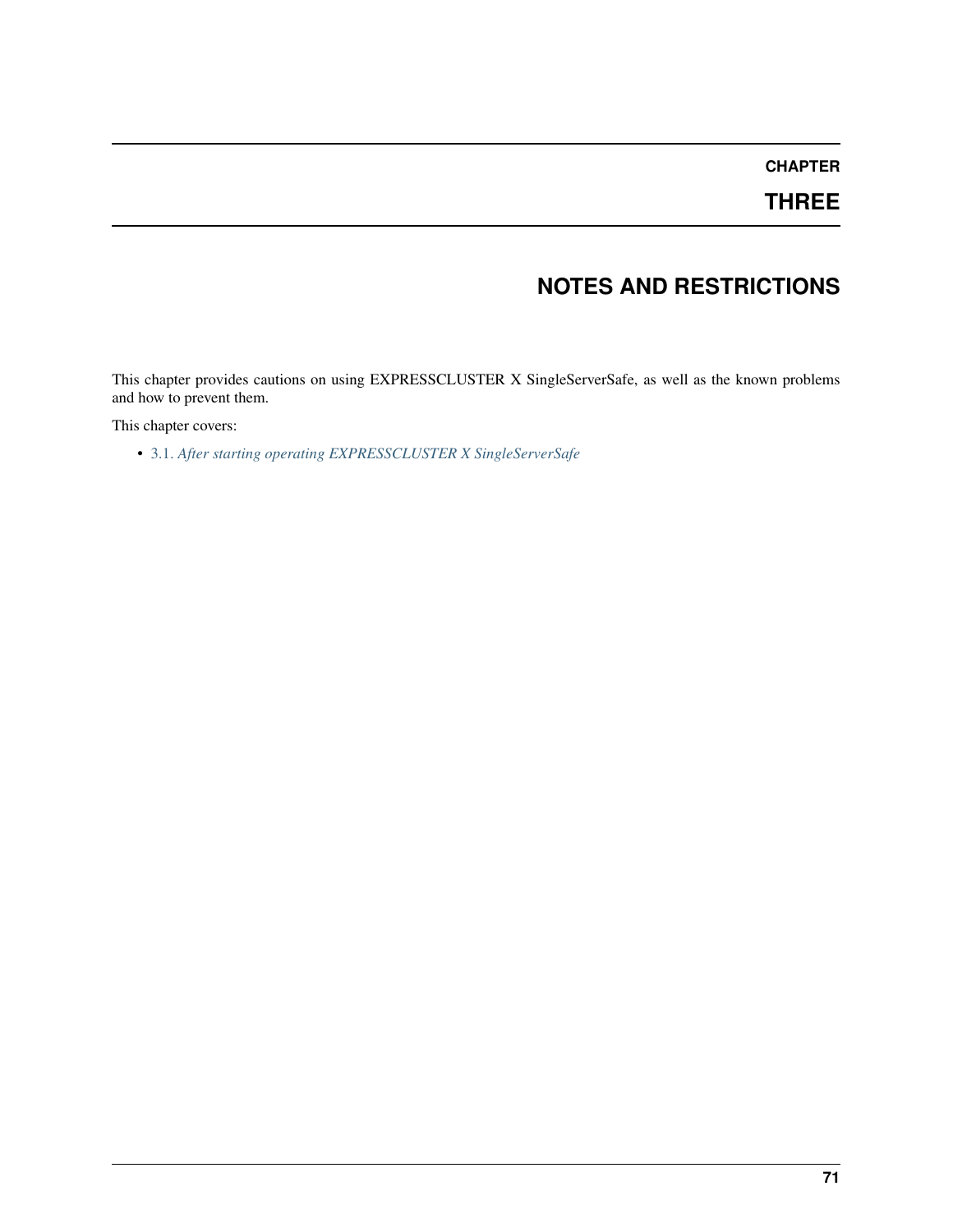# CHAPTER THREE

# NOTES AND RESTRICTIONS

This chapter provides cautions on using EXPRESSCLUSTER X SingleServerSafe, as well as the known problems and how to prevent them.

This chapter covers:

- 3.1. *After starting operating EXPRESSCLUSTER X SingleServerSafe*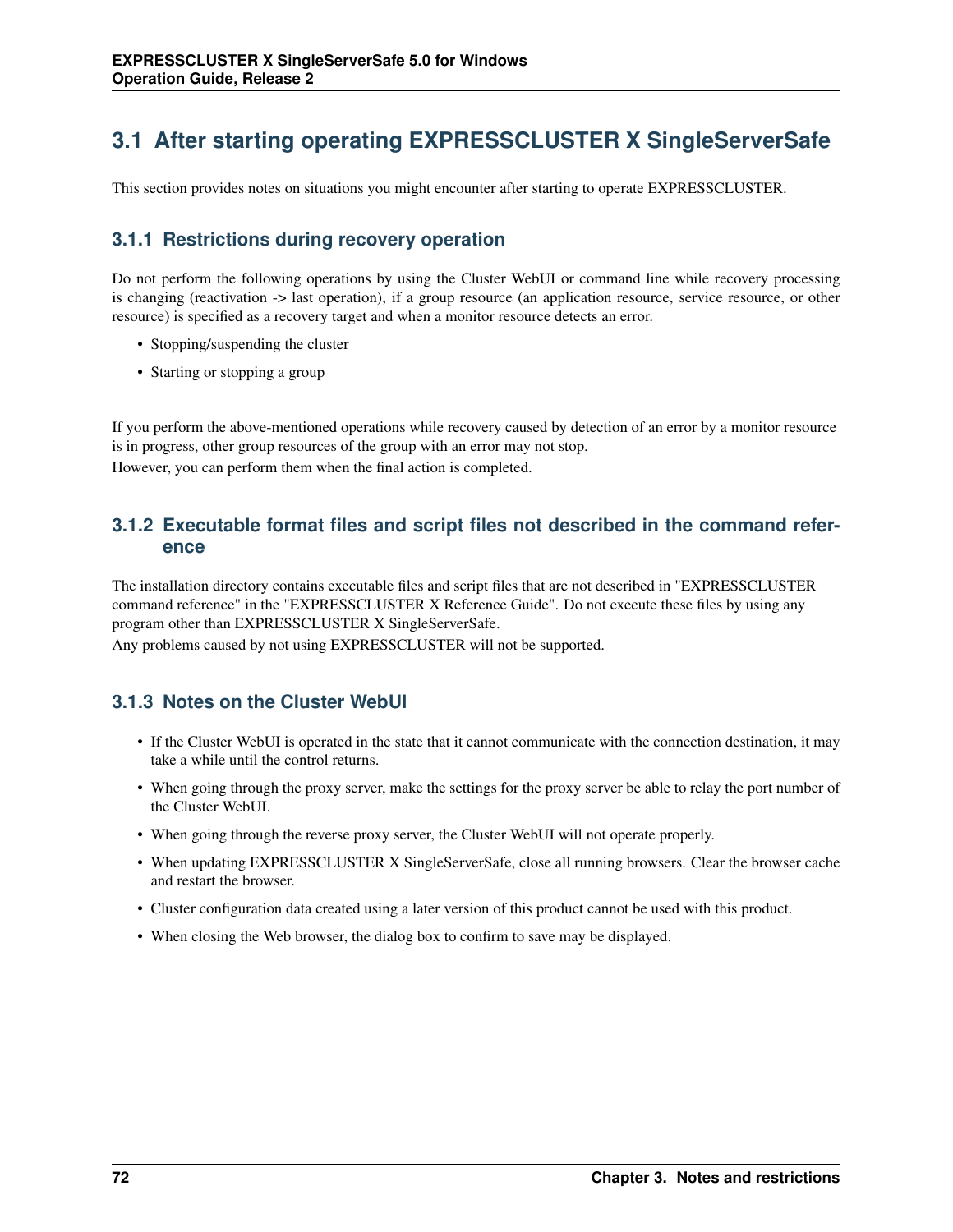## 3.1 After starting operating EXPRESSCLUSTER X SingleServerSafe

This section provides notes on situations you might encounter after starting to operate EXPRESSCLUSTER.

### 3.1.1 Restrictions during recovery operation

Do not perform the following operations by using the Cluster WebUI or command line while recovery processing is changing (reactivation -> last operation), if a group resource (an application resource, service resource, or other resource) is specified as a recovery target and when a monitor resource detects an error.

- Stopping/suspending the cluster
- Starting or stopping a group

If you perform the above-mentioned operations while recovery caused by detection of an error by a monitor resource is in progress, other group resources of the group with an error may not stop.
However, you can perform them when the final action is completed.

### 3.1.2 Executable format files and script files not described in the command reference

The installation directory contains executable files and script files that are not described in "EXPRESSCLUSTER command reference" in the "EXPRESSCLUSTER X Reference Guide". Do not execute these files by using any program other than EXPRESSCLUSTER X SingleServerSafe.
Any problems caused by not using EXPRESSCLUSTER will not be supported.

### 3.1.3 Notes on the Cluster WebUI

- If the Cluster WebUI is operated in the state that it cannot communicate with the connection destination, it may take a while until the control returns.
- When going through the proxy server, make the settings for the proxy server be able to relay the port number of the Cluster WebUI.
- When going through the reverse proxy server, the Cluster WebUI will not operate properly.
- When updating EXPRESSCLUSTER X SingleServerSafe, close all running browsers. Clear the browser cache and restart the browser.
- Cluster configuration data created using a later version of this product cannot be used with this product.
- When closing the Web browser, the dialog box to confirm to save may be displayed.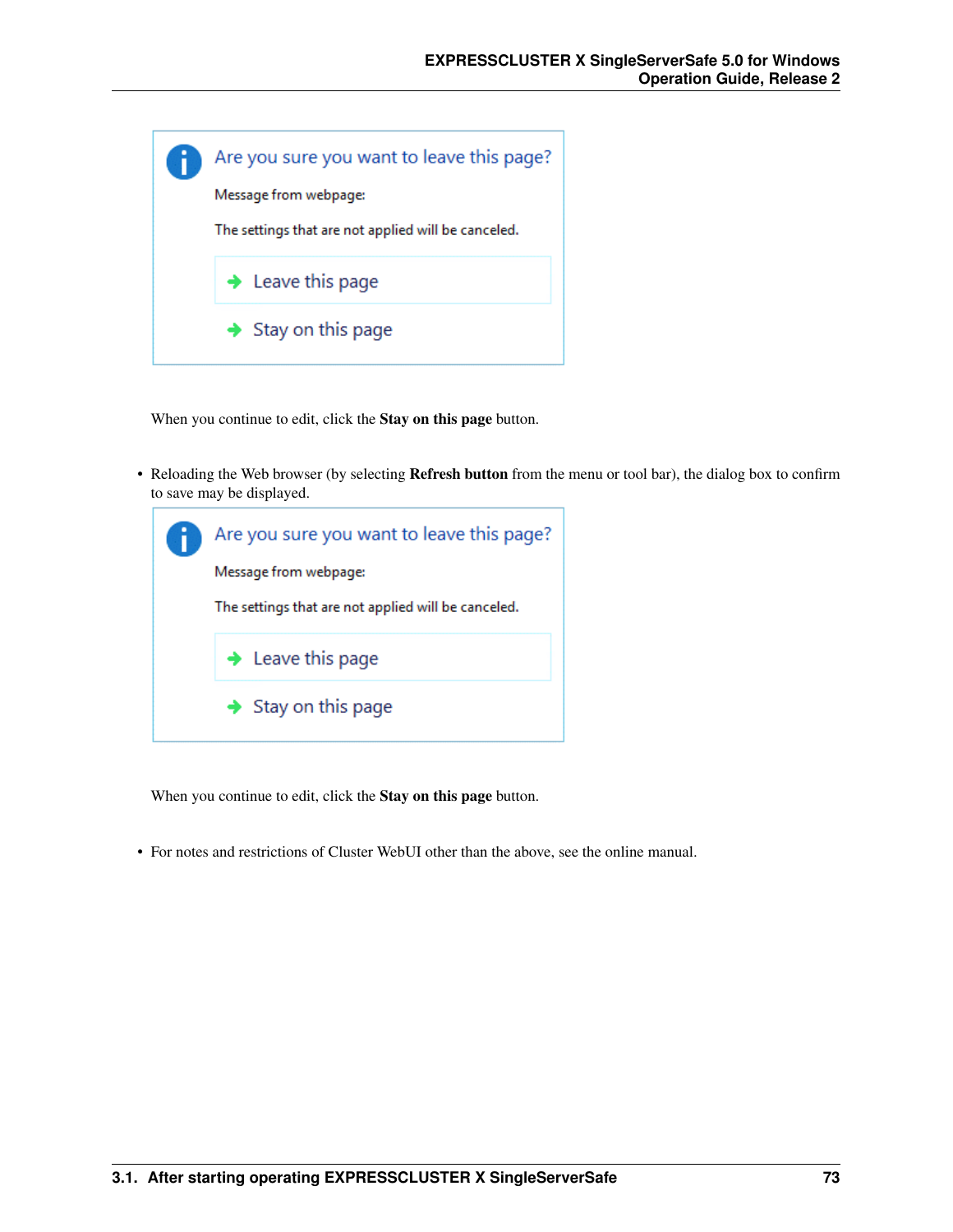Are you sure you want to leave this page?

Message from webpage:

The settings that are not applied will be canceled.

Leave this page

Stay on this page

When you continue to edit, click the **Stay on this page** button.

- Reloading the Web browser (by selecting **Refresh button** from the menu or tool bar), the dialog box to confirm to save may be displayed.

Are you sure you want to leave this page?

Message from webpage:

The settings that are not applied will be canceled.

Leave this page

Stay on this page

When you continue to edit, click the **Stay on this page** button.

- For notes and restrictions of Cluster WebUI other than the above, see the online manual.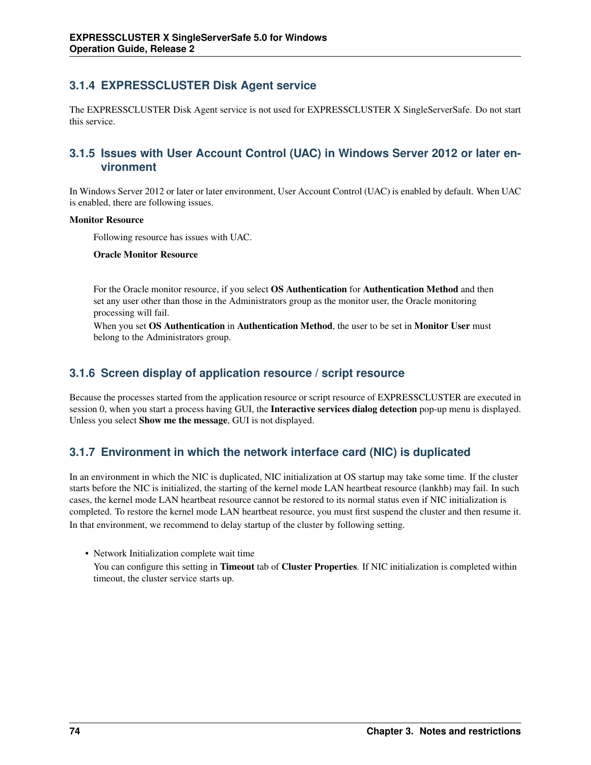### 3.1.4 EXPRESSCLUSTER Disk Agent service

The EXPRESSCLUSTER Disk Agent service is not used for EXPRESSCLUSTER X SingleServerSafe. Do not start this service.

### 3.1.5 Issues with User Account Control (UAC) in Windows Server 2012 or later environment

In Windows Server 2012 or later or later environment, User Account Control (UAC) is enabled by default. When UAC is enabled, there are following issues.

**Monitor Resource**

Following resource has issues with UAC.

**Oracle Monitor Resource**

For the Oracle monitor resource, if you select **OS Authentication** for **Authentication Method** and then set any user other than those in the Administrators group as the monitor user, the Oracle monitoring processing will fail.

When you set **OS Authentication** in **Authentication Method**, the user to be set in **Monitor User** must belong to the Administrators group.

### 3.1.6 Screen display of application resource / script resource

Because the processes started from the application resource or script resource of EXPRESSCLUSTER are executed in session 0, when you start a process having GUI, the **Interactive services dialog detection** pop-up menu is displayed. Unless you select **Show me the message**, GUI is not displayed.

### 3.1.7 Environment in which the network interface card (NIC) is duplicated

In an environment in which the NIC is duplicated, NIC initialization at OS startup may take some time. If the cluster starts before the NIC is initialized, the starting of the kernel mode LAN heartbeat resource (lankhb) may fail. In such cases, the kernel mode LAN heartbeat resource cannot be restored to its normal status even if NIC initialization is completed. To restore the kernel mode LAN heartbeat resource, you must first suspend the cluster and then resume it.

In that environment, we recommend to delay startup of the cluster by following setting.

- Network Initialization complete wait time

  You can configure this setting in **Timeout** tab of **Cluster Properties**. If NIC initialization is completed within timeout, the cluster service starts up.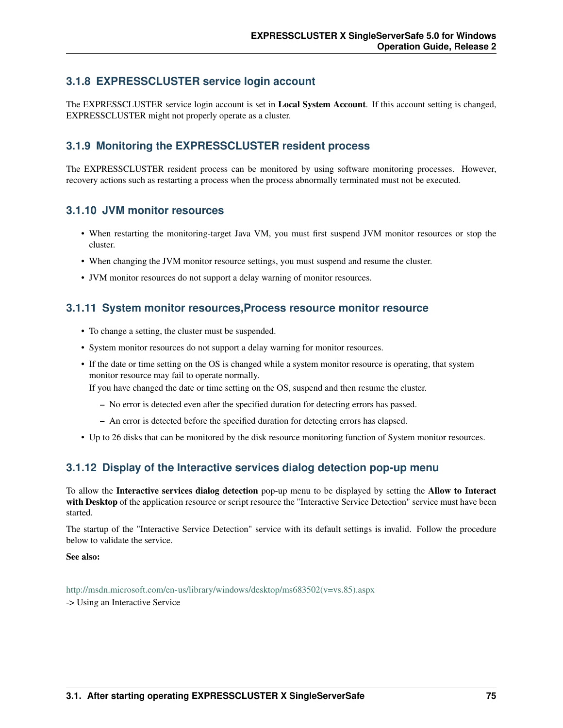### 3.1.8 EXPRESSCLUSTER service login account

The EXPRESSCLUSTER service login account is set in **Local System Account**. If this account setting is changed, EXPRESSCLUSTER might not properly operate as a cluster.

### 3.1.9 Monitoring the EXPRESSCLUSTER resident process

The EXPRESSCLUSTER resident process can be monitored by using software monitoring processes. However, recovery actions such as restarting a process when the process abnormally terminated must not be executed.

### 3.1.10 JVM monitor resources

- When restarting the monitoring-target Java VM, you must first suspend JVM monitor resources or stop the cluster.
- When changing the JVM monitor resource settings, you must suspend and resume the cluster.
- JVM monitor resources do not support a delay warning of monitor resources.

### 3.1.11 System monitor resources,Process resource monitor resource

- To change a setting, the cluster must be suspended.
- System monitor resources do not support a delay warning for monitor resources.
- If the date or time setting on the OS is changed while a system monitor resource is operating, that system monitor resource may fail to operate normally.
  If you have changed the date or time setting on the OS, suspend and then resume the cluster.
  - No error is detected even after the specified duration for detecting errors has passed.
  - An error is detected before the specified duration for detecting errors has elapsed.
- Up to 26 disks that can be monitored by the disk resource monitoring function of System monitor resources.

### 3.1.12 Display of the Interactive services dialog detection pop-up menu

To allow the **Interactive services dialog detection** pop-up menu to be displayed by setting the **Allow to Interact with Desktop** of the application resource or script resource the "Interactive Service Detection" service must have been started.

The startup of the "Interactive Service Detection" service with its default settings is invalid. Follow the procedure below to validate the service.

**See also:**

http://msdn.microsoft.com/en-us/library/windows/desktop/ms683502(v=vs.85).aspx
-> Using an Interactive Service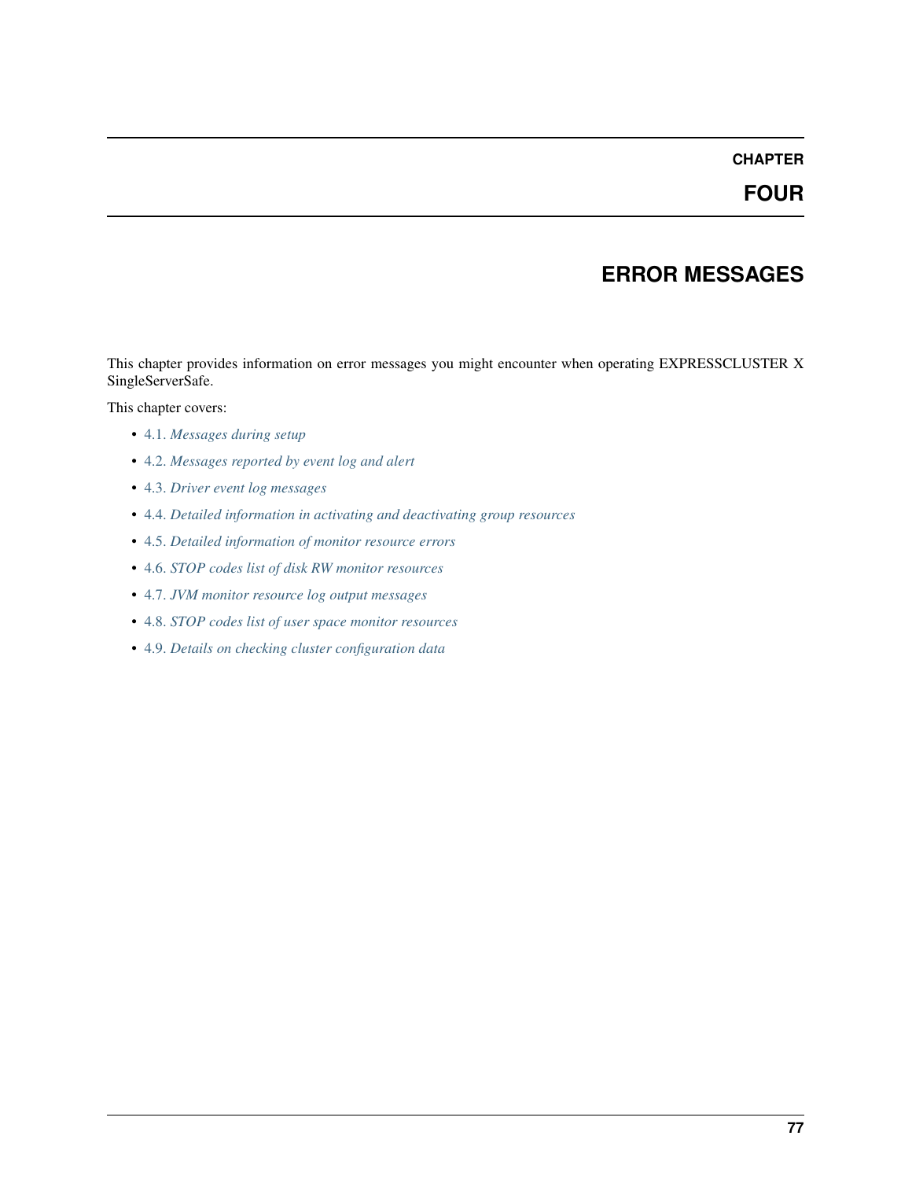# CHAPTER FOUR

# ERROR MESSAGES

This chapter provides information on error messages you might encounter when operating EXPRESSCLUSTER X SingleServerSafe.

This chapter covers:

- 4.1. *Messages during setup*
- 4.2. *Messages reported by event log and alert*
- 4.3. *Driver event log messages*
- 4.4. *Detailed information in activating and deactivating group resources*
- 4.5. *Detailed information of monitor resource errors*
- 4.6. *STOP codes list of disk RW monitor resources*
- 4.7. *JVM monitor resource log output messages*
- 4.8. *STOP codes list of user space monitor resources*
- 4.9. *Details on checking cluster configuration data*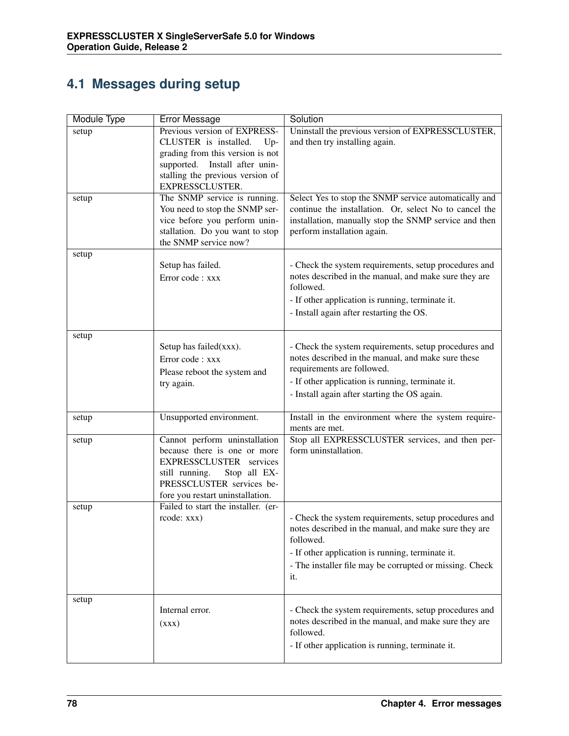## 4.1 Messages during setup

| Module Type | Error Message | Solution |
|---|---|---|
| setup | Previous version of EXPRESSCLUSTER is installed. Upgrading from this version is not supported. Install after uninstalling the previous version of EXPRESSCLUSTER. | Uninstall the previous version of EXPRESSCLUSTER, and then try installing again. |
| setup | The SNMP service is running. You need to stop the SNMP service before you perform uninstallation. Do you want to stop the SNMP service now? | Select Yes to stop the SNMP service automatically and continue the installation. Or, select No to cancel the installation, manually stop the SNMP service and then perform installation again. |
| setup | Setup has failed.<br>Error code : xxx | - Check the system requirements, setup procedures and notes described in the manual, and make sure they are followed.<br>- If other application is running, terminate it.<br>- Install again after restarting the OS. |
| setup | Setup has failed(xxx).<br>Error code : xxx<br>Please reboot the system and try again. | - Check the system requirements, setup procedures and notes described in the manual, and make sure these requirements are followed.<br>- If other application is running, terminate it.<br>- Install again after starting the OS again. |
| setup | Unsupported environment. | Install in the environment where the system requirements are met. |
| setup | Cannot perform uninstallation because there is one or more EXPRESSCLUSTER services still running. Stop all EXPRESSCLUSTER services before you restart uninstallation. | Stop all EXPRESSCLUSTER services, and then perform uninstallation. |
| setup | Failed to start the installer. (errcode: xxx) | - Check the system requirements, setup procedures and notes described in the manual, and make sure they are followed.<br>- If other application is running, terminate it.<br>- The installer file may be corrupted or missing. Check it. |
| setup | Internal error.<br>(xxx) | - Check the system requirements, setup procedures and notes described in the manual, and make sure they are followed.<br>- If other application is running, terminate it. |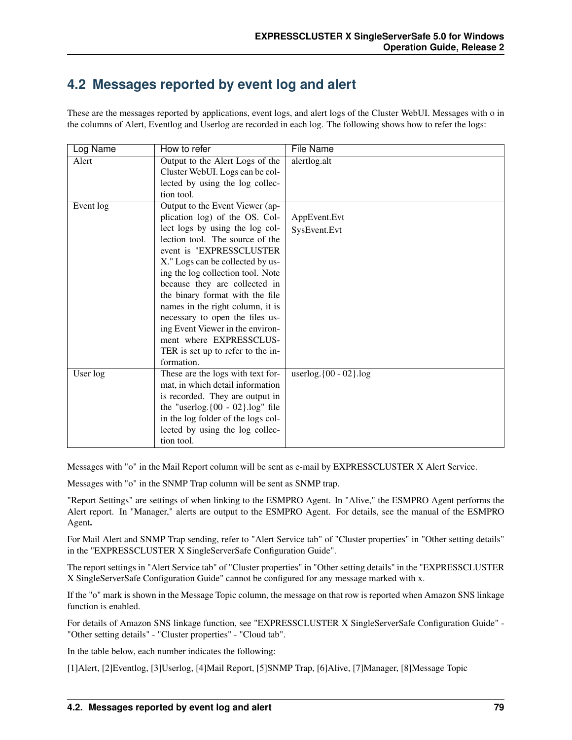## 4.2 Messages reported by event log and alert

These are the messages reported by applications, event logs, and alert logs of the Cluster WebUI. Messages with o in the columns of Alert, Eventlog and Userlog are recorded in each log. The following shows how to refer the logs:

| Log Name | How to refer | File Name |
|---|---|---|
| Alert | Output to the Alert Logs of the Cluster WebUI. Logs can be collected by using the log collection tool. | alertlog.alt |
| Event log | Output to the Event Viewer (application log) of the OS. Collect logs by using the log collection tool. The source of the event is "EXPRESSCLUSTER X." Logs can be collected by using the log collection tool. Note because they are collected in the binary format with the file names in the right column, it is necessary to open the files using Event Viewer in the environment where EXPRESSCLUSTER is set up to refer to the information. | AppEvent.Evt<br>SysEvent.Evt |
| User log | These are the logs with text format, in which detail information is recorded. They are output in the "userlog.{00 - 02}.log" file in the log folder of the logs collected by using the log collection tool. | userlog.{00 - 02}.log |

Messages with "o" in the Mail Report column will be sent as e-mail by EXPRESSCLUSTER X Alert Service.

Messages with "o" in the SNMP Trap column will be sent as SNMP trap.

"Report Settings" are settings of when linking to the ESMPRO Agent. In "Alive," the ESMPRO Agent performs the Alert report. In "Manager," alerts are output to the ESMPRO Agent. For details, see the manual of the ESMPRO Agent**.**

For Mail Alert and SNMP Trap sending, refer to "Alert Service tab" of "Cluster properties" in "Other setting details" in the "EXPRESSCLUSTER X SingleServerSafe Configuration Guide".

The report settings in "Alert Service tab" of "Cluster properties" in "Other setting details" in the "EXPRESSCLUSTER X SingleServerSafe Configuration Guide" cannot be configured for any message marked with x.

If the "o" mark is shown in the Message Topic column, the message on that row is reported when Amazon SNS linkage function is enabled.

For details of Amazon SNS linkage function, see "EXPRESSCLUSTER X SingleServerSafe Configuration Guide" - "Other setting details" - "Cluster properties" - "Cloud tab".

In the table below, each number indicates the following:

[1]Alert, [2]Eventlog, [3]Userlog, [4]Mail Report, [5]SNMP Trap, [6]Alive, [7]Manager, [8]Message Topic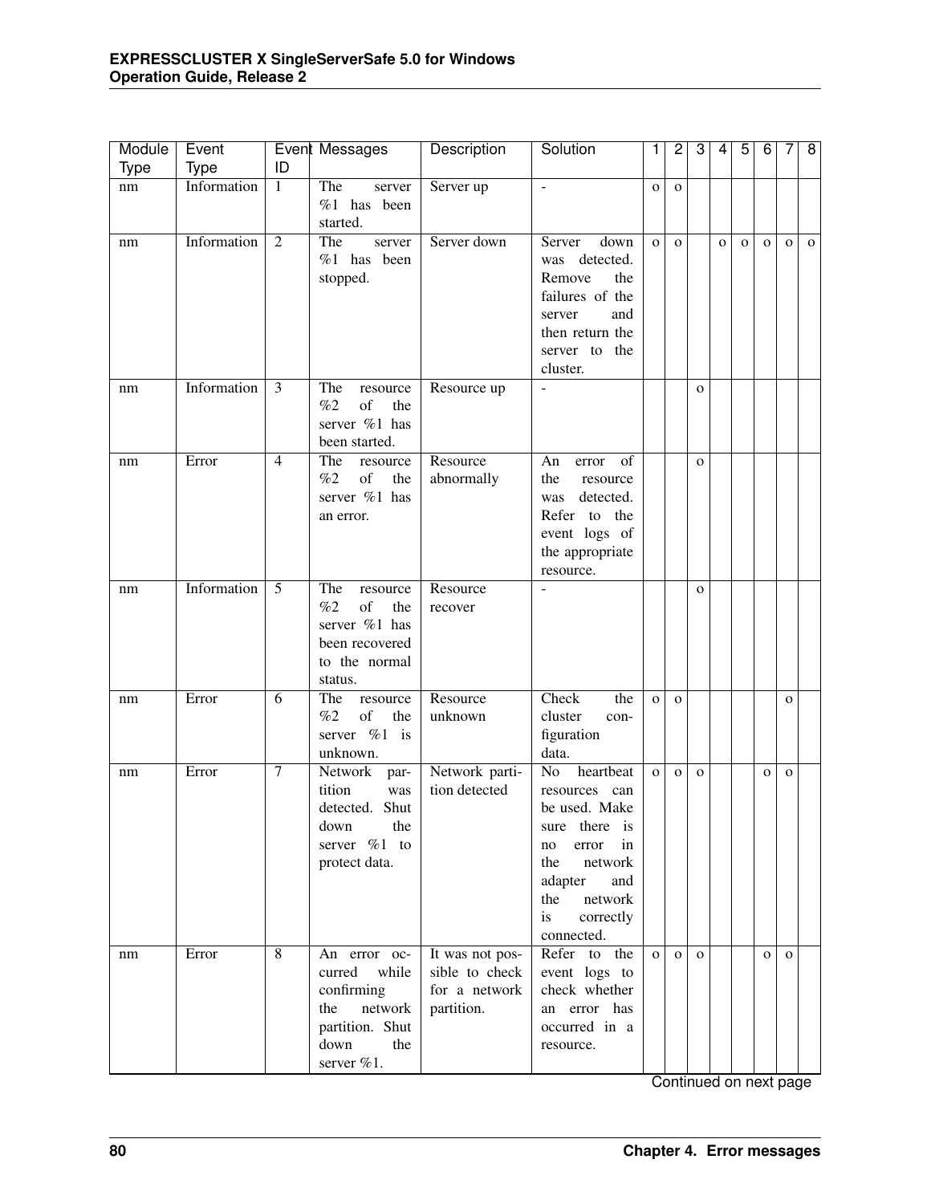| Module Type | Event Type | Event ID | Messages | Description | Solution | 1 | 2 | 3 | 4 | 5 | 6 | 7 | 8 |
|---|---|---|---|---|---|---|---|---|---|---|---|---|---|
| nm | Information | 1 | The server %1 has been started. | Server up | - | o | o | | | | | | |
| nm | Information | 2 | The server %1 has been stopped. | Server down | Server down was detected. Remove the failures of the server and then return the server to the cluster. | o | o | | o | o | o | o | o |
| nm | Information | 3 | The resource %2 of the server %1 has been started. | Resource up | - | | | o | | | | | |
| nm | Error | 4 | The resource %2 of the server %1 has an error. | Resource abnormally | An error of the resource was detected. Refer to the event logs of the appropriate resource. | | | o | | | | | |
| nm | Information | 5 | The resource %2 of the server %1 has been recovered to the normal status. | Resource recover | - | | | o | | | | | |
| nm | Error | 6 | The resource %2 of the server %1 is unknown. | Resource unknown | Check the cluster configuration data. | o | o | | | | | o | |
| nm | Error | 7 | Network partition was detected. Shut down the server %1 to protect data. | Network partition detected | No heartbeat resources can be used. Make sure there is no error in the network adapter and the network is correctly connected. | o | o | o | | | o | o | |
| nm | Error | 8 | An error occurred while confirming the network partition. Shut down the server %1. | It was not possible to check for a network partition. | Refer to the event logs to check whether an error has occurred in a resource. | o | o | o | | | o | o | |

Continued on next page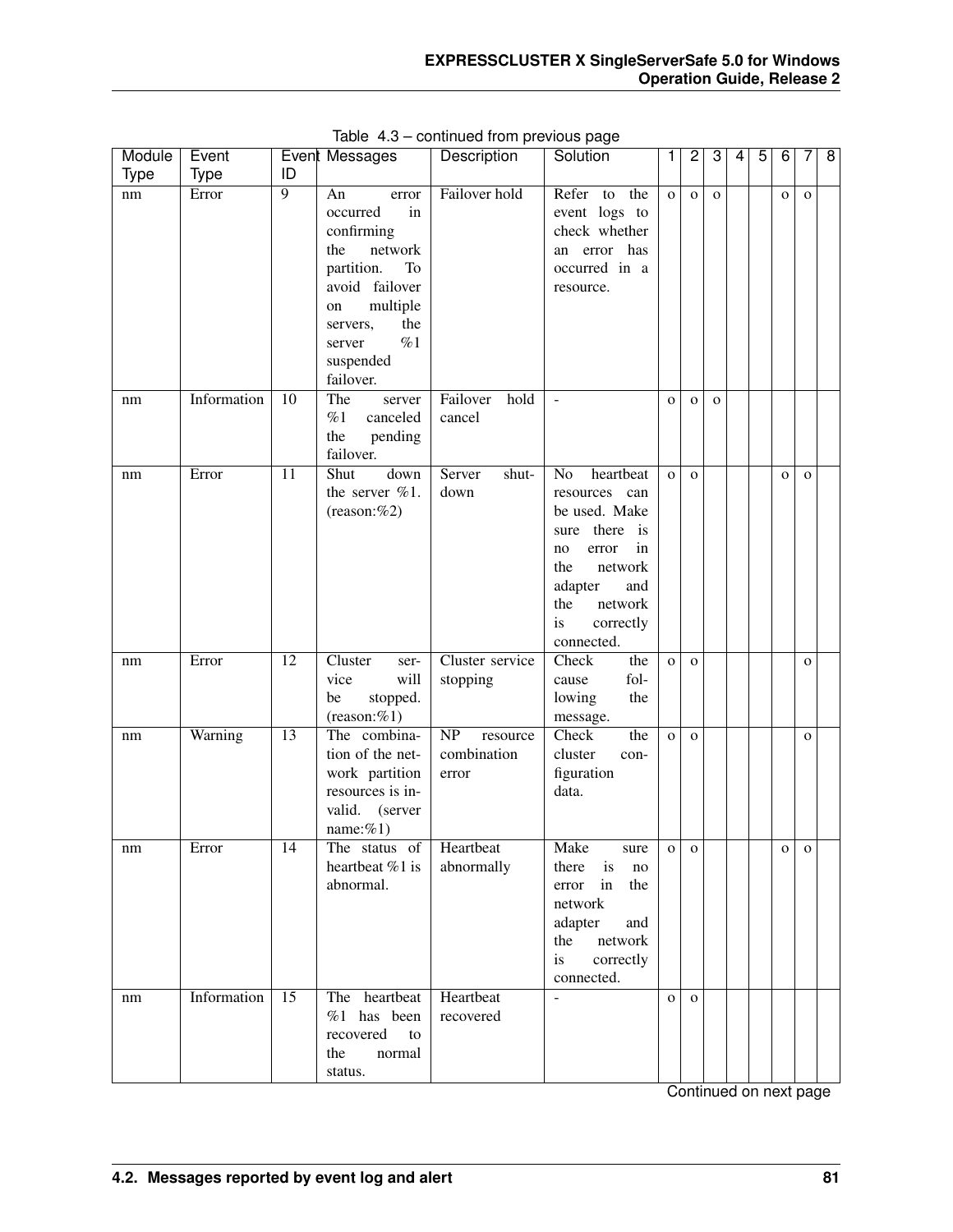Table 4.3 – continued from previous page

| Module Type | Event Type | Event ID | Messages | Description | Solution | 1 | 2 | 3 | 4 | 5 | 6 | 7 | 8 |
|---|---|---|---|---|---|---|---|---|---|---|---|---|---|
| nm | Error | 9 | An error occurred in confirming the network partition. To avoid failover on multiple servers, the server %1 suspended failover. | Failover hold | Refer to the event logs to check whether an error has occurred in a resource. | o | o | o | | | o | o | |
| nm | Information | 10 | The server %1 canceled the pending failover. | Failover hold cancel | - | o | o | o | | | | | |
| nm | Error | 11 | Shut down the server %1. (reason:%2) | Server shutdown | No heartbeat resources can be used. Make sure there is no error in the network adapter and the network is correctly connected. | o | o | | | | o | o | |
| nm | Error | 12 | Cluster service will be stopped. (reason:%1) | Cluster service stopping | Check the cause following the message. | o | o | | | | | o | |
| nm | Warning | 13 | The combination of the network partition resources is invalid. (server name:%1) | NP resource combination error | Check the cluster configuration data. | o | o | | | | | o | |
| nm | Error | 14 | The status of heartbeat %1 is abnormal. | Heartbeat abnormally | Make sure there is no error in the network adapter and the network is correctly connected. | o | o | | | | o | o | |
| nm | Information | 15 | The heartbeat %1 has been recovered to the normal status. | Heartbeat recovered | - | o | o | | | | | | |

Continued on next page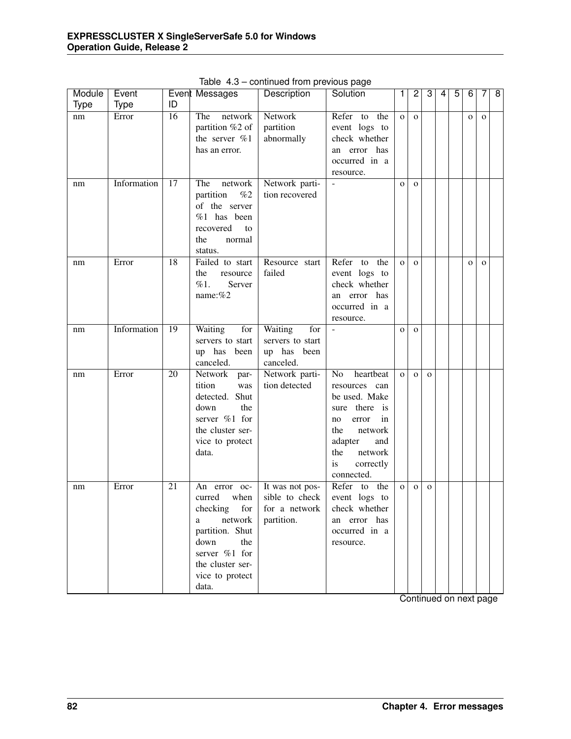Table 4.3 – continued from previous page

| Module Type | Event Type | Event ID | Messages | Description | Solution | 1 | 2 | 3 | 4 | 5 | 6 | 7 | 8 |
|---|---|---|---|---|---|---|---|---|---|---|---|---|---|
| nm | Error | 16 | The network partition %2 of the server %1 has an error. | Network partition abnormally | Refer to the event logs to check whether an error has occurred in a resource. | o | o |  |  |  | o | o |  |
| nm | Information | 17 | The network partition %2 of the server %1 has been recovered to the normal status. | Network partition recovered | - | o | o |  |  |  |  |  |  |
| nm | Error | 18 | Failed to start the resource %1. Server name:%2 | Resource start failed | Refer to the event logs to check whether an error has occurred in a resource. | o | o |  |  |  | o | o |  |
| nm | Information | 19 | Waiting for servers to start up has been canceled. | Waiting for servers to start up has been canceled. | - | o | o |  |  |  |  |  |  |
| nm | Error | 20 | Network partition was detected. Shut down the server %1 for the cluster service to protect data. | Network partition detected | No heartbeat resources can be used. Make sure there is no error in the network adapter and the network is correctly connected. | o | o | o |  |  |  |  |  |
| nm | Error | 21 | An error occurred when checking for a network partition. Shut down the server %1 for the cluster service to protect data. | It was not possible to check for a network partition. | Refer to the event logs to check whether an error has occurred in a resource. | o | o | o |  |  |  |  |  |

Continued on next page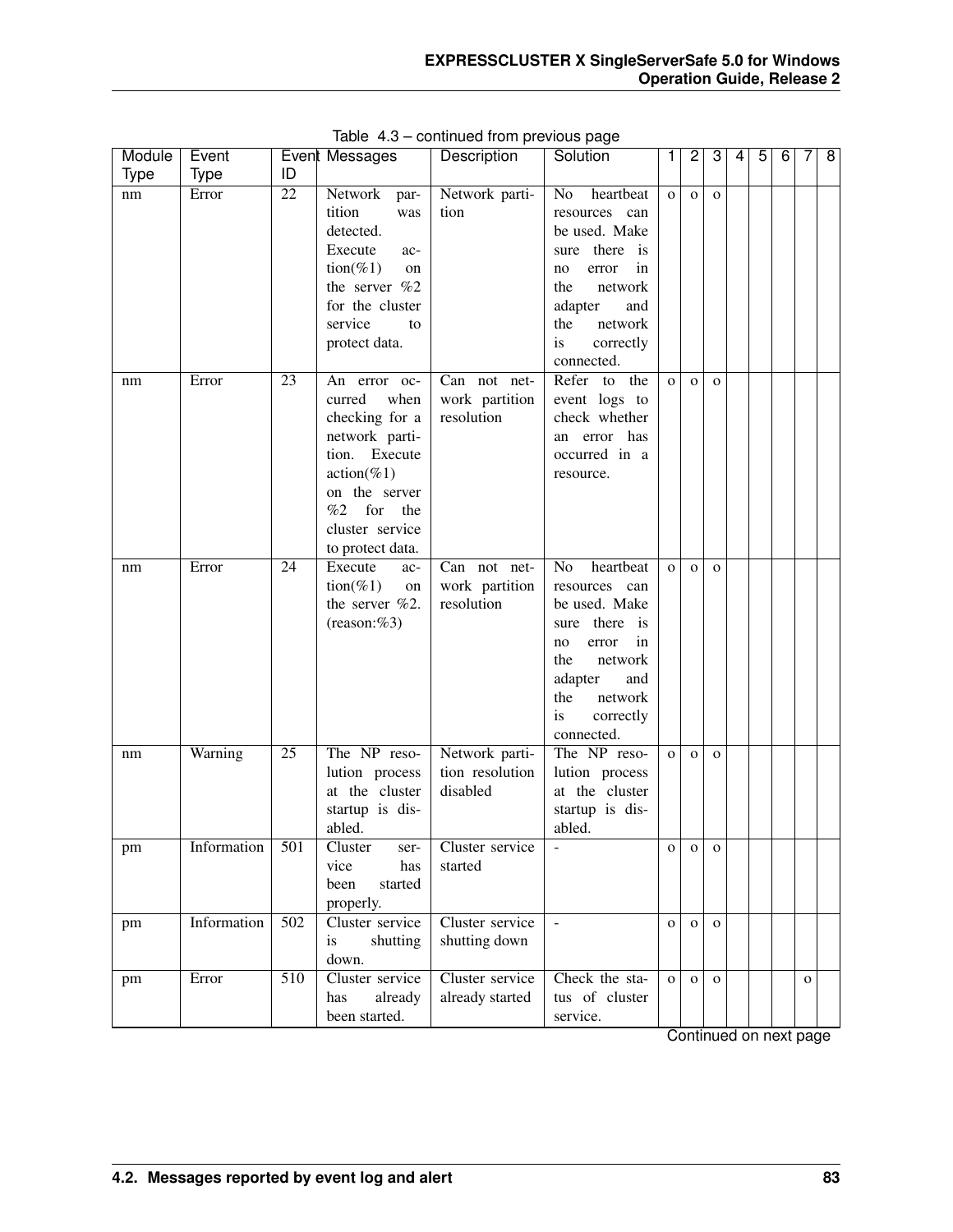Table 4.3 – continued from previous page

| Module Type | Event Type | Event ID | Messages | Description | Solution | 1 | 2 | 3 | 4 | 5 | 6 | 7 | 8 |
|---|---|---|---|---|---|---|---|---|---|---|---|---|---|
| nm | Error | 22 | Network partition was detected. Execute action(%1) on the server %2 for the cluster service to protect data. | Network partition | No heartbeat resources can be used. Make sure there is no error in the network adapter and the network is correctly connected. | o | o | o | | | | | |
| nm | Error | 23 | An error occurred when checking for a network partition. Execute action(%1) on the server %2 for the cluster service to protect data. | Can not network partition resolution | Refer to the event logs to check whether an error has occurred in a resource. | o | o | o | | | | | |
| nm | Error | 24 | Execute action(%1) on the server %2. (reason:%3) | Can not network partition resolution | No heartbeat resources can be used. Make sure there is no error in the network adapter and the network is correctly connected. | o | o | o | | | | | |
| nm | Warning | 25 | The NP resolution process at the cluster startup is disabled. | Network partition resolution disabled | The NP resolution process at the cluster startup is disabled. | o | o | o | | | | | |
| pm | Information | 501 | Cluster service has been started properly. | Cluster service started | - | o | o | o | | | | | |
| pm | Information | 502 | Cluster service is shutting down. | Cluster service shutting down | - | o | o | o | | | | | |
| pm | Error | 510 | Cluster service has already been started. | Cluster service already started | Check the status of cluster service. | o | o | o | | | | o | |

Continued on next page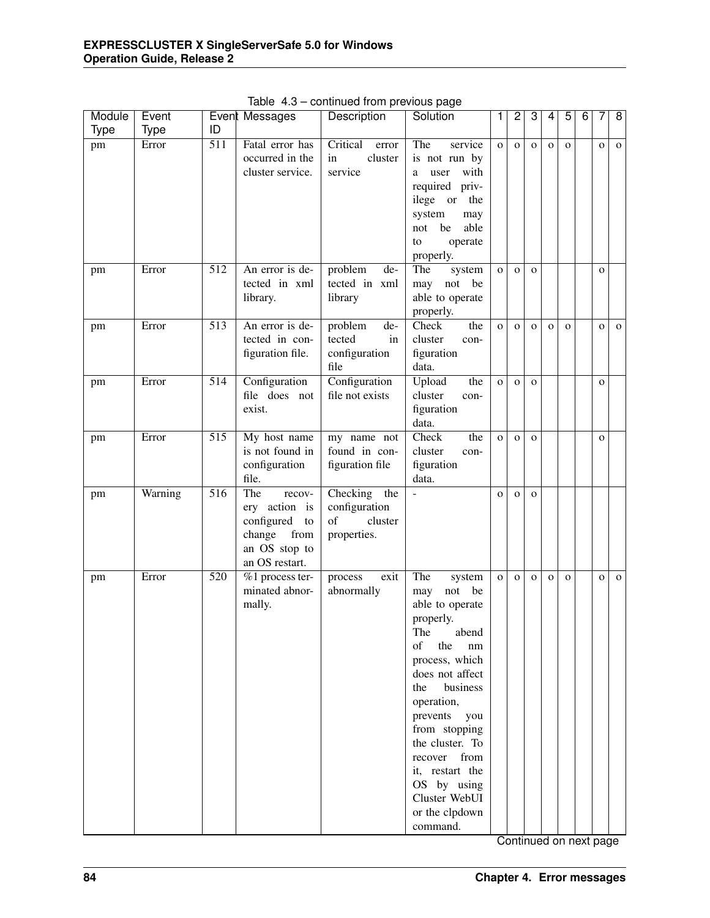Table 4.3 – continued from previous page

| Module Type | Event Type | Event ID | Messages | Description | Solution | 1 | 2 | 3 | 4 | 5 | 6 | 7 | 8 |
|---|---|---|---|---|---|---|---|---|---|---|---|---|---|
| pm | Error | 511 | Fatal error has occurred in the cluster service. | Critical error in cluster service | The service is not run by a user with required privilege or the system may not be able to operate properly. | o | o | o | o | o | | o | o |
| pm | Error | 512 | An error is detected in xml library. | problem detected in xml library | The system may not be able to operate properly. | o | o | o | | | | o | |
| pm | Error | 513 | An error is detected in configuration file. | problem detected in configuration file | Check the cluster configuration data. | o | o | o | o | o | | o | o |
| pm | Error | 514 | Configuration file does not exist. | Configuration file not exists | Upload the cluster configuration data. | o | o | o | | | | o | |
| pm | Error | 515 | My host name is not found in configuration file. | my name not found in configuration file | Check the cluster configuration data. | o | o | o | | | | o | |
| pm | Warning | 516 | The recovery action is configured to change from an OS stop to an OS restart. | Checking the configuration of cluster properties. | - | o | o | o | | | | | |
| pm | Error | 520 | %1 process terminated abnormally. | process exit abnormally | The system may not be able to operate properly.<br>The abend of the nm process, which does not affect the business operation, prevents you from stopping the cluster. To recover from it, restart the OS by using Cluster WebUI or the clpdown command. | o | o | o | o | o | | o | o |

Continued on next page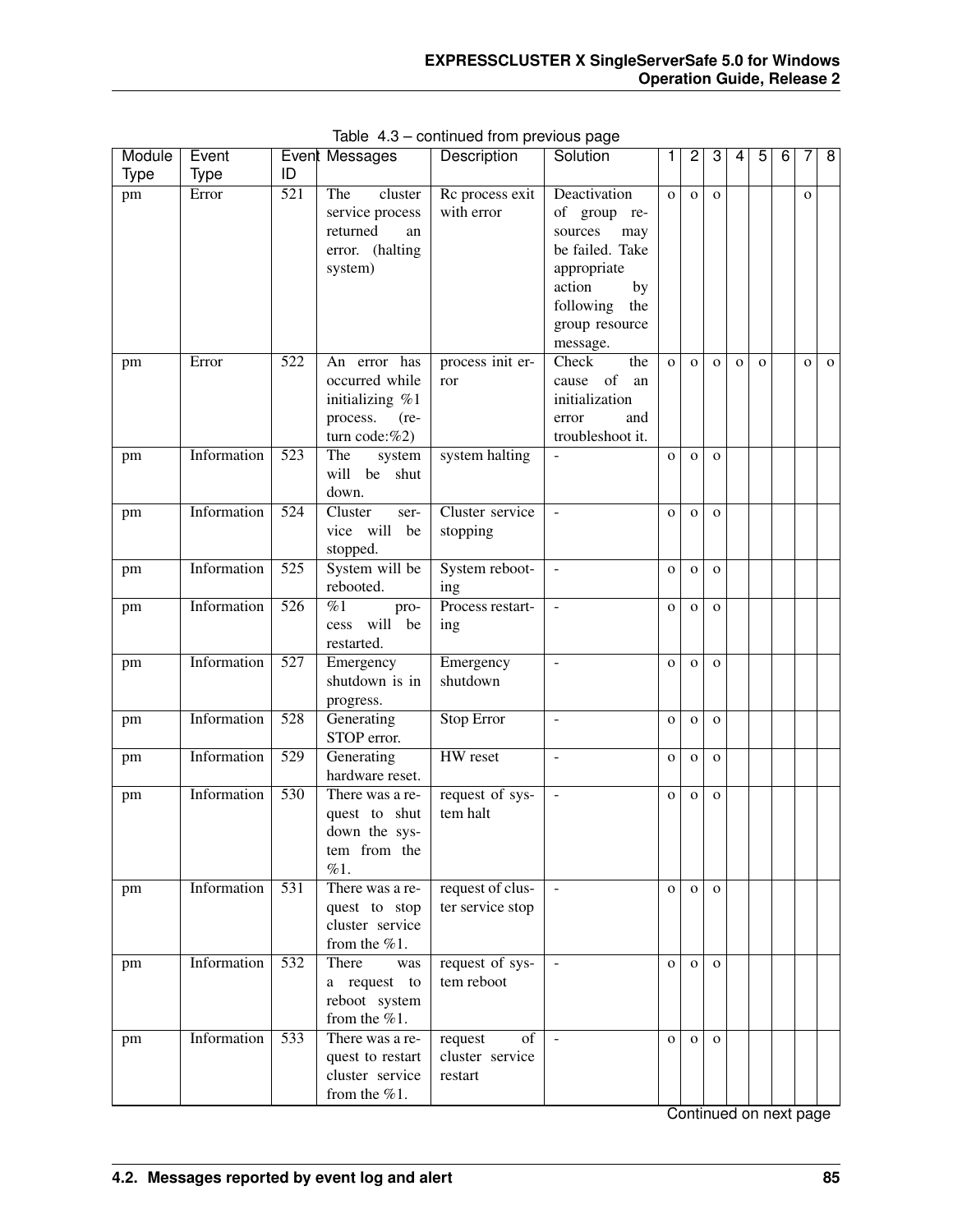Table 4.3 – continued from previous page

| Module Type | Event Type | Event ID | Messages | Description | Solution | 1 | 2 | 3 | 4 | 5 | 6 | 7 | 8 |
|---|---|---|---|---|---|---|---|---|---|---|---|---|---|
| pm | Error | 521 | The cluster service process returned an error. (halting system) | Rc process exit with error | Deactivation of group resources may be failed. Take appropriate action by following the group resource message. | o | o | o | | | | o | |
| pm | Error | 522 | An error has occurred while initializing %1 process. (return code:%2) | process init error | Check the cause of an initialization error and troubleshoot it. | o | o | o | o | o | | o | o |
| pm | Information | 523 | The system will be shut down. | system halting | - | o | o | o | | | | | |
| pm | Information | 524 | Cluster service will be stopped. | Cluster service stopping | - | o | o | o | | | | | |
| pm | Information | 525 | System will be rebooted. | System rebooting | - | o | o | o | | | | | |
| pm | Information | 526 | %1 process will be restarted. | Process restarting | - | o | o | o | | | | | |
| pm | Information | 527 | Emergency shutdown is in progress. | Emergency shutdown | - | o | o | o | | | | | |
| pm | Information | 528 | Generating STOP error. | Stop Error | - | o | o | o | | | | | |
| pm | Information | 529 | Generating hardware reset. | HW reset | - | o | o | o | | | | | |
| pm | Information | 530 | There was a request to shut down the system from the %1. | request of system halt | - | o | o | o | | | | | |
| pm | Information | 531 | There was a request to stop cluster service from the %1. | request of cluster service stop | - | o | o | o | | | | | |
| pm | Information | 532 | There was a request to reboot system from the %1. | request of system reboot | - | o | o | o | | | | | |
| pm | Information | 533 | There was a request to restart cluster service from the %1. | request of cluster service restart | - | o | o | o | | | | | |

Continued on next page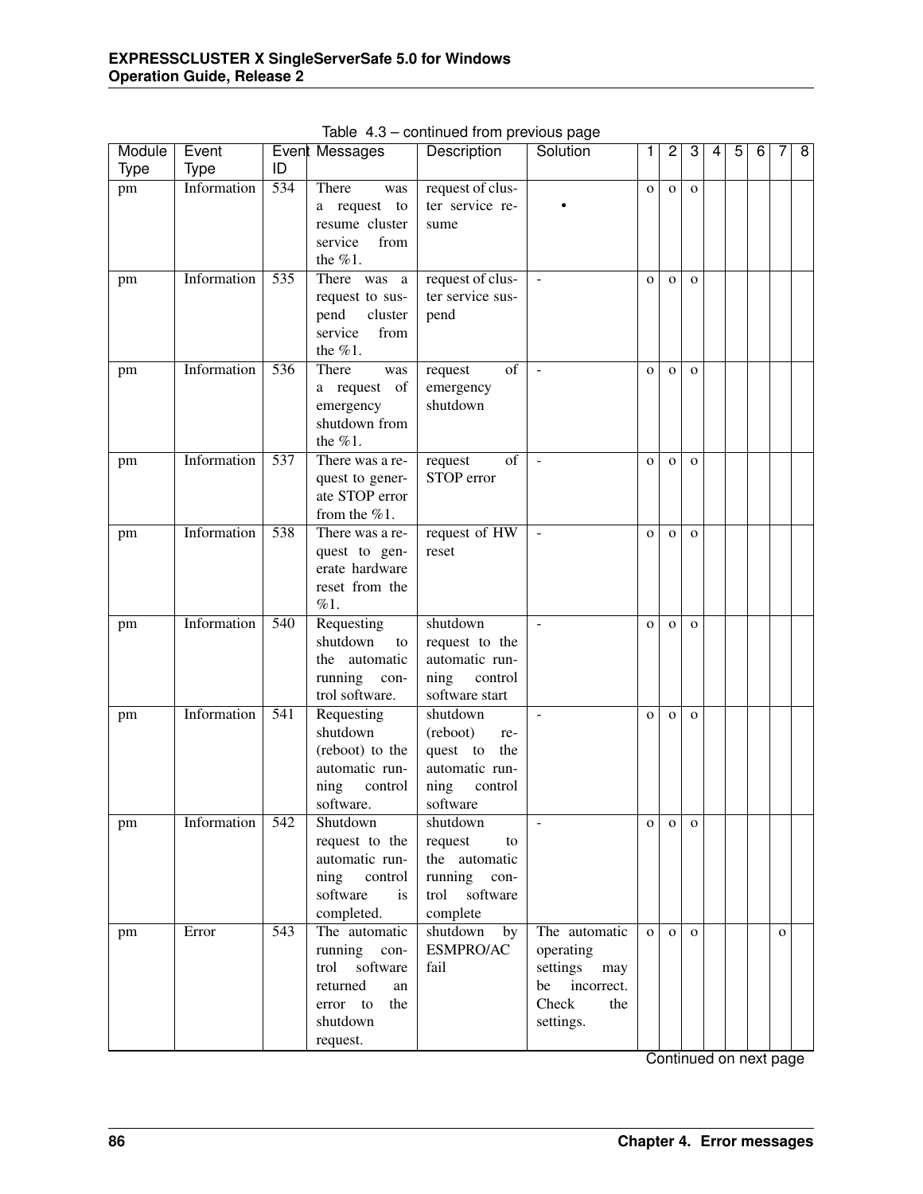Table 4.3 – continued from previous page

| Module Type | Event Type | Event ID | Messages | Description | Solution | 1 | 2 | 3 | 4 | 5 | 6 | 7 | 8 |
|---|---|---|---|---|---|---|---|---|---|---|---|---|---|
| pm | Information | 534 | There was a request to resume cluster service from the %1. | request of cluster service resume | • | o | o | o | | | | | |
| pm | Information | 535 | There was a request to suspend cluster service from the %1. | request of cluster service suspend | - | o | o | o | | | | | |
| pm | Information | 536 | There was a request of emergency shutdown from the %1. | request of emergency shutdown | - | o | o | o | | | | | |
| pm | Information | 537 | There was a request to generate STOP error from the %1. | request of STOP error | - | o | o | o | | | | | |
| pm | Information | 538 | There was a request to generate hardware reset from the %1. | request of HW reset | - | o | o | o | | | | | |
| pm | Information | 540 | Requesting shutdown to the automatic running control software. | shutdown request to the automatic running control software start | - | o | o | o | | | | | |
| pm | Information | 541 | Requesting shutdown (reboot) to the automatic running control software. | shutdown (reboot) request to the automatic running control software | - | o | o | o | | | | | |
| pm | Information | 542 | Shutdown request to the automatic running control software is completed. | shutdown request to the automatic running control software complete | - | o | o | o | | | | | |
| pm | Error | 543 | The automatic running control software returned an error to the shutdown request. | shutdown by ESMPRO/AC fail | The automatic operating settings may be incorrect. Check the settings. | o | o | o | | | | o | |

Continued on next page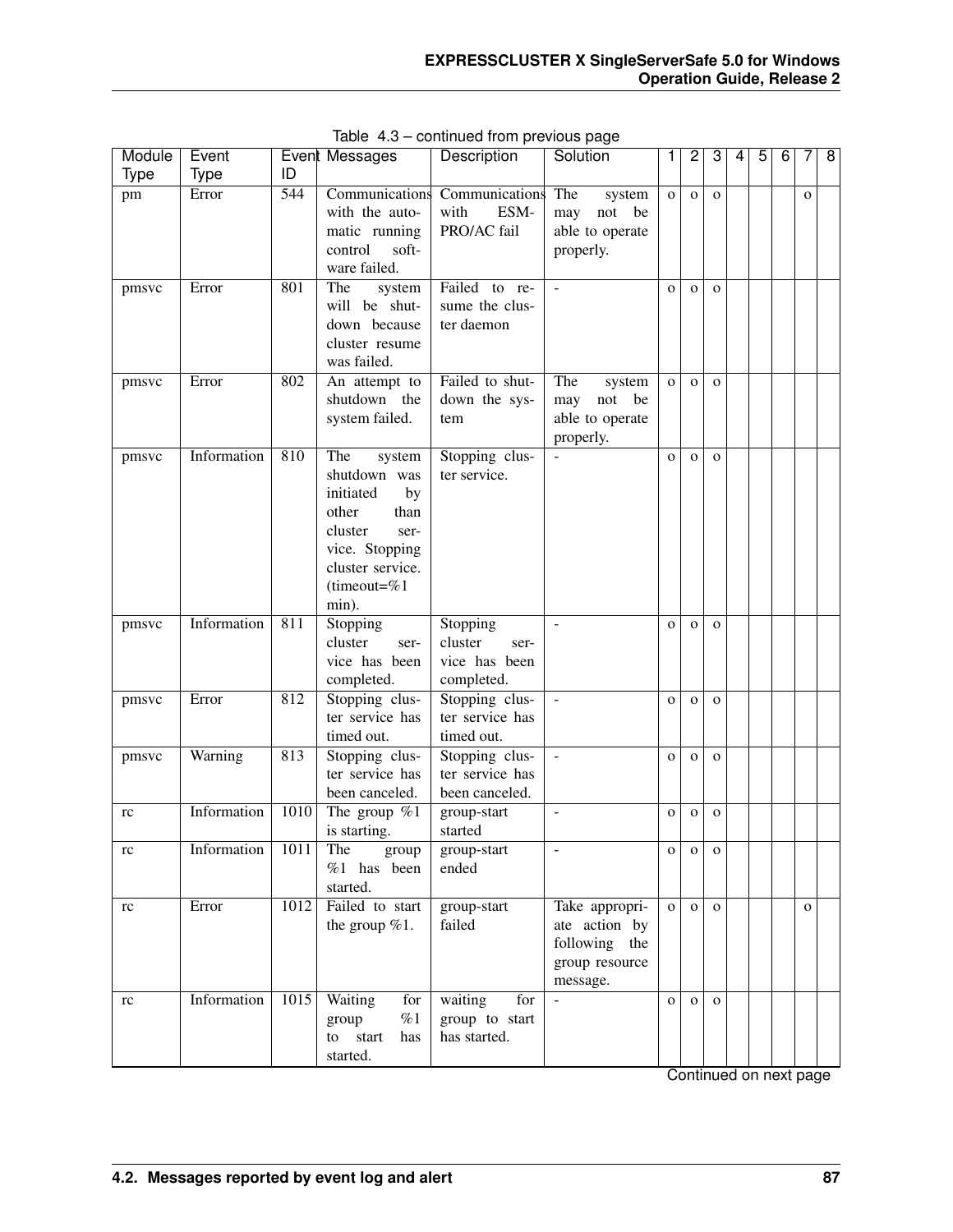Table 4.3 – continued from previous page

| Module Type | Event Type | Event ID | Messages | Description | Solution | 1 | 2 | 3 | 4 | 5 | 6 | 7 | 8 |
|---|---|---|---|---|---|---|---|---|---|---|---|---|---|
| pm | Error | 544 | Communications with the automatic running control software failed. | Communications with ESM-PRO/AC fail | The system may not be able to operate properly. | o | o | o | | | | o | |
| pmsvc | Error | 801 | The system will be shutdown because cluster resume was failed. | Failed to resume the cluster daemon | - | o | o | o | | | | | |
| pmsvc | Error | 802 | An attempt to shutdown the system failed. | Failed to shutdown the system | The system may not be able to operate properly. | o | o | o | | | | | |
| pmsvc | Information | 810 | The system shutdown was initiated by other than cluster service. Stopping cluster service. (timeout=%1 min). | Stopping cluster service. | - | o | o | o | | | | | |
| pmsvc | Information | 811 | Stopping cluster service has been completed. | Stopping cluster service has been completed. | - | o | o | o | | | | | |
| pmsvc | Error | 812 | Stopping cluster service has timed out. | Stopping cluster service has timed out. | - | o | o | o | | | | | |
| pmsvc | Warning | 813 | Stopping cluster service has been canceled. | Stopping cluster service has been canceled. | - | o | o | o | | | | | |
| rc | Information | 1010 | The group %1 is starting. | group-start started | - | o | o | o | | | | | |
| rc | Information | 1011 | The group %1 has been started. | group-start ended | - | o | o | o | | | | | |
| rc | Error | 1012 | Failed to start the group %1. | group-start failed | Take appropriate action by following the group resource message. | o | o | o | | | | o | |
| rc | Information | 1015 | Waiting for group %1 to start has started. | waiting for group to start has started. | - | o | o | o | | | | | |

Continued on next page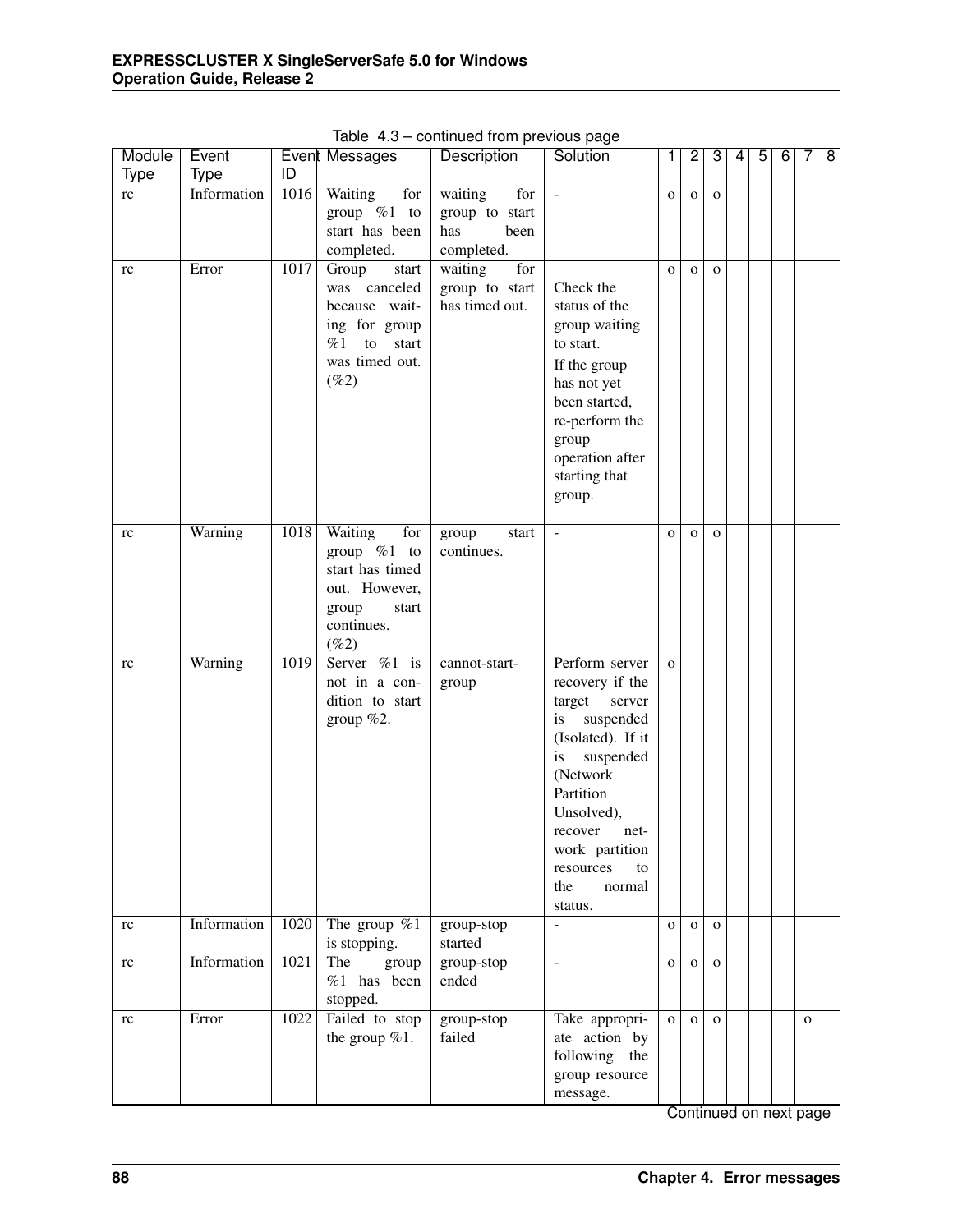Table 4.3 – continued from previous page

| Module Type | Event Type | Event ID | Messages | Description | Solution | 1 | 2 | 3 | 4 | 5 | 6 | 7 | 8 |
|---|---|---|---|---|---|---|---|---|---|---|---|---|---|
| rc | Information | 1016 | Waiting for group %1 to start has been completed. | waiting for group to start has been completed. | - | o | o | o | | | | | |
| rc | Error | 1017 | Group start was canceled because waiting for group %1 to start was timed out. (%2) | waiting for group to start has timed out. | Check the status of the group waiting to start. If the group has not yet been started, re-perform the group operation after starting that group. | o | o | o | | | | | |
| rc | Warning | 1018 | Waiting for group %1 to start has timed out. However, group start continues. (%2) | group start continues. | - | o | o | o | | | | | |
| rc | Warning | 1019 | Server %1 is not in a condition to start group %2. | cannot-start-group | Perform server recovery if the target server is suspended (Isolated). If it is suspended (Network Partition Unsolved), recover network partition resources to the normal status. | o | | | | | | | |
| rc | Information | 1020 | The group %1 is stopping. | group-stop started | - | o | o | o | | | | | |
| rc | Information | 1021 | The group %1 has been stopped. | group-stop ended | - | o | o | o | | | | | |
| rc | Error | 1022 | Failed to stop the group %1. | group-stop failed | Take appropriate action by following the group resource message. | o | o | o | | | | o | |

Continued on next page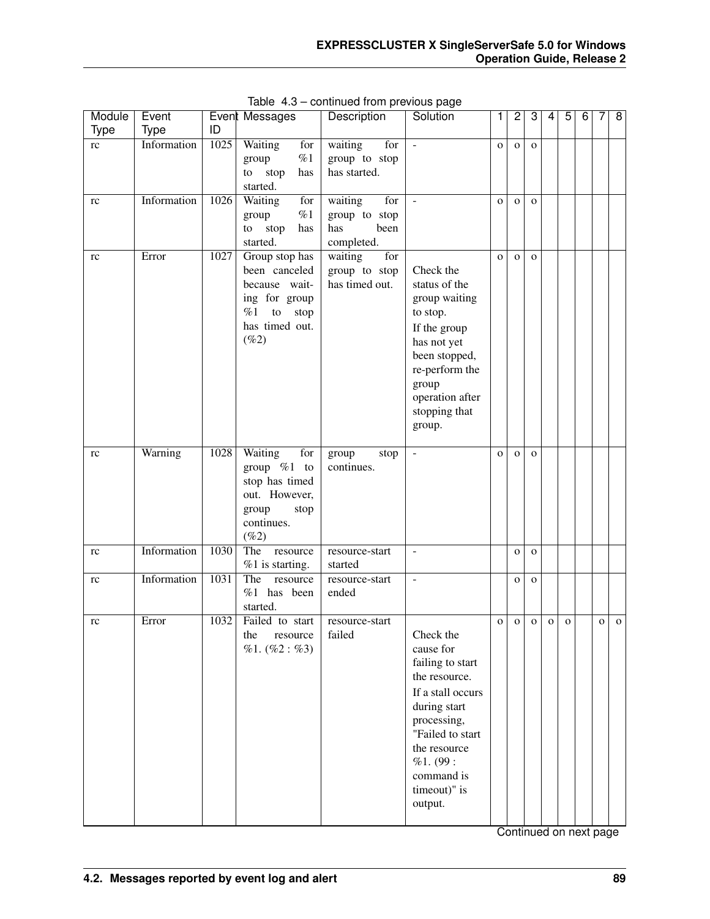Table 4.3 – continued from previous page

| Module Type | Event Type | Event ID | Messages | Description | Solution | 1 | 2 | 3 | 4 | 5 | 6 | 7 | 8 |
|---|---|---|---|---|---|---|---|---|---|---|---|---|---|
| rc | Information | 1025 | Waiting for group %1 to stop has started. | waiting for group to stop has started. | - | o | o | o | | | | | |
| rc | Information | 1026 | Waiting for group %1 to stop has started. | waiting for group to stop has been completed. | - | o | o | o | | | | | |
| rc | Error | 1027 | Group stop has been canceled because waiting for group %1 to stop has timed out. (%2) | waiting for group to stop has timed out. | Check the status of the group waiting to stop. If the group has not yet been stopped, re-perform the group operation after stopping that group. | o | o | o | | | | | |
| rc | Warning | 1028 | Waiting for group %1 to stop has timed out. However, group stop continues. (%2) | group stop continues. | - | o | o | o | | | | | |
| rc | Information | 1030 | The resource %1 is starting. | resource-start started | - | | o | o | | | | | |
| rc | Information | 1031 | The resource %1 has been started. | resource-start ended | - | | o | o | | | | | |
| rc | Error | 1032 | Failed to start the resource %1. (%2 : %3) | resource-start failed | Check the cause for failing to start the resource. If a stall occurs during start processing, "Failed to start the resource %1. (99 : command is timeout)" is output. | o | o | o | o | o | | o | o |

Continued on next page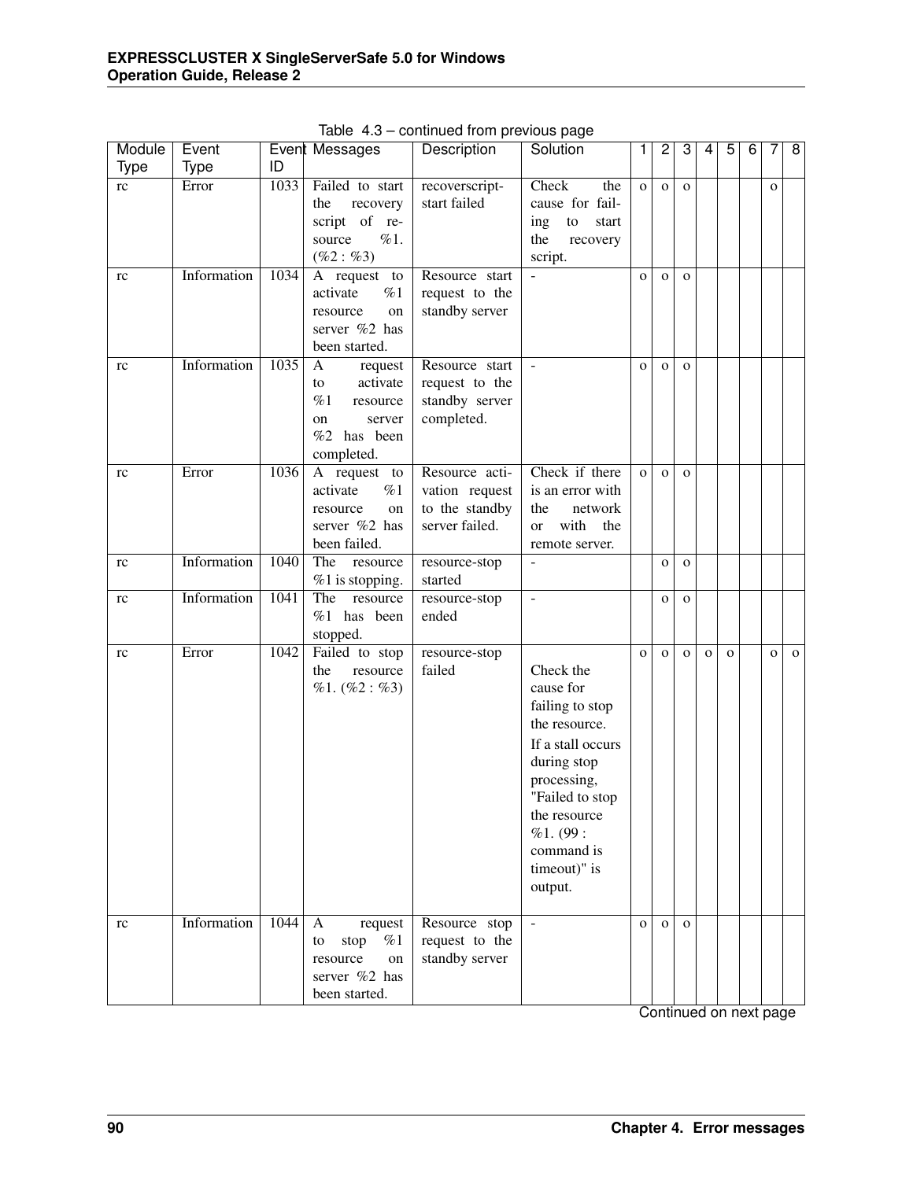Table 4.3 – continued from previous page

| Module Type | Event Type | Event ID | Messages | Description | Solution | 1 | 2 | 3 | 4 | 5 | 6 | 7 | 8 |
|---|---|---|---|---|---|---|---|---|---|---|---|---|---|
| rc | Error | 1033 | Failed to start the recovery script of resource %1. (%2 : %3) | recoverscript-start failed | Check the cause for failing to start the recovery script. | o | o | o | | | | o | |
| rc | Information | 1034 | A request to activate %1 resource on server %2 has been started. | Resource start request to the standby server | - | o | o | o | | | | | |
| rc | Information | 1035 | A request to activate %1 resource on server %2 has been completed. | Resource start request to the standby server completed. | - | o | o | o | | | | | |
| rc | Error | 1036 | A request to activate %1 resource on server %2 has been failed. | Resource activation request to the standby server failed. | Check if there is an error with the network or with the remote server. | o | o | o | | | | | |
| rc | Information | 1040 | The resource %1 is stopping. | resource-stop started | - | | o | o | | | | | |
| rc | Information | 1041 | The resource %1 has been stopped. | resource-stop ended | - | | o | o | | | | | |
| rc | Error | 1042 | Failed to stop the resource %1. (%2 : %3) | resource-stop failed | Check the cause for failing to stop the resource. If a stall occurs during stop processing, "Failed to stop the resource %1. (99 : command is timeout)" is output. | o | o | o | o | o | | o | o |
| rc | Information | 1044 | A request to stop %1 resource on server %2 has been started. | Resource stop request to the standby server | - | o | o | o | | | | | |

Continued on next page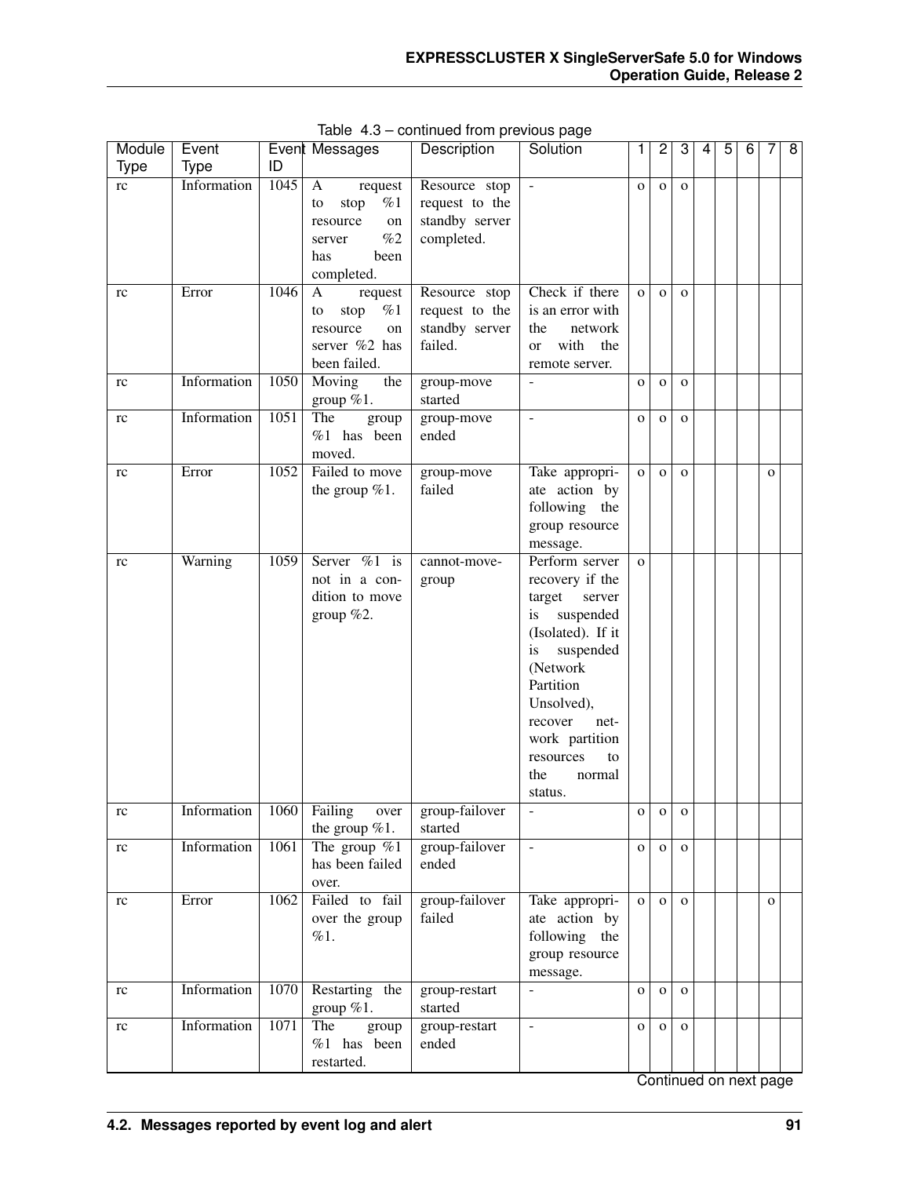Table 4.3 – continued from previous page

| Module Type | Event Type | Event ID | Messages | Description | Solution | 1 | 2 | 3 | 4 | 5 | 6 | 7 | 8 |
|---|---|---|---|---|---|---|---|---|---|---|---|---|---|
| rc | Information | 1045 | A request to stop %1 resource on server %2 has been completed. | Resource stop request to the standby server completed. | - | o | o | o | | | | | |
| rc | Error | 1046 | A request to stop %1 resource on server %2 has been failed. | Resource stop request to the standby server failed. | Check if there is an error with the network or with the remote server. | o | o | o | | | | | |
| rc | Information | 1050 | Moving the group %1. | group-move started | - | o | o | o | | | | | |
| rc | Information | 1051 | The group %1 has been moved. | group-move ended | - | o | o | o | | | | | |
| rc | Error | 1052 | Failed to move the group %1. | group-move failed | Take appropriate action by following the group resource message. | o | o | o | | | | o | |
| rc | Warning | 1059 | Server %1 is not in a condition to move group %2. | cannot-move-group | Perform server recovery if the target server is suspended (Isolated). If it is suspended (Network Partition Unsolved), recover network partition resources to the normal status. | o | | | | | | | |
| rc | Information | 1060 | Failing over the group %1. | group-failover started | - | o | o | o | | | | | |
| rc | Information | 1061 | The group %1 has been failed over. | group-failover ended | - | o | o | o | | | | | |
| rc | Error | 1062 | Failed to fail over the group %1. | group-failover failed | Take appropriate action by following the group resource message. | o | o | o | | | | o | |
| rc | Information | 1070 | Restarting the group %1. | group-restart started | - | o | o | o | | | | | |
| rc | Information | 1071 | The group %1 has been restarted. | group-restart ended | - | o | o | o | | | | | |

Continued on next page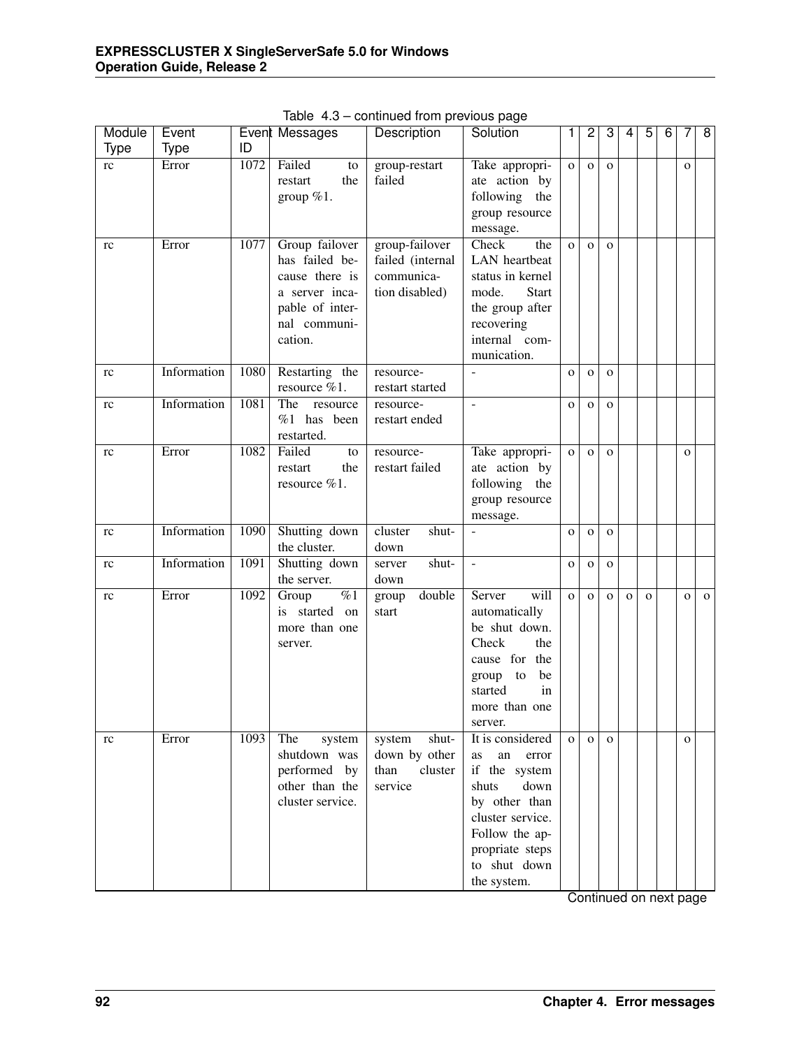Table 4.3 – continued from previous page

| Module Type | Event Type | Event ID | Messages | Description | Solution | 1 | 2 | 3 | 4 | 5 | 6 | 7 | 8 |
|---|---|---|---|---|---|---|---|---|---|---|---|---|---|
| rc | Error | 1072 | Failed to restart the group %1. | group-restart failed | Take appropriate action by following the group resource message. | o | o | o | | | | o | |
| rc | Error | 1077 | Group failover has failed because there is a server incapable of internal communication. | group-failover failed (internal communication disabled) | Check the LAN heartbeat status in kernel mode. Start the group after recovering internal communication. | o | o | o | | | | | |
| rc | Information | 1080 | Restarting the resource %1. | resource-restart started | - | o | o | o | | | | | |
| rc | Information | 1081 | The resource %1 has been restarted. | resource-restart ended | - | o | o | o | | | | | |
| rc | Error | 1082 | Failed to restart the resource %1. | resource-restart failed | Take appropriate action by following the group resource message. | o | o | o | | | | o | |
| rc | Information | 1090 | Shutting down the cluster. | cluster shutdown | - | o | o | o | | | | | |
| rc | Information | 1091 | Shutting down the server. | server shutdown | - | o | o | o | | | | | |
| rc | Error | 1092 | Group %1 is started on more than one server. | group double start | Server will automatically be shut down. Check the cause for the group to be started in more than one server. | o | o | o | o | o | | o | o |
| rc | Error | 1093 | The system shutdown was performed by other than the cluster service. | system shutdown by other than cluster service | It is considered as an error if the system shuts down by other than cluster service. Follow the appropriate steps to shut down the system. | o | o | o | | | | o | |

Continued on next page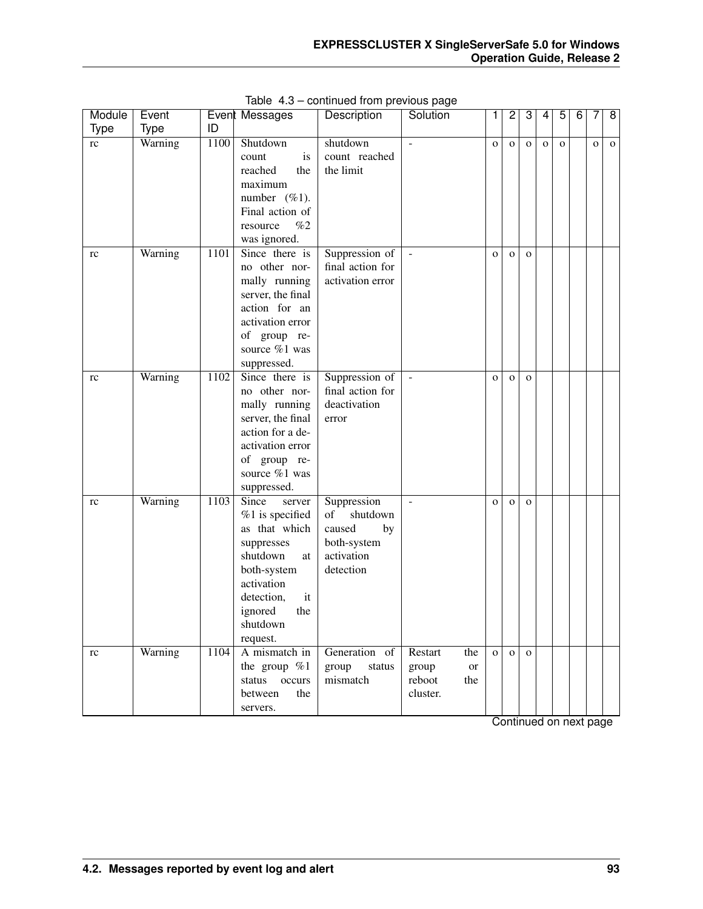Table 4.3 – continued from previous page

| Module Type | Event Type | Event ID | Messages | Description | Solution | 1 | 2 | 3 | 4 | 5 | 6 | 7 | 8 |
|---|---|---|---|---|---|---|---|---|---|---|---|---|---|
| rc | Warning | 1100 | Shutdown count is reached the maximum number (%1). Final action of resource %2 was ignored. | shutdown count reached the limit | - | o | o | o | o | o | | o | o |
| rc | Warning | 1101 | Since there is no other normally running server, the final action for an activation error of group resource %1 was suppressed. | Suppression of final action for activation error | - | o | o | o | | | | | |
| rc | Warning | 1102 | Since there is no other normally running server, the final action for a deactivation error of group resource %1 was suppressed. | Suppression of final action for deactivation error | - | o | o | o | | | | | |
| rc | Warning | 1103 | Since server %1 is specified as that which suppresses shutdown at both-system activation detection, it ignored the shutdown request. | Suppression of shutdown caused by both-system activation detection | - | o | o | o | | | | | |
| rc | Warning | 1104 | A mismatch in the group %1 status occurs between the servers. | Generation of group status mismatch | Restart the group or reboot the cluster. | o | o | o | | | | | |

Continued on next page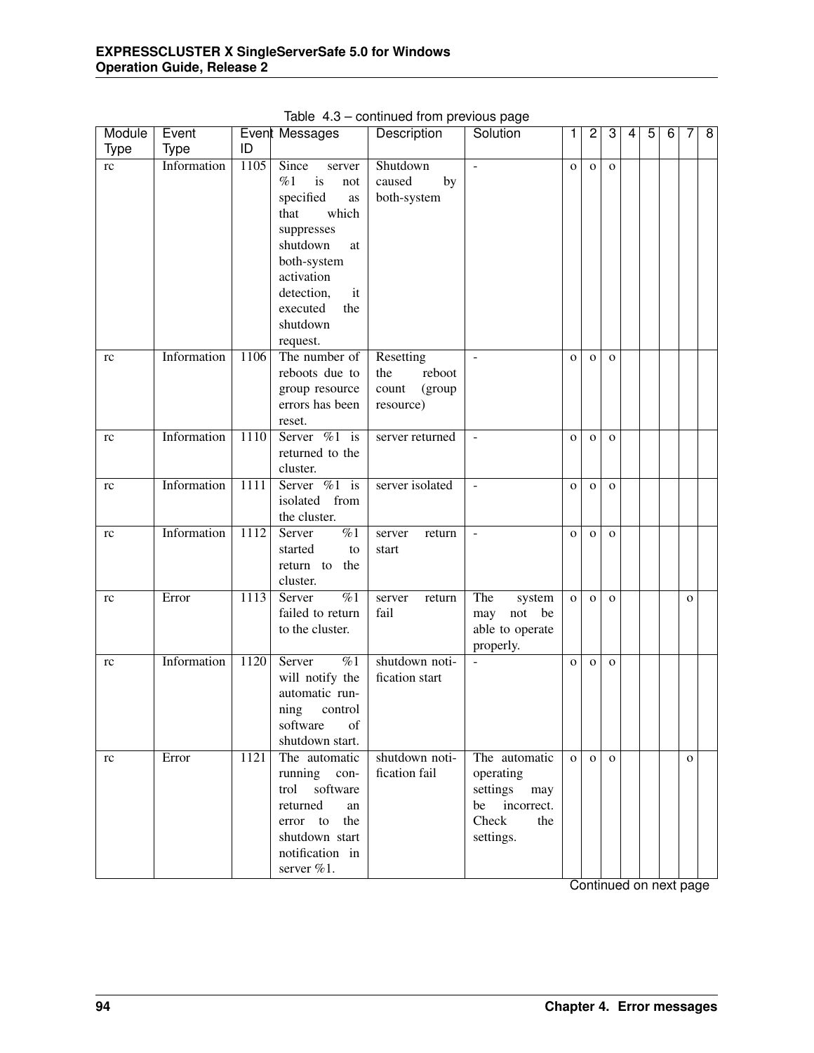Table 4.3 – continued from previous page

| Module Type | Event Type | Event ID | Messages | Description | Solution | 1 | 2 | 3 | 4 | 5 | 6 | 7 | 8 |
|---|---|---|---|---|---|---|---|---|---|---|---|---|---|
| rc | Information | 1105 | Since server %1 is not specified as that which suppresses shutdown at both-system activation detection, it executed the shutdown request. | Shutdown caused by both-system | - | o | o | o | | | | | |
| rc | Information | 1106 | The number of reboots due to group resource errors has been reset. | Resetting the reboot count (group resource) | - | o | o | o | | | | | |
| rc | Information | 1110 | Server %1 is returned to the cluster. | server returned | - | o | o | o | | | | | |
| rc | Information | 1111 | Server %1 is isolated from the cluster. | server isolated | - | o | o | o | | | | | |
| rc | Information | 1112 | Server %1 started to return to the cluster. | server return start | - | o | o | o | | | | | |
| rc | Error | 1113 | Server %1 failed to return to the cluster. | server return fail | The system may not be able to operate properly. | o | o | o | | | | o | |
| rc | Information | 1120 | Server %1 will notify the automatic running control software of shutdown start. | shutdown notification start | - | o | o | o | | | | | |
| rc | Error | 1121 | The automatic running control software returned an error to the shutdown start notification in server %1. | shutdown notification fail | The automatic operating settings may be incorrect. Check the settings. | o | o | o | | | | o | |

Continued on next page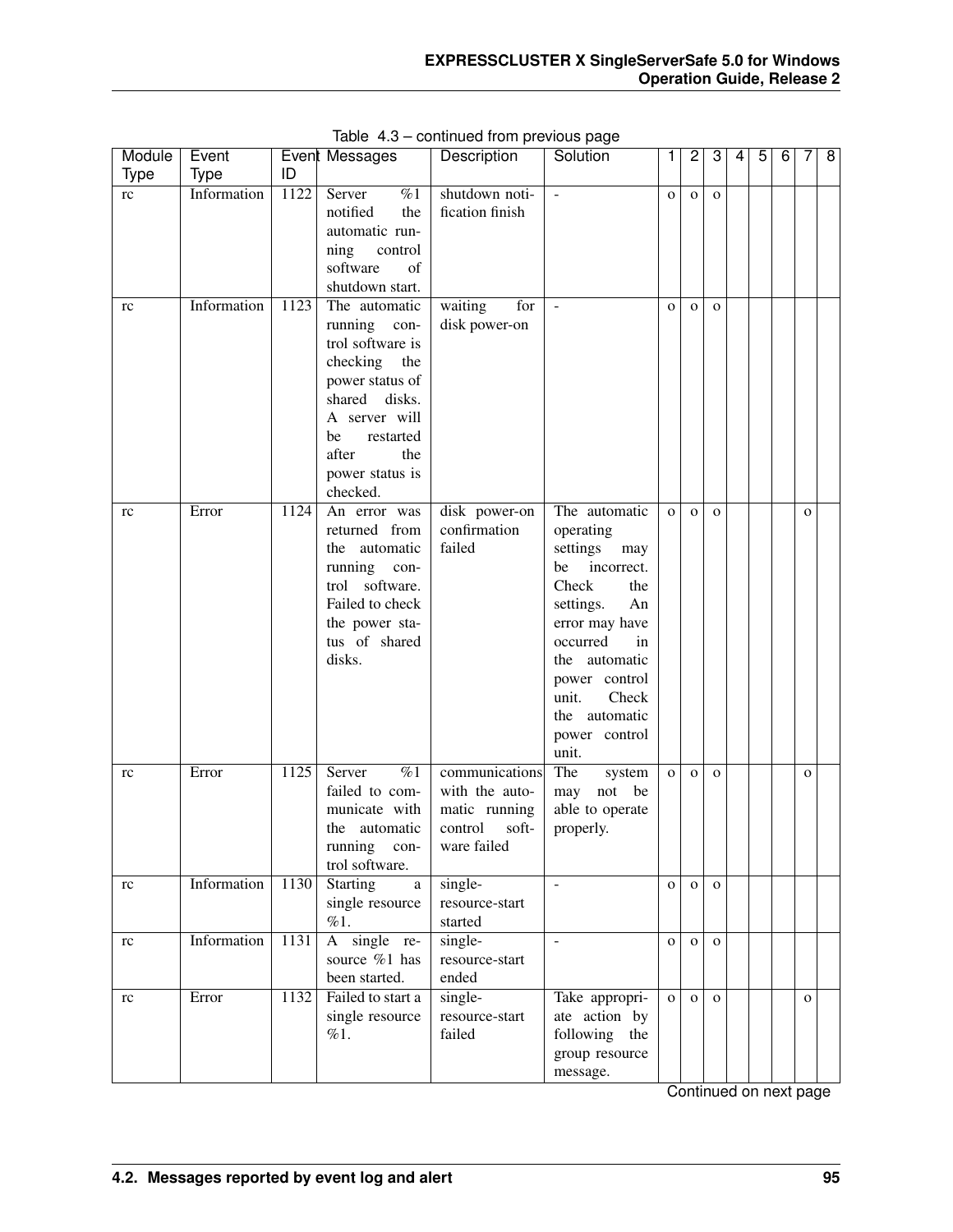Table 4.3 – continued from previous page

| Module Type | Event Type | Event ID | Messages | Description | Solution | 1 | 2 | 3 | 4 | 5 | 6 | 7 | 8 |
|---|---|---|---|---|---|---|---|---|---|---|---|---|---|
| rc | Information | 1122 | Server %1 notified the automatic running control software of shutdown start. | shutdown notification finish | - | o | o | o | | | | | |
| rc | Information | 1123 | The automatic running control software is checking the power status of shared disks. A server will be restarted after the power status is checked. | waiting for disk power-on | - | o | o | o | | | | | |
| rc | Error | 1124 | An error was returned from the automatic running control software. Failed to check the power status of shared disks. | disk power-on confirmation failed | The automatic operating settings may be incorrect. Check the settings. An error may have occurred in the automatic power control unit. Check the automatic power control unit. | o | o | o | | | | o | |
| rc | Error | 1125 | Server %1 failed to communicate with the automatic running control software. | communications with the automatic running control software failed | The system may not be able to operate properly. | o | o | o | | | | o | |
| rc | Information | 1130 | Starting a single resource %1. | single-resource-start started | - | o | o | o | | | | | |
| rc | Information | 1131 | A single resource %1 has been started. | single-resource-start ended | - | o | o | o | | | | | |
| rc | Error | 1132 | Failed to start a single resource %1. | single-resource-start failed | Take appropriate action by following the group resource message. | o | o | o | | | | o | |

Continued on next page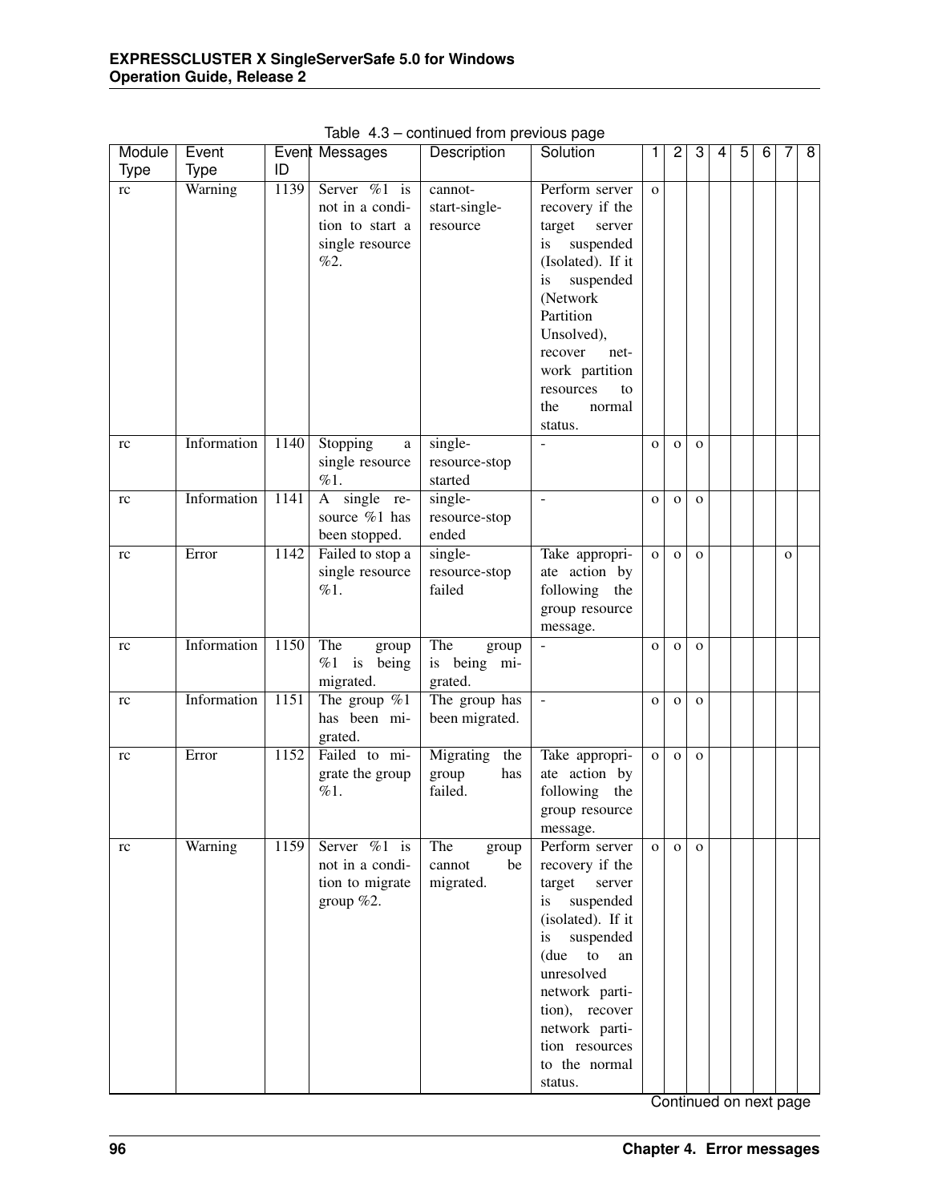Table 4.3 – continued from previous page

| Module Type | Event Type | Event ID | Messages | Description | Solution | 1 | 2 | 3 | 4 | 5 | 6 | 7 | 8 |
|---|---|---|---|---|---|---|---|---|---|---|---|---|---|
| rc | Warning | 1139 | Server %1 is not in a condition to start a single resource %2. | cannot-start-single-resource | Perform server recovery if the target server is suspended (Isolated). If it is suspended (Network Partition Unsolved), recover network partition resources to the normal status. | o | | | | | | | |
| rc | Information | 1140 | Stopping a single resource %1. | single-resource-stop started | - | o | o | o | | | | | |
| rc | Information | 1141 | A single resource %1 has been stopped. | single-resource-stop ended | - | o | o | o | | | | | |
| rc | Error | 1142 | Failed to stop a single resource %1. | single-resource-stop failed | Take appropriate action by following the group resource message. | o | o | o | | | | o | |
| rc | Information | 1150 | The group %1 is being migrated. | The group is being migrated. | - | o | o | o | | | | | |
| rc | Information | 1151 | The group %1 has been migrated. | The group has been migrated. | - | o | o | o | | | | | |
| rc | Error | 1152 | Failed to migrate the group %1. | Migrating the group has failed. | Take appropriate action by following the group resource message. | o | o | o | | | | | |
| rc | Warning | 1159 | Server %1 is not in a condition to migrate group %2. | The group cannot be migrated. | Perform server recovery if the target server is suspended (isolated). If it is suspended (due to an unresolved network partition), recover network partition resources to the normal status. | o | o | o | | | | | |

Continued on next page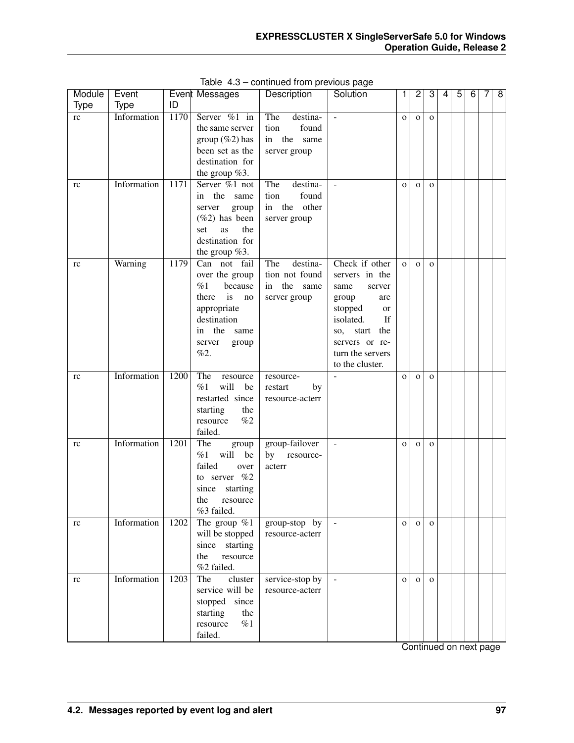Table 4.3 – continued from previous page

| Module Type | Event Type | Event ID | Messages | Description | Solution | 1 | 2 | 3 | 4 | 5 | 6 | 7 | 8 |
|---|---|---|---|---|---|---|---|---|---|---|---|---|---|
| rc | Information | 1170 | Server %1 in the same server group (%2) has been set as the destination for the group %3. | The destination found in the same server group | - | o | o | o | | | | | |
| rc | Information | 1171 | Server %1 not in the same server group (%2) has been set as the destination for the group %3. | The destination found in the other server group | - | o | o | o | | | | | |
| rc | Warning | 1179 | Can not fail over the group %1 because there is no appropriate destination in the same server group %2. | The destination not found in the same server group | Check if other servers in the same server group are stopped or isolated. If so, start the servers or return the servers to the cluster. | o | o | o | | | | | |
| rc | Information | 1200 | The resource %1 will be restarted since starting the resource %2 failed. | resource-restart by resource-acterr | - | o | o | o | | | | | |
| rc | Information | 1201 | The group %1 will be failed over to server %2 since starting the resource %3 failed. | group-failover by resource-acterr | - | o | o | o | | | | | |
| rc | Information | 1202 | The group %1 will be stopped since starting the resource %2 failed. | group-stop by resource-acterr | - | o | o | o | | | | | |
| rc | Information | 1203 | The cluster service will be stopped since starting the resource %1 failed. | service-stop by resource-acterr | - | o | o | o | | | | | |

Continued on next page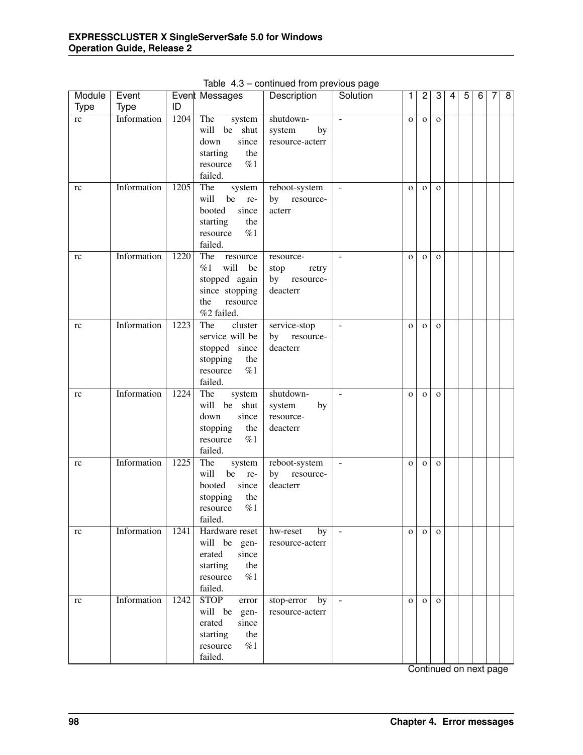Table 4.3 – continued from previous page

| Module Type | Event Type | Event ID | Messages | Description | Solution | 1 | 2 | 3 | 4 | 5 | 6 | 7 | 8 |
|---|---|---|---|---|---|---|---|---|---|---|---|---|---|
| rc | Information | 1204 | The system will be shut down since starting the resource %1 failed. | shutdown-system by resource-acterr | - | o | o | o | | | | | |
| rc | Information | 1205 | The system will be re-booted since starting the resource %1 failed. | reboot-system by resource-acterr | - | o | o | o | | | | | |
| rc | Information | 1220 | The resource %1 will be stopped again since stopping the resource %2 failed. | resource-stop retry by resource-deacterr | - | o | o | o | | | | | |
| rc | Information | 1223 | The cluster service will be stopped since stopping the resource %1 failed. | service-stop by resource-deacterr | - | o | o | o | | | | | |
| rc | Information | 1224 | The system will be shut down since stopping the resource %1 failed. | shutdown-system by resource-deacterr | - | o | o | o | | | | | |
| rc | Information | 1225 | The system will be re-booted since stopping the resource %1 failed. | reboot-system by resource-deacterr | - | o | o | o | | | | | |
| rc | Information | 1241 | Hardware reset will be gen-erated since starting the resource %1 failed. | hw-reset by resource-acterr | - | o | o | o | | | | | |
| rc | Information | 1242 | STOP error will be gen-erated since starting the resource %1 failed. | stop-error by resource-acterr | - | o | o | o | | | | | |

Continued on next page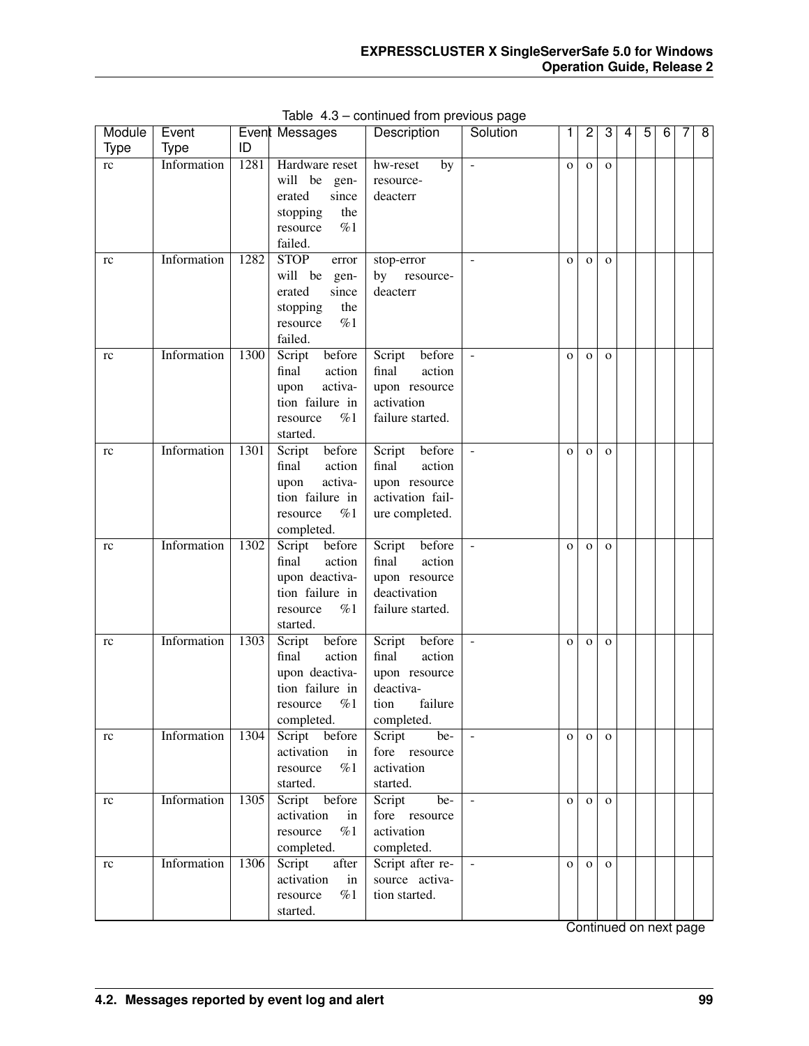Table 4.3 – continued from previous page

| Module Type | Event Type | Event ID | Messages | Description | Solution | 1 | 2 | 3 | 4 | 5 | 6 | 7 | 8 |
|---|---|---|---|---|---|---|---|---|---|---|---|---|---|
| rc | Information | 1281 | Hardware reset will be generated since stopping the resource %1 failed. | hw-reset by resource-deacterr | - | o | o | o | | | | | |
| rc | Information | 1282 | STOP error will be generated since stopping the resource %1 failed. | stop-error by resource-deacterr | - | o | o | o | | | | | |
| rc | Information | 1300 | Script before final action upon activation failure in resource %1 started. | Script before final action upon resource activation failure started. | - | o | o | o | | | | | |
| rc | Information | 1301 | Script before final action upon activation failure in resource %1 completed. | Script before final action upon resource activation failure completed. | - | o | o | o | | | | | |
| rc | Information | 1302 | Script before final action upon deactivation failure in resource %1 started. | Script before final action upon resource deactivation failure started. | - | o | o | o | | | | | |
| rc | Information | 1303 | Script before final action upon deactivation failure in resource %1 completed. | Script before final action upon resource deactivation failure completed. | - | o | o | o | | | | | |
| rc | Information | 1304 | Script before activation in resource %1 started. | Script before resource activation started. | - | o | o | o | | | | | |
| rc | Information | 1305 | Script before activation in resource %1 completed. | Script before resource activation completed. | - | o | o | o | | | | | |
| rc | Information | 1306 | Script after activation in resource %1 started. | Script after resource activation started. | - | o | o | o | | | | | |

Continued on next page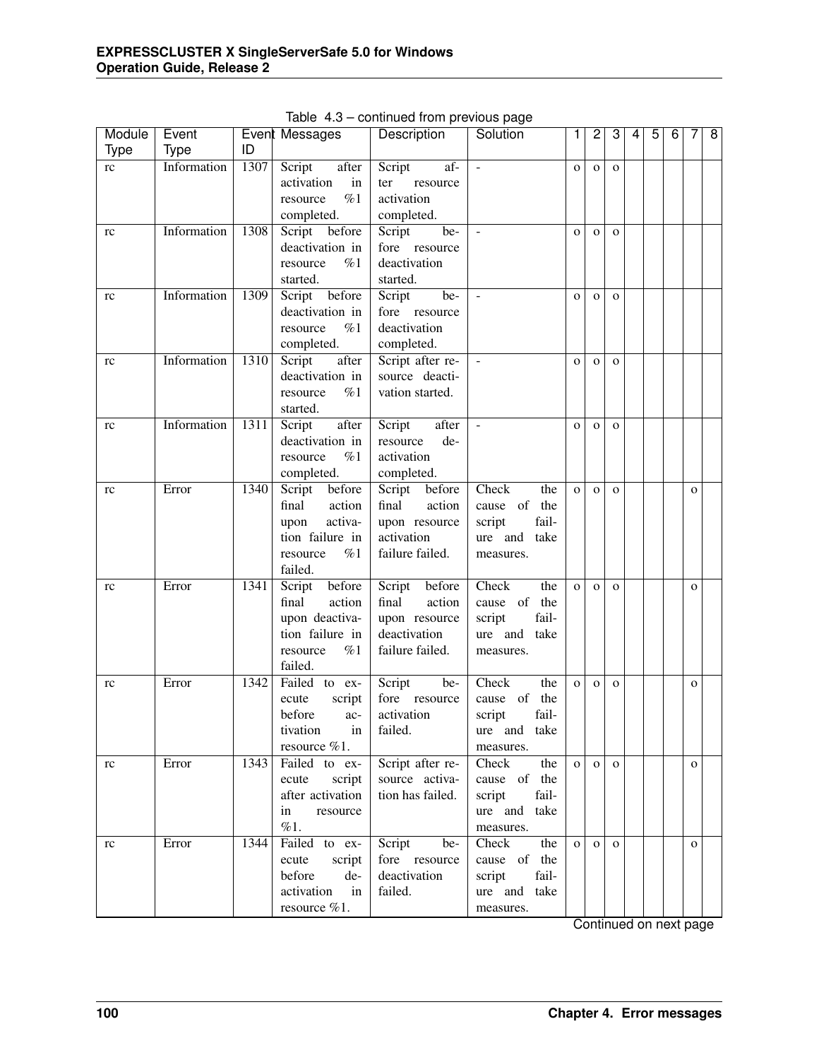Table 4.3 – continued from previous page

| Module Type | Event Type | Event ID | Messages | Description | Solution | 1 | 2 | 3 | 4 | 5 | 6 | 7 | 8 |
|---|---|---|---|---|---|---|---|---|---|---|---|---|---|
| rc | Information | 1307 | Script after activation in resource %1 completed. | Script after resource activation completed. | - | o | o | o | | | | | |
| rc | Information | 1308 | Script before deactivation in resource %1 started. | Script before resource deactivation started. | - | o | o | o | | | | | |
| rc | Information | 1309 | Script before deactivation in resource %1 completed. | Script before resource deactivation completed. | - | o | o | o | | | | | |
| rc | Information | 1310 | Script after deactivation in resource %1 started. | Script after resource deactivation started. | - | o | o | o | | | | | |
| rc | Information | 1311 | Script after deactivation in resource %1 completed. | Script after resource deactivation completed. | - | o | o | o | | | | | |
| rc | Error | 1340 | Script before final action upon activation failure in resource %1 failed. | Script before final action upon resource activation failure failed. | Check the cause of the script failure and take measures. | o | o | o | | | | o | |
| rc | Error | 1341 | Script before final action upon deactivation failure in resource %1 failed. | Script before final action upon resource deactivation failure failed. | Check the cause of the script failure and take measures. | o | o | o | | | | o | |
| rc | Error | 1342 | Failed to execute script before activation in resource %1. | Script before resource activation failed. | Check the cause of the script failure and take measures. | o | o | o | | | | o | |
| rc | Error | 1343 | Failed to execute script after activation in resource %1. | Script after resource activation has failed. | Check the cause of the script failure and take measures. | o | o | o | | | | o | |
| rc | Error | 1344 | Failed to execute script before deactivation in resource %1. | Script before resource deactivation failed. | Check the cause of the script failure and take measures. | o | o | o | | | | o | |

Continued on next page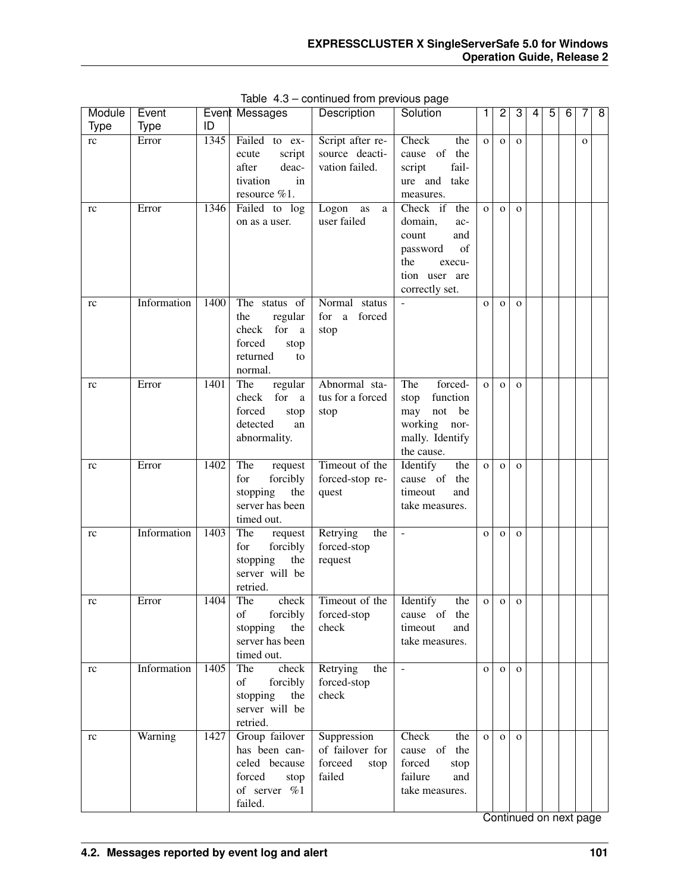Table 4.3 – continued from previous page

| Module Type | Event Type | Event ID | Messages | Description | Solution | 1 | 2 | 3 | 4 | 5 | 6 | 7 | 8 |
|---|---|---|---|---|---|---|---|---|---|---|---|---|---|
| rc | Error | 1345 | Failed to execute script after deactivation in resource %1. | Script after resource deactivation failed. | Check the cause of the script failure and take measures. | o | o | o | | | | o | |
| rc | Error | 1346 | Failed to log on as a user. | Logon as a user failed | Check if the domain, account and password of the execution user are correctly set. | o | o | o | | | | | |
| rc | Information | 1400 | The status of the regular check for a forced stop returned to normal. | Normal status for a forced stop | - | o | o | o | | | | | |
| rc | Error | 1401 | The regular check for a forced stop detected an abnormality. | Abnormal status for a forced stop | The forced-stop function may not be working normally. Identify the cause. | o | o | o | | | | | |
| rc | Error | 1402 | The request for forcibly stopping the server has been timed out. | Timeout of the forced-stop request | Identify the cause of the timeout and take measures. | o | o | o | | | | | |
| rc | Information | 1403 | The request for forcibly stopping the server will be retried. | Retrying the forced-stop request | - | o | o | o | | | | | |
| rc | Error | 1404 | The check of forcibly stopping the server has been timed out. | Timeout of the forced-stop check | Identify the cause of the timeout and take measures. | o | o | o | | | | | |
| rc | Information | 1405 | The check of forcibly stopping the server will be retried. | Retrying the forced-stop check | - | o | o | o | | | | | |
| rc | Warning | 1427 | Group failover has been canceled because forced stop of server %1 failed. | Suppression of failover for forceed stop failed | Check the cause of the forced stop failure and take measures. | o | o | o | | | | | |

Continued on next page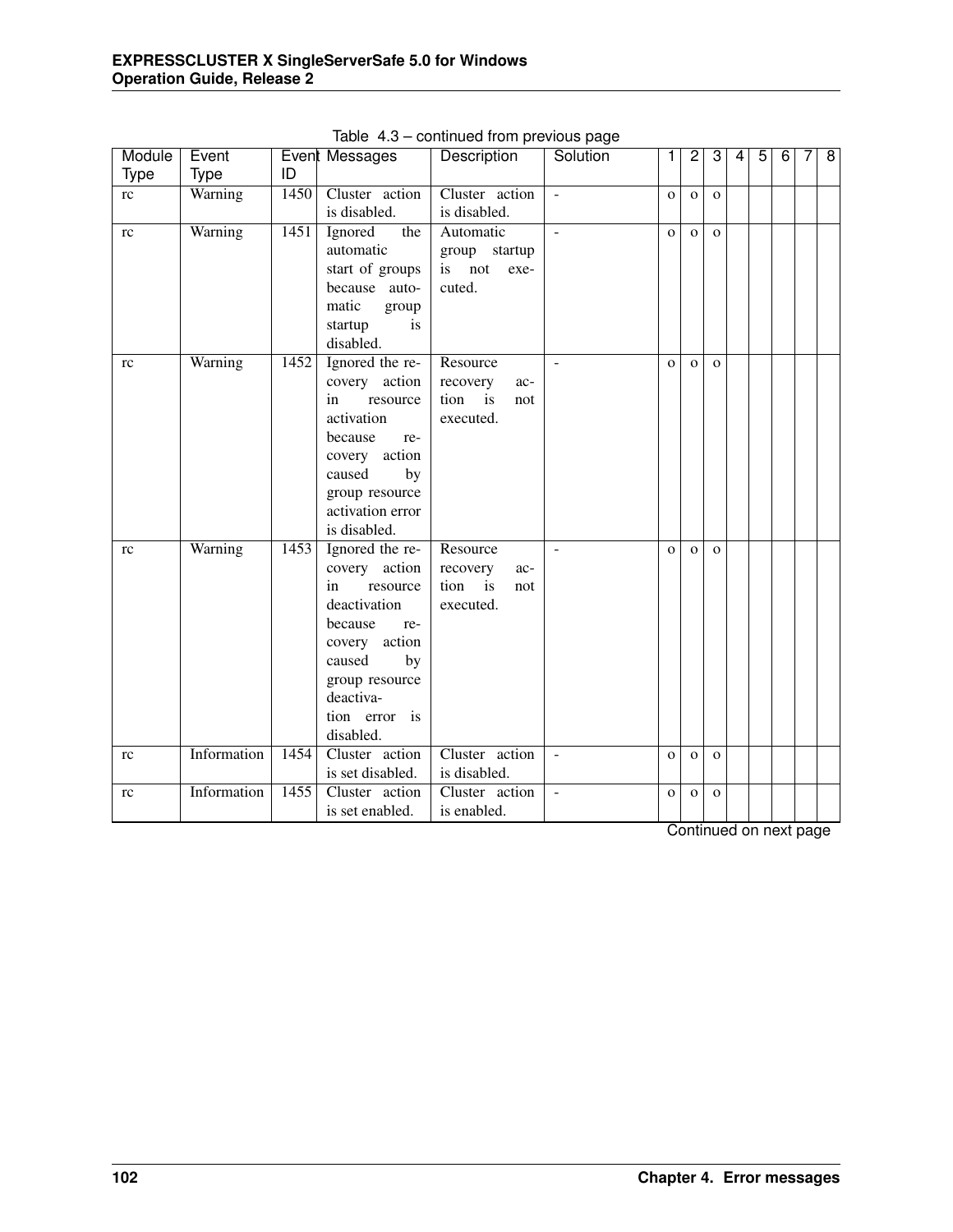Table 4.3 – continued from previous page

| Module Type | Event Type | Event ID | Messages | Description | Solution | 1 | 2 | 3 | 4 | 5 | 6 | 7 | 8 |
|---|---|---|---|---|---|---|---|---|---|---|---|---|---|
| rc | Warning | 1450 | Cluster action is disabled. | Cluster action is disabled. | - | o | o | o | | | | | |
| rc | Warning | 1451 | Ignored the automatic start of groups because automatic group startup is disabled. | Automatic group startup is not executed. | - | o | o | o | | | | | |
| rc | Warning | 1452 | Ignored the recovery action in resource activation because recovery action caused by group resource activation error is disabled. | Resource recovery action is not executed. | - | o | o | o | | | | | |
| rc | Warning | 1453 | Ignored the recovery action in resource deactivation because recovery action caused by group resource deactivation error is disabled. | Resource recovery action is not executed. | - | o | o | o | | | | | |
| rc | Information | 1454 | Cluster action is set disabled. | Cluster action is disabled. | - | o | o | o | | | | | |
| rc | Information | 1455 | Cluster action is set enabled. | Cluster action is enabled. | - | o | o | o | | | | | |

Continued on next page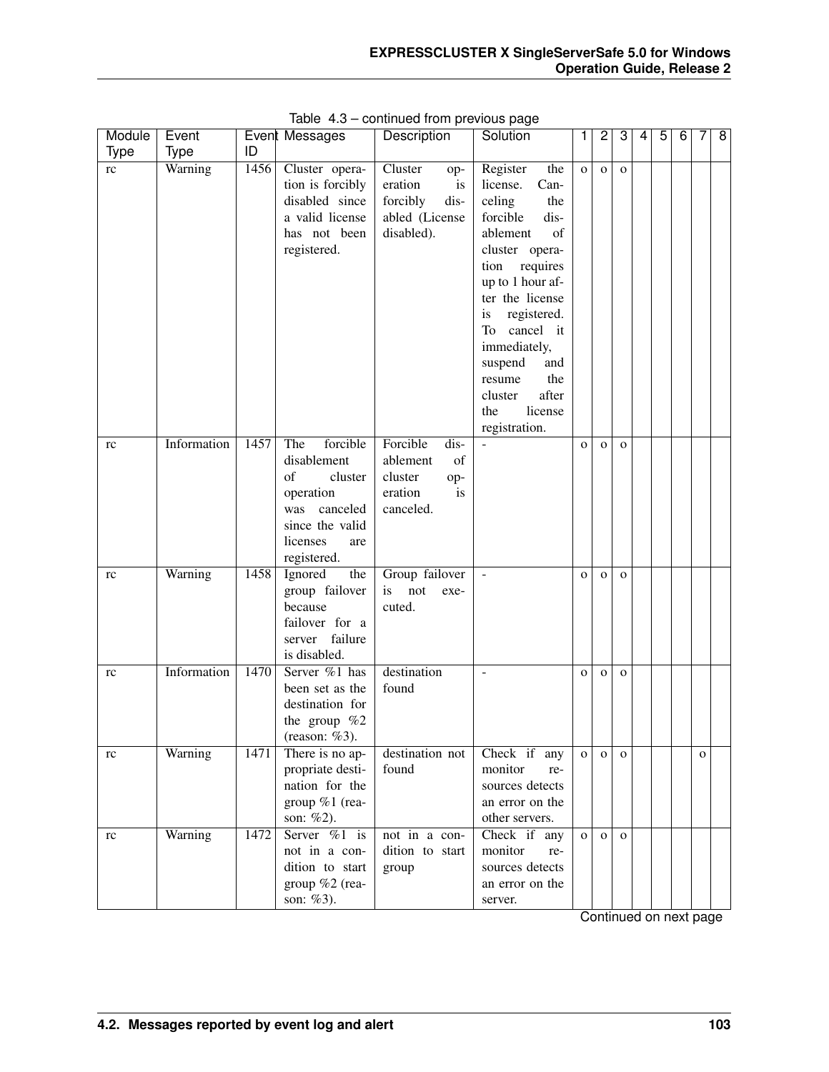Table 4.3 – continued from previous page

| Module Type | Event Type | Event ID | Messages | Description | Solution | 1 | 2 | 3 | 4 | 5 | 6 | 7 | 8 |
|---|---|---|---|---|---|---|---|---|---|---|---|---|---|
| rc | Warning | 1456 | Cluster operation is forcibly disabled since a valid license has not been registered. | Cluster operation is forcibly disabled (License disabled). | Register the license. Canceling the forcible disablement of cluster operation requires up to 1 hour after the license is registered. To cancel it immediately, suspend and resume the cluster after the license registration. | o | o | o | | | | | |
| rc | Information | 1457 | The forcible disablement of cluster operation was canceled since the valid licenses are registered. | Forcible disablement of cluster operation is canceled. | - | o | o | o | | | | | |
| rc | Warning | 1458 | Ignored the group failover because failover for a server failure is disabled. | Group failover is not executed. | - | o | o | o | | | | | |
| rc | Information | 1470 | Server %1 has been set as the destination for the group %2 (reason: %3). | destination found | - | o | o | o | | | | | |
| rc | Warning | 1471 | There is no appropriate destination for the group %1 (reason: %2). | destination not found | Check if any monitor resources detects an error on the other servers. | o | o | o | | | | o | |
| rc | Warning | 1472 | Server %1 is not in a condition to start group %2 (reason: %3). | not in a condition to start group | Check if any monitor resources detects an error on the server. | o | o | o | | | | | |

Continued on next page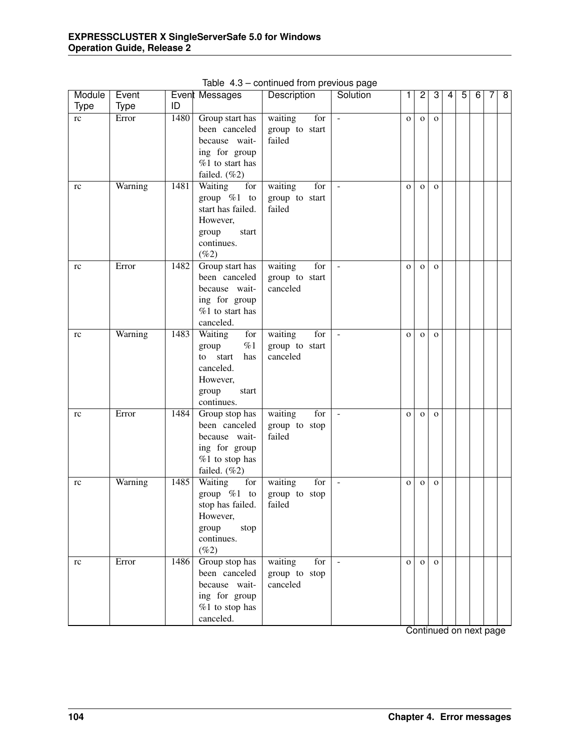Table 4.3 – continued from previous page

| Module Type | Event Type | Event ID | Messages | Description | Solution | 1 | 2 | 3 | 4 | 5 | 6 | 7 | 8 |
|---|---|---|---|---|---|---|---|---|---|---|---|---|---|
| rc | Error | 1480 | Group start has been canceled because waiting for group %1 to start has failed. (%2) | waiting for group to start failed | - | o | o | o | | | | | |
| rc | Warning | 1481 | Waiting for group %1 to start has failed. However, group start continues. (%2) | waiting for group to start failed | - | o | o | o | | | | | |
| rc | Error | 1482 | Group start has been canceled because waiting for group %1 to start has canceled. | waiting for group to start canceled | - | o | o | o | | | | | |
| rc | Warning | 1483 | Waiting for group %1 to start has canceled. However, group start continues. | waiting for group to start canceled | - | o | o | o | | | | | |
| rc | Error | 1484 | Group stop has been canceled because waiting for group %1 to stop has failed. (%2) | waiting for group to stop failed | - | o | o | o | | | | | |
| rc | Warning | 1485 | Waiting for group %1 to stop has failed. However, group stop continues. (%2) | waiting for group to stop failed | - | o | o | o | | | | | |
| rc | Error | 1486 | Group stop has been canceled because waiting for group %1 to stop has canceled. | waiting for group to stop canceled | - | o | o | o | | | | | |

Continued on next page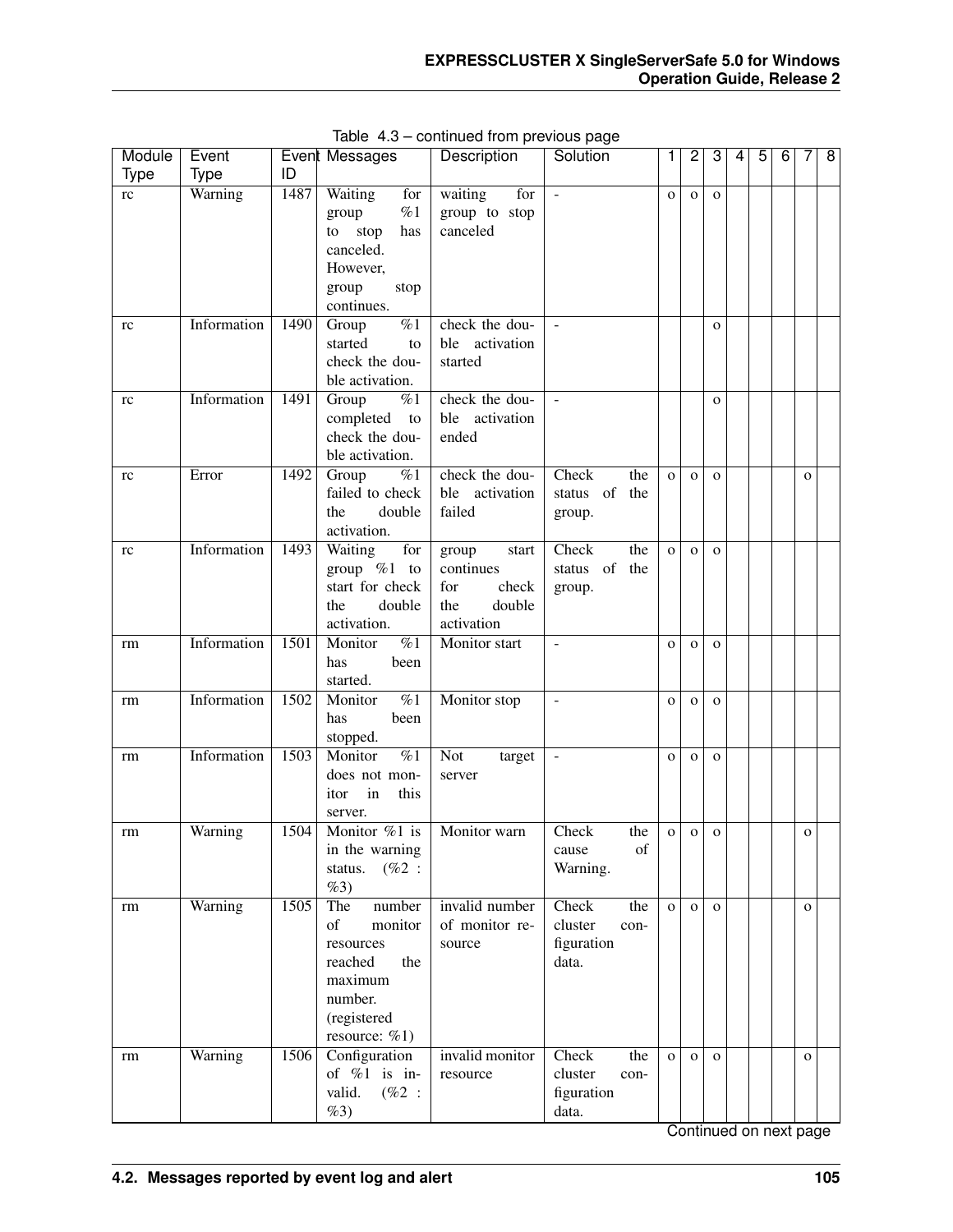Table 4.3 – continued from previous page

| Module Type | Event Type | Event ID | Messages | Description | Solution | 1 | 2 | 3 | 4 | 5 | 6 | 7 | 8 |
|---|---|---|---|---|---|---|---|---|---|---|---|---|---|
| rc | Warning | 1487 | Waiting for group %1 to stop has canceled. However, group stop continues. | waiting for group to stop canceled | - | o | o | o | | | | | |
| rc | Information | 1490 | Group %1 started to check the double activation. | check the double activation started | - | | | o | | | | | |
| rc | Information | 1491 | Group %1 completed to check the double activation. | check the double activation ended | - | | | o | | | | | |
| rc | Error | 1492 | Group %1 failed to check the double activation. | check the double activation failed | Check the status of the group. | o | o | o | | | | o | |
| rc | Information | 1493 | Waiting for group %1 to start for check the double activation. | group start continues for check the double activation | Check the status of the group. | o | o | o | | | | | |
| rm | Information | 1501 | Monitor %1 has been started. | Monitor start | - | o | o | o | | | | | |
| rm | Information | 1502 | Monitor %1 has been stopped. | Monitor stop | - | o | o | o | | | | | |
| rm | Information | 1503 | Monitor %1 does not monitor in this server. | Not target server | - | o | o | o | | | | | |
| rm | Warning | 1504 | Monitor %1 is in the warning status. (%2 : %3) | Monitor warn | Check the cause of Warning. | o | o | o | | | | o | |
| rm | Warning | 1505 | The number of monitor resources reached the maximum number. (registered resource: %1) | invalid number of monitor resource | Check the cluster configuration data. | o | o | o | | | | o | |
| rm | Warning | 1506 | Configuration of %1 is invalid. (%2 : %3) | invalid monitor resource | Check the cluster configuration data. | o | o | o | | | | o | |

Continued on next page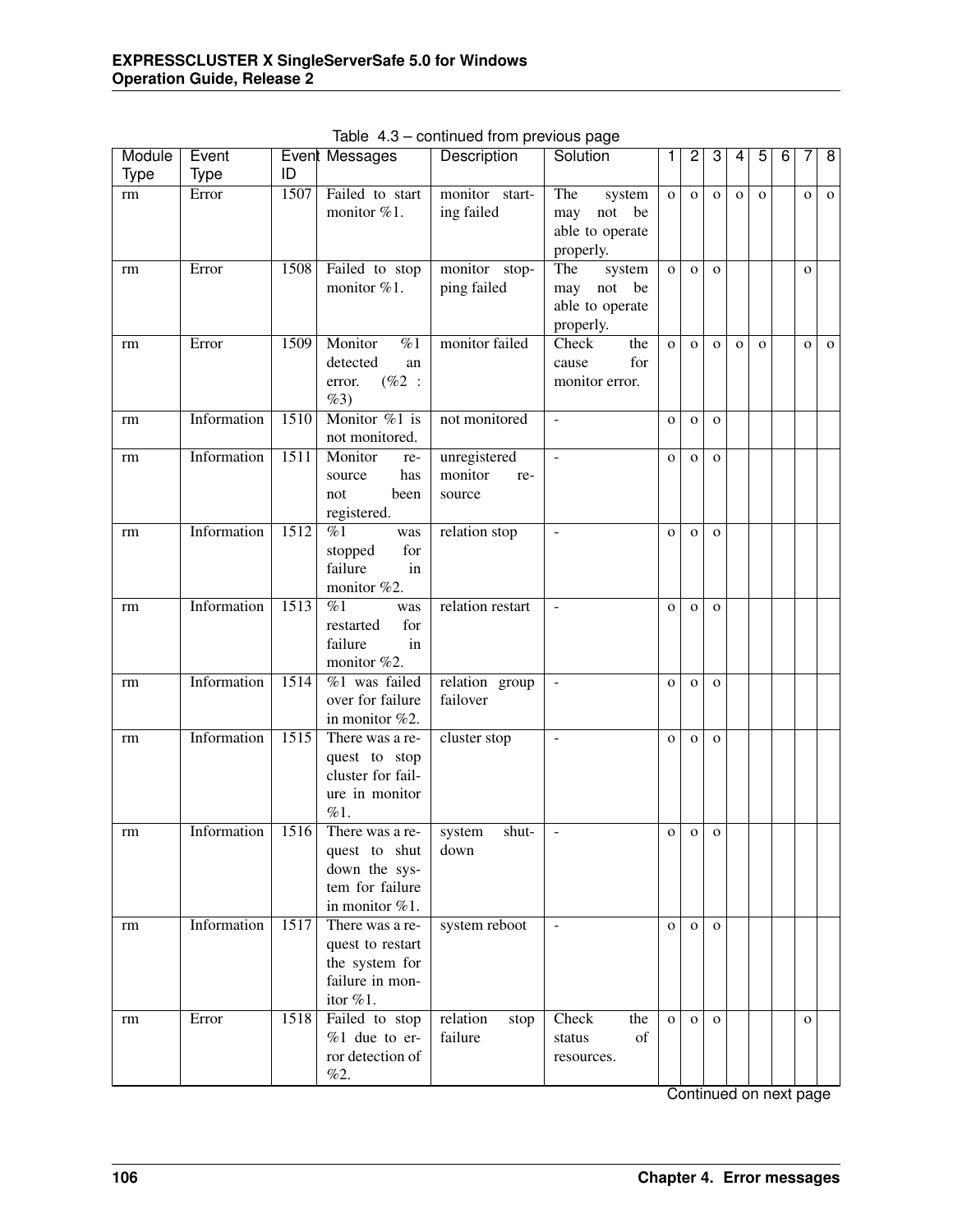Table 4.3 – continued from previous page

| Module Type | Event Type | Event ID | Messages | Description | Solution | 1 | 2 | 3 | 4 | 5 | 6 | 7 | 8 |
|---|---|---|---|---|---|---|---|---|---|---|---|---|---|
| rm | Error | 1507 | Failed to start monitor %1. | monitor starting failed | The system may not be able to operate properly. | o | o | o | o | o | | o | o |
| rm | Error | 1508 | Failed to stop monitor %1. | monitor stopping failed | The system may not be able to operate properly. | o | o | o | | | | o | |
| rm | Error | 1509 | Monitor %1 detected an error. (%2 : %3) | monitor failed | Check the cause for monitor error. | o | o | o | o | o | | o | o |
| rm | Information | 1510 | Monitor %1 is not monitored. | not monitored | - | o | o | o | | | | | |
| rm | Information | 1511 | Monitor resource has not been registered. | unregistered monitor resource | - | o | o | o | | | | | |
| rm | Information | 1512 | %1 was stopped for failure in monitor %2. | relation stop | - | o | o | o | | | | | |
| rm | Information | 1513 | %1 was restarted for failure in monitor %2. | relation restart | - | o | o | o | | | | | |
| rm | Information | 1514 | %1 was failed over for failure in monitor %2. | relation group failover | - | o | o | o | | | | | |
| rm | Information | 1515 | There was a request to stop cluster for failure in monitor %1. | cluster stop | - | o | o | o | | | | | |
| rm | Information | 1516 | There was a request to shut down the system for failure in monitor %1. | system shutdown | - | o | o | o | | | | | |
| rm | Information | 1517 | There was a request to restart the system for failure in monitor %1. | system reboot | - | o | o | o | | | | | |
| rm | Error | 1518 | Failed to stop %1 due to error detection of %2. | relation stop failure | Check the status of resources. | o | o | o | | | | o | |

Continued on next page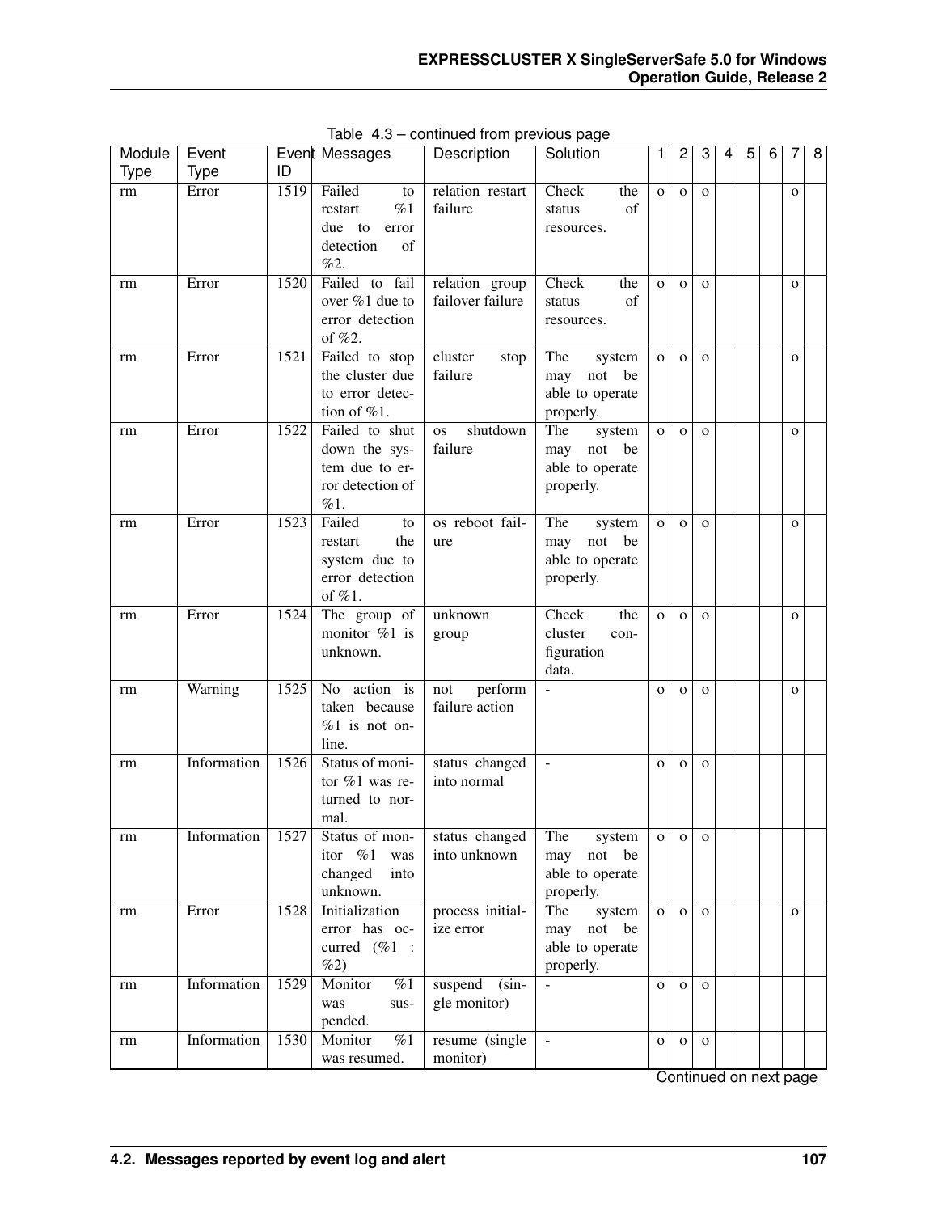Table 4.3 – continued from previous page

| Module Type | Event Type | Event ID | Messages | Description | Solution | 1 | 2 | 3 | 4 | 5 | 6 | 7 | 8 |
|---|---|---|---|---|---|---|---|---|---|---|---|---|---|
| rm | Error | 1519 | Failed to restart %1 due to error detection of %2. | relation restart failure | Check the status of resources. | o | o | o | | | | o | |
| rm | Error | 1520 | Failed to fail over %1 due to error detection of %2. | relation group failover failure | Check the status of resources. | o | o | o | | | | o | |
| rm | Error | 1521 | Failed to stop the cluster due to error detection of %1. | cluster stop failure | The system may not be able to operate properly. | o | o | o | | | | o | |
| rm | Error | 1522 | Failed to shut down the system due to error detection of %1. | os shutdown failure | The system may not be able to operate properly. | o | o | o | | | | o | |
| rm | Error | 1523 | Failed to restart the system due to error detection of %1. | os reboot failure | The system may not be able to operate properly. | o | o | o | | | | o | |
| rm | Error | 1524 | The group of monitor %1 is unknown. | unknown group | Check the cluster configuration data. | o | o | o | | | | o | |
| rm | Warning | 1525 | No action is taken because %1 is not online. | not perform failure action | - | o | o | o | | | | o | |
| rm | Information | 1526 | Status of monitor %1 was returned to normal. | status changed into normal | - | o | o | o | | | | | |
| rm | Information | 1527 | Status of monitor %1 was changed into unknown. | status changed into unknown | The system may not be able to operate properly. | o | o | o | | | | | |
| rm | Error | 1528 | Initialization error has occurred (%1 : %2) | process initialize error | The system may not be able to operate properly. | o | o | o | | | | o | |
| rm | Information | 1529 | Monitor %1 was suspended. | suspend (single monitor) | - | o | o | o | | | | | |
| rm | Information | 1530 | Monitor %1 was resumed. | resume (single monitor) | - | o | o | o | | | | | |

Continued on next page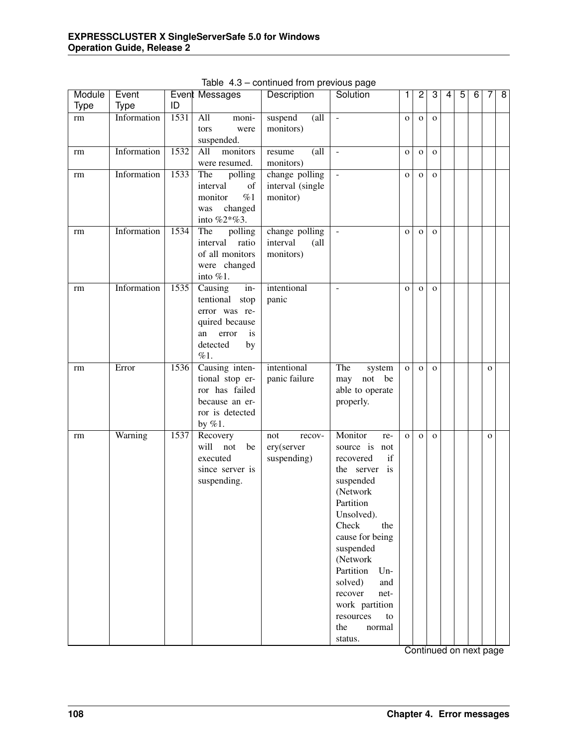Table 4.3 – continued from previous page

| Module Type | Event Type | Event ID | Messages | Description | Solution | 1 | 2 | 3 | 4 | 5 | 6 | 7 | 8 |
|---|---|---|---|---|---|---|---|---|---|---|---|---|---|
| rm | Information | 1531 | All monitors were suspended. | suspend (all monitors) | - | o | o | o | | | | | |
| rm | Information | 1532 | All monitors were resumed. | resume (all monitors) | - | o | o | o | | | | | |
| rm | Information | 1533 | The polling interval of monitor %1 was changed into %2*%3. | change polling interval (single monitor) | - | o | o | o | | | | | |
| rm | Information | 1534 | The polling interval ratio of all monitors were changed into %1. | change polling interval (all monitors) | - | o | o | o | | | | | |
| rm | Information | 1535 | Causing intentional stop error was required because an error is detected by %1. | intentional panic | - | o | o | o | | | | | |
| rm | Error | 1536 | Causing intentional stop error has failed because an error is detected by %1. | intentional panic failure | The system may not be able to operate properly. | o | o | o | | | | o | |
| rm | Warning | 1537 | Recovery will not be executed since server is suspending. | not recovery(server suspending) | Monitor resource is not recovered if the server is suspended (Network Partition Unsolved). Check the cause for being suspended (Network Partition Unsolved) and recover network partition resources to the normal status. | o | o | o | | | | o | |

Continued on next page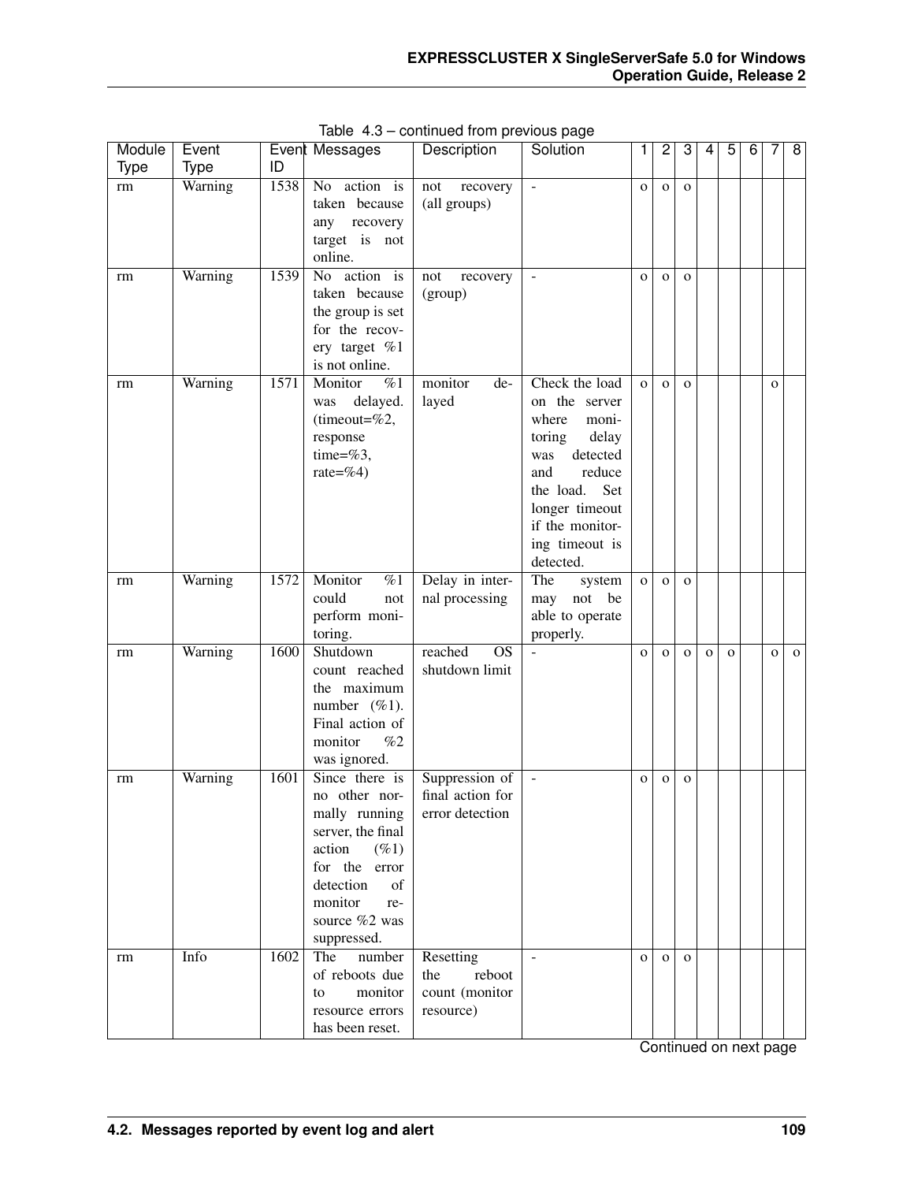Table 4.3 – continued from previous page

| Module Type | Event Type | Event ID | Messages | Description | Solution | 1 | 2 | 3 | 4 | 5 | 6 | 7 | 8 |
|---|---|---|---|---|---|---|---|---|---|---|---|---|---|
| rm | Warning | 1538 | No action is taken because any recovery target is not online. | not recovery (all groups) | - | o | o | o | | | | | |
| rm | Warning | 1539 | No action is taken because the group is set for the recovery target %1 is not online. | not recovery (group) | - | o | o | o | | | | | |
| rm | Warning | 1571 | Monitor %1 was delayed. (timeout=%2, response time=%3, rate=%4) | monitor delayed | Check the load on the server where monitoring delay was detected and reduce the load. Set longer timeout if the monitoring timeout is detected. | o | o | o | | | | o | |
| rm | Warning | 1572 | Monitor %1 could not perform monitoring. | Delay in internal processing | The system may not be able to operate properly. | o | o | o | | | | | |
| rm | Warning | 1600 | Shutdown count reached the maximum number (%1). Final action of monitor %2 was ignored. | reached OS shutdown limit | - | o | o | o | o | o | | o | o |
| rm | Warning | 1601 | Since there is no other normally running server, the final action (%1) for the error detection of monitor resource %2 was suppressed. | Suppression of final action for error detection | - | o | o | o | | | | | |
| rm | Info | 1602 | The number of reboots due to monitor resource errors has been reset. | Resetting the reboot count (monitor resource) | - | o | o | o | | | | | |

Continued on next page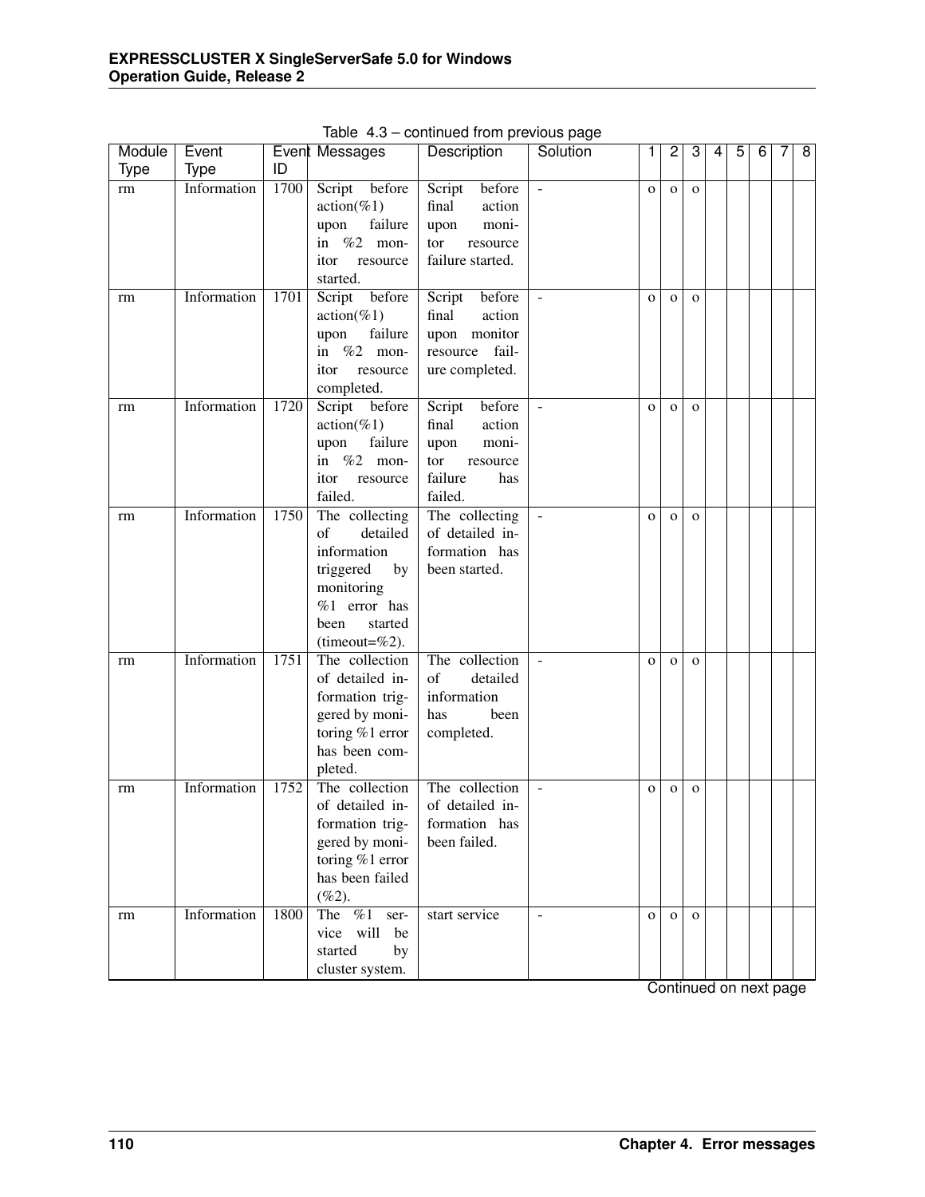Table 4.3 – continued from previous page

| Module Type | Event Type | Event ID | Messages | Description | Solution | 1 | 2 | 3 | 4 | 5 | 6 | 7 | 8 |
|---|---|---|---|---|---|---|---|---|---|---|---|---|---|
| rm | Information | 1700 | Script before action(%1) upon failure in %2 monitor resource started. | Script before final action upon monitor resource failure started. | - | o | o | o | | | | | |
| rm | Information | 1701 | Script before action(%1) upon failure in %2 monitor resource completed. | Script before final action upon monitor resource failure completed. | - | o | o | o | | | | | |
| rm | Information | 1720 | Script before action(%1) upon failure in %2 monitor resource failed. | Script before final action upon monitor resource failure has failed. | - | o | o | o | | | | | |
| rm | Information | 1750 | The collecting of detailed information triggered by monitoring %1 error has been started (timeout=%2). | The collecting of detailed information has been started. | - | o | o | o | | | | | |
| rm | Information | 1751 | The collection of detailed information triggered by monitoring %1 error has been completed. | The collection of detailed information has been completed. | - | o | o | o | | | | | |
| rm | Information | 1752 | The collection of detailed information triggered by monitoring %1 error has been failed (%2). | The collection of detailed information has been failed. | - | o | o | o | | | | | |
| rm | Information | 1800 | The %1 service will be started by cluster system. | start service | - | o | o | o | | | | | |

Continued on next page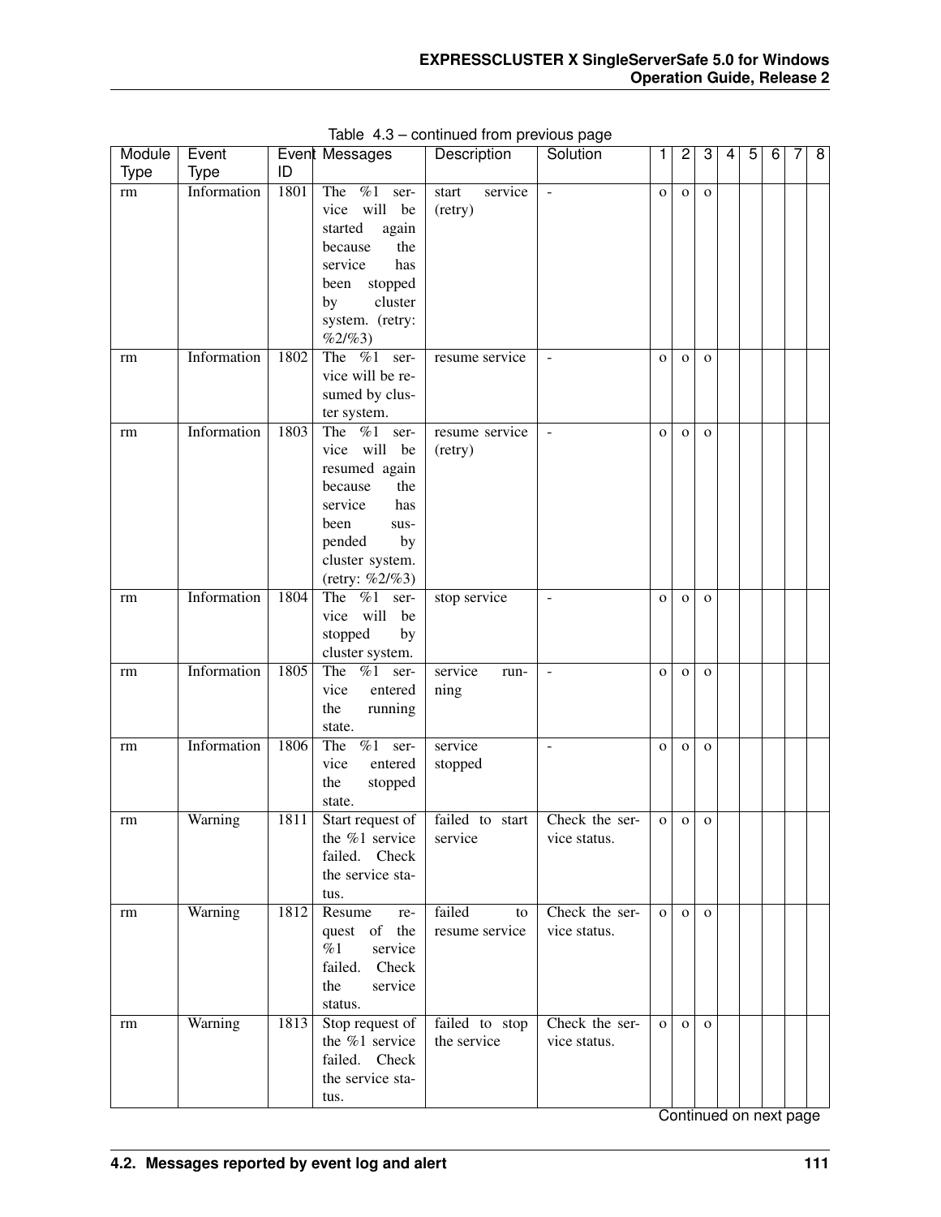Table 4.3 – continued from previous page

| Module Type | Event Type | Event ID | Messages | Description | Solution | 1 | 2 | 3 | 4 | 5 | 6 | 7 | 8 |
|---|---|---|---|---|---|---|---|---|---|---|---|---|---|
| rm | Information | 1801 | The %1 service will be started again because the service has been stopped by cluster system. (retry: %2/%3) | start service (retry) | - | o | o | o | | | | | |
| rm | Information | 1802 | The %1 service will be resumed by cluster system. | resume service | - | o | o | o | | | | | |
| rm | Information | 1803 | The %1 service will be resumed again because the service has been suspended by cluster system. (retry: %2/%3) | resume service (retry) | - | o | o | o | | | | | |
| rm | Information | 1804 | The %1 service will be stopped by cluster system. | stop service | - | o | o | o | | | | | |
| rm | Information | 1805 | The %1 service entered the running state. | service running | - | o | o | o | | | | | |
| rm | Information | 1806 | The %1 service entered the stopped state. | service stopped | - | o | o | o | | | | | |
| rm | Warning | 1811 | Start request of the %1 service failed. Check the service status. | failed to start service | Check the service status. | o | o | o | | | | | |
| rm | Warning | 1812 | Resume request of the %1 service failed. Check the service status. | failed to resume service | Check the service status. | o | o | o | | | | | |
| rm | Warning | 1813 | Stop request of the %1 service failed. Check the service status. | failed to stop the service | Check the service status. | o | o | o | | | | | |

Continued on next page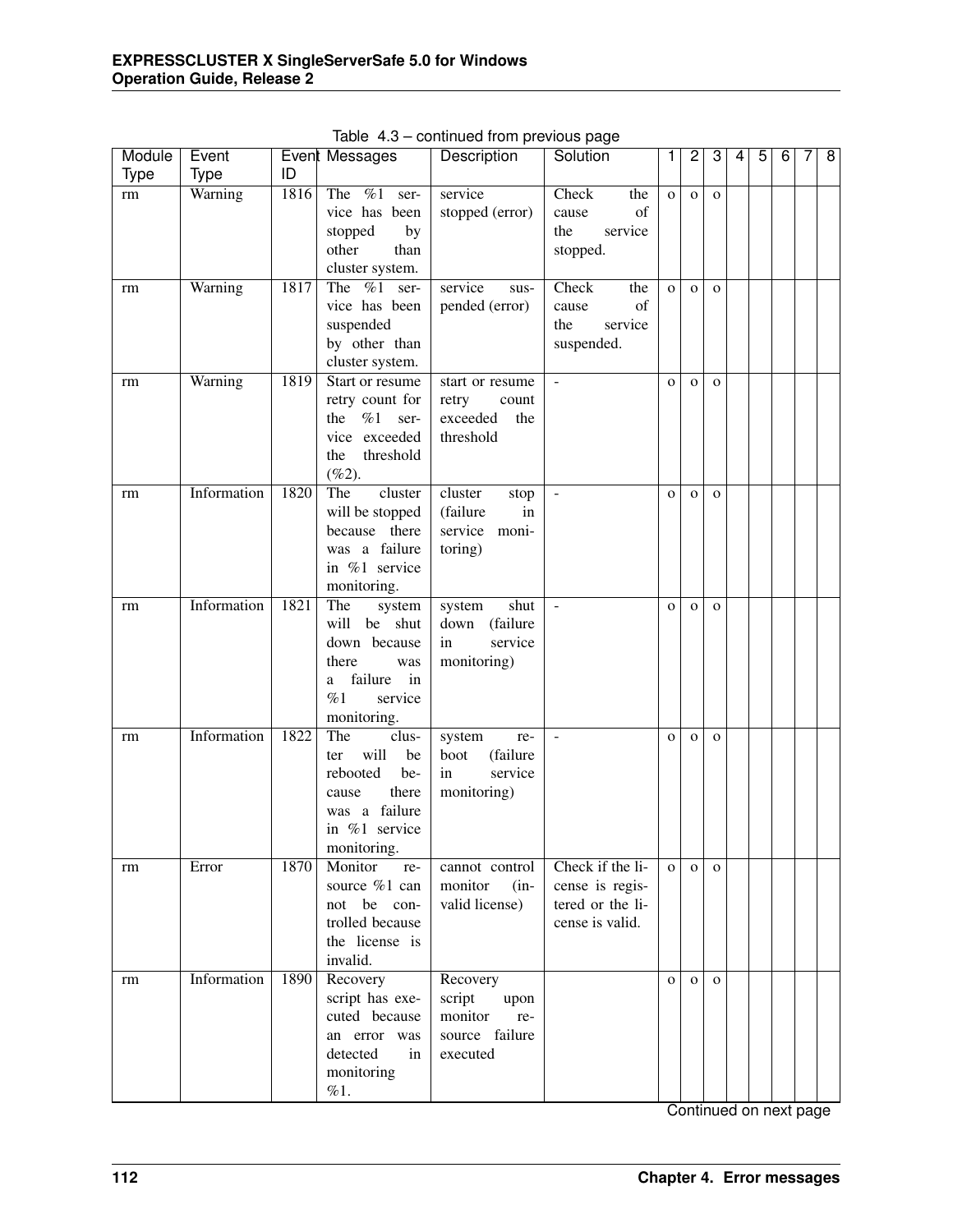Table 4.3 – continued from previous page

| Module Type | Event Type | Event ID | Messages | Description | Solution | 1 | 2 | 3 | 4 | 5 | 6 | 7 | 8 |
|---|---|---|---|---|---|---|---|---|---|---|---|---|---|
| rm | Warning | 1816 | The %1 service has been stopped by other than cluster system. | service stopped (error) | Check the cause of the service stopped. | o | o | o | | | | | |
| rm | Warning | 1817 | The %1 service has been suspended by other than cluster system. | service suspended (error) | Check the cause of the service suspended. | o | o | o | | | | | |
| rm | Warning | 1819 | Start or resume retry count for the %1 service exceeded the threshold (%2). | start or resume retry count exceeded the threshold | - | o | o | o | | | | | |
| rm | Information | 1820 | The cluster will be stopped because there was a failure in %1 service monitoring. | cluster stop (failure in service monitoring) | - | o | o | o | | | | | |
| rm | Information | 1821 | The system will be shut down because there was a failure in %1 service monitoring. | system shut down (failure in service monitoring) | - | o | o | o | | | | | |
| rm | Information | 1822 | The cluster will be rebooted because there was a failure in %1 service monitoring. | system reboot (failure in service monitoring) | - | o | o | o | | | | | |
| rm | Error | 1870 | Monitor resource %1 can not be controlled because the license is invalid. | cannot control monitor (invalid license) | Check if the license is registered or the license is valid. | o | o | o | | | | | |
| rm | Information | 1890 | Recovery script has executed because an error was detected in monitoring %1. | Recovery script upon monitor resource failure executed | | o | o | o | | | | | |

Continued on next page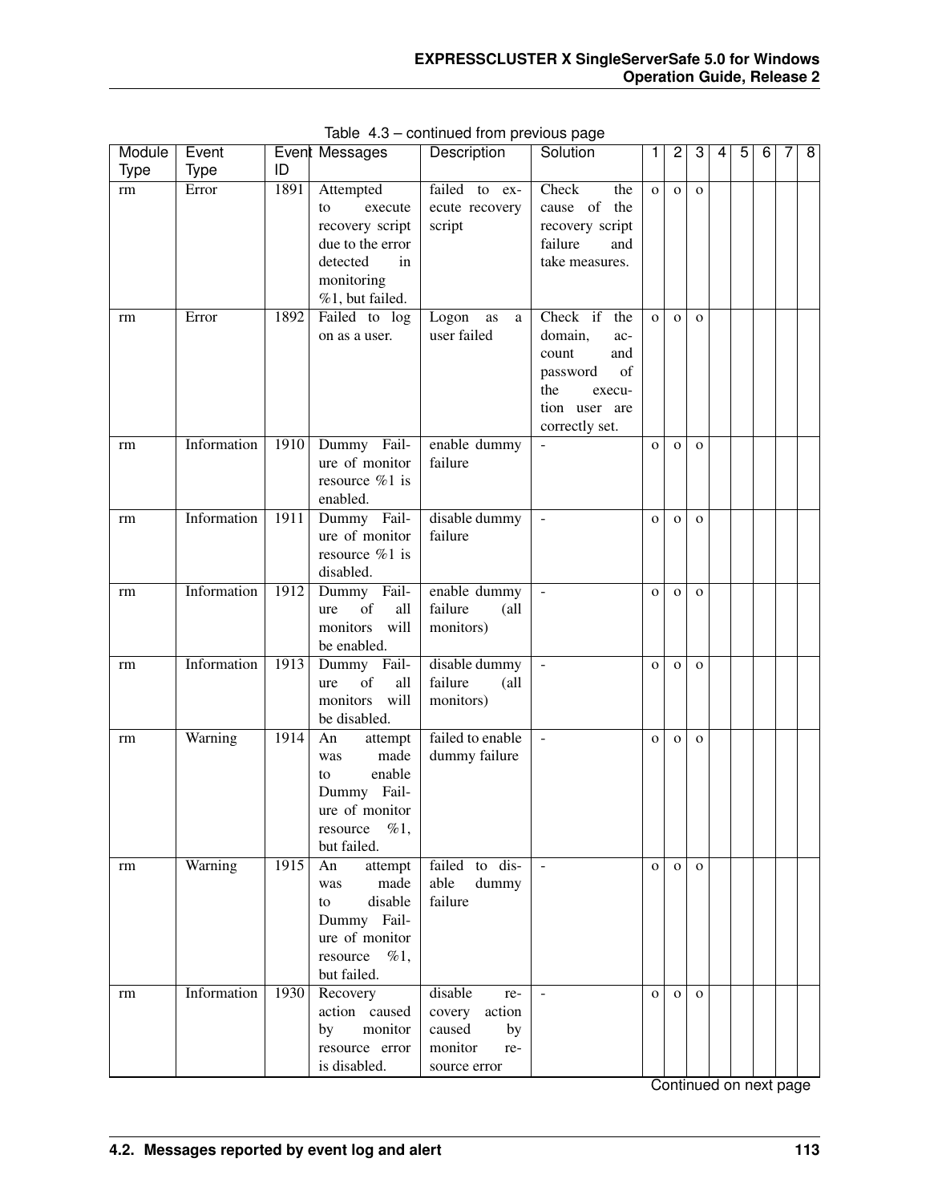Table 4.3 – continued from previous page

| Module Type | Event Type | Event ID | Messages | Description | Solution | 1 | 2 | 3 | 4 | 5 | 6 | 7 | 8 |
|---|---|---|---|---|---|---|---|---|---|---|---|---|---|
| rm | Error | 1891 | Attempted to execute recovery script due to the error detected in monitoring %1, but failed. | failed to execute recovery script | Check the cause of the recovery script failure and take measures. | o | o | o | | | | | |
| rm | Error | 1892 | Failed to log on as a user. | Logon as a user failed | Check if the domain, account and password of the execution user are correctly set. | o | o | o | | | | | |
| rm | Information | 1910 | Dummy Failure of monitor resource %1 is enabled. | enable dummy failure | - | o | o | o | | | | | |
| rm | Information | 1911 | Dummy Failure of monitor resource %1 is disabled. | disable dummy failure | - | o | o | o | | | | | |
| rm | Information | 1912 | Dummy Failure of all monitors will be enabled. | enable dummy failure (all monitors) | - | o | o | o | | | | | |
| rm | Information | 1913 | Dummy Failure of all monitors will be disabled. | disable dummy failure (all monitors) | - | o | o | o | | | | | |
| rm | Warning | 1914 | An attempt was made to enable Dummy Failure of monitor resource %1, but failed. | failed to enable dummy failure | - | o | o | o | | | | | |
| rm | Warning | 1915 | An attempt was made to disable Dummy Failure of monitor resource %1, but failed. | failed to disable dummy failure | - | o | o | o | | | | | |
| rm | Information | 1930 | Recovery action caused by monitor resource error is disabled. | disable recovery action caused by monitor resource error | - | o | o | o | | | | | |

Continued on next page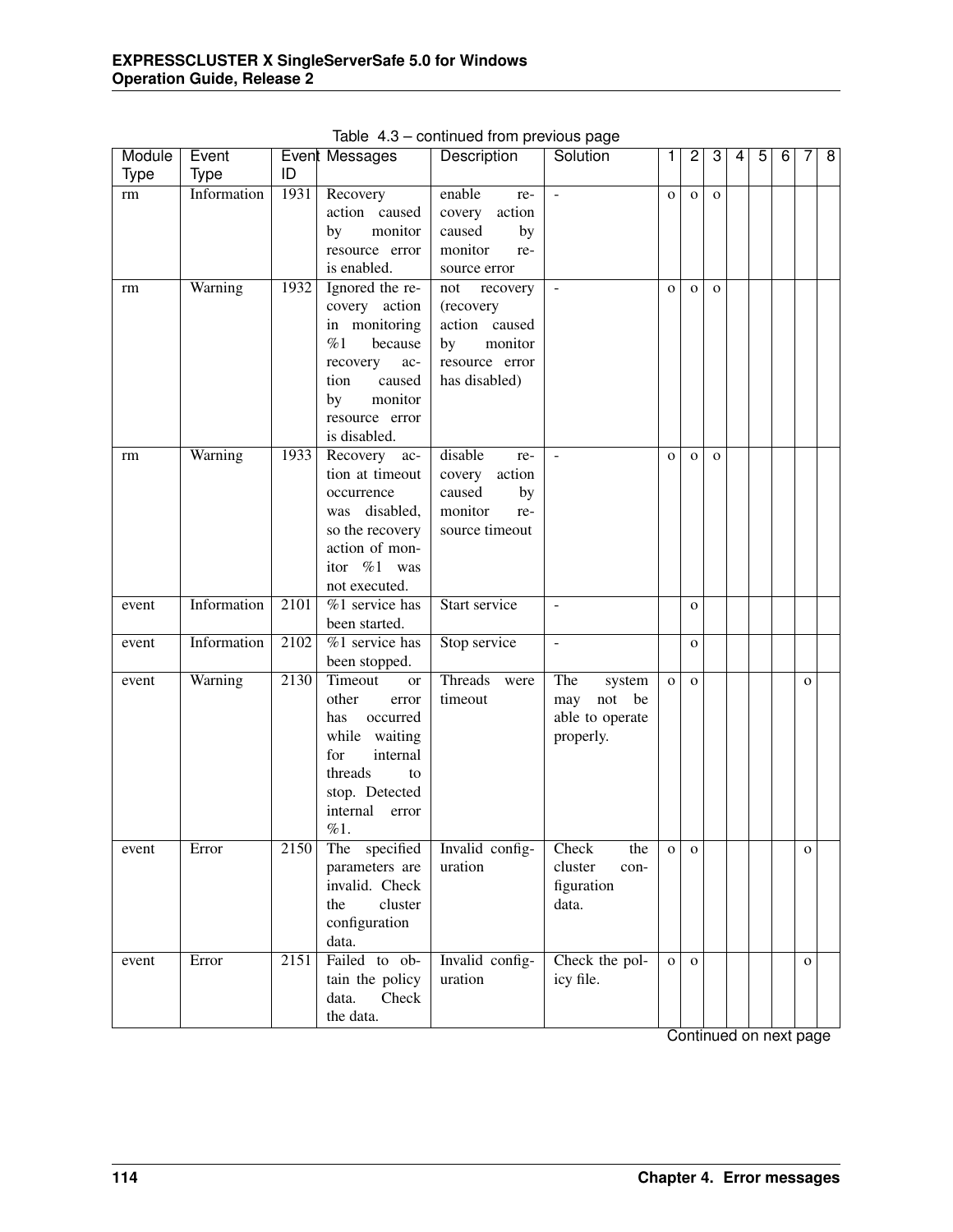Table 4.3 – continued from previous page

| Module Type | Event Type | Event ID | Messages | Description | Solution | 1 | 2 | 3 | 4 | 5 | 6 | 7 | 8 |
|---|---|---|---|---|---|---|---|---|---|---|---|---|---|
| rm | Information | 1931 | Recovery action caused by monitor resource error is enabled. | enable recovery action caused by monitor resource error | - | o | o | o | | | | | |
| rm | Warning | 1932 | Ignored the recovery action in monitoring %1 because recovery action caused by monitor resource error is disabled. | not recovery (recovery action caused by monitor resource error has disabled) | - | o | o | o | | | | | |
| rm | Warning | 1933 | Recovery action at timeout occurrence was disabled, so the recovery action of monitor %1 was not executed. | disable recovery action caused by monitor resource timeout | - | o | o | o | | | | | |
| event | Information | 2101 | %1 service has been started. | Start service | - | | o | | | | | | |
| event | Information | 2102 | %1 service has been stopped. | Stop service | - | | o | | | | | | |
| event | Warning | 2130 | Timeout or other error has occurred while waiting for internal threads to stop. Detected internal error %1. | Threads were timeout | The system may not be able to operate properly. | o | o | | | | | o | |
| event | Error | 2150 | The specified parameters are invalid. Check the cluster configuration data. | Invalid configuration | Check the cluster configuration data. | o | o | | | | | o | |
| event | Error | 2151 | Failed to obtain the policy data. Check the data. | Invalid configuration | Check the policy file. | o | o | | | | | o | |

Continued on next page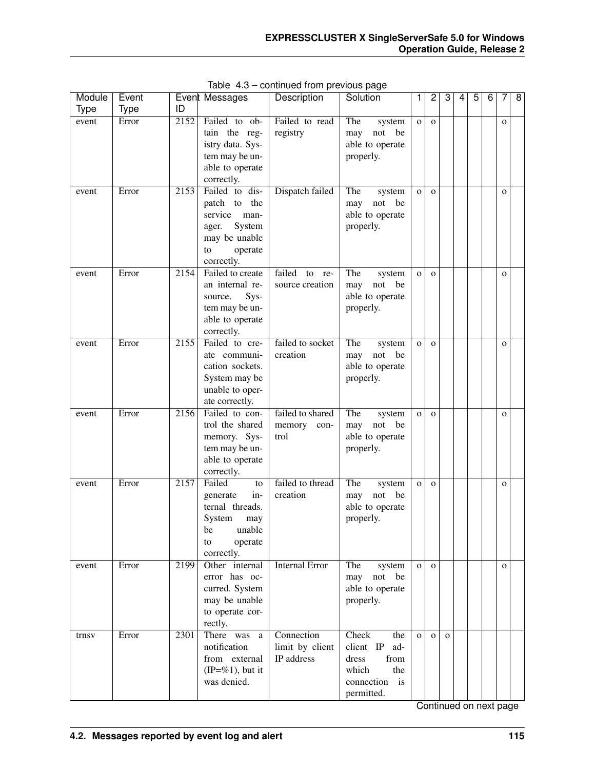Table 4.3 – continued from previous page

| Module Type | Event Type | Event ID | Messages | Description | Solution | 1 | 2 | 3 | 4 | 5 | 6 | 7 | 8 |
|---|---|---|---|---|---|---|---|---|---|---|---|---|---|
| event | Error | 2152 | Failed to obtain the registry data. System may be unable to operate correctly. | Failed to read registry | The system may not be able to operate properly. | o | o | | | | | o | |
| event | Error | 2153 | Failed to dispatch to the service manager. System may be unable to operate correctly. | Dispatch failed | The system may not be able to operate properly. | o | o | | | | | o | |
| event | Error | 2154 | Failed to create an internal resource. System may be unable to operate correctly. | failed to resource creation | The system may not be able to operate properly. | o | o | | | | | o | |
| event | Error | 2155 | Failed to create communication sockets. System may be unable to operate correctly. | failed to socket creation | The system may not be able to operate properly. | o | o | | | | | o | |
| event | Error | 2156 | Failed to control the shared memory. System may be unable to operate correctly. | failed to shared memory control | The system may not be able to operate properly. | o | o | | | | | o | |
| event | Error | 2157 | Failed to generate internal threads. System may be unable to operate correctly. | failed to thread creation | The system may not be able to operate properly. | o | o | | | | | o | |
| event | Error | 2199 | Other internal error has occurred. System may be unable to operate correctly. | Internal Error | The system may not be able to operate properly. | o | o | | | | | o | |
| trnsv | Error | 2301 | There was a notification from external (IP=%1), but it was denied. | Connection limit by client IP address | Check the client IP address from which the connection is permitted. | o | o | o | | | | | |

Continued on next page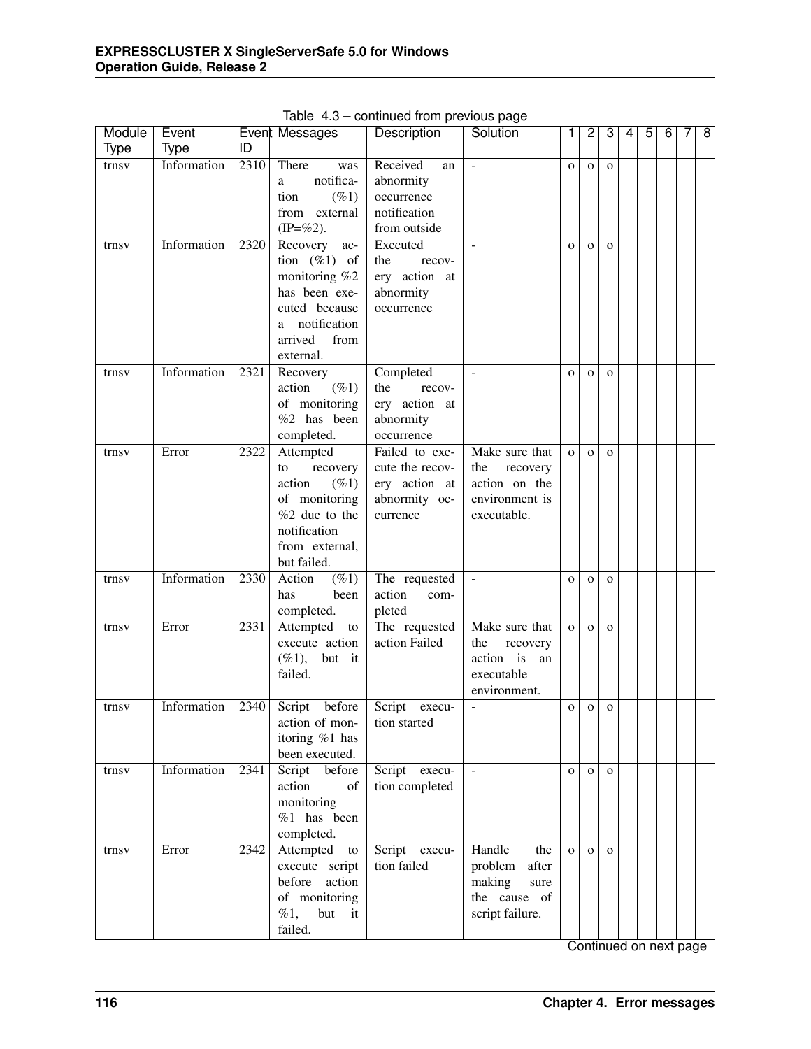Table 4.3 – continued from previous page

| Module Type | Event Type | Event ID | Messages | Description | Solution | 1 | 2 | 3 | 4 | 5 | 6 | 7 | 8 |
|---|---|---|---|---|---|---|---|---|---|---|---|---|---|
| trnsv | Information | 2310 | There was a notification (%1) from external (IP=%2). | Received an abnormity occurrence notification from outside | - | o | o | o | | | | | |
| trnsv | Information | 2320 | Recovery action (%1) of monitoring %2 has been executed because a notification arrived from external. | Executed the recovery action at abnormity occurrence | - | o | o | o | | | | | |
| trnsv | Information | 2321 | Recovery action (%1) of monitoring %2 has been completed. | Completed the recovery action at abnormity occurrence | - | o | o | o | | | | | |
| trnsv | Error | 2322 | Attempted to recovery action (%1) of monitoring %2 due to the notification from external, but failed. | Failed to execute the recovery action at abnormity occurrence | Make sure that the recovery action on the environment is executable. | o | o | o | | | | | |
| trnsv | Information | 2330 | Action (%1) has been completed. | The requested action completed | - | o | o | o | | | | | |
| trnsv | Error | 2331 | Attempted to execute action (%1), but it failed. | The requested action Failed | Make sure that the recovery action is an executable environment. | o | o | o | | | | | |
| trnsv | Information | 2340 | Script before action of monitoring %1 has been executed. | Script execution started | - | o | o | o | | | | | |
| trnsv | Information | 2341 | Script before action of monitoring %1 has been completed. | Script execution completed | - | o | o | o | | | | | |
| trnsv | Error | 2342 | Attempted to execute script before action of monitoring %1, but it failed. | Script execution failed | Handle the problem after making sure the cause of script failure. | o | o | o | | | | | |

Continued on next page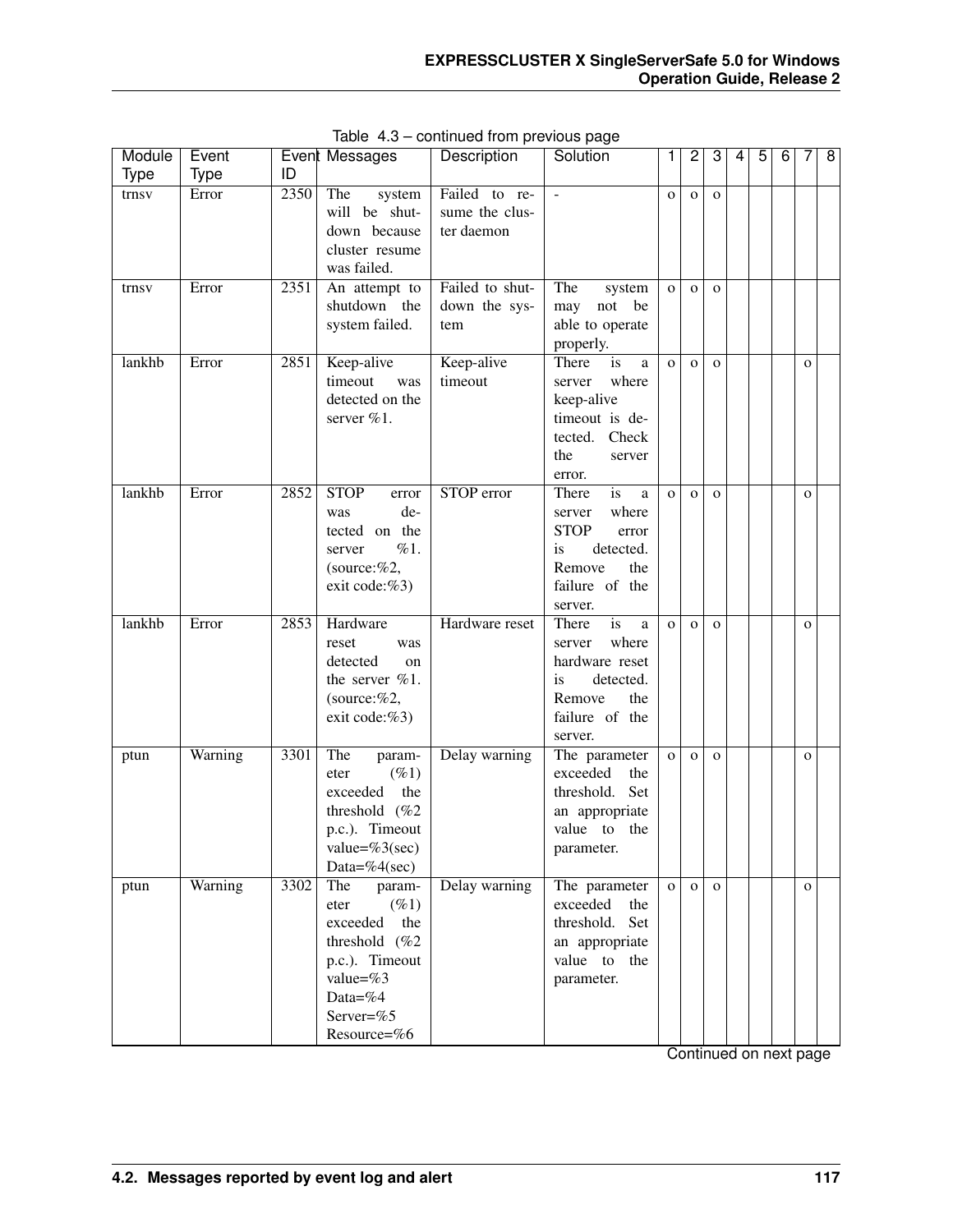Table 4.3 – continued from previous page

| Module Type | Event Type | Event ID | Messages | Description | Solution | 1 | 2 | 3 | 4 | 5 | 6 | 7 | 8 |
|---|---|---|---|---|---|---|---|---|---|---|---|---|---|
| trnsv | Error | 2350 | The system will be shutdown because cluster resume was failed. | Failed to resume the cluster daemon | - | o | o | o | | | | | |
| trnsv | Error | 2351 | An attempt to shutdown the system failed. | Failed to shutdown the system | The system may not be able to operate properly. | o | o | o | | | | | |
| lankhb | Error | 2851 | Keep-alive timeout was detected on the server %1. | Keep-alive timeout | There is a server where keep-alive timeout is detected. Check the server error. | o | o | o | | | | o | |
| lankhb | Error | 2852 | STOP error was detected on the server %1. (source:%2, exit code:%3) | STOP error | There is a server where STOP error is detected. Remove the failure of the server. | o | o | o | | | | o | |
| lankhb | Error | 2853 | Hardware reset was detected on the server %1. (source:%2, exit code:%3) | Hardware reset | There is a server where hardware reset is detected. Remove the failure of the server. | o | o | o | | | | o | |
| ptun | Warning | 3301 | The parameter (%1) exceeded the threshold (%2 p.c.). Timeout value=%3(sec) Data=%4(sec) | Delay warning | The parameter exceeded the threshold. Set an appropriate value to the parameter. | o | o | o | | | | o | |
| ptun | Warning | 3302 | The parameter (%1) exceeded the threshold (%2 p.c.). Timeout value=%3 Data=%4 Server=%5 Resource=%6 | Delay warning | The parameter exceeded the threshold. Set an appropriate value to the parameter. | o | o | o | | | | o | |

Continued on next page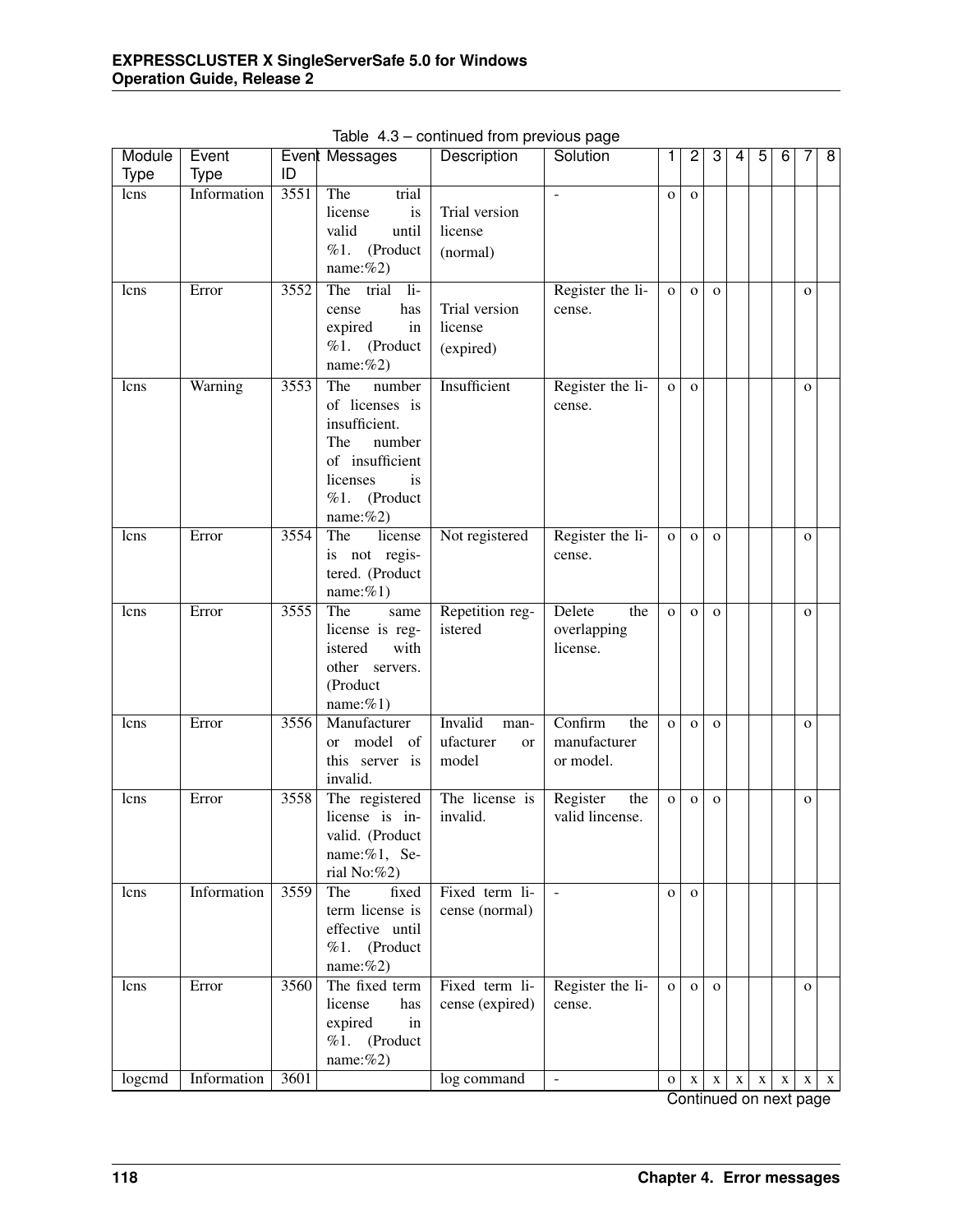Table 4.3 – continued from previous page

| Module Type | Event Type | Event ID | Messages | Description | Solution | 1 | 2 | 3 | 4 | 5 | 6 | 7 | 8 |
|---|---|---|---|---|---|---|---|---|---|---|---|---|---|
| lcns | Information | 3551 | The trial license is valid until %1. (Product name:%2) | Trial version license (normal) | - | o | o | | | | | | |
| lcns | Error | 3552 | The trial license has expired in %1. (Product name:%2) | Trial version license (expired) | Register the license. | o | o | o | | | | o | |
| lcns | Warning | 3553 | The number of licenses is insufficient. The number of insufficient licenses is %1. (Product name:%2) | Insufficient | Register the license. | o | o | | | | | o | |
| lcns | Error | 3554 | The license is not registered. (Product name:%1) | Not registered | Register the license. | o | o | o | | | | o | |
| lcns | Error | 3555 | The same license is registered with other servers. (Product name:%1) | Repetition registered | Delete the overlapping license. | o | o | o | | | | o | |
| lcns | Error | 3556 | Manufacturer or model of this server is invalid. | Invalid manufacturer or model | Confirm the manufacturer or model. | o | o | o | | | | o | |
| lcns | Error | 3558 | The registered license is invalid. (Product name:%1, Serial No:%2) | The license is invalid. | Register the valid lincense. | o | o | o | | | | o | |
| lcns | Information | 3559 | The fixed term license is effective until %1. (Product name:%2) | Fixed term license (normal) | - | o | o | | | | | | |
| lcns | Error | 3560 | The fixed term license has expired in %1. (Product name:%2) | Fixed term license (expired) | Register the license. | o | o | o | | | | o | |
| logcmd | Information | 3601 | | log command | - | o | x | x | x | x | x | x | x |

Continued on next page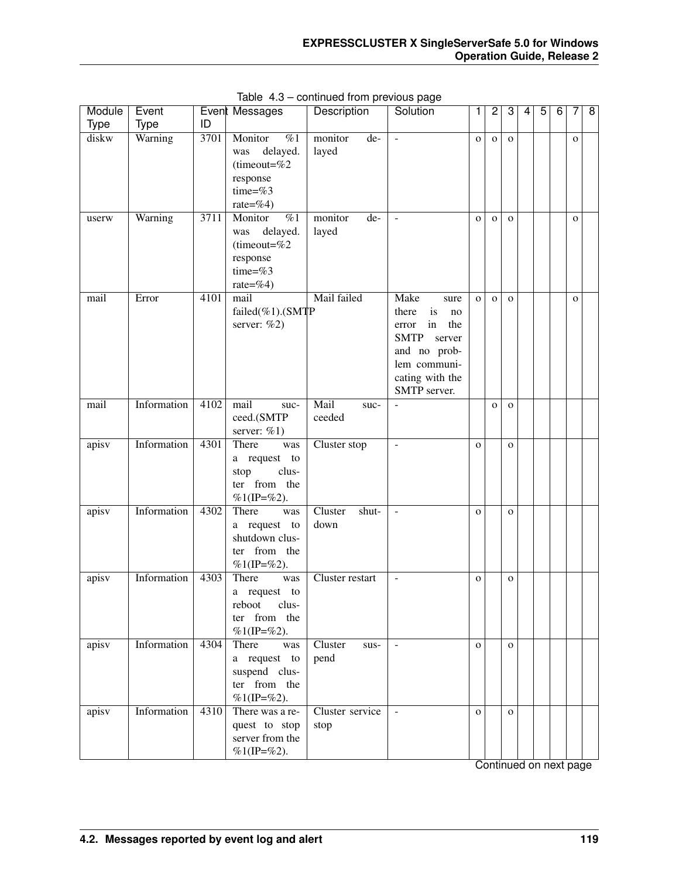Table 4.3 – continued from previous page

| Module Type | Event Type | Event ID | Messages | Description | Solution | 1 | 2 | 3 | 4 | 5 | 6 | 7 | 8 |
|---|---|---|---|---|---|---|---|---|---|---|---|---|---|
| diskw | Warning | 3701 | Monitor %1 was delayed. (timeout=%2 response time=%3 rate=%4) | monitor delayed | - | o | o | o | | | | o | |
| userw | Warning | 3711 | Monitor %1 was delayed. (timeout=%2 response time=%3 rate=%4) | monitor delayed | - | o | o | o | | | | o | |
| mail | Error | 4101 | mail failed(%1).(SMTP server: %2) | Mail failed | Make sure there is no error in the SMTP server and no problem communicating with the SMTP server. | o | o | o | | | | o | |
| mail | Information | 4102 | mail succeed.(SMTP server: %1) | Mail succeeded | - | | o | o | | | | | |
| apisv | Information | 4301 | There was a request to stop cluster from the %1(IP=%2). | Cluster stop | - | o | | o | | | | | |
| apisv | Information | 4302 | There was a request to shutdown cluster from the %1(IP=%2). | Cluster shutdown | - | o | | o | | | | | |
| apisv | Information | 4303 | There was a request to reboot cluster from the %1(IP=%2). | Cluster restart | - | o | | o | | | | | |
| apisv | Information | 4304 | There was a request to suspend cluster from the %1(IP=%2). | Cluster suspend | - | o | | o | | | | | |
| apisv | Information | 4310 | There was a request to stop server from the %1(IP=%2). | Cluster service stop | - | o | | o | | | | | |

Continued on next page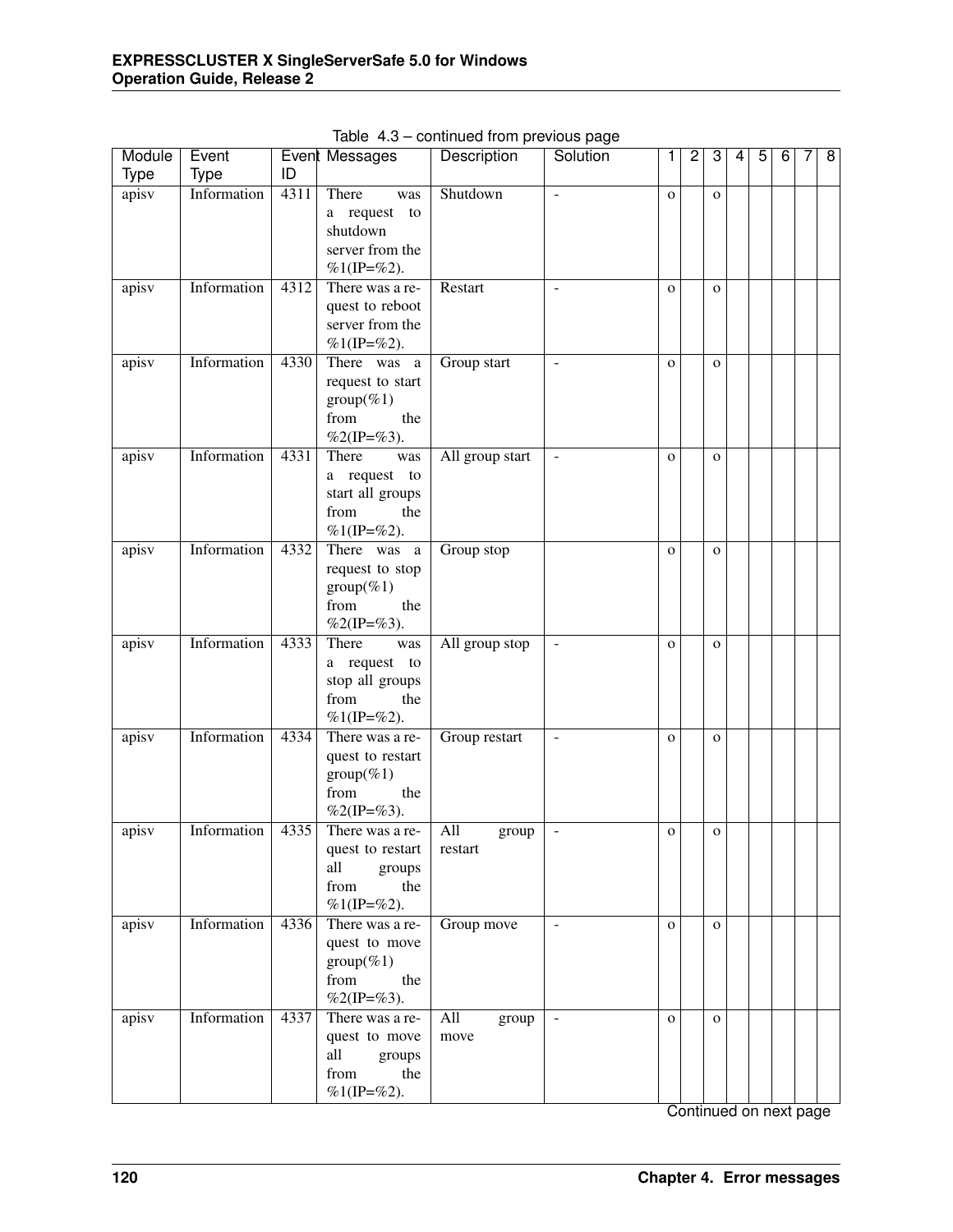Table 4.3 – continued from previous page

| Module Type | Event Type | Event ID | Messages | Description | Solution | 1 | 2 | 3 | 4 | 5 | 6 | 7 | 8 |
|---|---|---|---|---|---|---|---|---|---|---|---|---|---|
| apisv | Information | 4311 | There was a request to shutdown server from the %1(IP=%2). | Shutdown | - | o | | o | | | | | |
| apisv | Information | 4312 | There was a request to reboot server from the %1(IP=%2). | Restart | - | o | | o | | | | | |
| apisv | Information | 4330 | There was a request to start group(%1) from the %2(IP=%3). | Group start | - | o | | o | | | | | |
| apisv | Information | 4331 | There was a request to start all groups from the %1(IP=%2). | All group start | - | o | | o | | | | | |
| apisv | Information | 4332 | There was a request to stop group(%1) from the %2(IP=%3). | Group stop | | o | | o | | | | | |
| apisv | Information | 4333 | There was a request to stop all groups from the %1(IP=%2). | All group stop | - | o | | o | | | | | |
| apisv | Information | 4334 | There was a request to restart group(%1) from the %2(IP=%3). | Group restart | - | o | | o | | | | | |
| apisv | Information | 4335 | There was a request to restart all groups from the %1(IP=%2). | All group restart | - | o | | o | | | | | |
| apisv | Information | 4336 | There was a request to move group(%1) from the %2(IP=%3). | Group move | - | o | | o | | | | | |
| apisv | Information | 4337 | There was a request to move all groups from the %1(IP=%2). | All group move | - | o | | o | | | | | |

Continued on next page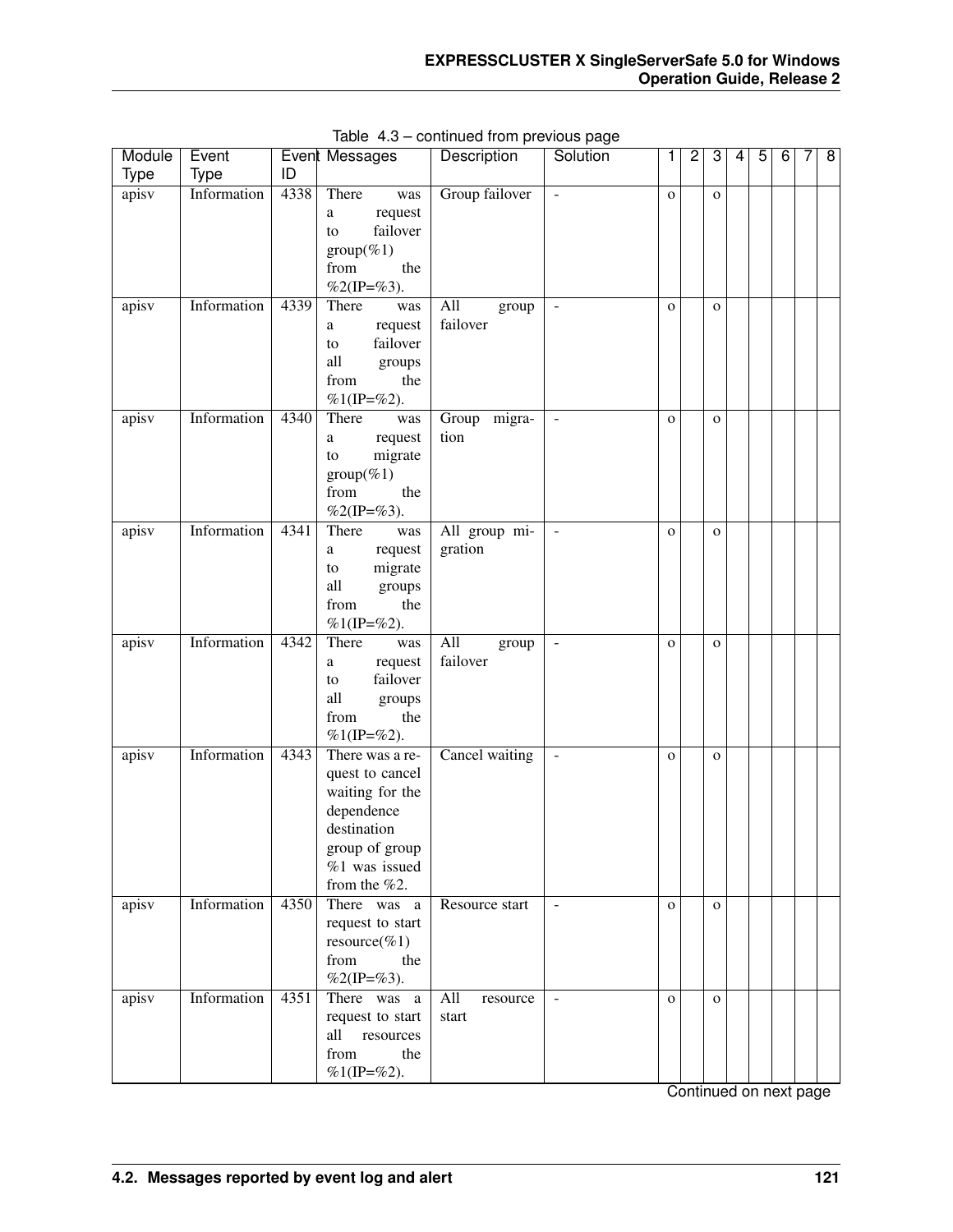Table 4.3 – continued from previous page

| Module Type | Event Type | Event ID | Messages | Description | Solution | 1 | 2 | 3 | 4 | 5 | 6 | 7 | 8 |
|---|---|---|---|---|---|---|---|---|---|---|---|---|---|
| apisv | Information | 4338 | There was a request to failover group(%1) from the %2(IP=%3). | Group failover | - | o | | o | | | | | |
| apisv | Information | 4339 | There was a request to failover all groups from the %1(IP=%2). | All group failover | - | o | | o | | | | | |
| apisv | Information | 4340 | There was a request to migrate group(%1) from the %2(IP=%3). | Group migration | - | o | | o | | | | | |
| apisv | Information | 4341 | There was a request to migrate all groups from the %1(IP=%2). | All group migration | - | o | | o | | | | | |
| apisv | Information | 4342 | There was a request to failover all groups from the %1(IP=%2). | All group failover | - | o | | o | | | | | |
| apisv | Information | 4343 | There was a request to cancel waiting for the dependence destination group of group %1 was issued from the %2. | Cancel waiting | - | o | | o | | | | | |
| apisv | Information | 4350 | There was a request to start resource(%1) from the %2(IP=%3). | Resource start | - | o | | o | | | | | |
| apisv | Information | 4351 | There was a request to start all resources from the %1(IP=%2). | All resource start | - | o | | o | | | | | |

Continued on next page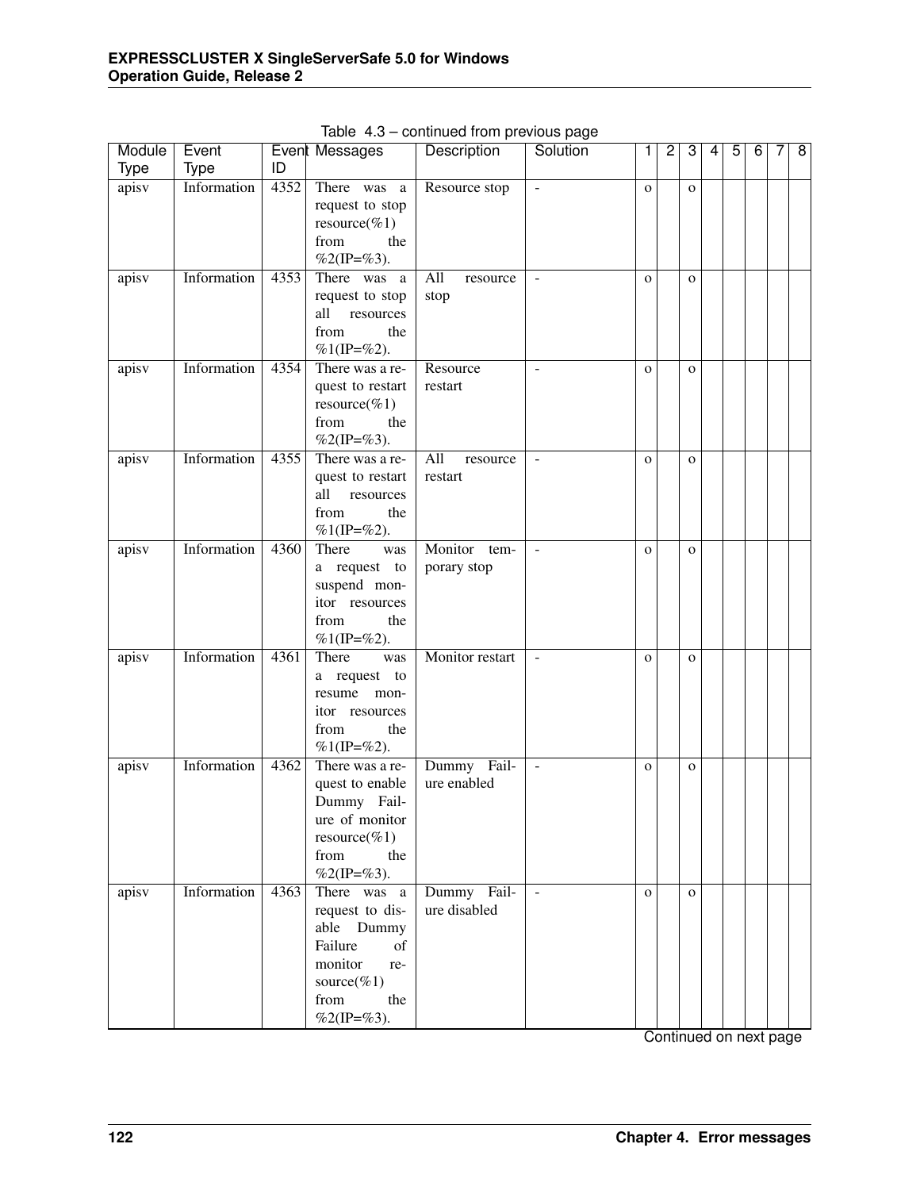Table 4.3 – continued from previous page

| Module Type | Event Type | Event ID | Messages | Description | Solution | 1 | 2 | 3 | 4 | 5 | 6 | 7 | 8 |
|---|---|---|---|---|---|---|---|---|---|---|---|---|---|
| apisv | Information | 4352 | There was a request to stop resource(%1) from the %2(IP=%3). | Resource stop | - | o | | o | | | | | |
| apisv | Information | 4353 | There was a request to stop all resources from the %1(IP=%2). | All resource stop | - | o | | o | | | | | |
| apisv | Information | 4354 | There was a request to restart resource(%1) from the %2(IP=%3). | Resource restart | - | o | | o | | | | | |
| apisv | Information | 4355 | There was a request to restart all resources from the %1(IP=%2). | All resource restart | - | o | | o | | | | | |
| apisv | Information | 4360 | There was a request to suspend monitor resources from the %1(IP=%2). | Monitor temporary stop | - | o | | o | | | | | |
| apisv | Information | 4361 | There was a request to resume monitor resources from the %1(IP=%2). | Monitor restart | - | o | | o | | | | | |
| apisv | Information | 4362 | There was a request to enable Dummy Failure of monitor resource(%1) from the %2(IP=%3). | Dummy Failure enabled | - | o | | o | | | | | |
| apisv | Information | 4363 | There was a request to disable Dummy Failure of monitor resource(%1) from the %2(IP=%3). | Dummy Failure disabled | - | o | | o | | | | | |

Continued on next page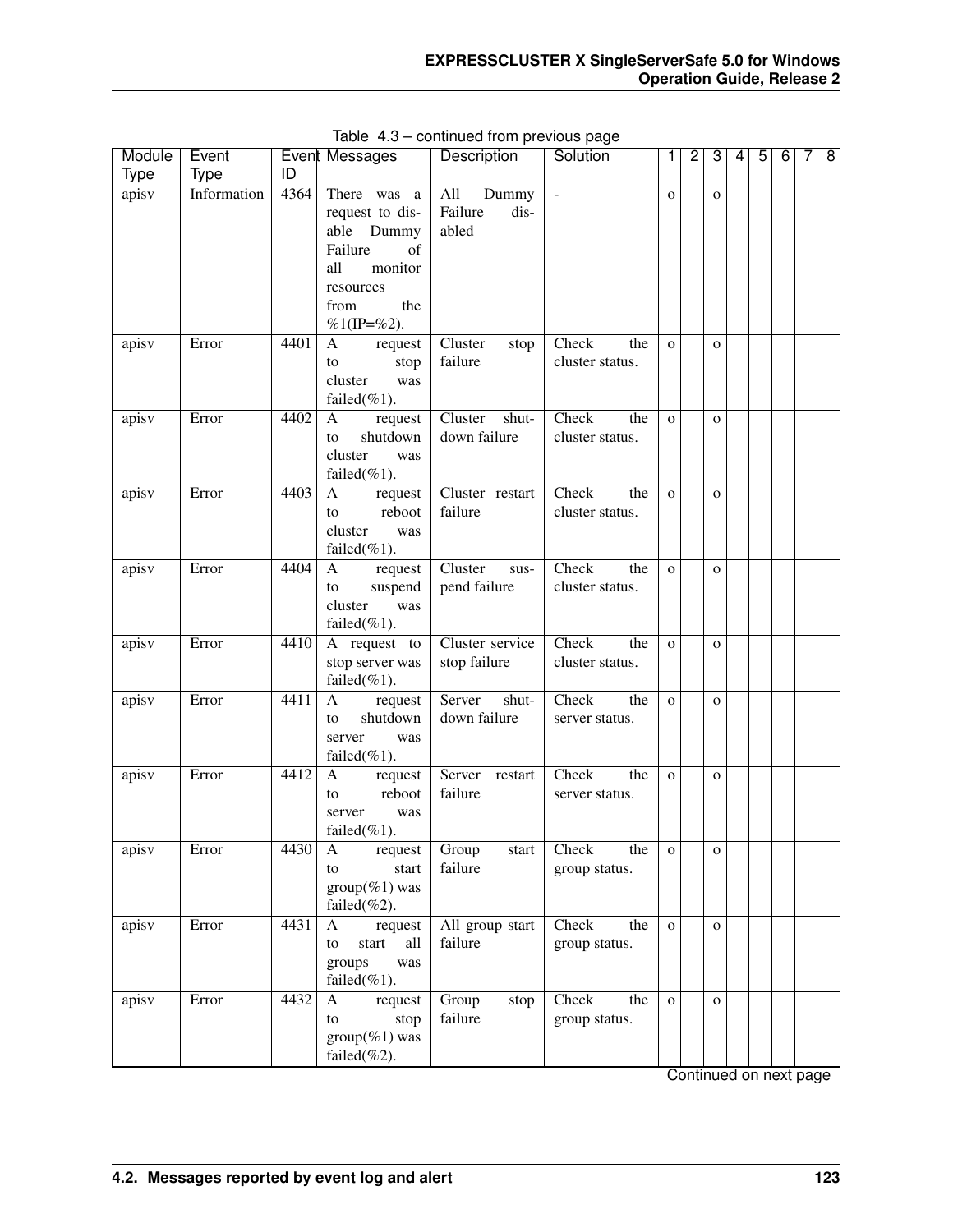Table 4.3 – continued from previous page

| Module Type | Event Type | Event ID | Messages | Description | Solution | 1 | 2 | 3 | 4 | 5 | 6 | 7 | 8 |
|---|---|---|---|---|---|---|---|---|---|---|---|---|---|
| apisv | Information | 4364 | There was a request to disable Dummy Failure of all monitor resources from the %1(IP=%2). | All Dummy Failure disabled | - | o | | o | | | | | |
| apisv | Error | 4401 | A request to stop cluster was failed(%1). | Cluster stop failure | Check the cluster status. | o | | o | | | | | |
| apisv | Error | 4402 | A request to shutdown cluster was failed(%1). | Cluster shutdown failure | Check the cluster status. | o | | o | | | | | |
| apisv | Error | 4403 | A request to reboot cluster was failed(%1). | Cluster restart failure | Check the cluster status. | o | | o | | | | | |
| apisv | Error | 4404 | A request to suspend cluster was failed(%1). | Cluster suspend failure | Check the cluster status. | o | | o | | | | | |
| apisv | Error | 4410 | A request to stop server was failed(%1). | Cluster service stop failure | Check the cluster status. | o | | o | | | | | |
| apisv | Error | 4411 | A request to shutdown server was failed(%1). | Server shutdown failure | Check the server status. | o | | o | | | | | |
| apisv | Error | 4412 | A request to reboot server was failed(%1). | Server restart failure | Check the server status. | o | | o | | | | | |
| apisv | Error | 4430 | A request to start group(%1) was failed(%2). | Group start failure | Check the group status. | o | | o | | | | | |
| apisv | Error | 4431 | A request to start all groups was failed(%1). | All group start failure | Check the group status. | o | | o | | | | | |
| apisv | Error | 4432 | A request to stop group(%1) was failed(%2). | Group stop failure | Check the group status. | o | | o | | | | | |

Continued on next page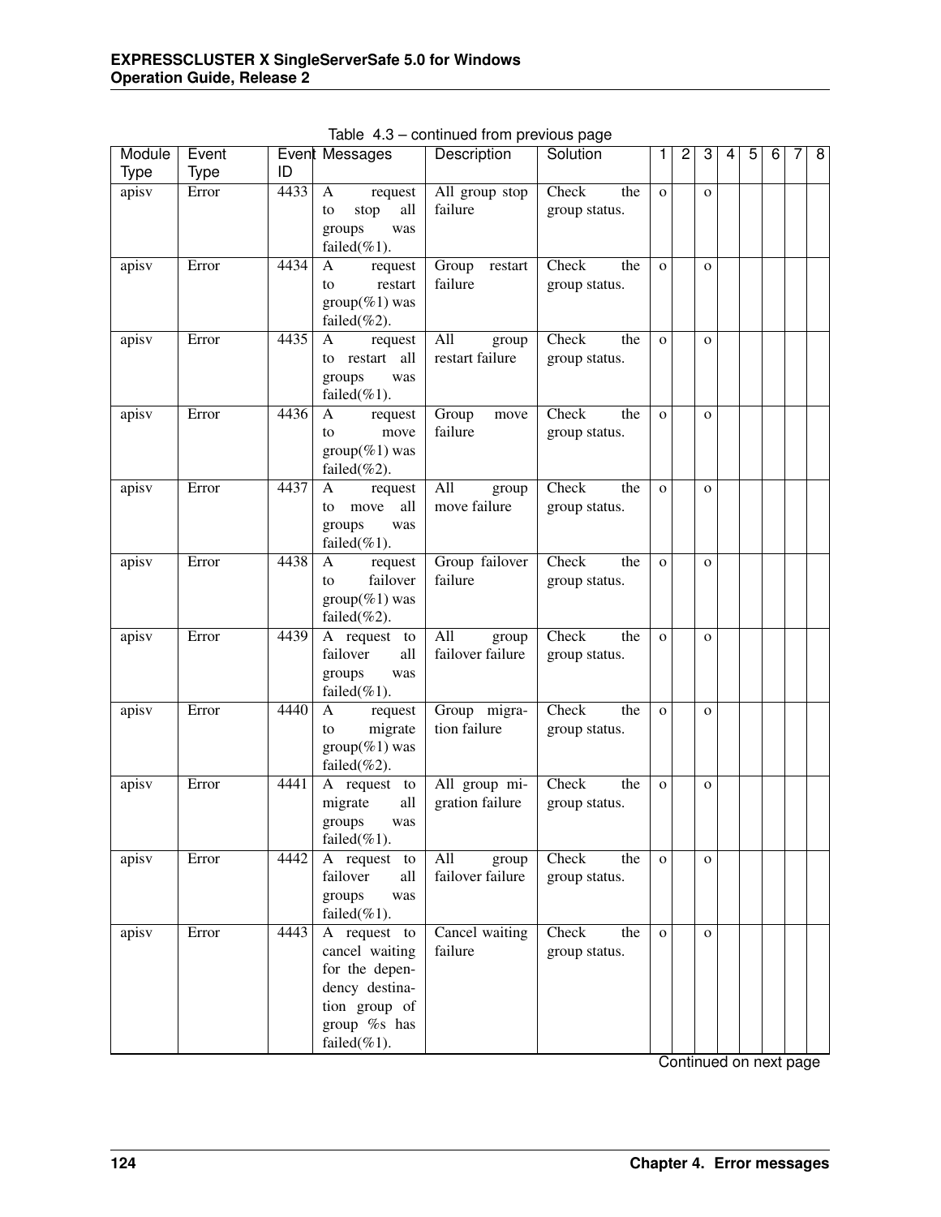Table 4.3 – continued from previous page

| Module Type | Event Type | Event ID | Messages | Description | Solution | 1 | 2 | 3 | 4 | 5 | 6 | 7 | 8 |
|---|---|---|---|---|---|---|---|---|---|---|---|---|---|
| apisv | Error | 4433 | A request to stop all groups was failed(%1). | All group stop failure | Check the group status. | o | | o | | | | | |
| apisv | Error | 4434 | A request to restart group(%1) was failed(%2). | Group restart failure | Check the group status. | o | | o | | | | | |
| apisv | Error | 4435 | A request to restart all groups was failed(%1). | All group restart failure | Check the group status. | o | | o | | | | | |
| apisv | Error | 4436 | A request to move group(%1) was failed(%2). | Group move failure | Check the group status. | o | | o | | | | | |
| apisv | Error | 4437 | A request to move all groups was failed(%1). | All group move failure | Check the group status. | o | | o | | | | | |
| apisv | Error | 4438 | A request to failover group(%1) was failed(%2). | Group failover failure | Check the group status. | o | | o | | | | | |
| apisv | Error | 4439 | A request to failover all groups was failed(%1). | All group failover failure | Check the group status. | o | | o | | | | | |
| apisv | Error | 4440 | A request to migrate group(%1) was failed(%2). | Group migration failure | Check the group status. | o | | o | | | | | |
| apisv | Error | 4441 | A request to migrate all groups was failed(%1). | All group migration failure | Check the group status. | o | | o | | | | | |
| apisv | Error | 4442 | A request to failover all groups was failed(%1). | All group failover failure | Check the group status. | o | | o | | | | | |
| apisv | Error | 4443 | A request to cancel waiting for the dependency destination group of group %s has failed(%1). | Cancel waiting failure | Check the group status. | o | | o | | | | | |

Continued on next page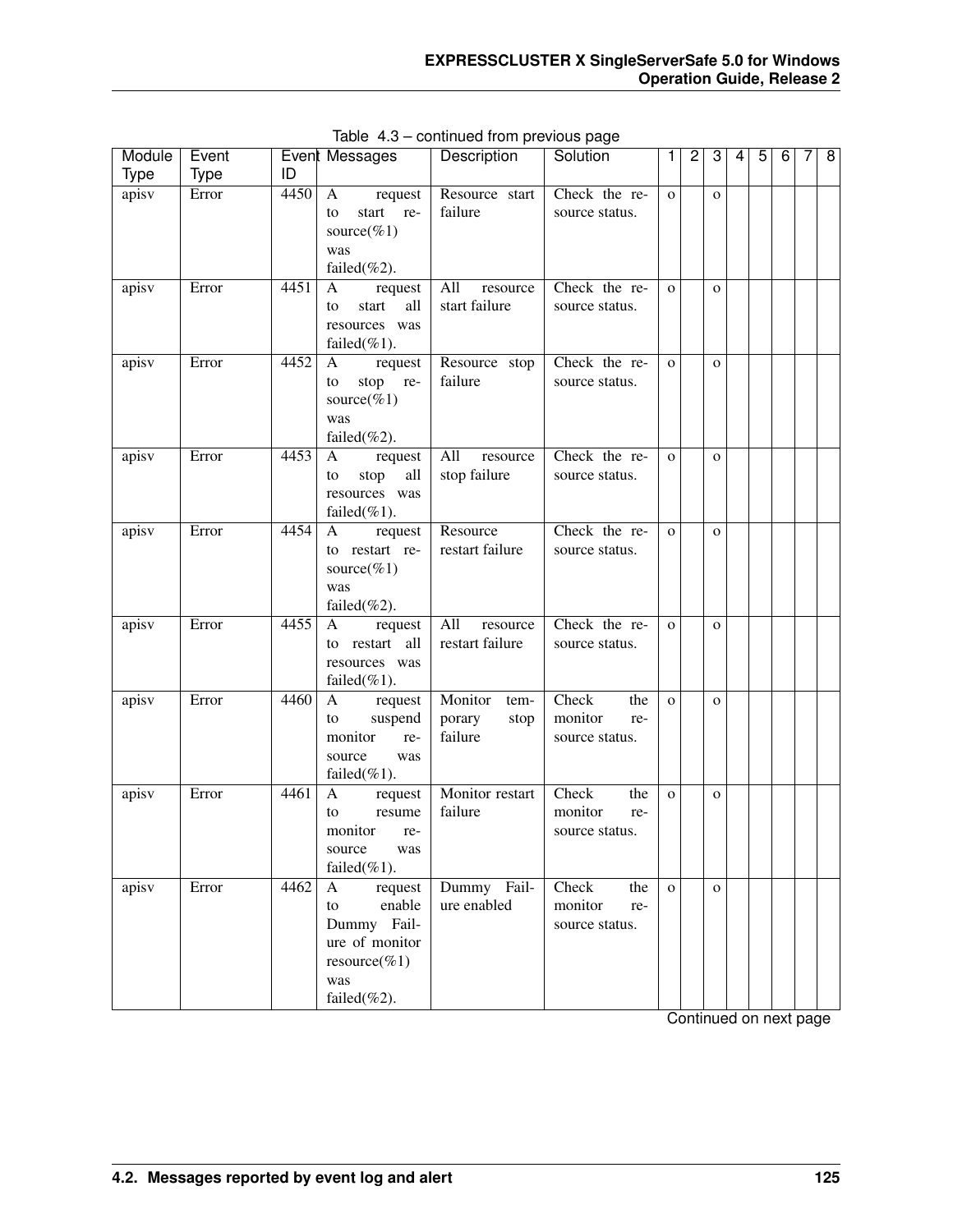Table 4.3 – continued from previous page

| Module Type | Event Type | Event ID | Messages | Description | Solution | 1 | 2 | 3 | 4 | 5 | 6 | 7 | 8 |
|---|---|---|---|---|---|---|---|---|---|---|---|---|---|
| apisv | Error | 4450 | A request to start resource(%1) was failed(%2). | Resource start failure | Check the resource status. | o | | o | | | | | |
| apisv | Error | 4451 | A request to start all resources was failed(%1). | All resource start failure | Check the resource status. | o | | o | | | | | |
| apisv | Error | 4452 | A request to stop resource(%1) was failed(%2). | Resource stop failure | Check the resource status. | o | | o | | | | | |
| apisv | Error | 4453 | A request to stop all resources was failed(%1). | All resource stop failure | Check the resource status. | o | | o | | | | | |
| apisv | Error | 4454 | A request to restart resource(%1) was failed(%2). | Resource restart failure | Check the resource status. | o | | o | | | | | |
| apisv | Error | 4455 | A request to restart all resources was failed(%1). | All resource restart failure | Check the resource status. | o | | o | | | | | |
| apisv | Error | 4460 | A request to suspend monitor resource was failed(%1). | Monitor temporary stop failure | Check the monitor resource status. | o | | o | | | | | |
| apisv | Error | 4461 | A request to resume monitor resource was failed(%1). | Monitor restart failure | Check the monitor resource status. | o | | o | | | | | |
| apisv | Error | 4462 | A request to enable Dummy Failure of monitor resource(%1) was failed(%2). | Dummy Failure enabled | Check the monitor resource status. | o | | o | | | | | |

Continued on next page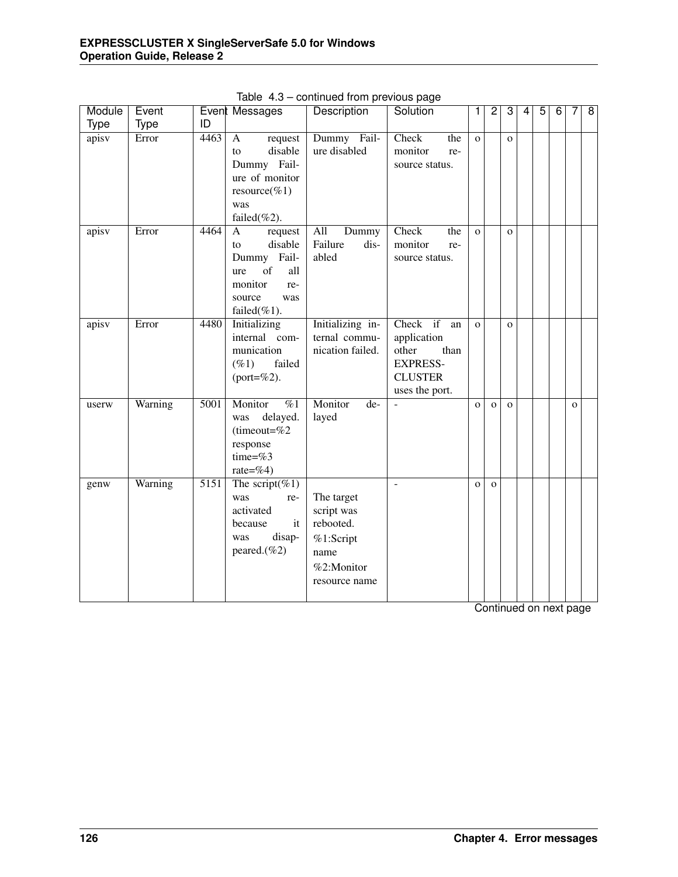Table 4.3 – continued from previous page

| Module Type | Event Type | Event ID | Messages | Description | Solution | 1 | 2 | 3 | 4 | 5 | 6 | 7 | 8 |
|---|---|---|---|---|---|---|---|---|---|---|---|---|---|
| apisv | Error | 4463 | A request to disable Dummy Failure of monitor resource(%1) was failed(%2). | Dummy Failure disabled | Check the monitor resource status. | o | | o | | | | | |
| apisv | Error | 4464 | A request to disable Dummy Failure of all monitor resource was failed(%1). | All Dummy Failure disabled | Check the monitor resource status. | o | | o | | | | | |
| apisv | Error | 4480 | Initializing internal communication (%1) failed (port=%2). | Initializing internal communication failed. | Check if an application other than EXPRESSCLUSTER uses the port. | o | | o | | | | | |
| userw | Warning | 5001 | Monitor %1 was delayed. (timeout=%2 response time=%3 rate=%4) | Monitor delayed | - | o | o | o | | | | o | |
| genw | Warning | 5151 | The script(%1) was reactivated because it was disappeared.(%2) | The target script was rebooted. %1:Script name %2:Monitor resource name | - | o | o | | | | | | |

Continued on next page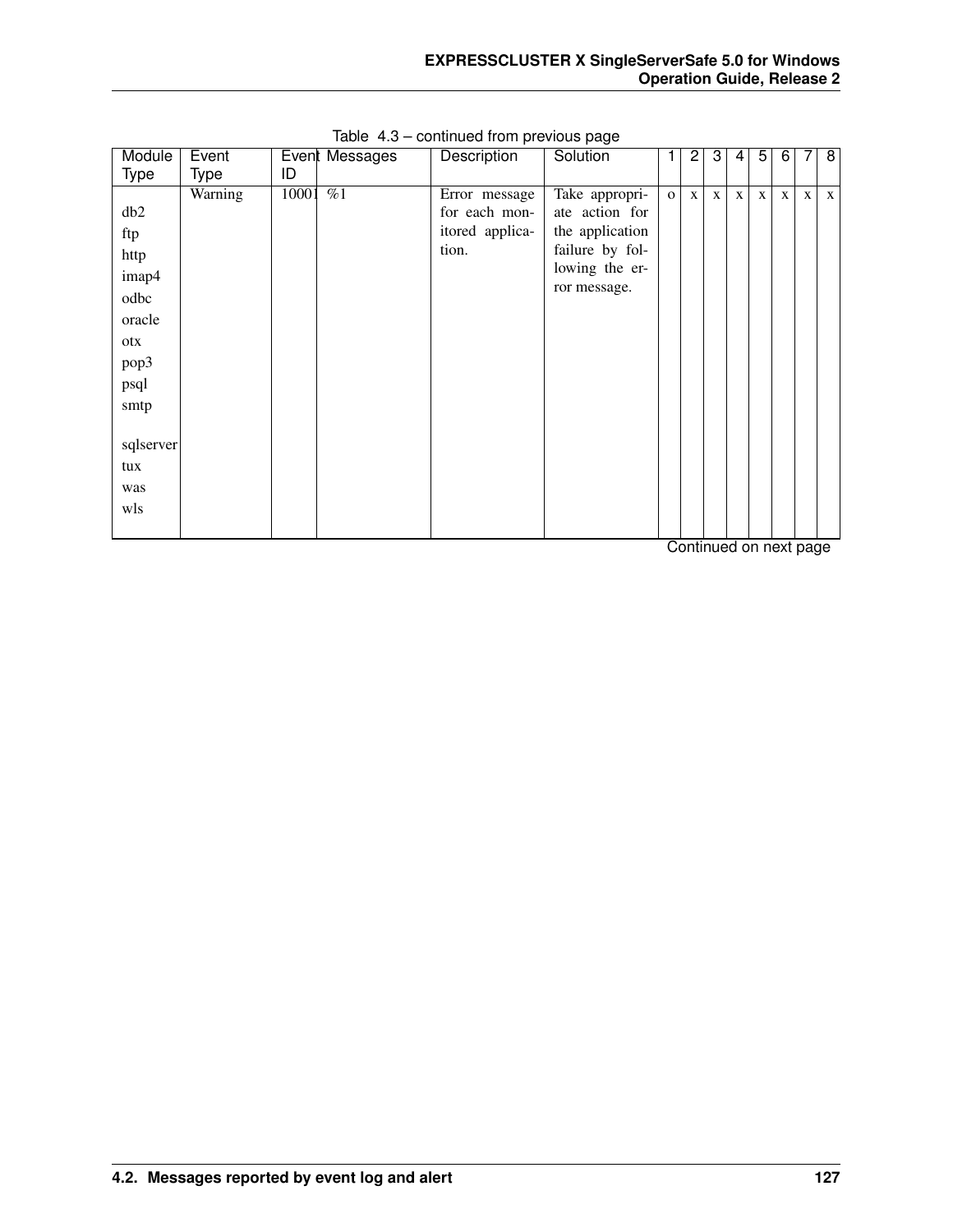Table 4.3 – continued from previous page

| Module Type | Event Type | Event ID | Messages | Description | Solution | 1 | 2 | 3 | 4 | 5 | 6 | 7 | 8 |
|---|---|---|---|---|---|---|---|---|---|---|---|---|---|
| db2<br>ftp<br>http<br>imap4<br>odbc<br>oracle<br>otx<br>pop3<br>psql<br>smtp<br>sqlserver<br>tux<br>was<br>wls | Warning | 10001 | %1 | Error message for each monitored application. | Take appropriate action for the application failure by following the error message. | o | x | x | x | x | x | x | x |

Continued on next page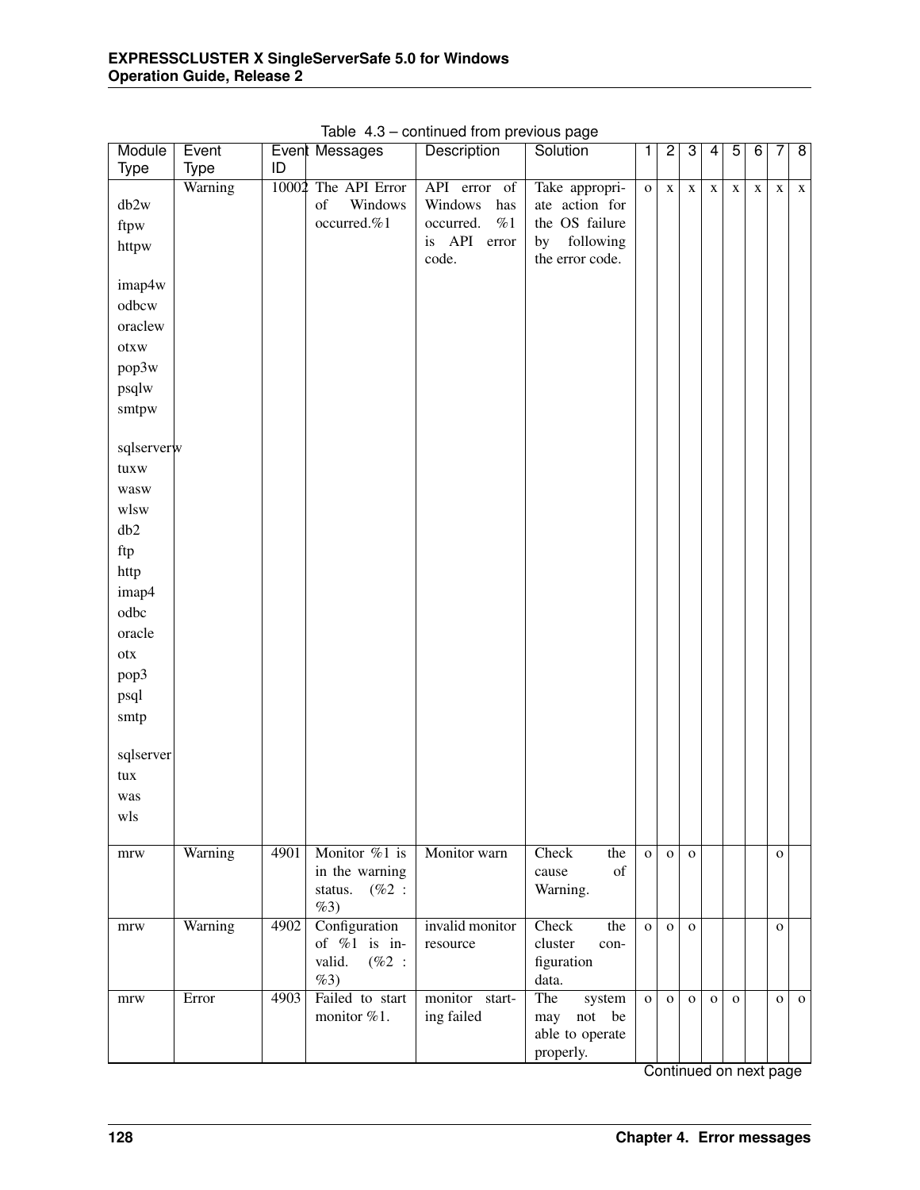Table 4.3 – continued from previous page

| Module Type | Event Type | Event ID | Messages | Description | Solution | 1 | 2 | 3 | 4 | 5 | 6 | 7 | 8 |
|---|---|---|---|---|---|---|---|---|---|---|---|---|---|
| db2w<br>ftpw<br>httpw<br>imap4w<br>odbcw<br>oraclew<br>otxw<br>pop3w<br>psqlw<br>smtpw<br>sqlserverw<br>tuxw<br>wasw<br>wlsw<br>db2<br>ftp<br>http<br>imap4<br>odbc<br>oracle<br>otx<br>pop3<br>psql<br>smtp<br>sqlserver<br>tux<br>was<br>wls | Warning | 10002 | The API Error of Windows occurred.%1 | API error of Windows has occurred. %1 is API error code. | Take appropriate action for the OS failure by following the error code. | o | x | x | x | x | x | x | x |
| mrw | Warning | 4901 | Monitor %1 is in the warning status. (%2 : %3) | Monitor warn | Check the cause of Warning. | o | o | o | | | | o | |
| mrw | Warning | 4902 | Configuration of %1 is invalid. (%2 : %3) | invalid monitor resource | Check the cluster configuration data. | o | o | o | | | | o | |
| mrw | Error | 4903 | Failed to start monitor %1. | monitor starting failed | The system may not be able to operate properly. | o | o | o | o | o | | o | o |

Continued on next page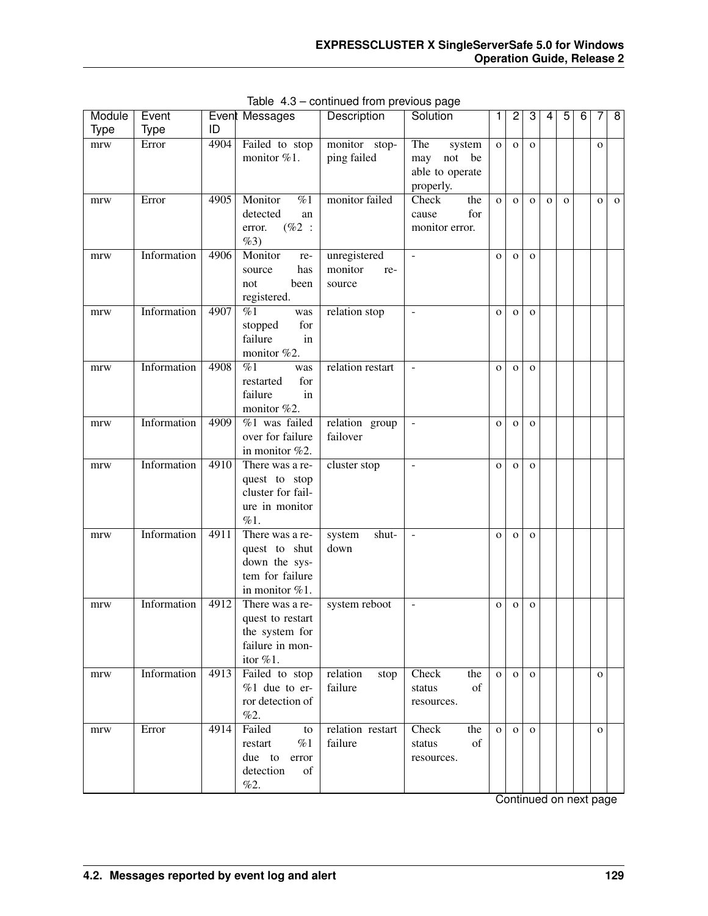Table 4.3 – continued from previous page

| Module Type | Event Type | Event ID | Messages | Description | Solution | 1 | 2 | 3 | 4 | 5 | 6 | 7 | 8 |
|---|---|---|---|---|---|---|---|---|---|---|---|---|---|
| mrw | Error | 4904 | Failed to stop monitor %1. | monitor stopping failed | The system may not be able to operate properly. | o | o | o | | | | o | |
| mrw | Error | 4905 | Monitor %1 detected an error. (%2 : %3) | monitor failed | Check the cause for monitor error. | o | o | o | o | o | | o | o |
| mrw | Information | 4906 | Monitor resource has not been registered. | unregistered monitor resource | - | o | o | o | | | | | |
| mrw | Information | 4907 | %1 was stopped for failure in monitor %2. | relation stop | - | o | o | o | | | | | |
| mrw | Information | 4908 | %1 was restarted for failure in monitor %2. | relation restart | - | o | o | o | | | | | |
| mrw | Information | 4909 | %1 was failed over for failure in monitor %2. | relation group failover | - | o | o | o | | | | | |
| mrw | Information | 4910 | There was a request to stop cluster for failure in monitor %1. | cluster stop | - | o | o | o | | | | | |
| mrw | Information | 4911 | There was a request to shut down the system for failure in monitor %1. | system shutdown | - | o | o | o | | | | | |
| mrw | Information | 4912 | There was a request to restart the system for failure in monitor %1. | system reboot | - | o | o | o | | | | | |
| mrw | Information | 4913 | Failed to stop %1 due to error detection of %2. | relation stop failure | Check the status of resources. | o | o | o | | | | o | |
| mrw | Error | 4914 | Failed to restart %1 due to error detection of %2. | relation restart failure | Check the status of resources. | o | o | o | | | | o | |

Continued on next page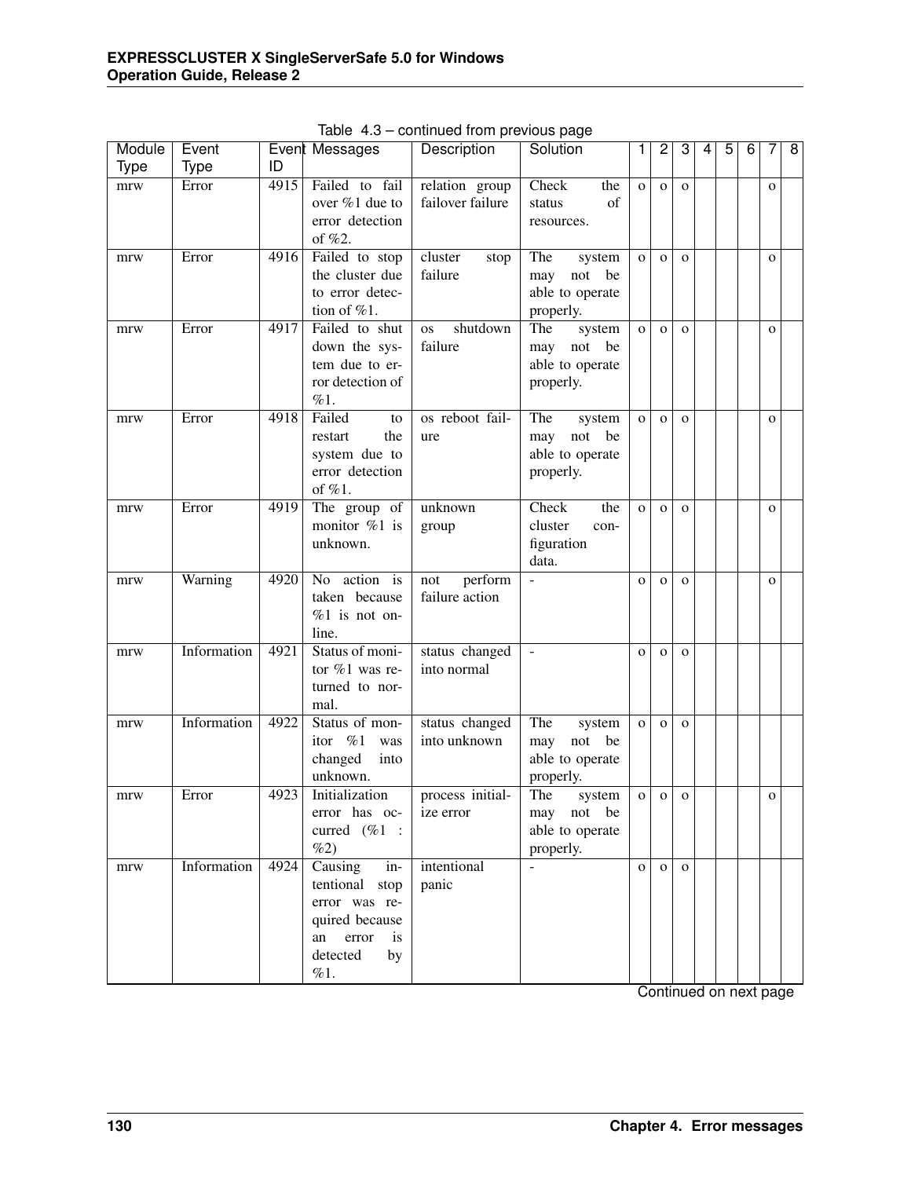Table 4.3 – continued from previous page

| Module Type | Event Type | Event ID | Messages | Description | Solution | 1 | 2 | 3 | 4 | 5 | 6 | 7 | 8 |
|---|---|---|---|---|---|---|---|---|---|---|---|---|---|
| mrw | Error | 4915 | Failed to fail over %1 due to error detection of %2. | relation group failover failure | Check the status of resources. | o | o | o | | | | o | |
| mrw | Error | 4916 | Failed to stop the cluster due to error detection of %1. | cluster stop failure | The system may not be able to operate properly. | o | o | o | | | | o | |
| mrw | Error | 4917 | Failed to shut down the system due to error detection of %1. | os shutdown failure | The system may not be able to operate properly. | o | o | o | | | | o | |
| mrw | Error | 4918 | Failed to restart the system due to error detection of %1. | os reboot failure | The system may not be able to operate properly. | o | o | o | | | | o | |
| mrw | Error | 4919 | The group of monitor %1 is unknown. | unknown group | Check the cluster configuration data. | o | o | o | | | | o | |
| mrw | Warning | 4920 | No action is taken because %1 is not online. | not perform failure action | - | o | o | o | | | | o | |
| mrw | Information | 4921 | Status of monitor %1 was returned to normal. | status changed into normal | - | o | o | o | | | | | |
| mrw | Information | 4922 | Status of monitor %1 was changed into unknown. | status changed into unknown | The system may not be able to operate properly. | o | o | o | | | | | |
| mrw | Error | 4923 | Initialization error has occurred (%1 : %2) | process initialize error | The system may not be able to operate properly. | o | o | o | | | | o | |
| mrw | Information | 4924 | Causing intentional stop error was required because an error is detected by %1. | intentional panic | - | o | o | o | | | | | |

Continued on next page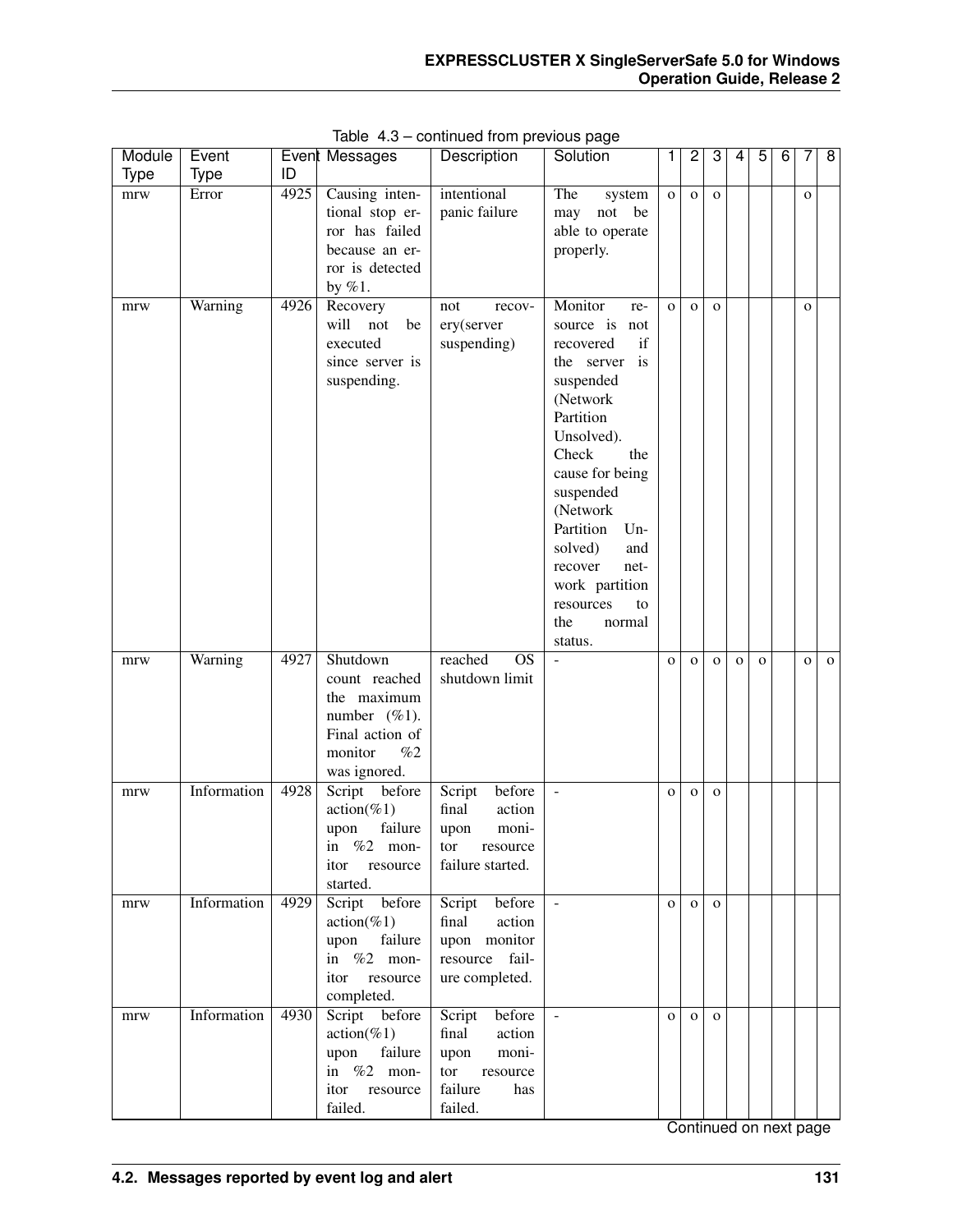Table 4.3 – continued from previous page

| Module Type | Event Type | Event ID | Messages | Description | Solution | 1 | 2 | 3 | 4 | 5 | 6 | 7 | 8 |
|---|---|---|---|---|---|---|---|---|---|---|---|---|---|
| mrw | Error | 4925 | Causing intentional stop error has failed because an error is detected by %1. | intentional panic failure | The system may not be able to operate properly. | o | o | o | | | | o | |
| mrw | Warning | 4926 | Recovery will not be executed since server is suspending. | not recovery(server suspending) | Monitor resource is not recovered if the server is suspended (Network Partition Unsolved). Check the cause for being suspended (Network Partition Unsolved) and recover network partition resources to the normal status. | o | o | o | | | | o | |
| mrw | Warning | 4927 | Shutdown count reached the maximum number (%1). Final action of monitor %2 was ignored. | reached OS shutdown limit | - | o | o | o | o | o | | o | o |
| mrw | Information | 4928 | Script before action(%1) upon failure in %2 monitor resource started. | Script before final action upon monitor resource failure started. | - | o | o | o | | | | | |
| mrw | Information | 4929 | Script before action(%1) upon failure in %2 monitor resource completed. | Script before final action upon monitor resource failure completed. | - | o | o | o | | | | | |
| mrw | Information | 4930 | Script before action(%1) upon failure in %2 monitor resource failed. | Script before final action upon monitor resource failure has failed. | - | o | o | o | | | | | |

Continued on next page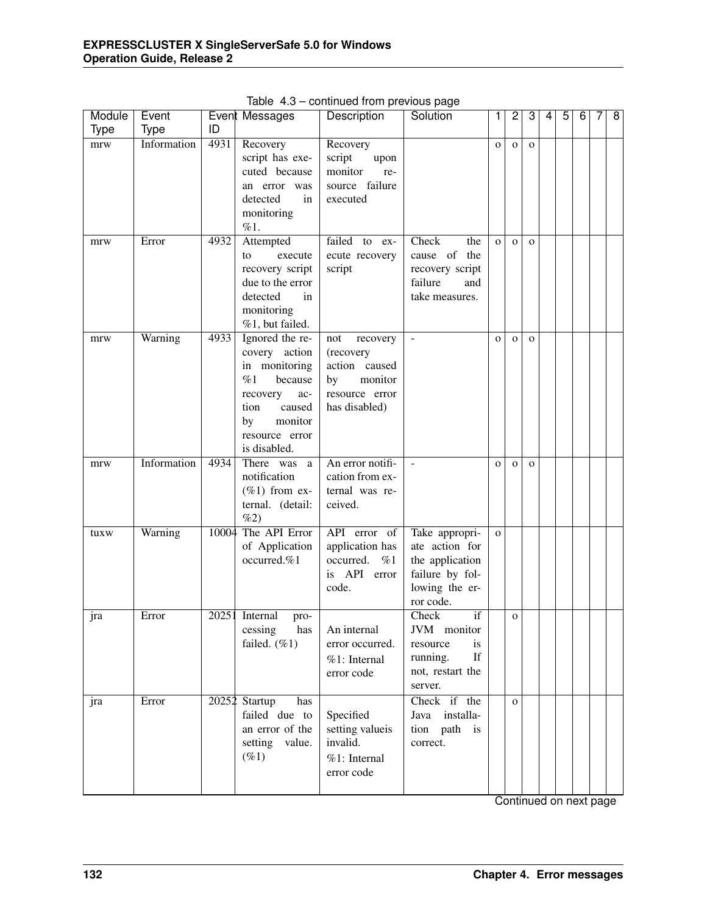Table 4.3 – continued from previous page

| Module Type | Event Type | Event ID | Messages | Description | Solution | 1 | 2 | 3 | 4 | 5 | 6 | 7 | 8 |
|---|---|---|---|---|---|---|---|---|---|---|---|---|---|
| mrw | Information | 4931 | Recovery script has executed because an error was detected in monitoring %1. | Recovery script upon monitor resource failure executed | | o | o | o | | | | | |
| mrw | Error | 4932 | Attempted to execute recovery script due to the error detected in monitoring %1, but failed. | failed to execute recovery script | Check the cause of the recovery script failure and take measures. | o | o | o | | | | | |
| mrw | Warning | 4933 | Ignored the recovery action in monitoring %1 because recovery action caused by monitor resource error is disabled. | not recovery (recovery action caused by monitor resource error has disabled) | - | o | o | o | | | | | |
| mrw | Information | 4934 | There was a notification (%1) from external. (detail: %2) | An error notification from external was received. | - | o | o | o | | | | | |
| tuxw | Warning | 10004 | The API Error of Application occurred.%1 | API error of application has occurred. %1 is API error code. | Take appropriate action for the application failure by following the error code. | o | | | | | | | |
| jra | Error | 20251 | Internal processing has failed. (%1) | An internal error occurred. %1: Internal error code | Check if JVM monitor resource is running. If not, restart the server. | | o | | | | | | |
| jra | Error | 20252 | Startup has failed due to an error of the setting value. (%1) | Specified setting valueis invalid. %1: Internal error code | Check if the Java installation path is correct. | | o | | | | | | |

Continued on next page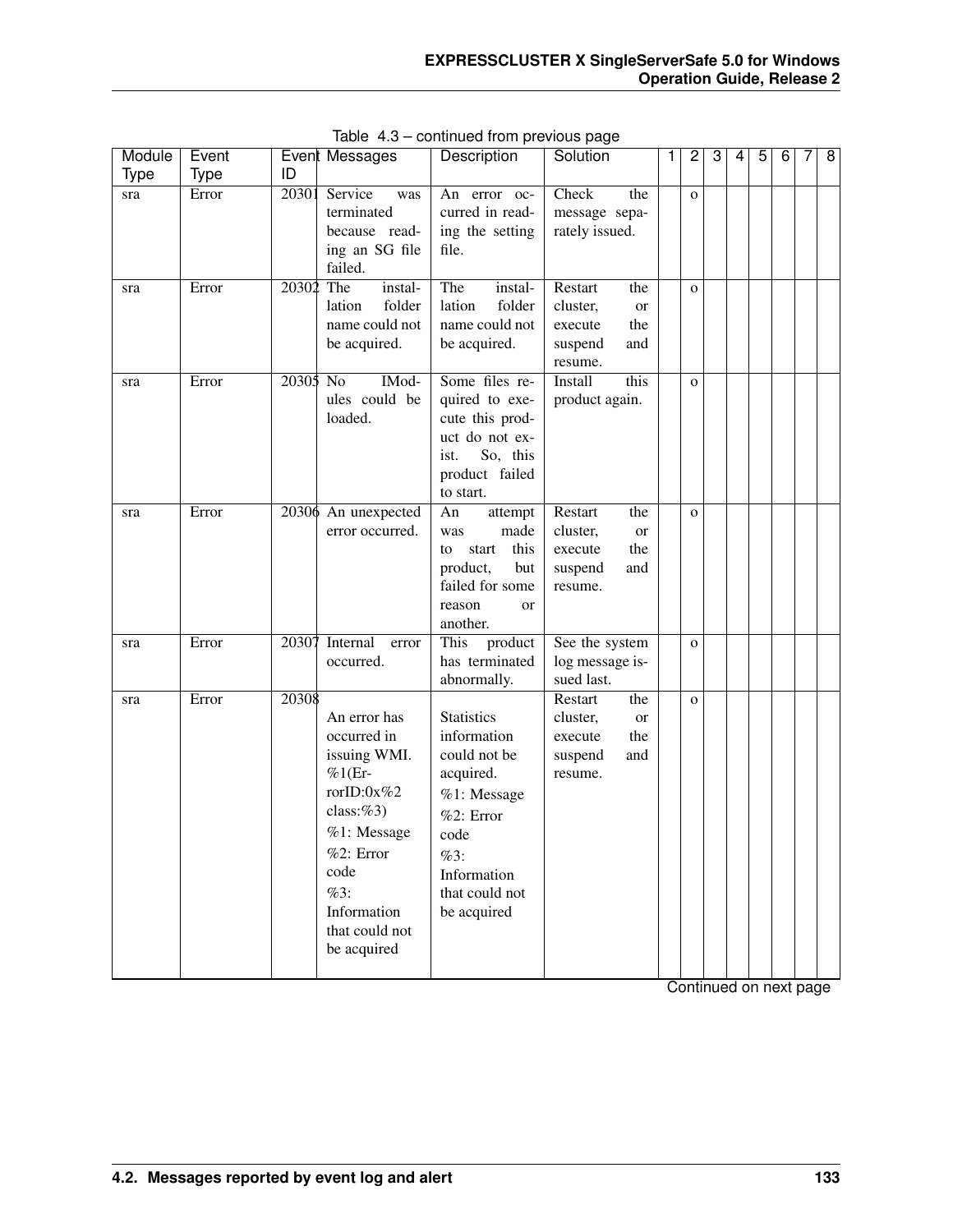Table 4.3 – continued from previous page

| Module Type | Event Type | Event ID | Messages | Description | Solution | 1 | 2 | 3 | 4 | 5 | 6 | 7 | 8 |
|---|---|---|---|---|---|---|---|---|---|---|---|---|---|
| sra | Error | 20301 | Service was terminated because reading an SG file failed. | An error occurred in reading the setting file. | Check the message separately issued. | | o | | | | | | |
| sra | Error | 20302 | The installation folder name could not be acquired. | The installation folder name could not be acquired. | Restart the cluster, or execute the suspend and resume. | | o | | | | | | |
| sra | Error | 20305 | No IModules could be loaded. | Some files required to execute this product do not exist. So, this product failed to start. | Install this product again. | | o | | | | | | |
| sra | Error | 20306 | An unexpected error occurred. | An attempt was made to start this product, but failed for some reason or another. | Restart the cluster, or execute the suspend and resume. | | o | | | | | | |
| sra | Error | 20307 | Internal error occurred. | This product has terminated abnormally. | See the system log message issued last. | | o | | | | | | |
| sra | Error | 20308 | An error has occurred in issuing WMI. %1(ErrorID:0x%2 class:%3)<br>%1: Message<br>%2: Error code<br>%3: Information that could not be acquired | Statistics information could not be acquired.<br>%1: Message<br>%2: Error code<br>%3: Information that could not be acquired | Restart the cluster, or execute the suspend and resume. | | o | | | | | | |

Continued on next page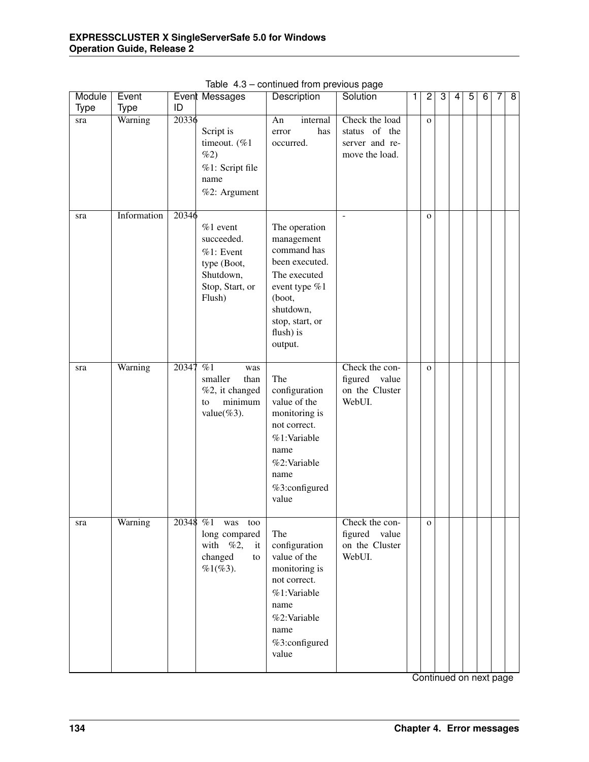Table 4.3 – continued from previous page

| Module Type | Event Type | Event ID | Messages | Description | Solution | 1 | 2 | 3 | 4 | 5 | 6 | 7 | 8 |
|---|---|---|---|---|---|---|---|---|---|---|---|---|---|
| sra | Warning | 20336 | Script is timeout. (%1 %2)<br>%1: Script file name<br>%2: Argument | An internal error has occurred. | Check the load status of the server and remove the load. | | o | | | | | | |
| sra | Information | 20346 | %1 event succeeded.<br>%1: Event type (Boot, Shutdown, Stop, Start, or Flush) | The operation management command has been executed.<br>The executed event type %1 (boot, shutdown, stop, start, or flush) is output. | - | | o | | | | | | |
| sra | Warning | 20347 | %1 was smaller than %2, it changed to minimum value(%3). | The configuration value of the monitoring is not correct.<br>%1:Variable name<br>%2:Variable name<br>%3:configured value | Check the configured value on the Cluster WebUI. | | o | | | | | | |
| sra | Warning | 20348 | %1 was too long compared with %2, it changed to %1(%3). | The configuration value of the monitoring is not correct.<br>%1:Variable name<br>%2:Variable name<br>%3:configured value | Check the configured value on the Cluster WebUI. | | o | | | | | | |

Continued on next page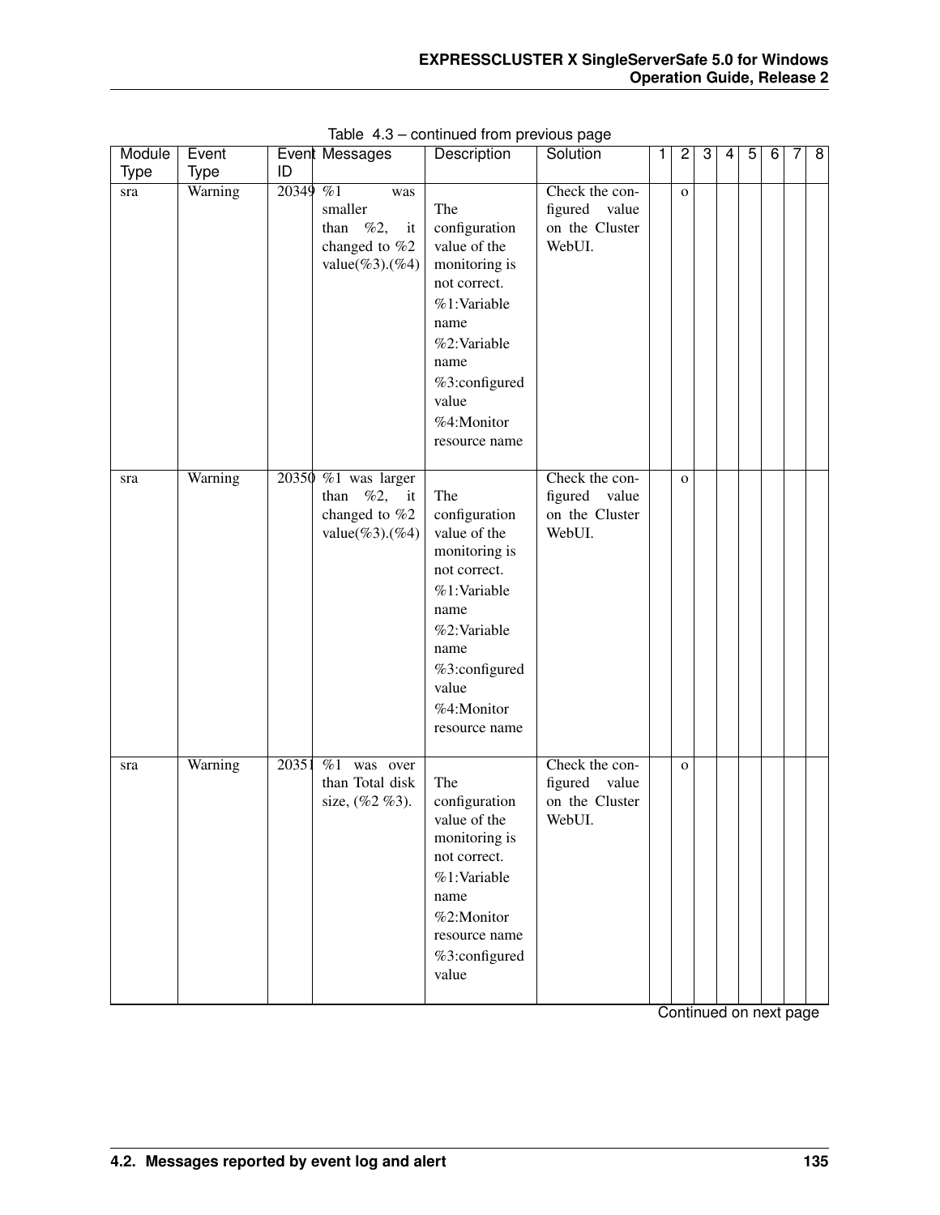Table 4.3 – continued from previous page

| Module Type | Event Type | Event ID | Messages | Description | Solution | 1 | 2 | 3 | 4 | 5 | 6 | 7 | 8 |
|---|---|---|---|---|---|---|---|---|---|---|---|---|---|
| sra | Warning | 20349 | %1 was smaller than %2, it changed to %2 value(%3).(%4) | The configuration value of the monitoring is not correct.<br>%1:Variable name<br>%2:Variable name<br>%3:configured value<br>%4:Monitor resource name | Check the configured value on the Cluster WebUI. | | o | | | | | | |
| sra | Warning | 20350 | %1 was larger than %2, it changed to %2 value(%3).(%4) | The configuration value of the monitoring is not correct.<br>%1:Variable name<br>%2:Variable name<br>%3:configured value<br>%4:Monitor resource name | Check the configured value on the Cluster WebUI. | | o | | | | | | |
| sra | Warning | 20351 | %1 was over than Total disk size, (%2 %3). | The configuration value of the monitoring is not correct.<br>%1:Variable name<br>%2:Monitor resource name<br>%3:configured value | Check the configured value on the Cluster WebUI. | | o | | | | | | |

Continued on next page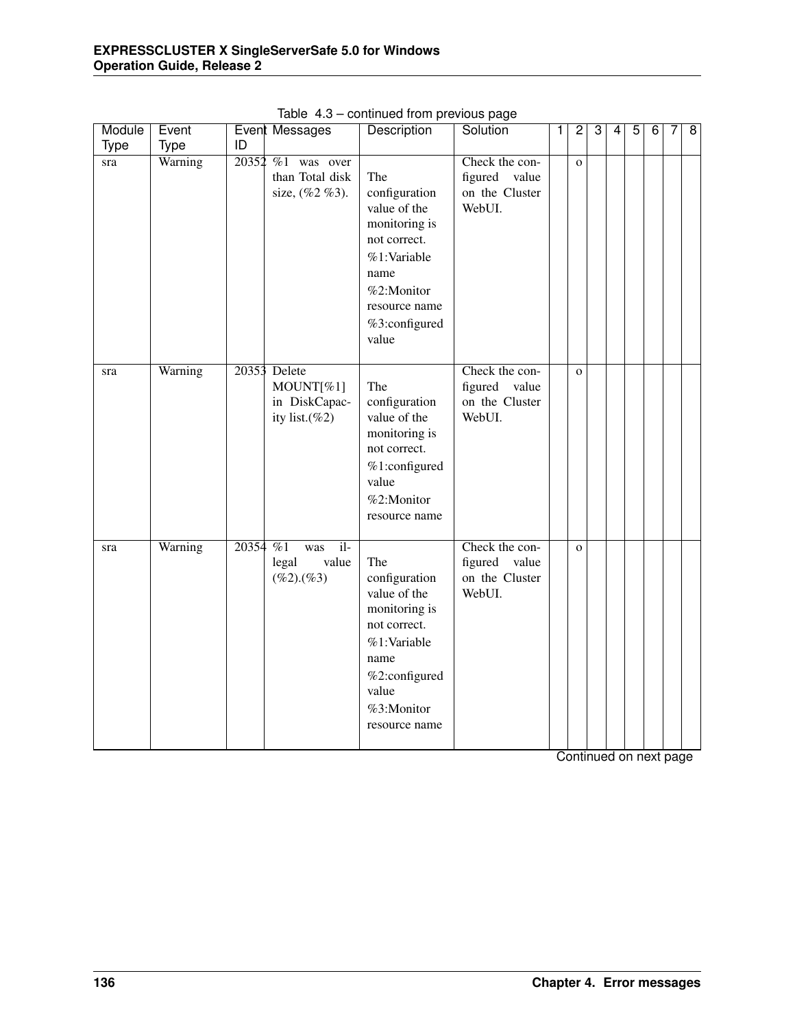Table 4.3 – continued from previous page

| Module Type | Event Type | Event ID | Messages | Description | Solution | 1 | 2 | 3 | 4 | 5 | 6 | 7 | 8 |
|---|---|---|---|---|---|---|---|---|---|---|---|---|---|
| sra | Warning | 20352 | %1 was over than Total disk size, (%2 %3). | The configuration value of the monitoring is not correct. %1:Variable name %2:Monitor resource name %3:configured value | Check the configured value on the Cluster WebUI. | | o | | | | | | |
| sra | Warning | 20353 | Delete MOUNT[%1] in DiskCapacity list.(%2) | The configuration value of the monitoring is not correct. %1:configured value %2:Monitor resource name | Check the configured value on the Cluster WebUI. | | o | | | | | | |
| sra | Warning | 20354 | %1 was illegal value (%2).(%3) | The configuration value of the monitoring is not correct. %1:Variable name %2:configured value %3:Monitor resource name | Check the configured value on the Cluster WebUI. | | o | | | | | | |

Continued on next page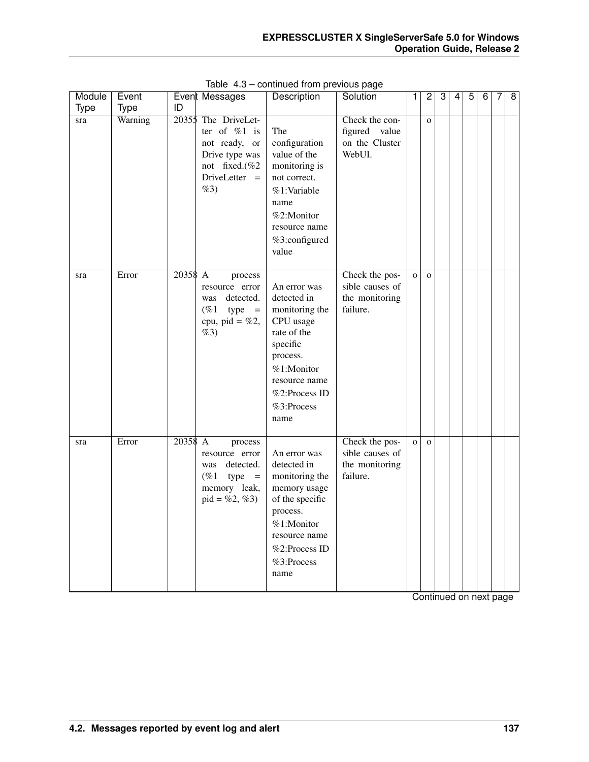Table 4.3 – continued from previous page

| Module Type | Event Type | Event ID | Messages | Description | Solution | 1 | 2 | 3 | 4 | 5 | 6 | 7 | 8 |
|---|---|---|---|---|---|---|---|---|---|---|---|---|---|
| sra | Warning | 20355 | The DriveLetter of %1 is not ready, or Drive type was not fixed.(%2 DriveLetter = %3) | The configuration value of the monitoring is not correct. %1:Variable name %2:Monitor resource name %3:configured value | Check the configured value on the Cluster WebUI. | | o | | | | | | |
| sra | Error | 20358 | A process resource error was detected. (%1 type = cpu, pid = %2, %3) | An error was detected in monitoring the CPU usage rate of the specific process. %1:Monitor resource name %2:Process ID %3:Process name | Check the possible causes of the monitoring failure. | o | o | | | | | | |
| sra | Error | 20358 | A process resource error was detected. (%1 type = memory leak, pid = %2, %3) | An error was detected in monitoring the memory usage of the specific process. %1:Monitor resource name %2:Process ID %3:Process name | Check the possible causes of the monitoring failure. | o | o | | | | | | |

Continued on next page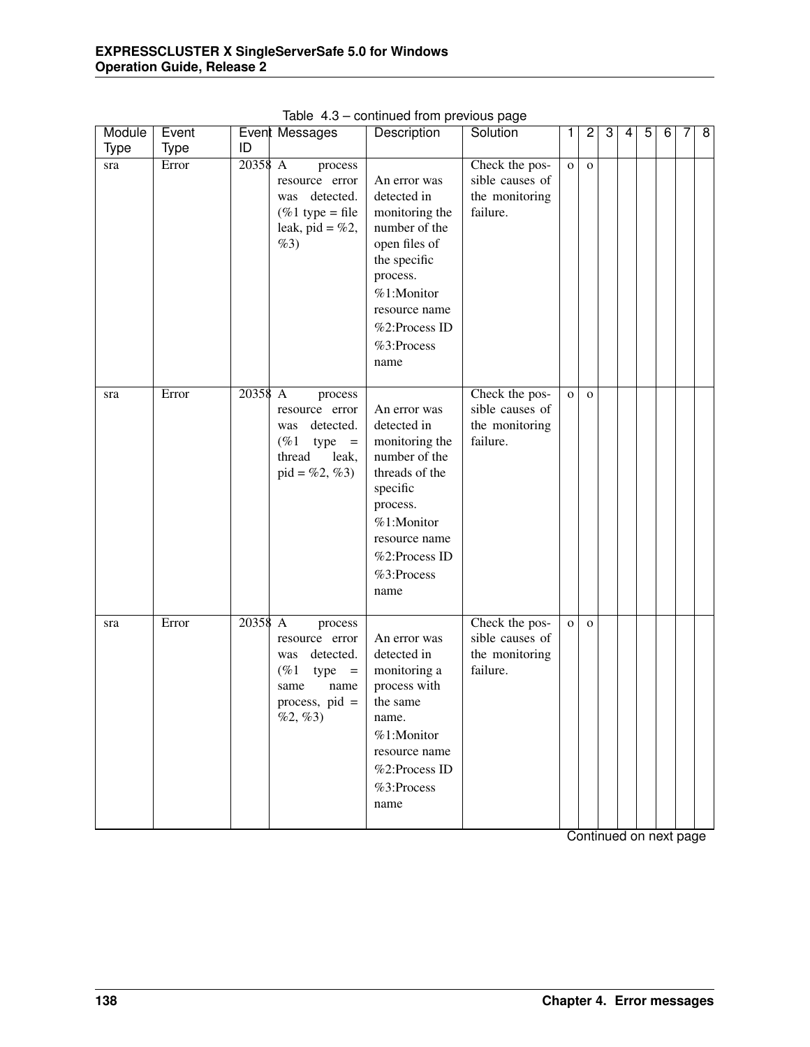Table 4.3 – continued from previous page

| Module Type | Event Type | Event ID | Messages | Description | Solution | 1 | 2 | 3 | 4 | 5 | 6 | 7 | 8 |
|---|---|---|---|---|---|---|---|---|---|---|---|---|---|
| sra | Error | 20358 | A process resource error was detected. (%1 type = file leak, pid = %2, %3) | An error was detected in monitoring the number of the open files of the specific process.<br>%1:Monitor resource name<br>%2:Process ID<br>%3:Process name | Check the possible causes of the monitoring failure. | o | o | | | | | | |
| sra | Error | 20358 | A process resource error was detected. (%1 type = thread leak, pid = %2, %3) | An error was detected in monitoring the number of the threads of the specific process.<br>%1:Monitor resource name<br>%2:Process ID<br>%3:Process name | Check the possible causes of the monitoring failure. | o | o | | | | | | |
| sra | Error | 20358 | A process resource error was detected. (%1 type = same name process, pid = %2, %3) | An error was detected in monitoring a process with the same name.<br>%1:Monitor resource name<br>%2:Process ID<br>%3:Process name | Check the possible causes of the monitoring failure. | o | o | | | | | | |

Continued on next page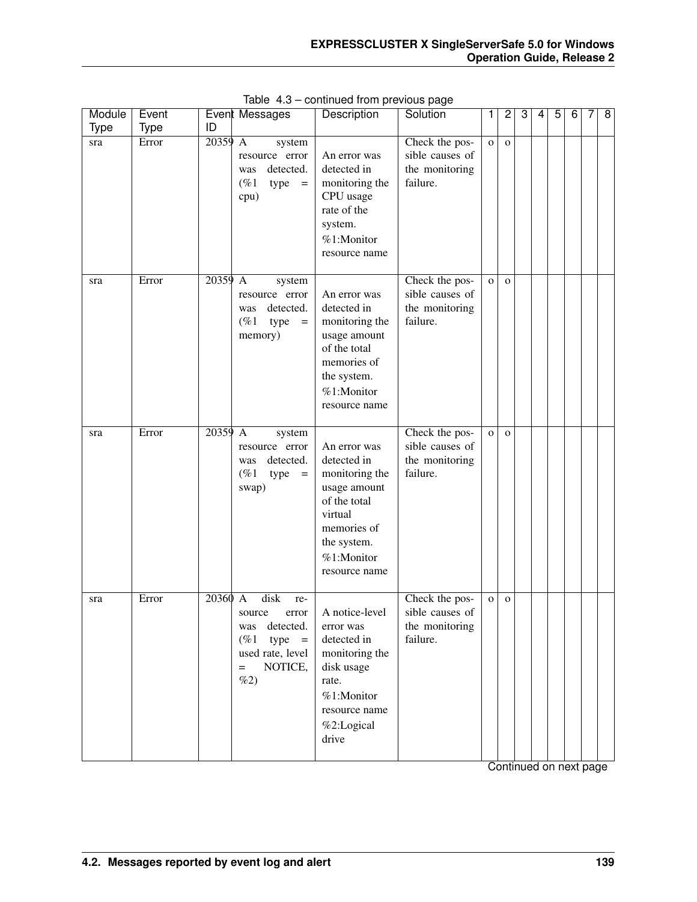Table 4.3 – continued from previous page

| Module Type | Event Type | Event ID | Messages | Description | Solution | 1 | 2 | 3 | 4 | 5 | 6 | 7 | 8 |
|---|---|---|---|---|---|---|---|---|---|---|---|---|---|
| sra | Error | 20359 | A system resource error was detected. (%1 type = cpu) | An error was detected in monitoring the CPU usage rate of the system.<br>%1:Monitor resource name | Check the possible causes of the monitoring failure. | o | o | | | | | | |
| sra | Error | 20359 | A system resource error was detected. (%1 type = memory) | An error was detected in monitoring the usage amount of the total memories of the system.<br>%1:Monitor resource name | Check the possible causes of the monitoring failure. | o | o | | | | | | |
| sra | Error | 20359 | A system resource error was detected. (%1 type = swap) | An error was detected in monitoring the usage amount of the total virtual memories of the system.<br>%1:Monitor resource name | Check the possible causes of the monitoring failure. | o | o | | | | | | |
| sra | Error | 20360 | A disk resource error was detected. (%1 type = used rate, level = NOTICE, %2) | A notice-level error was detected in monitoring the disk usage rate.<br>%1:Monitor resource name<br>%2:Logical drive | Check the possible causes of the monitoring failure. | o | o | | | | | | |

Continued on next page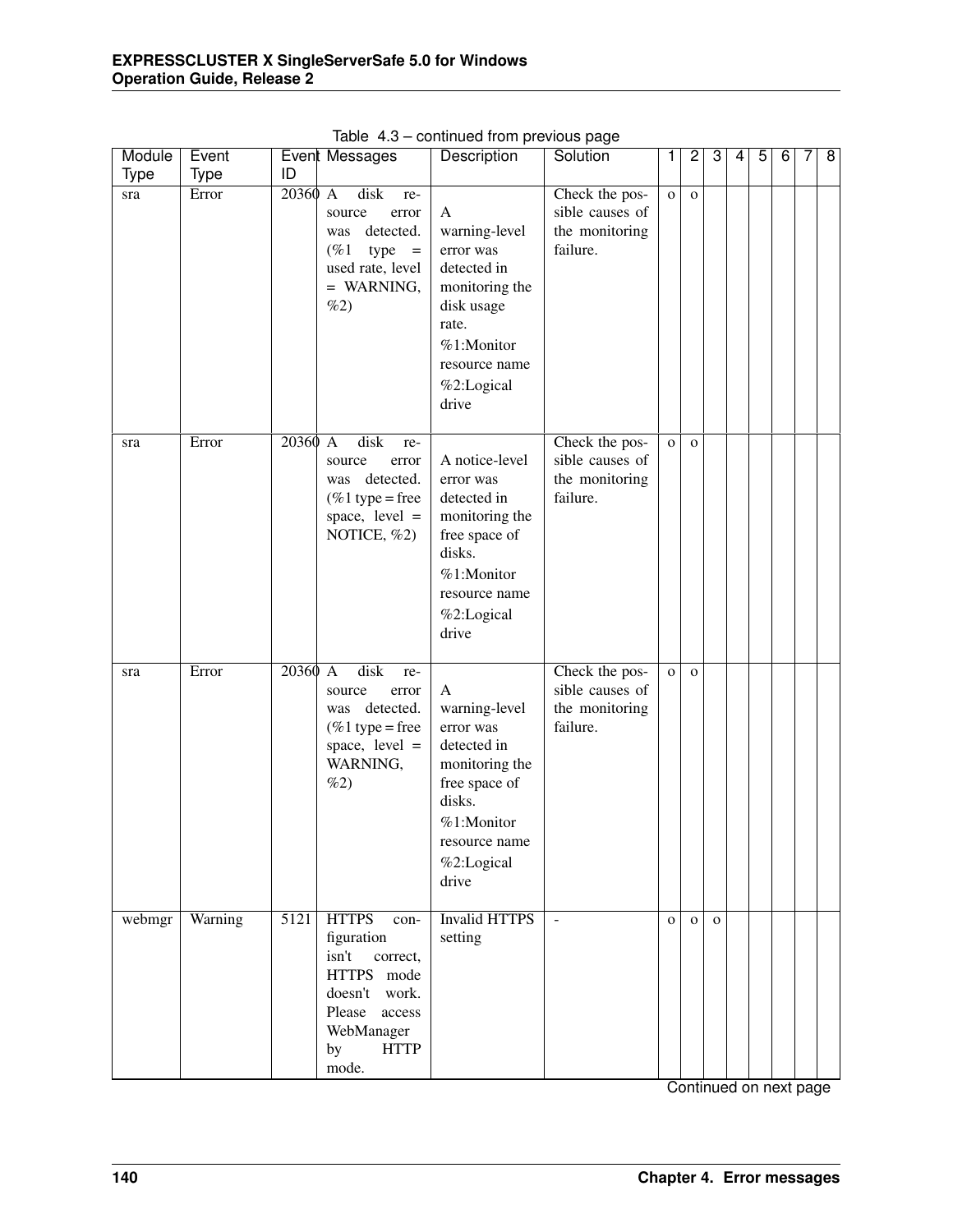Table 4.3 – continued from previous page

| Module Type | Event Type | Event ID | Messages | Description | Solution | 1 | 2 | 3 | 4 | 5 | 6 | 7 | 8 |
|---|---|---|---|---|---|---|---|---|---|---|---|---|---|
| sra | Error | 20360 | A disk resource error was detected. (%1 type = used rate, level = WARNING, %2) | A warning-level error was detected in monitoring the disk usage rate. %1:Monitor resource name %2:Logical drive | Check the possible causes of the monitoring failure. | o | o | | | | | | |
| sra | Error | 20360 | A disk resource error was detected. (%1 type = free space, level = NOTICE, %2) | A notice-level error was detected in monitoring the free space of disks. %1:Monitor resource name %2:Logical drive | Check the possible causes of the monitoring failure. | o | o | | | | | | |
| sra | Error | 20360 | A disk resource error was detected. (%1 type = free space, level = WARNING, %2) | A warning-level error was detected in monitoring the free space of disks. %1:Monitor resource name %2:Logical drive | Check the possible causes of the monitoring failure. | o | o | | | | | | |
| webmgr | Warning | 5121 | HTTPS configuration isn't correct, HTTPS mode doesn't work. Please access WebManager by HTTP mode. | Invalid HTTPS setting | - | o | o | o | | | | | |

Continued on next page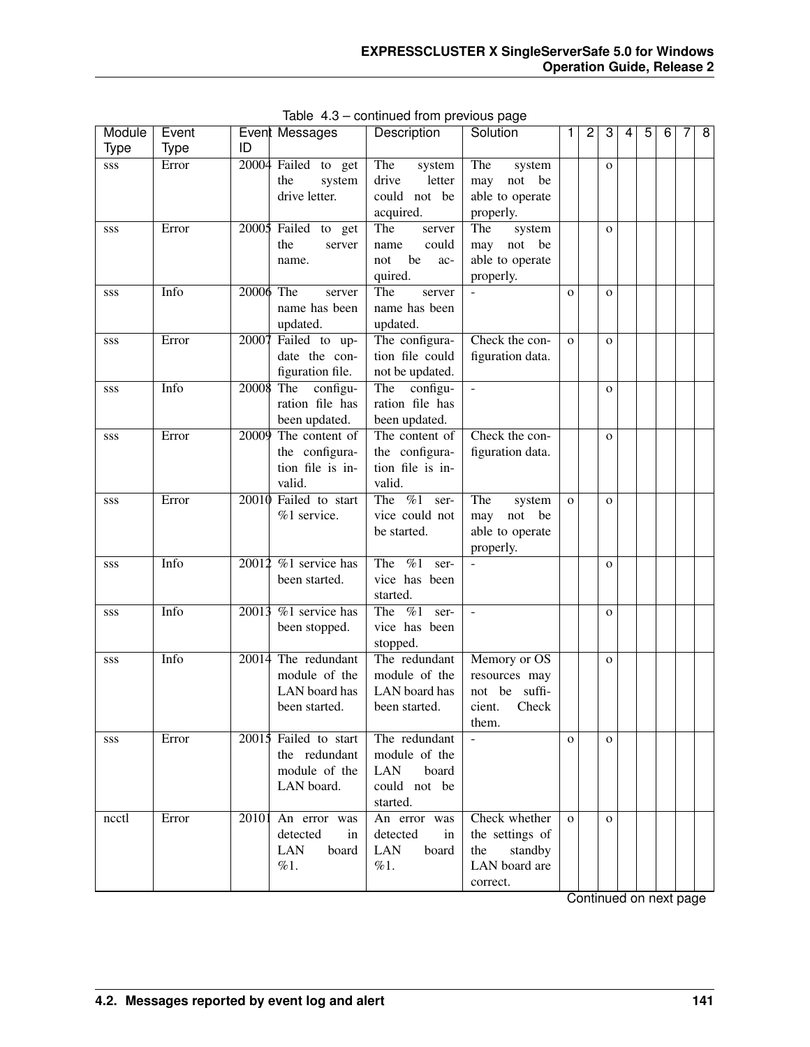Table 4.3 – continued from previous page

| Module Type | Event Type | Event ID | Messages | Description | Solution | 1 | 2 | 3 | 4 | 5 | 6 | 7 | 8 |
|---|---|---|---|---|---|---|---|---|---|---|---|---|---|
| sss | Error | 20004 | Failed to get the system drive letter. | The system drive letter could not be acquired. | The system may not be able to operate properly. | | | o | | | | | |
| sss | Error | 20005 | Failed to get the server name. | The server name could not be acquired. | The system may not be able to operate properly. | | | o | | | | | |
| sss | Info | 20006 | The server name has been updated. | The server name has been updated. | - | o | | o | | | | | |
| sss | Error | 20007 | Failed to update the configuration file. | The configuration file could not be updated. | Check the configuration data. | o | | o | | | | | |
| sss | Info | 20008 | The configuration file has been updated. | The configuration file has been updated. | - | | | o | | | | | |
| sss | Error | 20009 | The content of the configuration file is invalid. | The content of the configuration file is invalid. | Check the configuration data. | | | o | | | | | |
| sss | Error | 20010 | Failed to start %1 service. | The %1 service could not be started. | The system may not be able to operate properly. | o | | o | | | | | |
| sss | Info | 20012 | %1 service has been started. | The %1 service has been started. | - | | | o | | | | | |
| sss | Info | 20013 | %1 service has been stopped. | The %1 service has been stopped. | - | | | o | | | | | |
| sss | Info | 20014 | The redundant module of the LAN board has been started. | The redundant module of the LAN board has been started. | Memory or OS resources may not be sufficient. Check them. | | | o | | | | | |
| sss | Error | 20015 | Failed to start the redundant module of the LAN board. | The redundant module of the LAN board could not be started. | - | o | | o | | | | | |
| ncctl | Error | 20101 | An error was detected in LAN board %1. | An error was detected in LAN board %1. | Check whether the settings of the standby LAN board are correct. | o | | o | | | | | |

Continued on next page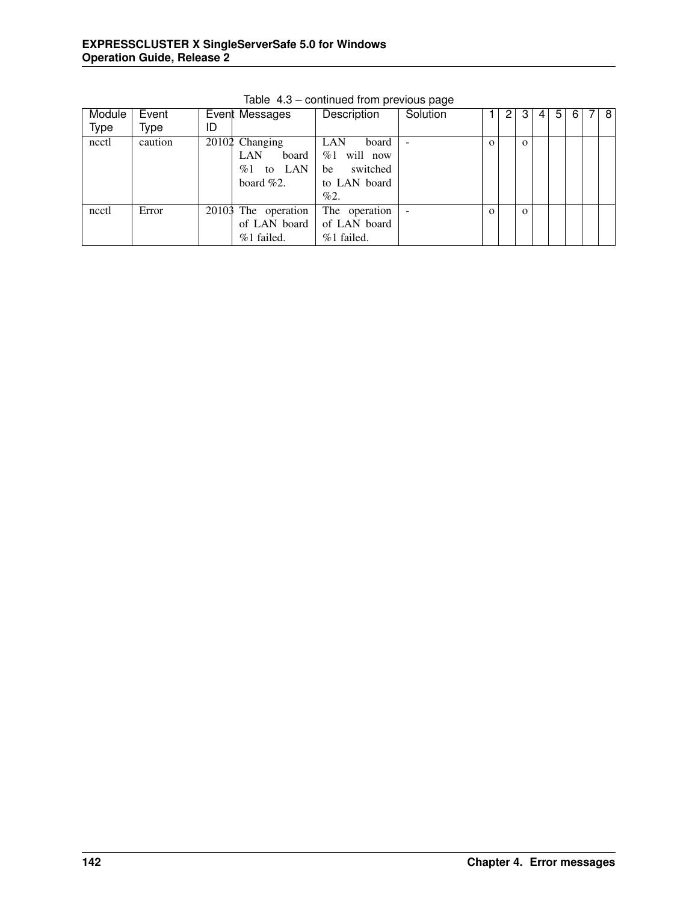Table 4.3 – continued from previous page

| Module Type | Event Type | Event ID | Messages | Description | Solution | 1 | 2 | 3 | 4 | 5 | 6 | 7 | 8 |
|---|---|---|---|---|---|---|---|---|---|---|---|---|---|
| ncctl | caution | 20102 | Changing LAN board %1 to LAN board %2. | LAN board %1 will now be switched to LAN board %2. | - | o | | o | | | | | |
| ncctl | Error | 20103 | The operation of LAN board %1 failed. | The operation of LAN board %1 failed. | - | o | | o | | | | | |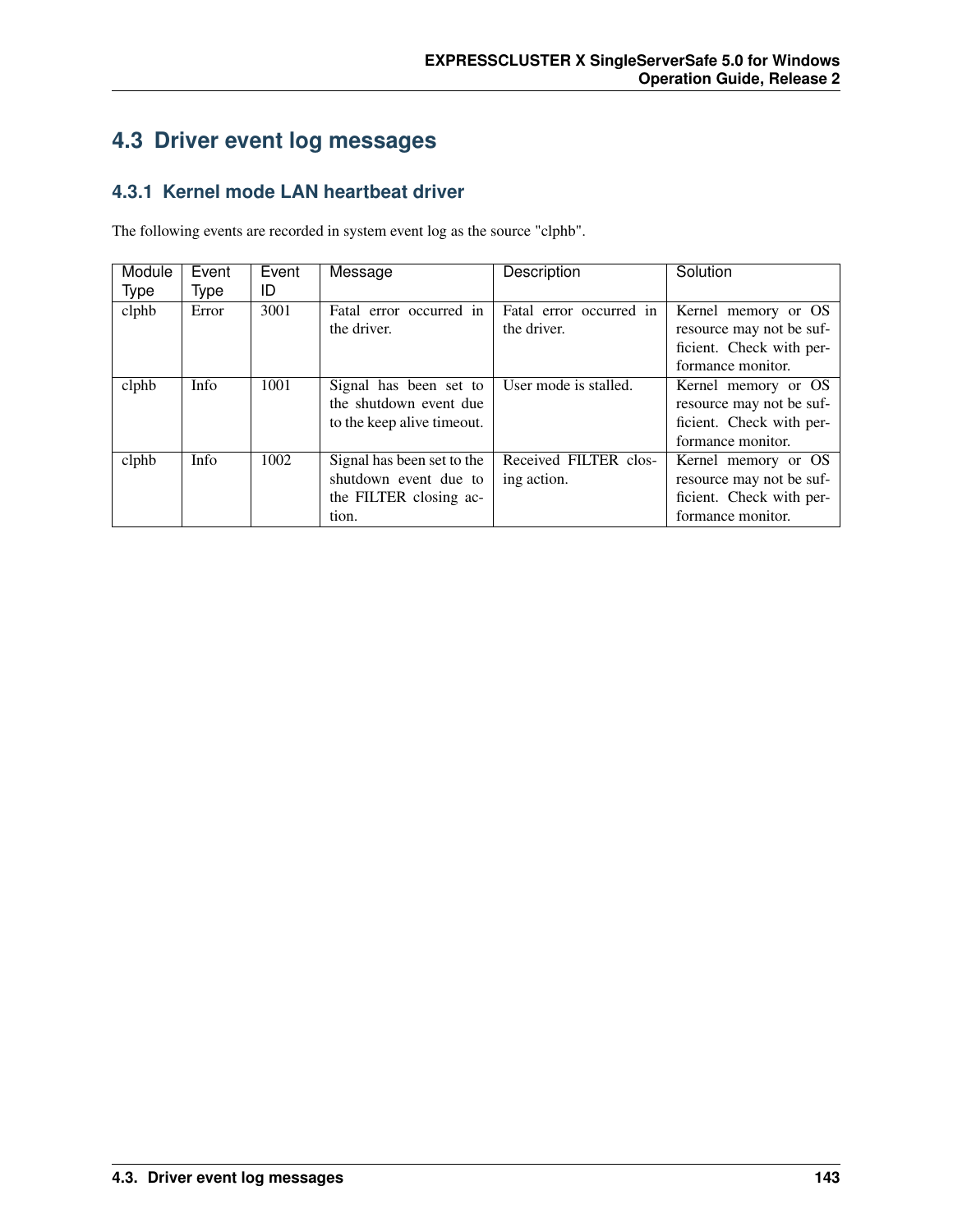## 4.3 Driver event log messages

### 4.3.1 Kernel mode LAN heartbeat driver

The following events are recorded in system event log as the source "clphb".

| Module Type | Event Type | Event ID | Message | Description | Solution |
|---|---|---|---|---|---|
| clphb | Error | 3001 | Fatal error occurred in the driver. | Fatal error occurred in the driver. | Kernel memory or OS resource may not be sufficient. Check with performance monitor. |
| clphb | Info | 1001 | Signal has been set to the shutdown event due to the keep alive timeout. | User mode is stalled. | Kernel memory or OS resource may not be sufficient. Check with performance monitor. |
| clphb | Info | 1002 | Signal has been set to the shutdown event due to the FILTER closing action. | Received FILTER closing action. | Kernel memory or OS resource may not be sufficient. Check with performance monitor. |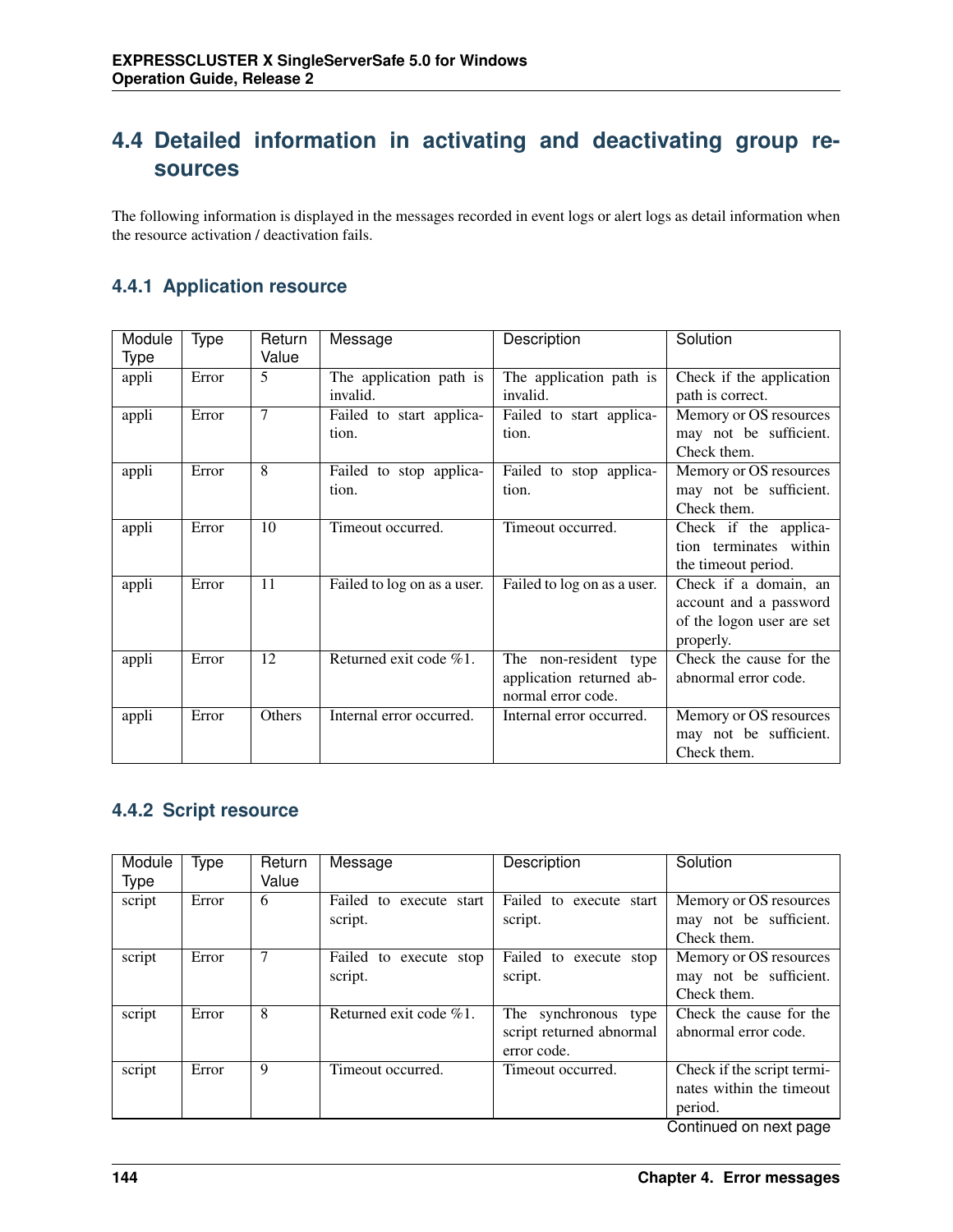## 4.4 Detailed information in activating and deactivating group resources

The following information is displayed in the messages recorded in event logs or alert logs as detail information when the resource activation / deactivation fails.

### 4.4.1 Application resource

| Module Type | Type | Return Value | Message | Description | Solution |
|---|---|---|---|---|---|
| appli | Error | 5 | The application path is invalid. | The application path is invalid. | Check if the application path is correct. |
| appli | Error | 7 | Failed to start application. | Failed to start application. | Memory or OS resources may not be sufficient. Check them. |
| appli | Error | 8 | Failed to stop application. | Failed to stop application. | Memory or OS resources may not be sufficient. Check them. |
| appli | Error | 10 | Timeout occurred. | Timeout occurred. | Check if the application terminates within the timeout period. |
| appli | Error | 11 | Failed to log on as a user. | Failed to log on as a user. | Check if a domain, an account and a password of the logon user are set properly. |
| appli | Error | 12 | Returned exit code %1. | The non-resident type application returned abnormal error code. | Check the cause for the abnormal error code. |
| appli | Error | Others | Internal error occurred. | Internal error occurred. | Memory or OS resources may not be sufficient. Check them. |

### 4.4.2 Script resource

| Module Type | Type | Return Value | Message | Description | Solution |
|---|---|---|---|---|---|
| script | Error | 6 | Failed to execute start script. | Failed to execute start script. | Memory or OS resources may not be sufficient. Check them. |
| script | Error | 7 | Failed to execute stop script. | Failed to execute stop script. | Memory or OS resources may not be sufficient. Check them. |
| script | Error | 8 | Returned exit code %1. | The synchronous type script returned abnormal error code. | Check the cause for the abnormal error code. |
| script | Error | 9 | Timeout occurred. | Timeout occurred. | Check if the script terminates within the timeout period. |

Continued on next page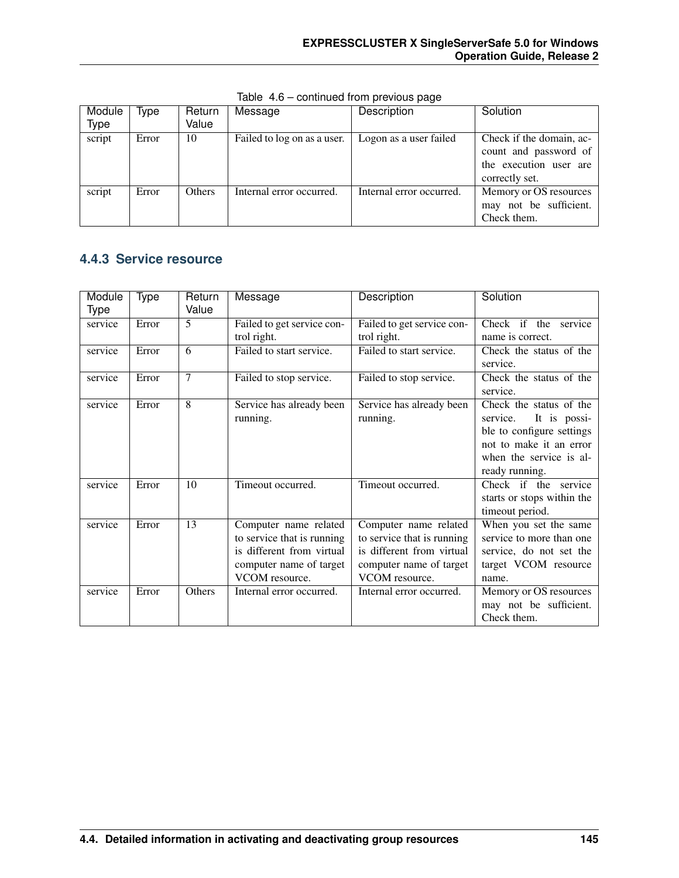Table 4.6 – continued from previous page

| Module Type | Type | Return Value | Message | Description | Solution |
|---|---|---|---|---|---|
| script | Error | 10 | Failed to log on as a user. | Logon as a user failed | Check if the domain, account and password of the execution user are correctly set. |
| script | Error | Others | Internal error occurred. | Internal error occurred. | Memory or OS resources may not be sufficient. Check them. |

### 4.4.3 Service resource

| Module Type | Type | Return Value | Message | Description | Solution |
|---|---|---|---|---|---|
| service | Error | 5 | Failed to get service control right. | Failed to get service control right. | Check if the service name is correct. |
| service | Error | 6 | Failed to start service. | Failed to start service. | Check the status of the service. |
| service | Error | 7 | Failed to stop service. | Failed to stop service. | Check the status of the service. |
| service | Error | 8 | Service has already been running. | Service has already been running. | Check the status of the service. It is possible to configure settings not to make it an error when the service is already running. |
| service | Error | 10 | Timeout occurred. | Timeout occurred. | Check if the service starts or stops within the timeout period. |
| service | Error | 13 | Computer name related to service that is running is different from virtual computer name of target VCOM resource. | Computer name related to service that is running is different from virtual computer name of target VCOM resource. | When you set the same service to more than one service, do not set the target VCOM resource name. |
| service | Error | Others | Internal error occurred. | Internal error occurred. | Memory or OS resources may not be sufficient. Check them. |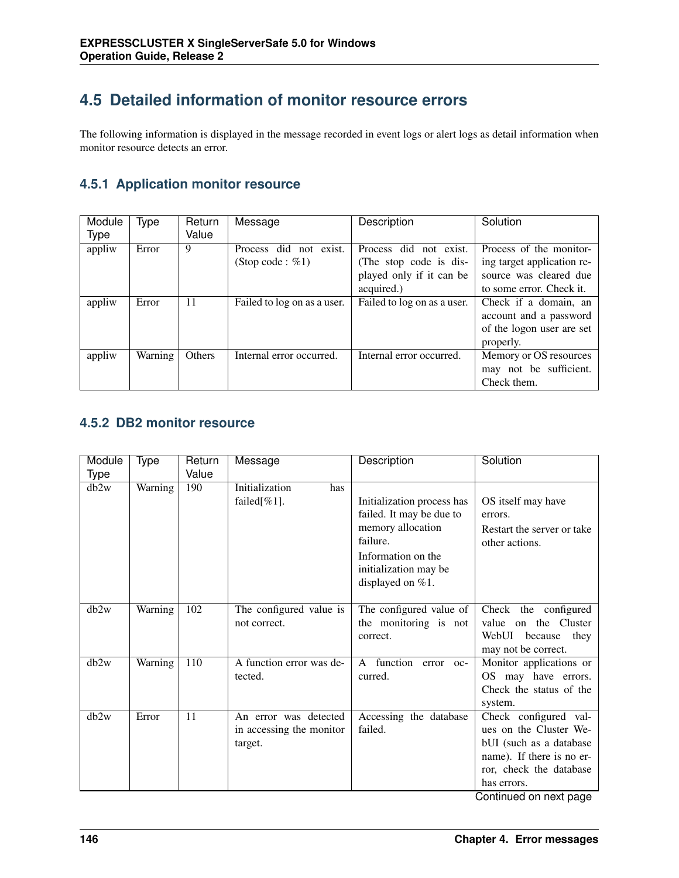## 4.5 Detailed information of monitor resource errors

The following information is displayed in the message recorded in event logs or alert logs as detail information when monitor resource detects an error.

### 4.5.1 Application monitor resource

| Module Type | Type | Return Value | Message | Description | Solution |
|---|---|---|---|---|---|
| appliw | Error | 9 | Process did not exist. (Stop code : %1) | Process did not exist. (The stop code is displayed only if it can be acquired.) | Process of the monitoring target application resource was cleared due to some error. Check it. |
| appliw | Error | 11 | Failed to log on as a user. | Failed to log on as a user. | Check if a domain, an account and a password of the logon user are set properly. |
| appliw | Warning | Others | Internal error occurred. | Internal error occurred. | Memory or OS resources may not be sufficient. Check them. |

### 4.5.2 DB2 monitor resource

| Module Type | Type | Return Value | Message | Description | Solution |
|---|---|---|---|---|---|
| db2w | Warning | 190 | Initialization has failed[%1]. | Initialization process has failed. It may be due to memory allocation failure.<br>Information on the initialization may be displayed on %1. | OS itself may have errors.<br>Restart the server or take other actions. |
| db2w | Warning | 102 | The configured value is not correct. | The configured value of the monitoring is not correct. | Check the configured value on the Cluster WebUI because they may not be correct. |
| db2w | Warning | 110 | A function error was detected. | A function error occurred. | Monitor applications or OS may have errors. Check the status of the system. |
| db2w | Error | 11 | An error was detected in accessing the monitor target. | Accessing the database failed. | Check configured values on the Cluster WebUI (such as a database name). If there is no error, check the database has errors. |

Continued on next page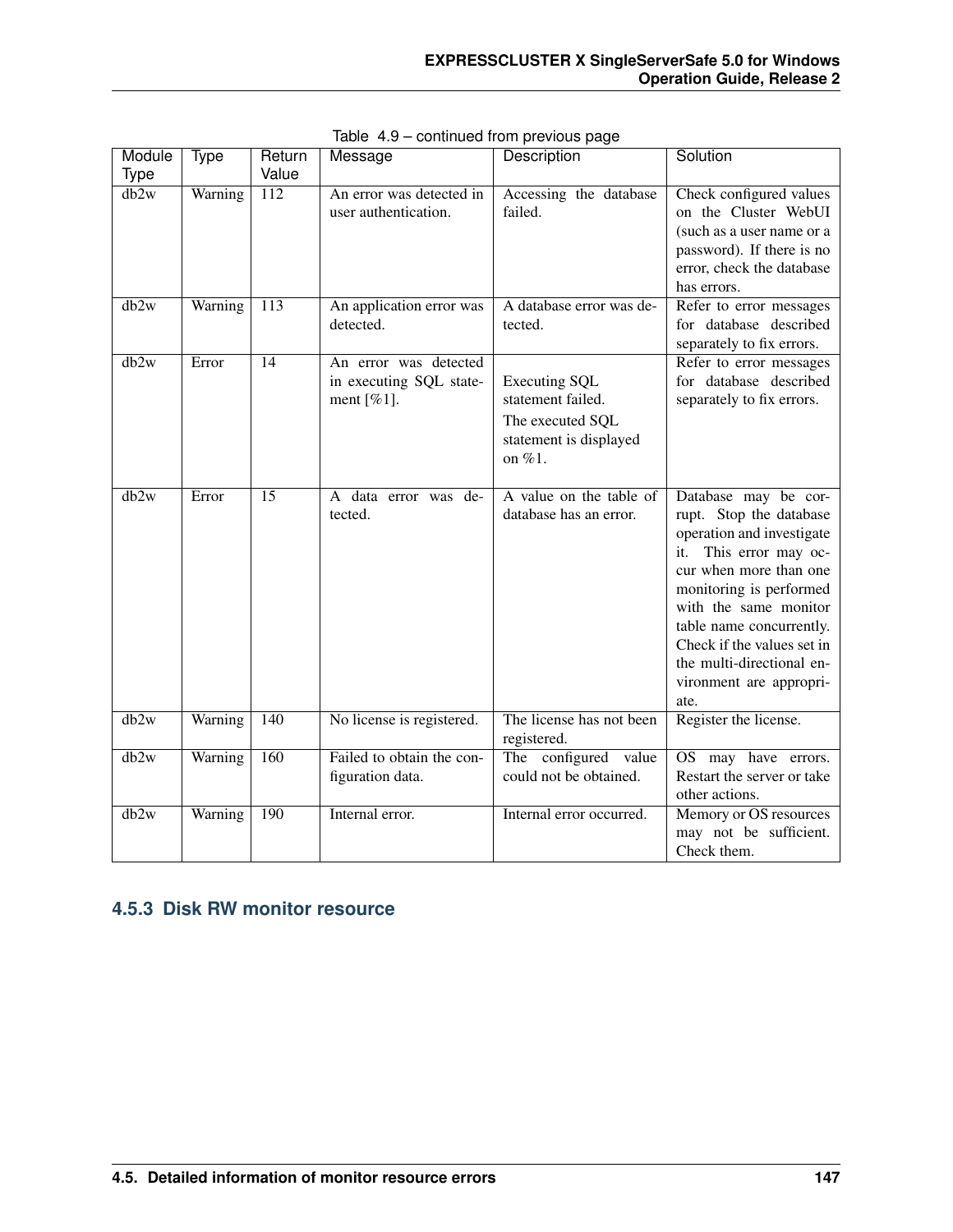Table 4.9 – continued from previous page

| Module Type | Type | Return Value | Message | Description | Solution |
|---|---|---|---|---|---|
| db2w | Warning | 112 | An error was detected in user authentication. | Accessing the database failed. | Check configured values on the Cluster WebUI (such as a user name or a password). If there is no error, check the database has errors. |
| db2w | Warning | 113 | An application error was detected. | A database error was detected. | Refer to error messages for database described separately to fix errors. |
| db2w | Error | 14 | An error was detected in executing SQL statement [%1]. | Executing SQL statement failed. The executed SQL statement is displayed on %1. | Refer to error messages for database described separately to fix errors. |
| db2w | Error | 15 | A data error was detected. | A value on the table of database has an error. | Database may be corrupt. Stop the database operation and investigate it. This error may occur when more than one monitoring is performed with the same monitor table name concurrently. Check if the values set in the multi-directional environment are appropriate. |
| db2w | Warning | 140 | No license is registered. | The license has not been registered. | Register the license. |
| db2w | Warning | 160 | Failed to obtain the configuration data. | The configured value could not be obtained. | OS may have errors. Restart the server or take other actions. |
| db2w | Warning | 190 | Internal error. | Internal error occurred. | Memory or OS resources may not be sufficient. Check them. |

### 4.5.3 Disk RW monitor resource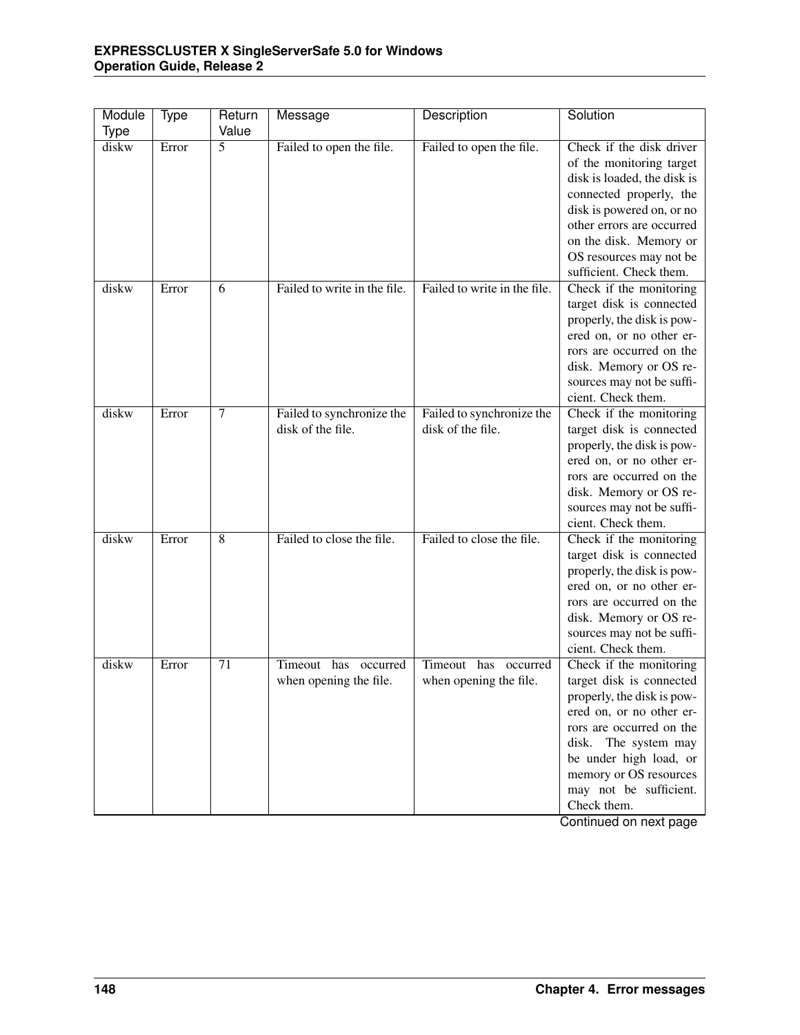| Module Type | Type | Return Value | Message | Description | Solution |
|---|---|---|---|---|---|
| diskw | Error | 5 | Failed to open the file. | Failed to open the file. | Check if the disk driver of the monitoring target disk is loaded, the disk is connected properly, the disk is powered on, or no other errors are occurred on the disk. Memory or OS resources may not be sufficient. Check them. |
| diskw | Error | 6 | Failed to write in the file. | Failed to write in the file. | Check if the monitoring target disk is connected properly, the disk is powered on, or no other errors are occurred on the disk. Memory or OS resources may not be sufficient. Check them. |
| diskw | Error | 7 | Failed to synchronize the disk of the file. | Failed to synchronize the disk of the file. | Check if the monitoring target disk is connected properly, the disk is powered on, or no other errors are occurred on the disk. Memory or OS resources may not be sufficient. Check them. |
| diskw | Error | 8 | Failed to close the file. | Failed to close the file. | Check if the monitoring target disk is connected properly, the disk is powered on, or no other errors are occurred on the disk. Memory or OS resources may not be sufficient. Check them. |
| diskw | Error | 71 | Timeout has occurred when opening the file. | Timeout has occurred when opening the file. | Check if the monitoring target disk is connected properly, the disk is powered on, or no other errors are occurred on the disk. The system may be under high load, or memory or OS resources may not be sufficient. Check them. |

Continued on next page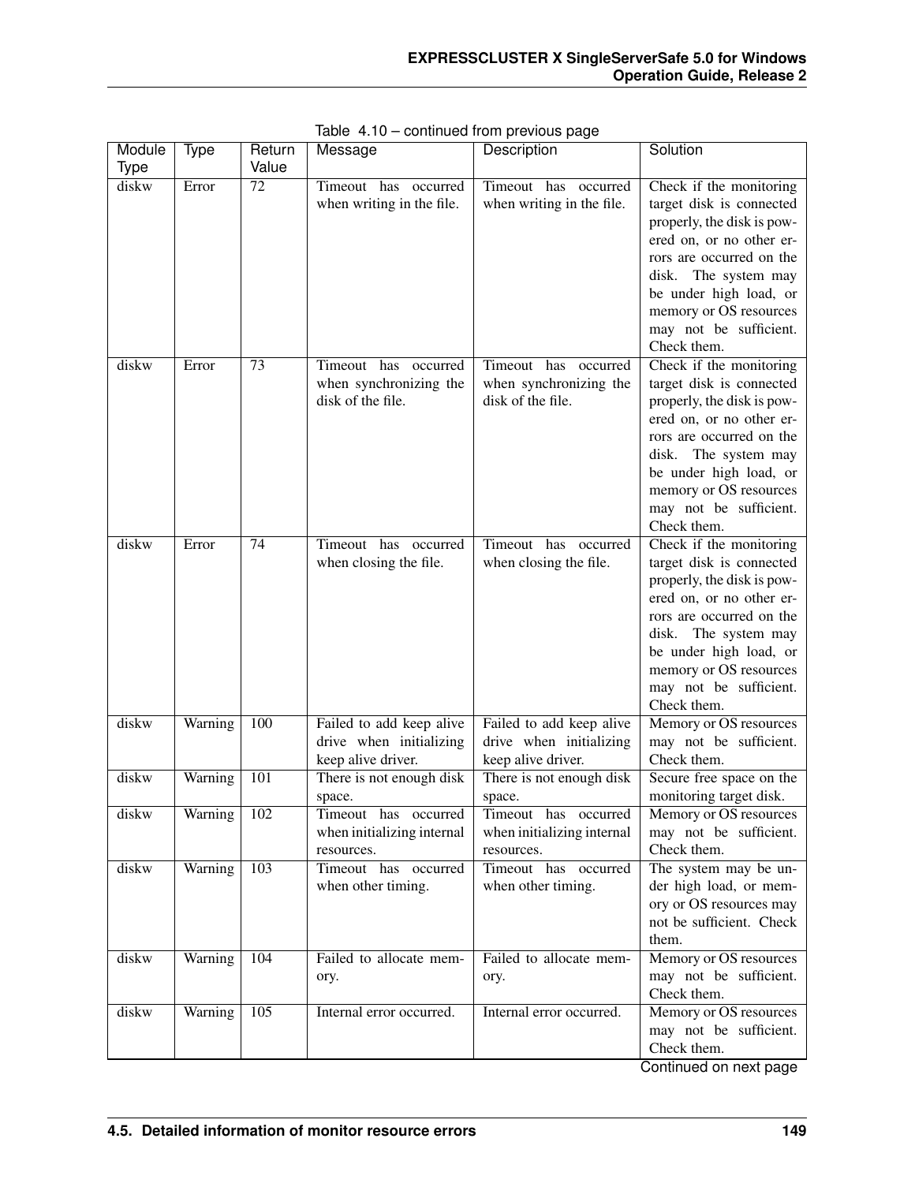Table 4.10 – continued from previous page

| Module Type | Type | Return Value | Message | Description | Solution |
|---|---|---|---|---|---|
| diskw | Error | 72 | Timeout has occurred when writing in the file. | Timeout has occurred when writing in the file. | Check if the monitoring target disk is connected properly, the disk is powered on, or no other errors are occurred on the disk. The system may be under high load, or memory or OS resources may not be sufficient. Check them. |
| diskw | Error | 73 | Timeout has occurred when synchronizing the disk of the file. | Timeout has occurred when synchronizing the disk of the file. | Check if the monitoring target disk is connected properly, the disk is powered on, or no other errors are occurred on the disk. The system may be under high load, or memory or OS resources may not be sufficient. Check them. |
| diskw | Error | 74 | Timeout has occurred when closing the file. | Timeout has occurred when closing the file. | Check if the monitoring target disk is connected properly, the disk is powered on, or no other errors are occurred on the disk. The system may be under high load, or memory or OS resources may not be sufficient. Check them. |
| diskw | Warning | 100 | Failed to add keep alive drive when initializing keep alive driver. | Failed to add keep alive drive when initializing keep alive driver. | Memory or OS resources may not be sufficient. Check them. |
| diskw | Warning | 101 | There is not enough disk space. | There is not enough disk space. | Secure free space on the monitoring target disk. |
| diskw | Warning | 102 | Timeout has occurred when initializing internal resources. | Timeout has occurred when initializing internal resources. | Memory or OS resources may not be sufficient. Check them. |
| diskw | Warning | 103 | Timeout has occurred when other timing. | Timeout has occurred when other timing. | The system may be under high load, or memory or OS resources may not be sufficient. Check them. |
| diskw | Warning | 104 | Failed to allocate memory. | Failed to allocate memory. | Memory or OS resources may not be sufficient. Check them. |
| diskw | Warning | 105 | Internal error occurred. | Internal error occurred. | Memory or OS resources may not be sufficient. Check them. |

Continued on next page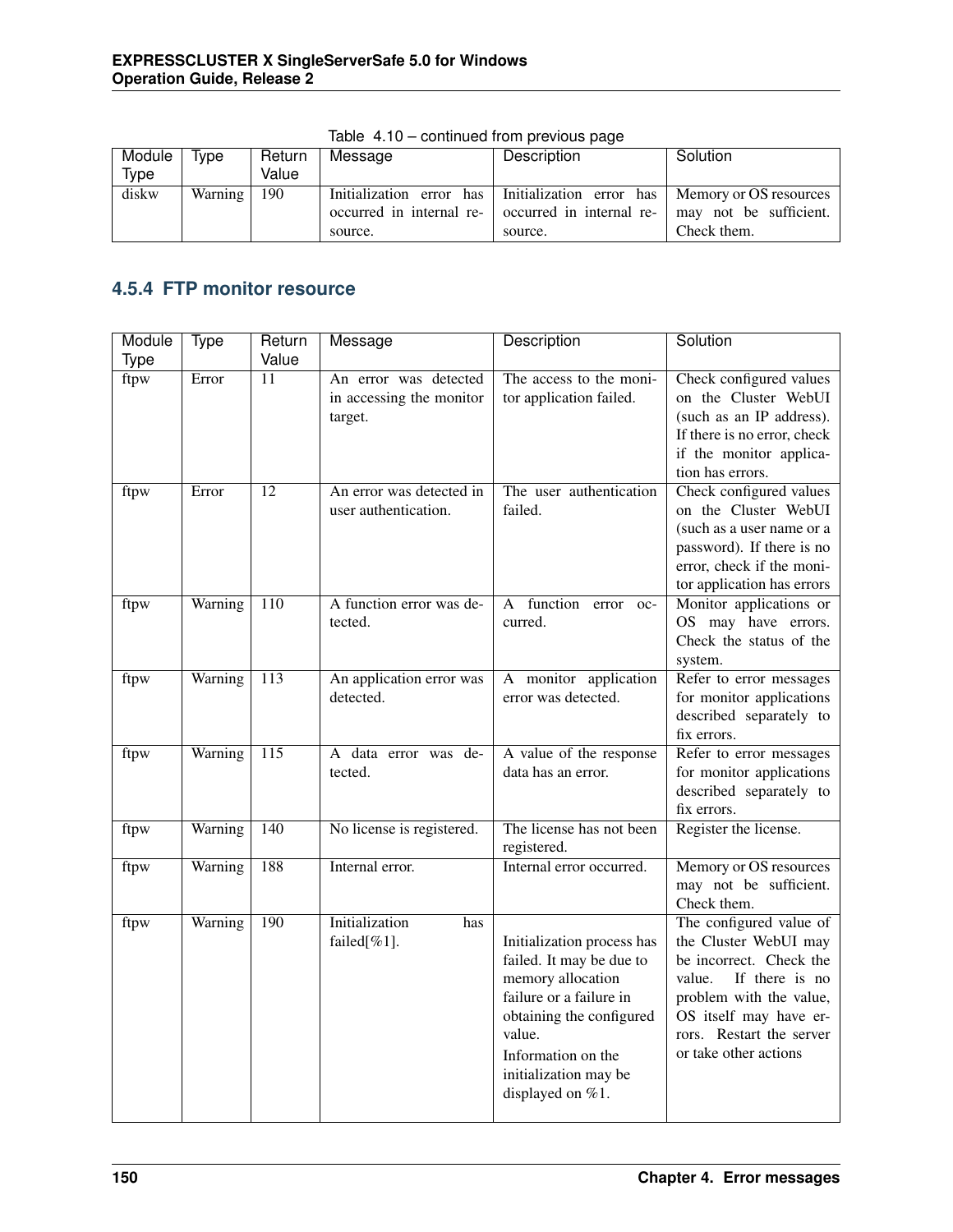Table 4.10 – continued from previous page

| Module Type | Type | Return Value | Message | Description | Solution |
|---|---|---|---|---|---|
| diskw | Warning | 190 | Initialization error has occurred in internal resource. | Initialization error has occurred in internal resource. | Memory or OS resources may not be sufficient. Check them. |

### 4.5.4 FTP monitor resource

| Module Type | Type | Return Value | Message | Description | Solution |
|---|---|---|---|---|---|
| ftpw | Error | 11 | An error was detected in accessing the monitor target. | The access to the monitor application failed. | Check configured values on the Cluster WebUI (such as an IP address). If there is no error, check if the monitor application has errors. |
| ftpw | Error | 12 | An error was detected in user authentication. | The user authentication failed. | Check configured values on the Cluster WebUI (such as a user name or a password). If there is no error, check if the monitor application has errors |
| ftpw | Warning | 110 | A function error was detected. | A function error occurred. | Monitor applications or OS may have errors. Check the status of the system. |
| ftpw | Warning | 113 | An application error was detected. | A monitor application error was detected. | Refer to error messages for monitor applications described separately to fix errors. |
| ftpw | Warning | 115 | A data error was detected. | A value of the response data has an error. | Refer to error messages for monitor applications described separately to fix errors. |
| ftpw | Warning | 140 | No license is registered. | The license has not been registered. | Register the license. |
| ftpw | Warning | 188 | Internal error. | Internal error occurred. | Memory or OS resources may not be sufficient. Check them. |
| ftpw | Warning | 190 | Initialization has failed[%1]. | Initialization process has failed. It may be due to memory allocation failure or a failure in obtaining the configured value.<br>Information on the initialization may be displayed on %1. | The configured value of the Cluster WebUI may be incorrect. Check the value. If there is no problem with the value, OS itself may have errors. Restart the server or take other actions |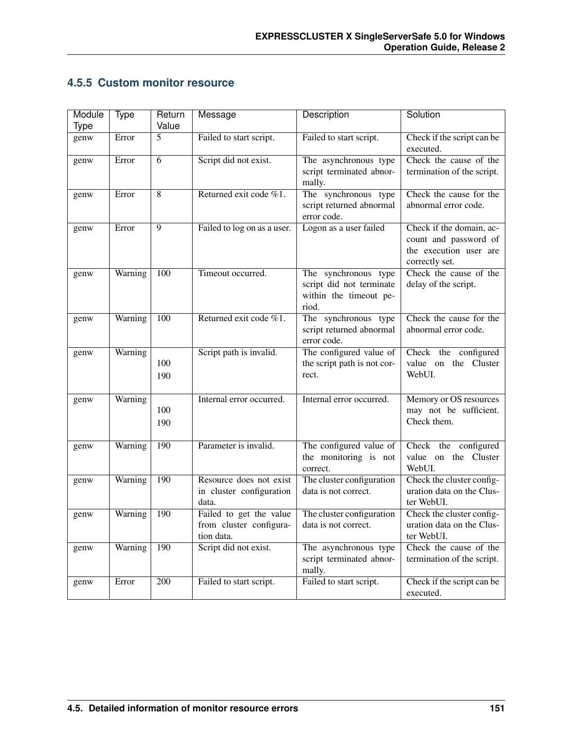### 4.5.5 Custom monitor resource

| Module Type | Type | Return Value | Message | Description | Solution |
|---|---|---|---|---|---|
| genw | Error | 5 | Failed to start script. | Failed to start script. | Check if the script can be executed. |
| genw | Error | 6 | Script did not exist. | The asynchronous type script terminated abnormally. | Check the cause of the termination of the script. |
| genw | Error | 8 | Returned exit code %1. | The synchronous type script returned abnormal error code. | Check the cause for the abnormal error code. |
| genw | Error | 9 | Failed to log on as a user. | Logon as a user failed | Check if the domain, account and password of the execution user are correctly set. |
| genw | Warning | 100 | Timeout occurred. | The synchronous type script did not terminate within the timeout period. | Check the cause of the delay of the script. |
| genw | Warning | 100 | Returned exit code %1. | The synchronous type script returned abnormal error code. | Check the cause for the abnormal error code. |
| genw | Warning | 100<br>190 | Script path is invalid. | The configured value of the script path is not correct. | Check the configured value on the Cluster WebUI. |
| genw | Warning | 100<br>190 | Internal error occurred. | Internal error occurred. | Memory or OS resources may not be sufficient. Check them. |
| genw | Warning | 190 | Parameter is invalid. | The configured value of the monitoring is not correct. | Check the configured value on the Cluster WebUI. |
| genw | Warning | 190 | Resource does not exist in cluster configuration data. | The cluster configuration data is not correct. | Check the cluster configuration data on the Cluster WebUI. |
| genw | Warning | 190 | Failed to get the value from cluster configuration data. | The cluster configuration data is not correct. | Check the cluster configuration data on the Cluster WebUI. |
| genw | Warning | 190 | Script did not exist. | The asynchronous type script terminated abnormally. | Check the cause of the termination of the script. |
| genw | Error | 200 | Failed to start script. | Failed to start script. | Check if the script can be executed. |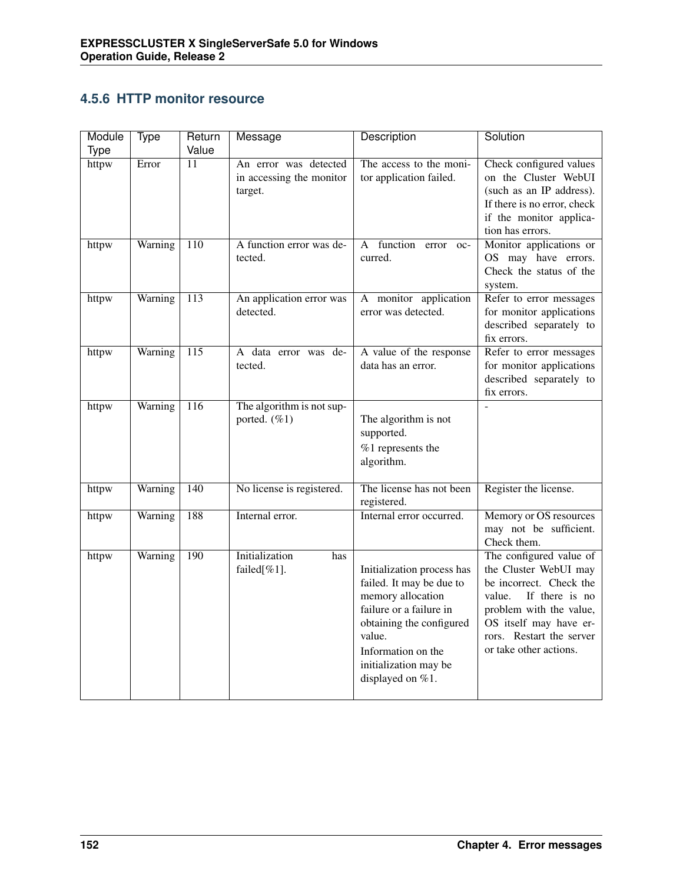### 4.5.6 HTTP monitor resource

| Module Type | Type | Return Value | Message | Description | Solution |
|---|---|---|---|---|---|
| httpw | Error | 11 | An error was detected in accessing the monitor target. | The access to the monitor application failed. | Check configured values on the Cluster WebUI (such as an IP address). If there is no error, check if the monitor application has errors. |
| httpw | Warning | 110 | A function error was detected. | A function error occurred. | Monitor applications or OS may have errors. Check the status of the system. |
| httpw | Warning | 113 | An application error was detected. | A monitor application error was detected. | Refer to error messages for monitor applications described separately to fix errors. |
| httpw | Warning | 115 | A data error was detected. | A value of the response data has an error. | Refer to error messages for monitor applications described separately to fix errors. |
| httpw | Warning | 116 | The algorithm is not supported. (%1) | The algorithm is not supported.<br>%1 represents the algorithm. | - |
| httpw | Warning | 140 | No license is registered. | The license has not been registered. | Register the license. |
| httpw | Warning | 188 | Internal error. | Internal error occurred. | Memory or OS resources may not be sufficient. Check them. |
| httpw | Warning | 190 | Initialization has failed[%1]. | Initialization process has failed. It may be due to memory allocation failure or a failure in obtaining the configured value.<br>Information on the initialization may be displayed on %1. | The configured value of the Cluster WebUI may be incorrect. Check the value. If there is no problem with the value, OS itself may have errors. Restart the server or take other actions. |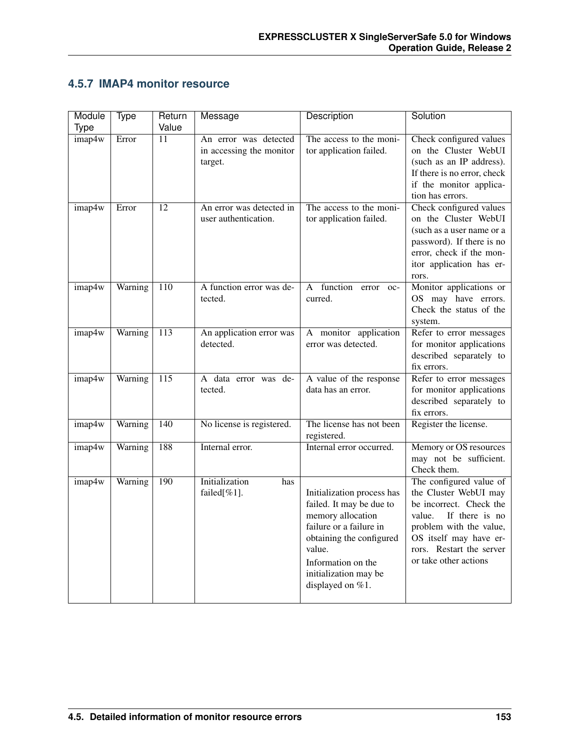### 4.5.7 IMAP4 monitor resource

| Module Type | Type | Return Value | Message | Description | Solution |
| --- | --- | --- | --- | --- | --- |
| imap4w | Error | 11 | An error was detected in accessing the monitor target. | The access to the monitor application failed. | Check configured values on the Cluster WebUI (such as an IP address). If there is no error, check if the monitor application has errors. |
| imap4w | Error | 12 | An error was detected in user authentication. | The access to the monitor application failed. | Check configured values on the Cluster WebUI (such as a user name or a password). If there is no error, check if the monitor application has errors. |
| imap4w | Warning | 110 | A function error was detected. | A function error occurred. | Monitor applications or OS may have errors. Check the status of the system. |
| imap4w | Warning | 113 | An application error was detected. | A monitor application error was detected. | Refer to error messages for monitor applications described separately to fix errors. |
| imap4w | Warning | 115 | A data error was detected. | A value of the response data has an error. | Refer to error messages for monitor applications described separately to fix errors. |
| imap4w | Warning | 140 | No license is registered. | The license has not been registered. | Register the license. |
| imap4w | Warning | 188 | Internal error. | Internal error occurred. | Memory or OS resources may not be sufficient. Check them. |
| imap4w | Warning | 190 | Initialization has failed[%1]. | Initialization process has failed. It may be due to memory allocation failure or a failure in obtaining the configured value.<br><br>Information on the initialization may be displayed on %1. | The configured value of the Cluster WebUI may be incorrect. Check the value. If there is no problem with the value, OS itself may have errors. Restart the server or take other actions |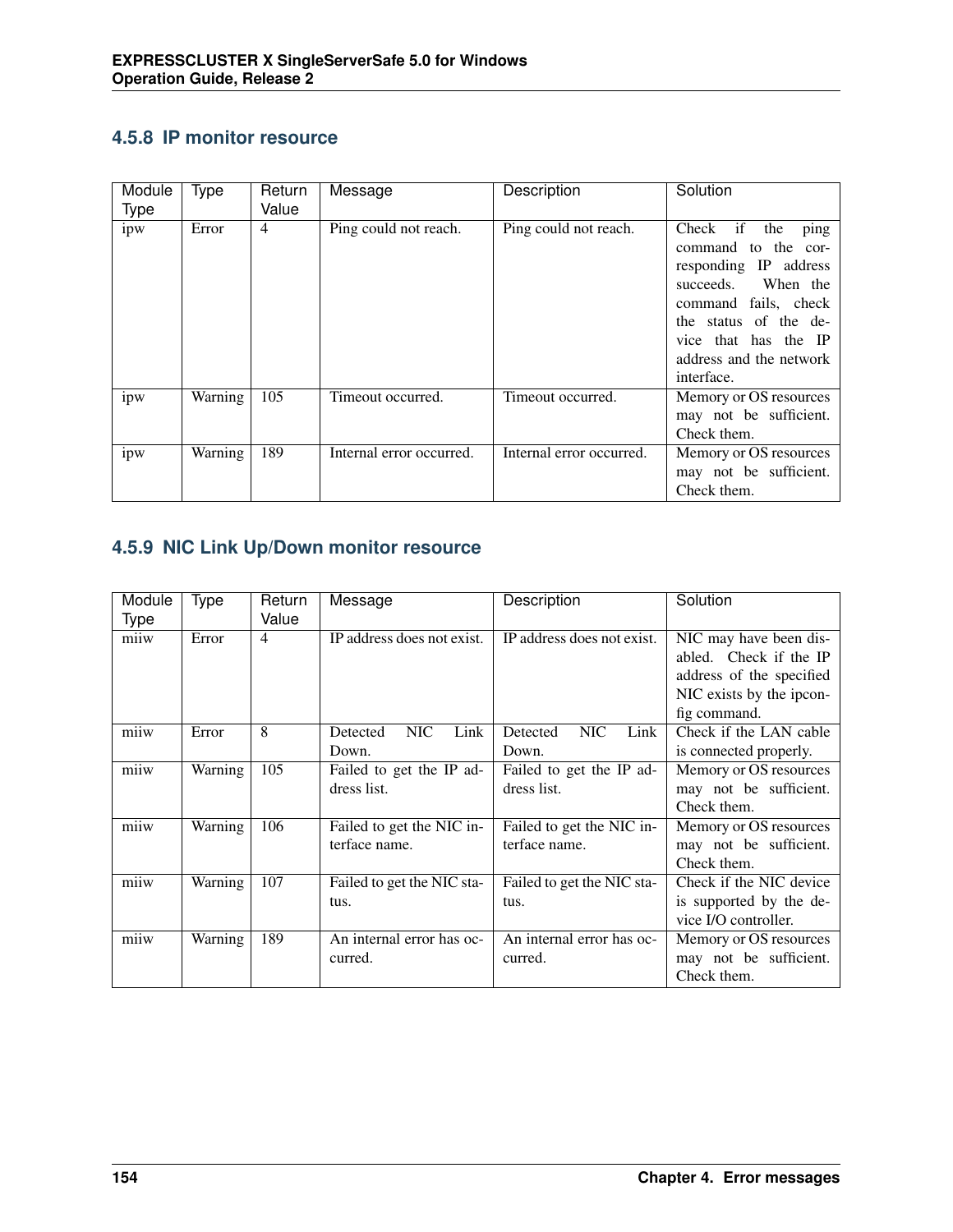### 4.5.8 IP monitor resource

| Module Type | Type | Return Value | Message | Description | Solution |
|---|---|---|---|---|---|
| ipw | Error | 4 | Ping could not reach. | Ping could not reach. | Check if the ping command to the corresponding IP address succeeds. When the command fails, check the status of the device that has the IP address and the network interface. |
| ipw | Warning | 105 | Timeout occurred. | Timeout occurred. | Memory or OS resources may not be sufficient. Check them. |
| ipw | Warning | 189 | Internal error occurred. | Internal error occurred. | Memory or OS resources may not be sufficient. Check them. |

### 4.5.9 NIC Link Up/Down monitor resource

| Module Type | Type | Return Value | Message | Description | Solution |
|---|---|---|---|---|---|
| miiw | Error | 4 | IP address does not exist. | IP address does not exist. | NIC may have been disabled. Check if the IP address of the specified NIC exists by the ipconfig command. |
| miiw | Error | 8 | Detected NIC Link Down. | Detected NIC Link Down. | Check if the LAN cable is connected properly. |
| miiw | Warning | 105 | Failed to get the IP adress list. | Failed to get the IP adress list. | Memory or OS resources may not be sufficient. Check them. |
| miiw | Warning | 106 | Failed to get the NIC interface name. | Failed to get the NIC interface name. | Memory or OS resources may not be sufficient. Check them. |
| miiw | Warning | 107 | Failed to get the NIC status. | Failed to get the NIC status. | Check if the NIC device is supported by the device I/O controller. |
| miiw | Warning | 189 | An internal error has occurred. | An internal error has occurred. | Memory or OS resources may not be sufficient. Check them. |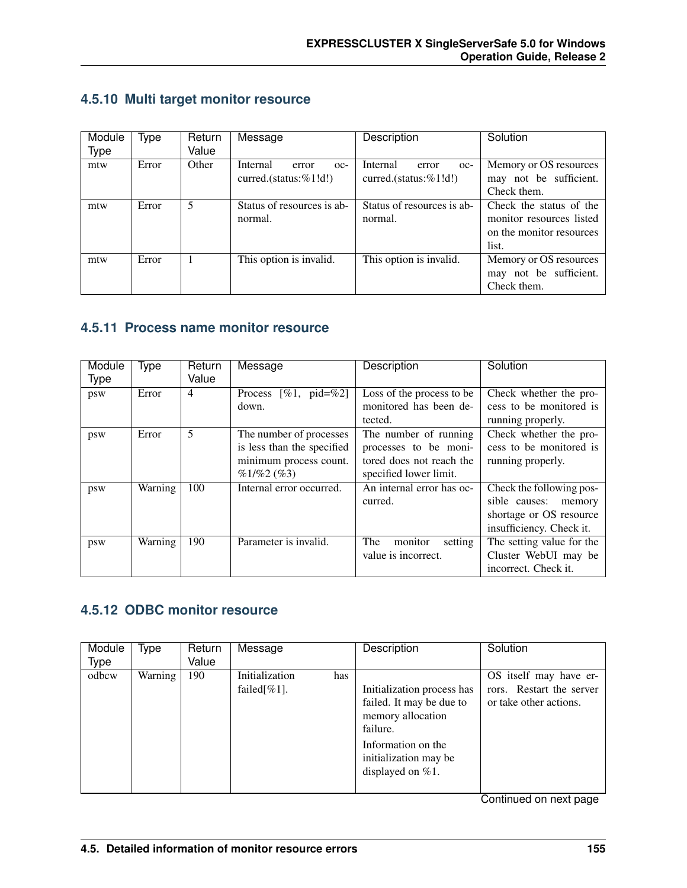### 4.5.10 Multi target monitor resource

| Module Type | Type | Return Value | Message | Description | Solution |
|---|---|---|---|---|---|
| mtw | Error | Other | Internal error occurred.(status:%1!d!) | Internal error occurred.(status:%1!d!) | Memory or OS resources may not be sufficient. Check them. |
| mtw | Error | 5 | Status of resources is abnormal. | Status of resources is abnormal. | Check the status of the monitor resources listed on the monitor resources list. |
| mtw | Error | 1 | This option is invalid. | This option is invalid. | Memory or OS resources may not be sufficient. Check them. |

### 4.5.11 Process name monitor resource

| Module Type | Type | Return Value | Message | Description | Solution |
|---|---|---|---|---|---|
| psw | Error | 4 | Process [%1, pid=%2] down. | Loss of the process to be monitored has been detected. | Check whether the process to be monitored is running properly. |
| psw | Error | 5 | The number of processes is less than the specified minimum process count. %1/%2 (%3) | The number of running processes to be monitored does not reach the specified lower limit. | Check whether the process to be monitored is running properly. |
| psw | Warning | 100 | Internal error occurred. | An internal error has occurred. | Check the following possible causes: memory shortage or OS resource insufficiency. Check it. |
| psw | Warning | 190 | Parameter is invalid. | The monitor setting value is incorrect. | The setting value for the Cluster WebUI may be incorrect. Check it. |

### 4.5.12 ODBC monitor resource

| Module Type | Type | Return Value | Message | Description | Solution |
|---|---|---|---|---|---|
| odbcw | Warning | 190 | Initialization has failed[%1]. | Initialization process has failed. It may be due to memory allocation failure. Information on the initialization may be displayed on %1. | OS itself may have errors. Restart the server or take other actions. |

Continued on next page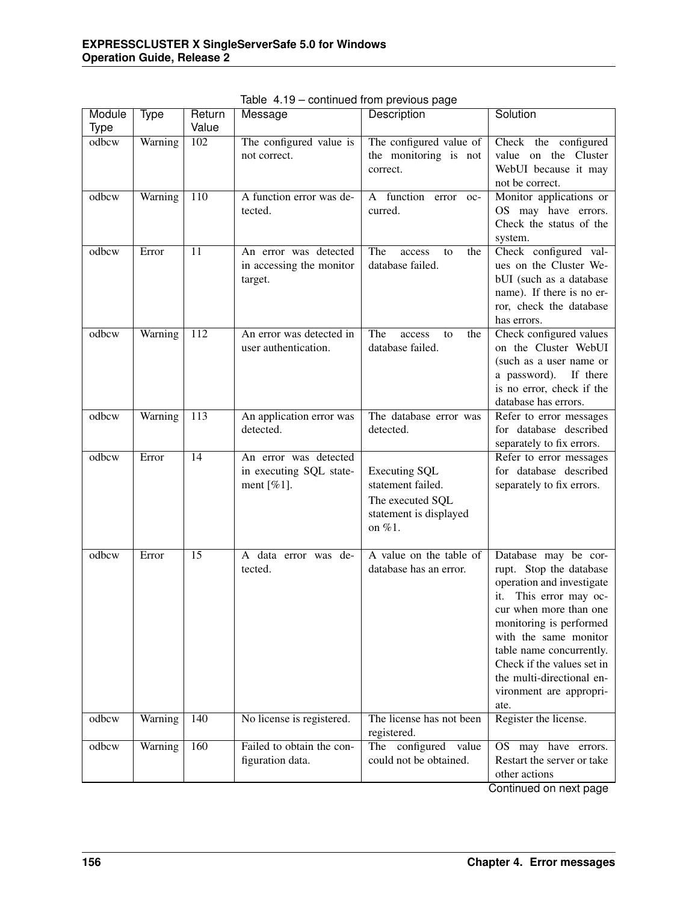Table 4.19 – continued from previous page

| Module Type | Type | Return Value | Message | Description | Solution |
|---|---|---|---|---|---|
| odbcw | Warning | 102 | The configured value is not correct. | The configured value of the monitoring is not correct. | Check the configured value on the Cluster WebUI because it may not be correct. |
| odbcw | Warning | 110 | A function error was detected. | A function error occurred. | Monitor applications or OS may have errors. Check the status of the system. |
| odbcw | Error | 11 | An error was detected in accessing the monitor target. | The access to the database failed. | Check configured values on the Cluster WebUI (such as a database name). If there is no error, check the database has errors. |
| odbcw | Warning | 112 | An error was detected in user authentication. | The access to the database failed. | Check configured values on the Cluster WebUI (such as a user name or a password). If there is no error, check if the database has errors. |
| odbcw | Warning | 113 | An application error was detected. | The database error was detected. | Refer to error messages for database described separately to fix errors. |
| odbcw | Error | 14 | An error was detected in executing SQL statement [%1]. | Executing SQL statement failed. The executed SQL statement is displayed on %1. | Refer to error messages for database described separately to fix errors. |
| odbcw | Error | 15 | A data error was detected. | A value on the table of database has an error. | Database may be corrupt. Stop the database operation and investigate it. This error may occur when more than one monitoring is performed with the same monitor table name concurrently. Check if the values set in the multi-directional environment are appropriate. |
| odbcw | Warning | 140 | No license is registered. | The license has not been registered. | Register the license. |
| odbcw | Warning | 160 | Failed to obtain the configuration data. | The configured value could not be obtained. | OS may have errors. Restart the server or take other actions |

Continued on next page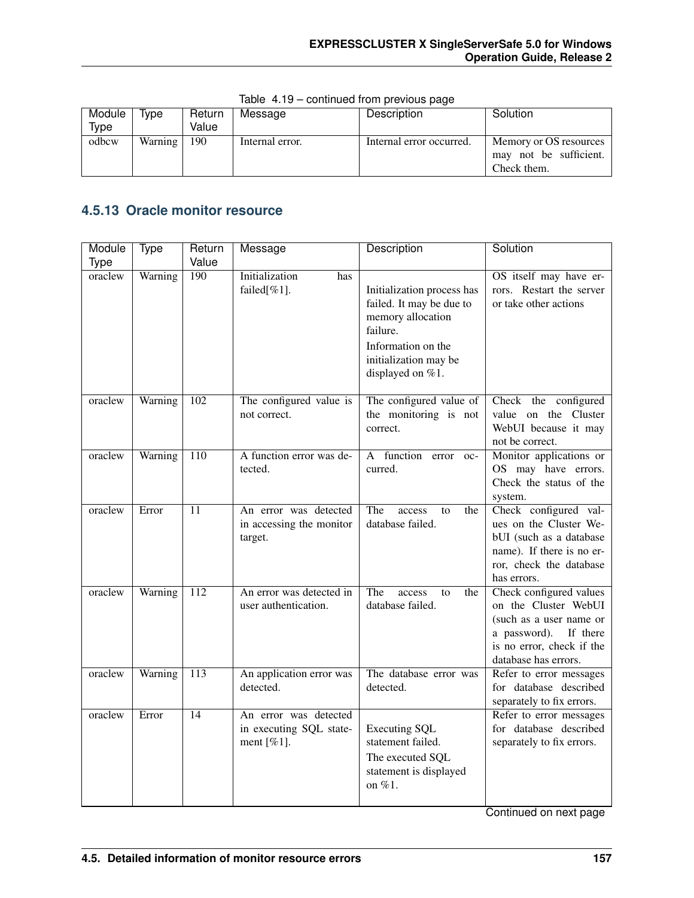Table 4.19 – continued from previous page

| Module Type | Type | Return Value | Message | Description | Solution |
|---|---|---|---|---|---|
| odbcw | Warning | 190 | Internal error. | Internal error occurred. | Memory or OS resources may not be sufficient. Check them. |

### 4.5.13 Oracle monitor resource

| Module Type | Type | Return Value | Message | Description | Solution |
|---|---|---|---|---|---|
| oraclew | Warning | 190 | Initialization has failed[%1]. | Initialization process has failed. It may be due to memory allocation failure.<br>Information on the initialization may be displayed on %1. | OS itself may have errors. Restart the server or take other actions |
| oraclew | Warning | 102 | The configured value is not correct. | The configured value of the monitoring is not correct. | Check the configured value on the Cluster WebUI because it may not be correct. |
| oraclew | Warning | 110 | A function error was detected. | A function error occurred. | Monitor applications or OS may have errors. Check the status of the system. |
| oraclew | Error | 11 | An error was detected in accessing the monitor target. | The access to the database failed. | Check configured values on the Cluster WebUI (such as a database name). If there is no error, check the database has errors. |
| oraclew | Warning | 112 | An error was detected in user authentication. | The access to the database failed. | Check configured values on the Cluster WebUI (such as a user name or a password). If there is no error, check if the database has errors. |
| oraclew | Warning | 113 | An application error was detected. | The database error was detected. | Refer to error messages for database described separately to fix errors. |
| oraclew | Error | 14 | An error was detected in executing SQL statement [%1]. | Executing SQL statement failed.<br>The executed SQL statement is displayed on %1. | Refer to error messages for database described separately to fix errors. |

Continued on next page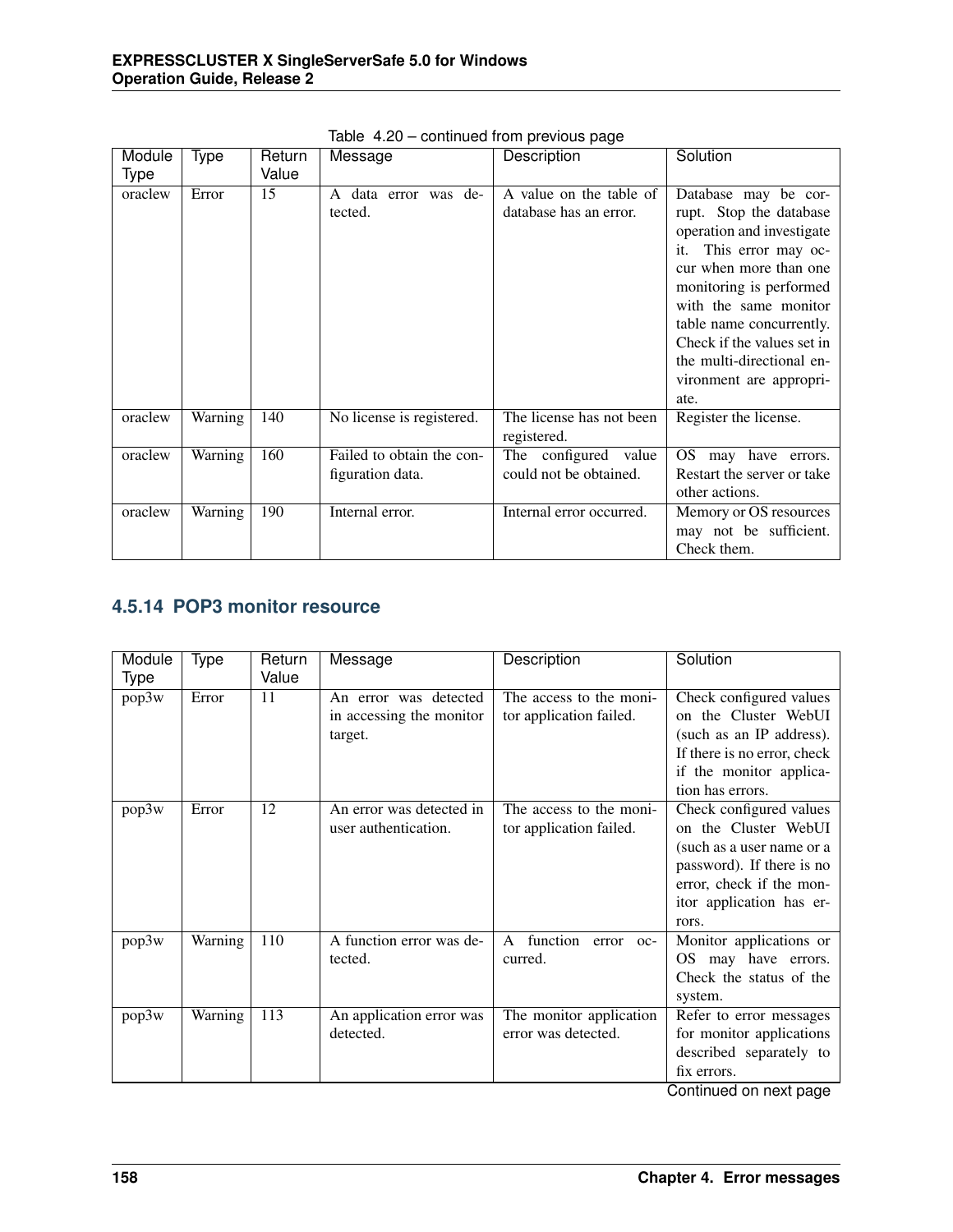Table 4.20 – continued from previous page

| Module Type | Type | Return Value | Message | Description | Solution |
|---|---|---|---|---|---|
| oraclew | Error | 15 | A data error was detected. | A value on the table of database has an error. | Database may be corrupt. Stop the database operation and investigate it. This error may occur when more than one monitoring is performed with the same monitor table name concurrently. Check if the values set in the multi-directional environment are appropriate. |
| oraclew | Warning | 140 | No license is registered. | The license has not been registered. | Register the license. |
| oraclew | Warning | 160 | Failed to obtain the configuration data. | The configured value could not be obtained. | OS may have errors. Restart the server or take other actions. |
| oraclew | Warning | 190 | Internal error. | Internal error occurred. | Memory or OS resources may not be sufficient. Check them. |

### 4.5.14 POP3 monitor resource

| Module Type | Type | Return Value | Message | Description | Solution |
|---|---|---|---|---|---|
| pop3w | Error | 11 | An error was detected in accessing the monitor target. | The access to the monitor application failed. | Check configured values on the Cluster WebUI (such as an IP address). If there is no error, check if the monitor application has errors. |
| pop3w | Error | 12 | An error was detected in user authentication. | The access to the monitor application failed. | Check configured values on the Cluster WebUI (such as a user name or a password). If there is no error, check if the monitor application has errors. |
| pop3w | Warning | 110 | A function error was detected. | A function error occurred. | Monitor applications or OS may have errors. Check the status of the system. |
| pop3w | Warning | 113 | An application error was detected. | The monitor application error was detected. | Refer to error messages for monitor applications described separately to fix errors. |

Continued on next page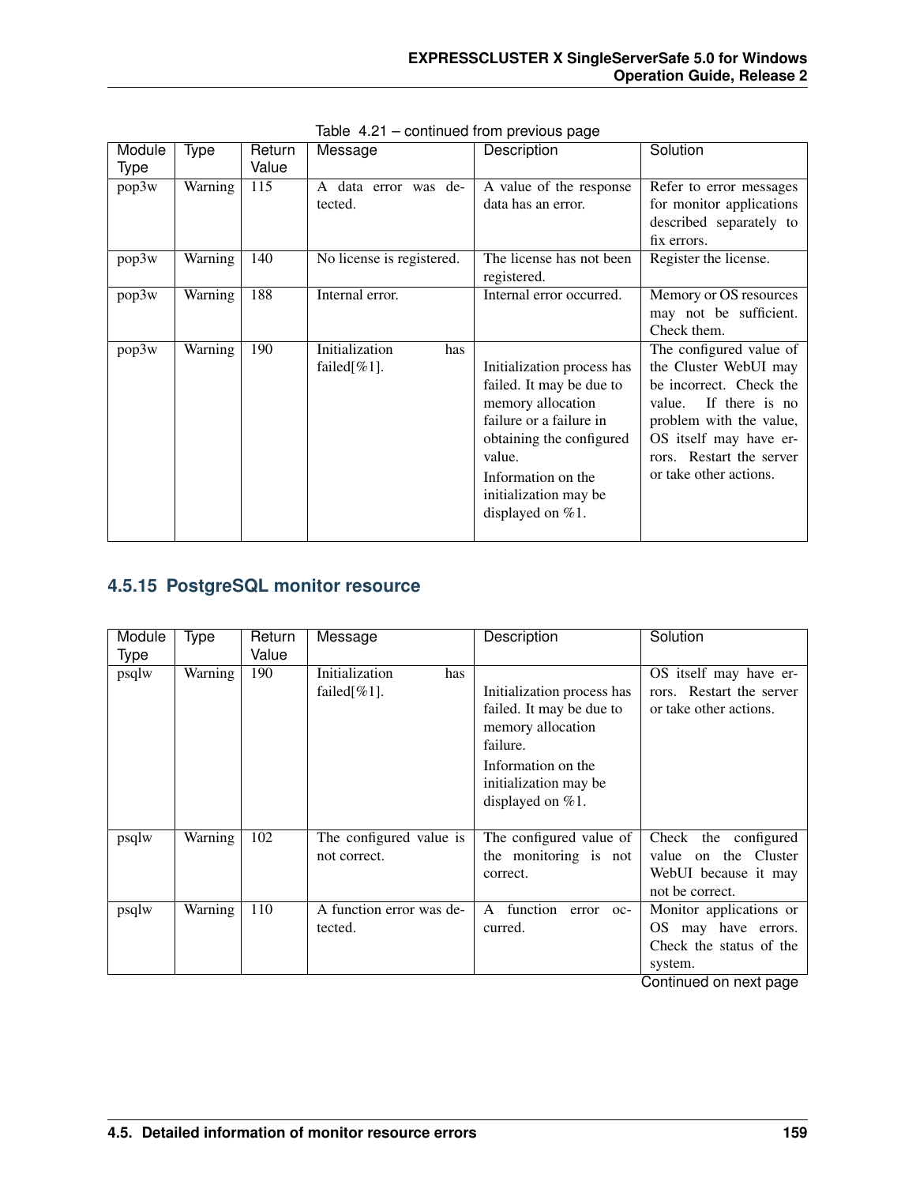Table 4.21 – continued from previous page

| Module Type | Type | Return Value | Message | Description | Solution |
|---|---|---|---|---|---|
| pop3w | Warning | 115 | A data error was detected. | A value of the response data has an error. | Refer to error messages for monitor applications described separately to fix errors. |
| pop3w | Warning | 140 | No license is registered. | The license has not been registered. | Register the license. |
| pop3w | Warning | 188 | Internal error. | Internal error occurred. | Memory or OS resources may not be sufficient. Check them. |
| pop3w | Warning | 190 | Initialization has failed[%1]. | Initialization process has failed. It may be due to memory allocation failure or a failure in obtaining the configured value.<br>Information on the initialization may be displayed on %1. | The configured value of the Cluster WebUI may be incorrect. Check the value. If there is no problem with the value, OS itself may have errors. Restart the server or take other actions. |

### 4.5.15 PostgreSQL monitor resource

| Module Type | Type | Return Value | Message | Description | Solution |
|---|---|---|---|---|---|
| psqlw | Warning | 190 | Initialization has failed[%1]. | Initialization process has failed. It may be due to memory allocation failure.<br>Information on the initialization may be displayed on %1. | OS itself may have errors. Restart the server or take other actions. |
| psqlw | Warning | 102 | The configured value is not correct. | The configured value of the monitoring is not correct. | Check the configured value on the Cluster WebUI because it may not be correct. |
| psqlw | Warning | 110 | A function error was detected. | A function error occurred. | Monitor applications or OS may have errors. Check the status of the system. |

Continued on next page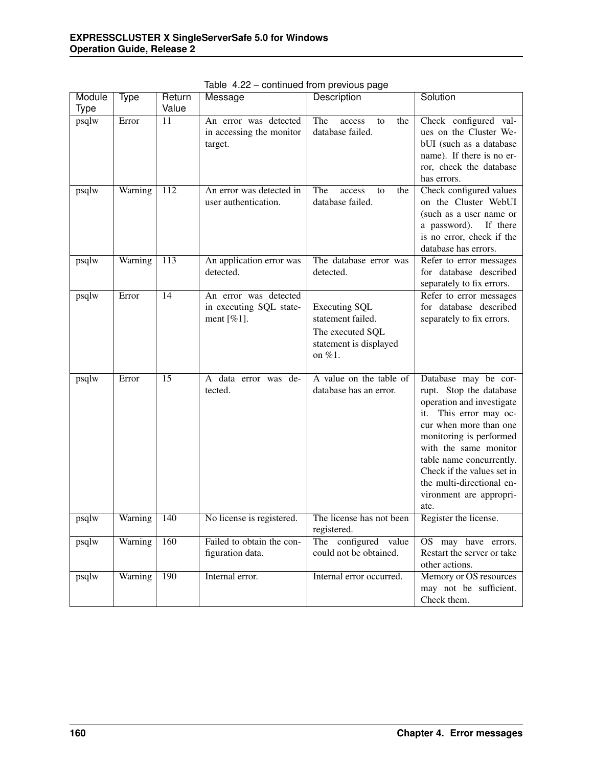Table 4.22 – continued from previous page

| Module Type | Type | Return Value | Message | Description | Solution |
|---|---|---|---|---|---|
| psqlw | Error | 11 | An error was detected in accessing the monitor target. | The access to the database failed. | Check configured values on the Cluster WebUI (such as a database name). If there is no error, check the database has errors. |
| psqlw | Warning | 112 | An error was detected in user authentication. | The access to the database failed. | Check configured values on the Cluster WebUI (such as a user name or a password). If there is no error, check if the database has errors. |
| psqlw | Warning | 113 | An application error was detected. | The database error was detected. | Refer to error messages for database described separately to fix errors. |
| psqlw | Error | 14 | An error was detected in executing SQL statement [%1]. | Executing SQL statement failed.<br>The executed SQL statement is displayed on %1. | Refer to error messages for database described separately to fix errors. |
| psqlw | Error | 15 | A data error was detected. | A value on the table of database has an error. | Database may be corrupt. Stop the database operation and investigate it. This error may occur when more than one monitoring is performed with the same monitor table name concurrently. Check if the values set in the multi-directional environment are appropriate. |
| psqlw | Warning | 140 | No license is registered. | The license has not been registered. | Register the license. |
| psqlw | Warning | 160 | Failed to obtain the configuration data. | The configured value could not be obtained. | OS may have errors. Restart the server or take other actions. |
| psqlw | Warning | 190 | Internal error. | Internal error occurred. | Memory or OS resources may not be sufficient. Check them. |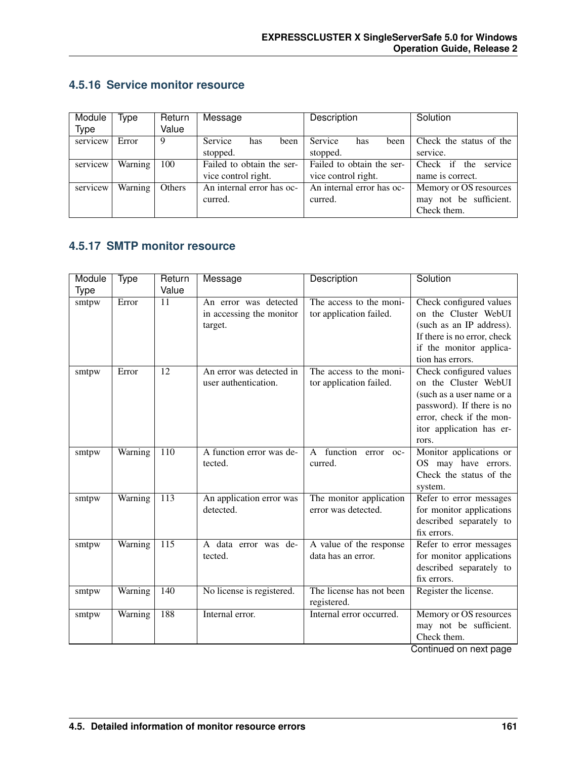### 4.5.16 Service monitor resource

| Module Type | Type | Return Value | Message | Description | Solution |
|---|---|---|---|---|---|
| servicew | Error | 9 | Service has been stopped. | Service has been stopped. | Check the status of the service. |
| servicew | Warning | 100 | Failed to obtain the service control right. | Failed to obtain the service control right. | Check if the service name is correct. |
| servicew | Warning | Others | An internal error has occurred. | An internal error has occurred. | Memory or OS resources may not be sufficient. Check them. |

### 4.5.17 SMTP monitor resource

| Module Type | Type | Return Value | Message | Description | Solution |
|---|---|---|---|---|---|
| smtpw | Error | 11 | An error was detected in accessing the monitor target. | The access to the monitor application failed. | Check configured values on the Cluster WebUI (such as an IP address). If there is no error, check if the monitor application has errors. |
| smtpw | Error | 12 | An error was detected in user authentication. | The access to the monitor application failed. | Check configured values on the Cluster WebUI (such as a user name or a password). If there is no error, check if the monitor application has errors. |
| smtpw | Warning | 110 | A function error was detected. | A function error occurred. | Monitor applications or OS may have errors. Check the status of the system. |
| smtpw | Warning | 113 | An application error was detected. | The monitor application error was detected. | Refer to error messages for monitor applications described separately to fix errors. |
| smtpw | Warning | 115 | A data error was detected. | A value of the response data has an error. | Refer to error messages for monitor applications described separately to fix errors. |
| smtpw | Warning | 140 | No license is registered. | The license has not been registered. | Register the license. |
| smtpw | Warning | 188 | Internal error. | Internal error occurred. | Memory or OS resources may not be sufficient. Check them. |

Continued on next page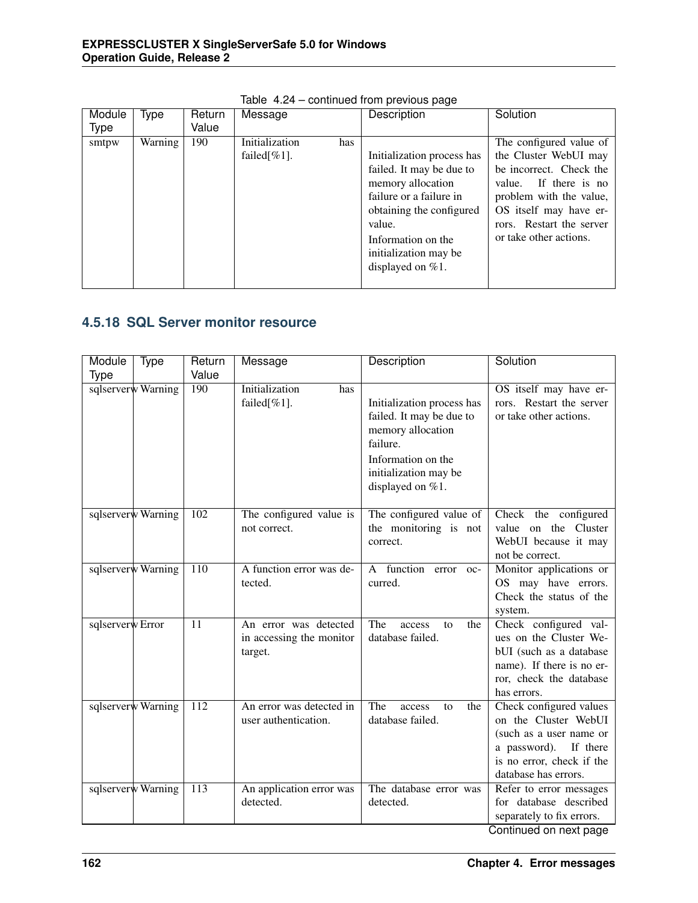Table 4.24 – continued from previous page

| Module Type | Type | Return Value | Message | Description | Solution |
|---|---|---|---|---|---|
| smtpw | Warning | 190 | Initialization has failed[%1]. | Initialization process has failed. It may be due to memory allocation failure or a failure in obtaining the configured value.<br>Information on the initialization may be displayed on %1. | The configured value of the Cluster WebUI may be incorrect. Check the value. If there is no problem with the value, OS itself may have errors. Restart the server or take other actions. |

### 4.5.18 SQL Server monitor resource

| Module Type | Type | Return Value | Message | Description | Solution |
|---|---|---|---|---|---|
| sqlserverw | Warning | 190 | Initialization has failed[%1]. | Initialization process has failed. It may be due to memory allocation failure.<br>Information on the initialization may be displayed on %1. | OS itself may have errors. Restart the server or take other actions. |
| sqlserverw | Warning | 102 | The configured value is not correct. | The configured value of the monitoring is not correct. | Check the configured value on the Cluster WebUI because it may not be correct. |
| sqlserverw | Warning | 110 | A function error was detected. | A function error occurred. | Monitor applications or OS may have errors. Check the status of the system. |
| sqlserverw | Error | 11 | An error was detected in accessing the monitor target. | The access to the database failed. | Check configured values on the Cluster WebUI (such as a database name). If there is no error, check the database has errors. |
| sqlserverw | Warning | 112 | An error was detected in user authentication. | The access to the database failed. | Check configured values on the Cluster WebUI (such as a user name or a password). If there is no error, check if the database has errors. |
| sqlserverw | Warning | 113 | An application error was detected. | The database error was detected. | Refer to error messages for database described separately to fix errors. |

Continued on next page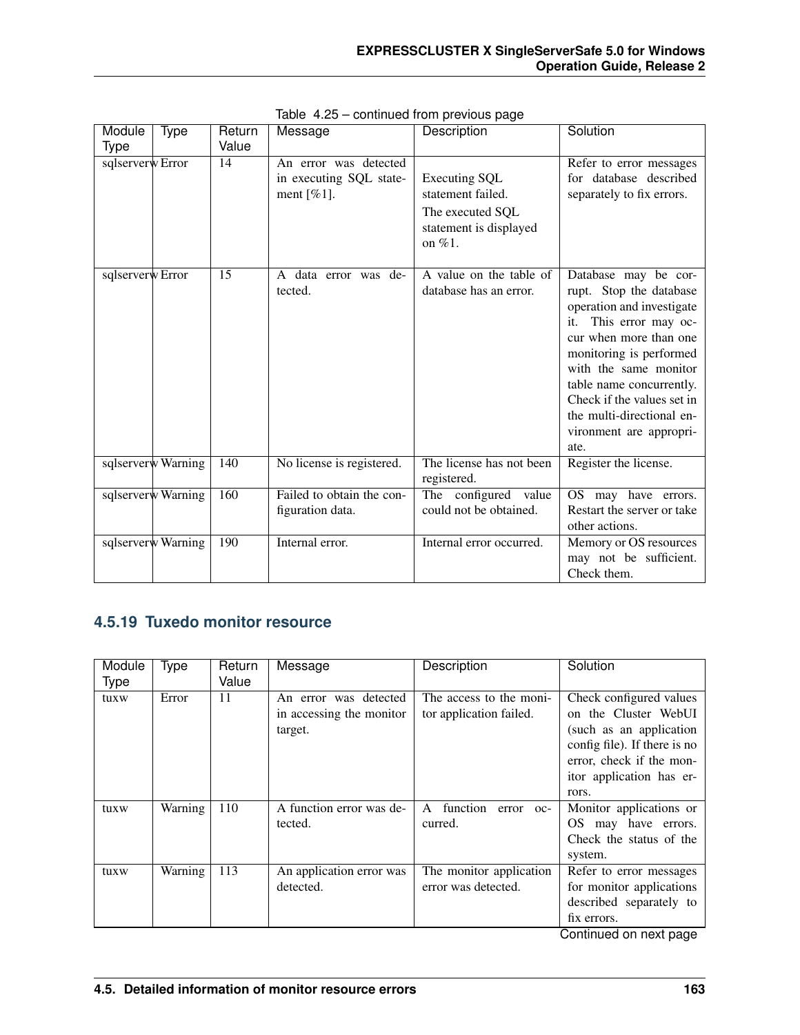Table 4.25 – continued from previous page

| Module Type | Type | Return Value | Message | Description | Solution |
|---|---|---|---|---|---|
| sqlserverw | Error | 14 | An error was detected in executing SQL statement [%1]. | Executing SQL statement failed. The executed SQL statement is displayed on %1. | Refer to error messages for database described separately to fix errors. |
| sqlserverw | Error | 15 | A data error was detected. | A value on the table of database has an error. | Database may be corrupt. Stop the database operation and investigate it. This error may occur when more than one monitoring is performed with the same monitor table name concurrently. Check if the values set in the multi-directional environment are appropriate. |
| sqlserverw | Warning | 140 | No license is registered. | The license has not been registered. | Register the license. |
| sqlserverw | Warning | 160 | Failed to obtain the configuration data. | The configured value could not be obtained. | OS may have errors. Restart the server or take other actions. |
| sqlserverw | Warning | 190 | Internal error. | Internal error occurred. | Memory or OS resources may not be sufficient. Check them. |

### 4.5.19 Tuxedo monitor resource

| Module Type | Type | Return Value | Message | Description | Solution |
|---|---|---|---|---|---|
| tuxw | Error | 11 | An error was detected in accessing the monitor target. | The access to the monitor application failed. | Check configured values on the Cluster WebUI (such as an application config file). If there is no error, check if the monitor application has errors. |
| tuxw | Warning | 110 | A function error was detected. | A function error occurred. | Monitor applications or OS may have errors. Check the status of the system. |
| tuxw | Warning | 113 | An application error was detected. | The monitor application error was detected. | Refer to error messages for monitor applications described separately to fix errors. |

Continued on next page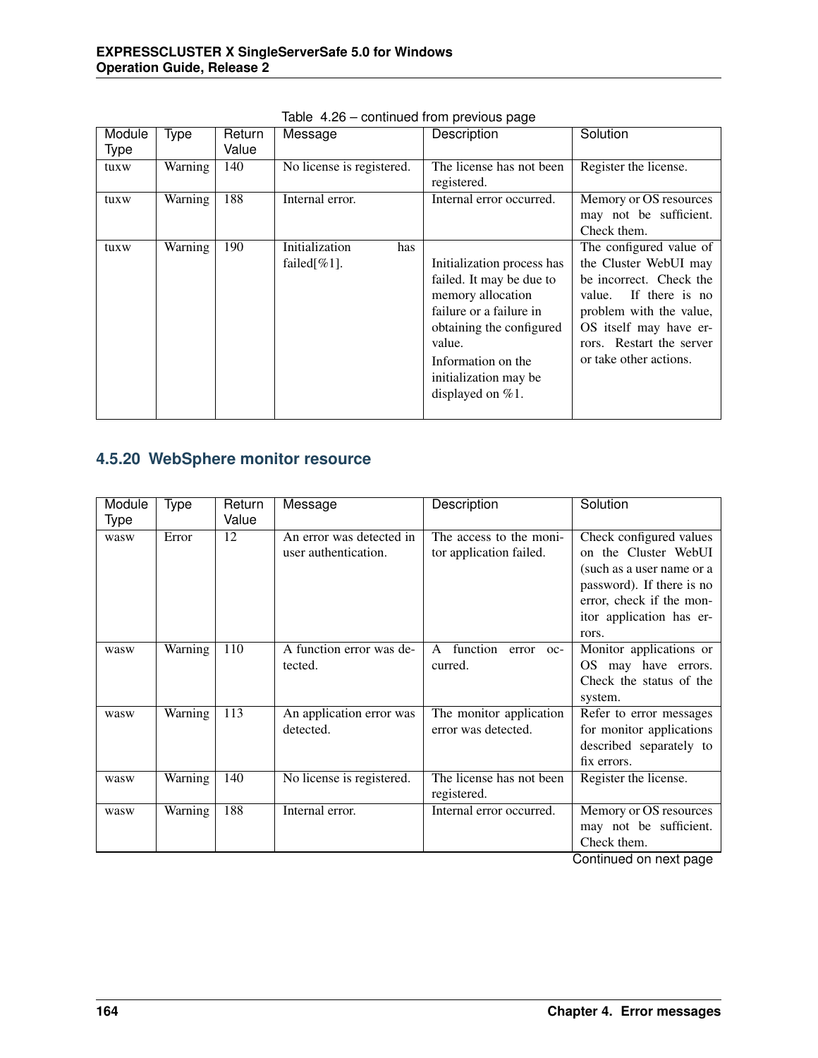Table 4.26 – continued from previous page

| Module Type | Type | Return Value | Message | Description | Solution |
|---|---|---|---|---|---|
| tuxw | Warning | 140 | No license is registered. | The license has not been registered. | Register the license. |
| tuxw | Warning | 188 | Internal error. | Internal error occurred. | Memory or OS resources may not be sufficient. Check them. |
| tuxw | Warning | 190 | Initialization has failed[%1]. | Initialization process has failed. It may be due to memory allocation failure or a failure in obtaining the configured value. Information on the initialization may be displayed on %1. | The configured value of the Cluster WebUI may be incorrect. Check the value. If there is no problem with the value, OS itself may have errors. Restart the server or take other actions. |

### 4.5.20 WebSphere monitor resource

| Module Type | Type | Return Value | Message | Description | Solution |
|---|---|---|---|---|---|
| wasw | Error | 12 | An error was detected in user authentication. | The access to the monitor application failed. | Check configured values on the Cluster WebUI (such as a user name or a password). If there is no error, check if the monitor application has errors. |
| wasw | Warning | 110 | A function error was detected. | A function error occurred. | Monitor applications or OS may have errors. Check the status of the system. |
| wasw | Warning | 113 | An application error was detected. | The monitor application error was detected. | Refer to error messages for monitor applications described separately to fix errors. |
| wasw | Warning | 140 | No license is registered. | The license has not been registered. | Register the license. |
| wasw | Warning | 188 | Internal error. | Internal error occurred. | Memory or OS resources may not be sufficient. Check them. |

Continued on next page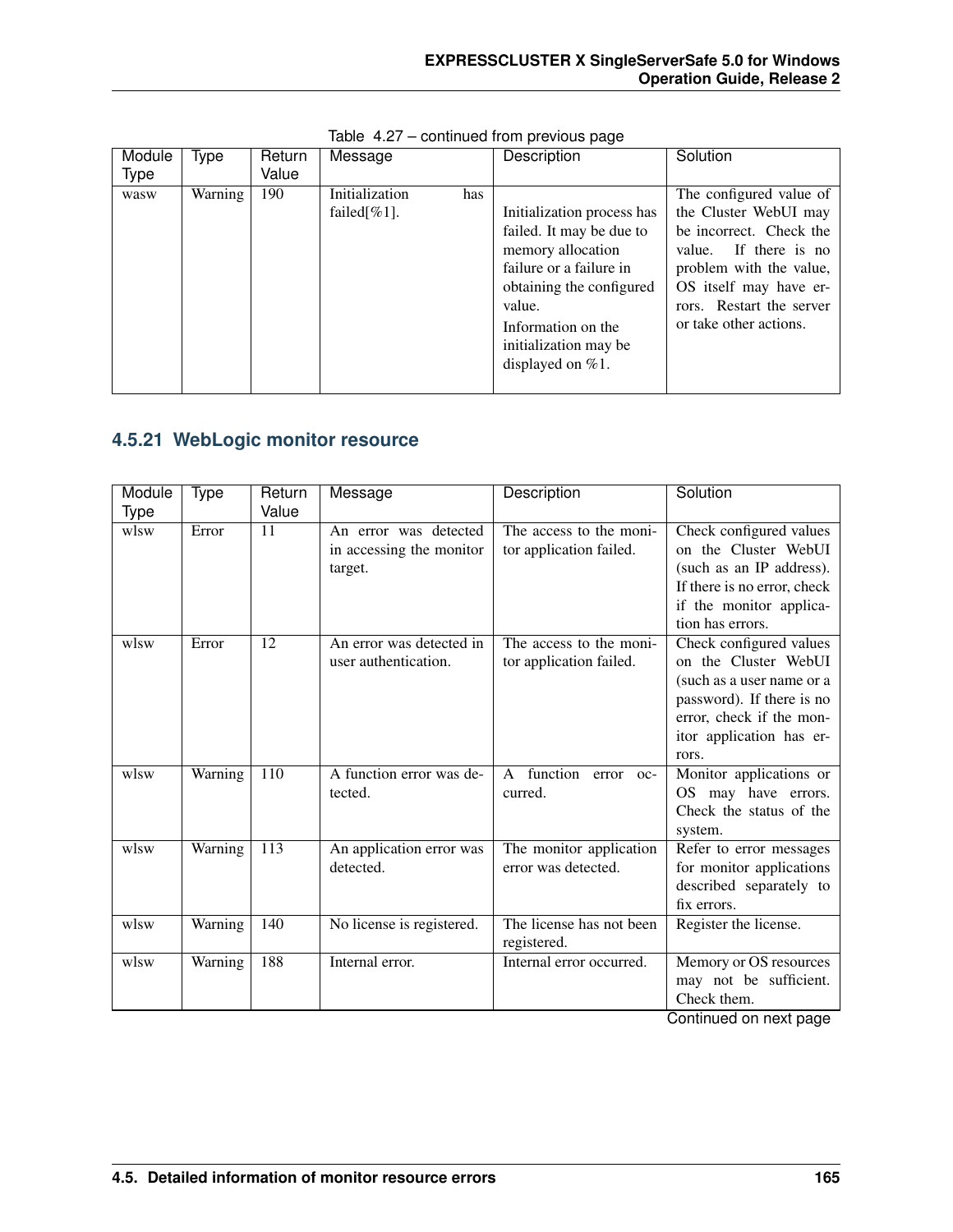Table 4.27 – continued from previous page

| Module Type | Type | Return Value | Message | Description | Solution |
|---|---|---|---|---|---|
| wasw | Warning | 190 | Initialization has failed[%1]. | Initialization process has failed. It may be due to memory allocation failure or a failure in obtaining the configured value.<br>Information on the initialization may be displayed on %1. | The configured value of the Cluster WebUI may be incorrect. Check the value. If there is no problem with the value, OS itself may have errors. Restart the server or take other actions. |

### 4.5.21 WebLogic monitor resource

| Module Type | Type | Return Value | Message | Description | Solution |
|---|---|---|---|---|---|
| wlsw | Error | 11 | An error was detected in accessing the monitor target. | The access to the monitor application failed. | Check configured values on the Cluster WebUI (such as an IP address). If there is no error, check if the monitor application has errors. |
| wlsw | Error | 12 | An error was detected in user authentication. | The access to the monitor application failed. | Check configured values on the Cluster WebUI (such as a user name or a password). If there is no error, check if the monitor application has errors. |
| wlsw | Warning | 110 | A function error was detected. | A function error occurred. | Monitor applications or OS may have errors. Check the status of the system. |
| wlsw | Warning | 113 | An application error was detected. | The monitor application error was detected. | Refer to error messages for monitor applications described separately to fix errors. |
| wlsw | Warning | 140 | No license is registered. | The license has not been registered. | Register the license. |
| wlsw | Warning | 188 | Internal error. | Internal error occurred. | Memory or OS resources may not be sufficient. Check them. |

Continued on next page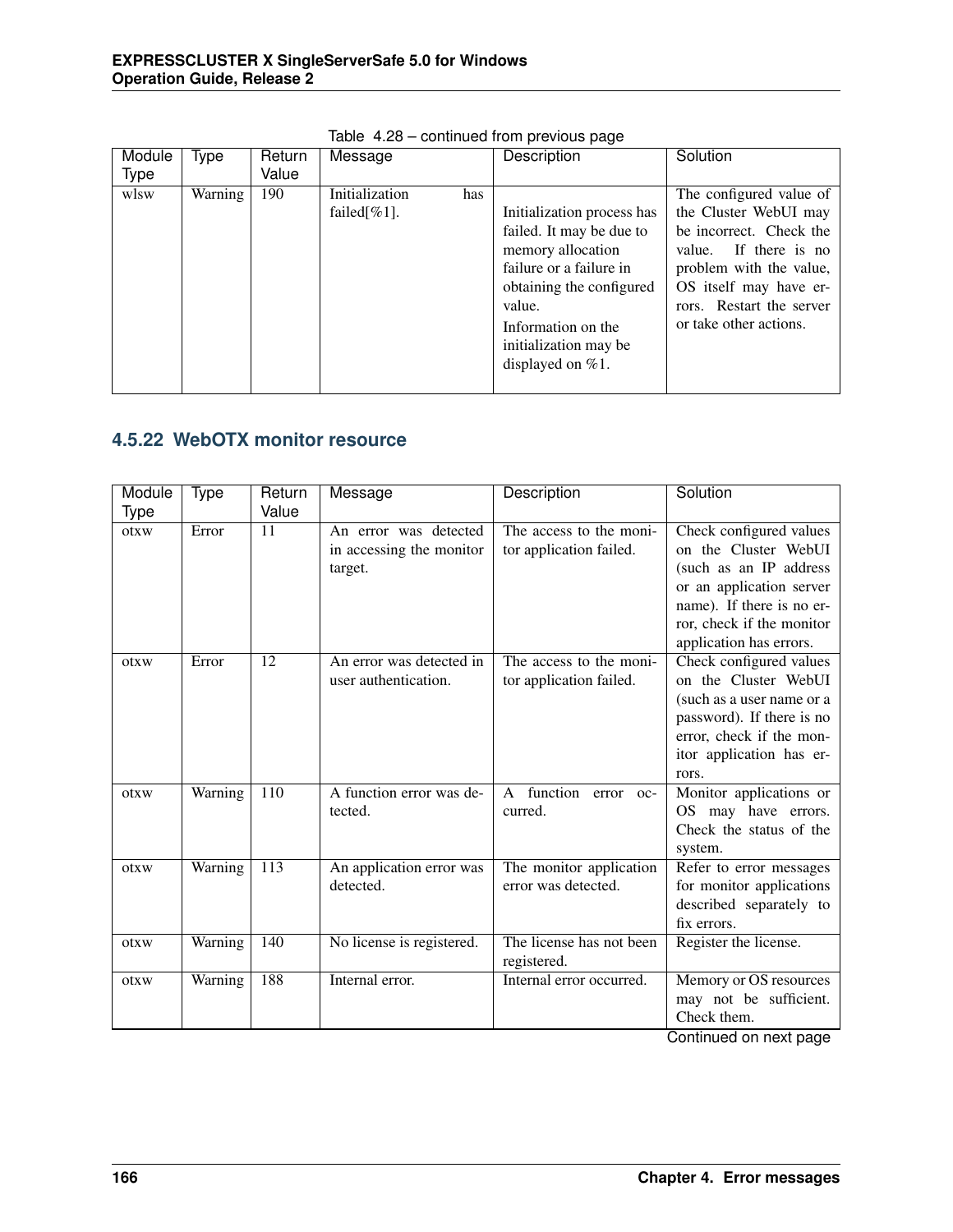Table 4.28 – continued from previous page

| Module Type | Type | Return Value | Message | Description | Solution |
|---|---|---|---|---|---|
| wlsw | Warning | 190 | Initialization has failed[%1]. | Initialization process has failed. It may be due to memory allocation failure or a failure in obtaining the configured value.<br>Information on the initialization may be displayed on %1. | The configured value of the Cluster WebUI may be incorrect. Check the value. If there is no problem with the value, OS itself may have errors. Restart the server or take other actions. |

### 4.5.22 WebOTX monitor resource

| Module Type | Type | Return Value | Message | Description | Solution |
|---|---|---|---|---|---|
| otxw | Error | 11 | An error was detected in accessing the monitor target. | The access to the monitor application failed. | Check configured values on the Cluster WebUI (such as an IP address or an application server name). If there is no error, check if the monitor application has errors. |
| otxw | Error | 12 | An error was detected in user authentication. | The access to the monitor application failed. | Check configured values on the Cluster WebUI (such as a user name or a password). If there is no error, check if the monitor application has errors. |
| otxw | Warning | 110 | A function error was detected. | A function error occurred. | Monitor applications or OS may have errors. Check the status of the system. |
| otxw | Warning | 113 | An application error was detected. | The monitor application error was detected. | Refer to error messages for monitor applications described separately to fix errors. |
| otxw | Warning | 140 | No license is registered. | The license has not been registered. | Register the license. |
| otxw | Warning | 188 | Internal error. | Internal error occurred. | Memory or OS resources may not be sufficient. Check them. |

Continued on next page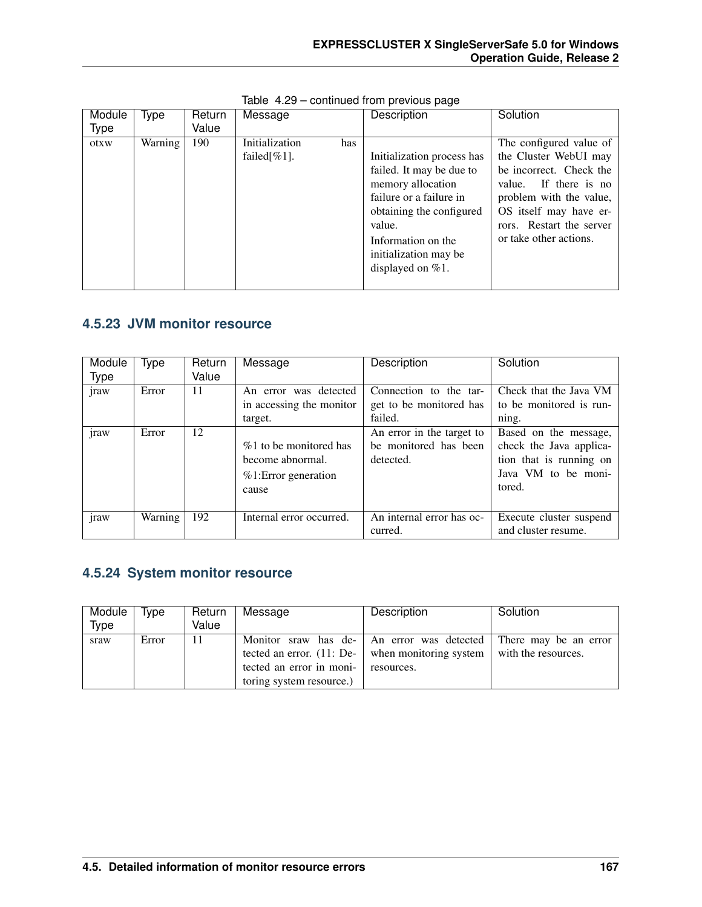Table 4.29 – continued from previous page

| Module Type | Type | Return Value | Message | Description | Solution |
|---|---|---|---|---|---|
| otxw | Warning | 190 | Initialization has failed[%1]. | Initialization process has failed. It may be due to memory allocation failure or a failure in obtaining the configured value.<br>Information on the initialization may be displayed on %1. | The configured value of the Cluster WebUI may be incorrect. Check the value. If there is no problem with the value, OS itself may have errors. Restart the server or take other actions. |

### 4.5.23 JVM monitor resource

| Module Type | Type | Return Value | Message | Description | Solution |
|---|---|---|---|---|---|
| jraw | Error | 11 | An error was detected in accessing the monitor target. | Connection to the target to be monitored has failed. | Check that the Java VM to be monitored is running. |
| jraw | Error | 12 | %1 to be monitored has become abnormal.<br>%1:Error generation cause | An error in the target to be monitored has been detected. | Based on the message, check the Java application that is running on Java VM to be monitored. |
| jraw | Warning | 192 | Internal error occurred. | An internal error has occurred. | Execute cluster suspend and cluster resume. |

### 4.5.24 System monitor resource

| Module Type | Type | Return Value | Message | Description | Solution |
|---|---|---|---|---|---|
| sraw | Error | 11 | Monitor sraw has detected an error. (11: Detected an error in monitoring system resource.) | An error was detected when monitoring system resources. | There may be an error with the resources. |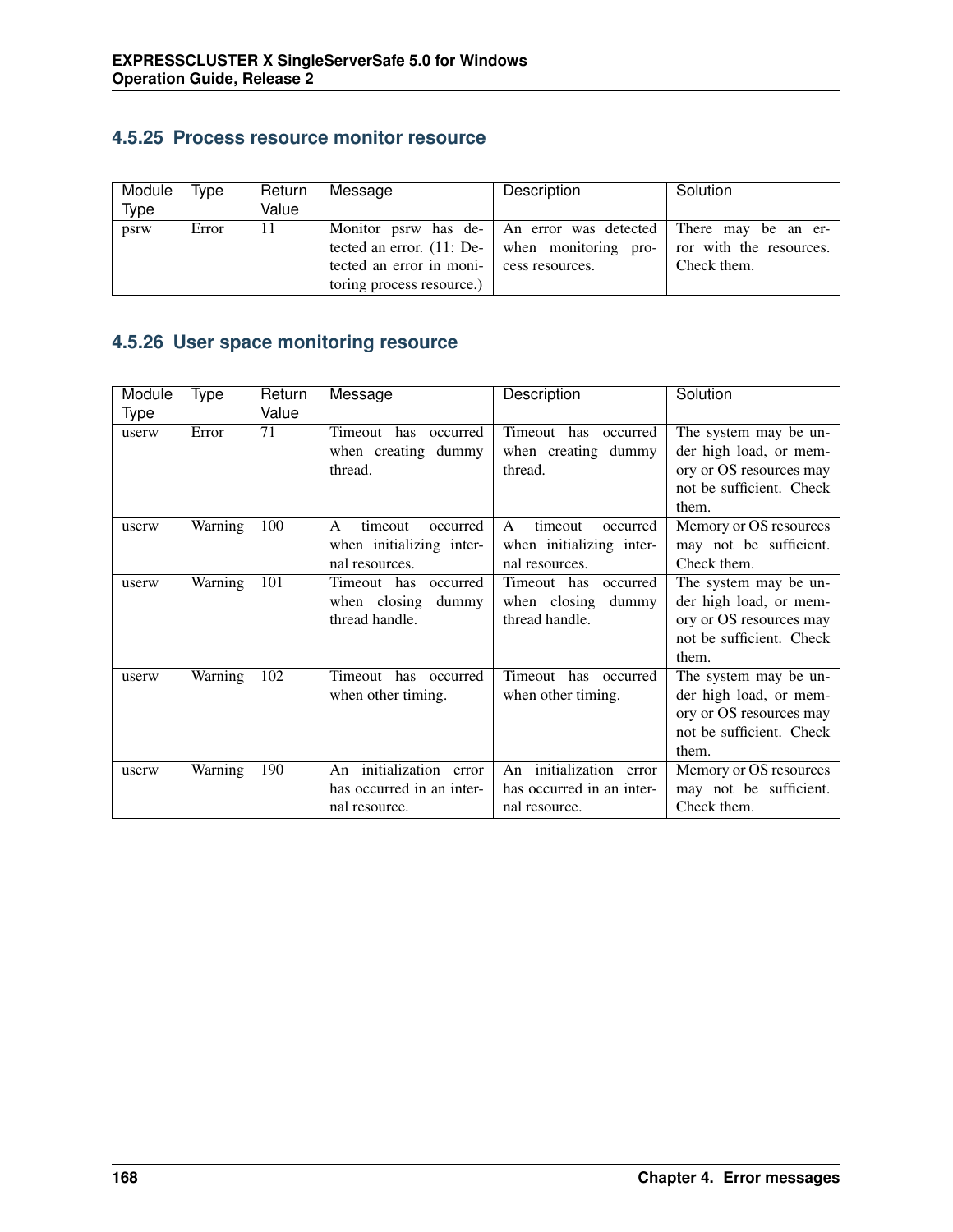### 4.5.25 Process resource monitor resource

| Module Type | Type | Return Value | Message | Description | Solution |
|---|---|---|---|---|---|
| psrw | Error | 11 | Monitor psrw has detected an error. (11: Detected an error in monitoring process resource.) | An error was detected when monitoring process resources. | There may be an error with the resources. Check them. |

### 4.5.26 User space monitoring resource

| Module Type | Type | Return Value | Message | Description | Solution |
|---|---|---|---|---|---|
| userw | Error | 71 | Timeout has occurred when creating dummy thread. | Timeout has occurred when creating dummy thread. | The system may be under high load, or memory or OS resources may not be sufficient. Check them. |
| userw | Warning | 100 | A timeout occurred when initializing internal resources. | A timeout occurred when initializing internal resources. | Memory or OS resources may not be sufficient. Check them. |
| userw | Warning | 101 | Timeout has occurred when closing dummy thread handle. | Timeout has occurred when closing dummy thread handle. | The system may be under high load, or memory or OS resources may not be sufficient. Check them. |
| userw | Warning | 102 | Timeout has occurred when other timing. | Timeout has occurred when other timing. | The system may be under high load, or memory or OS resources may not be sufficient. Check them. |
| userw | Warning | 190 | An initialization error has occurred in an internal resource. | An initialization error has occurred in an internal resource. | Memory or OS resources may not be sufficient. Check them. |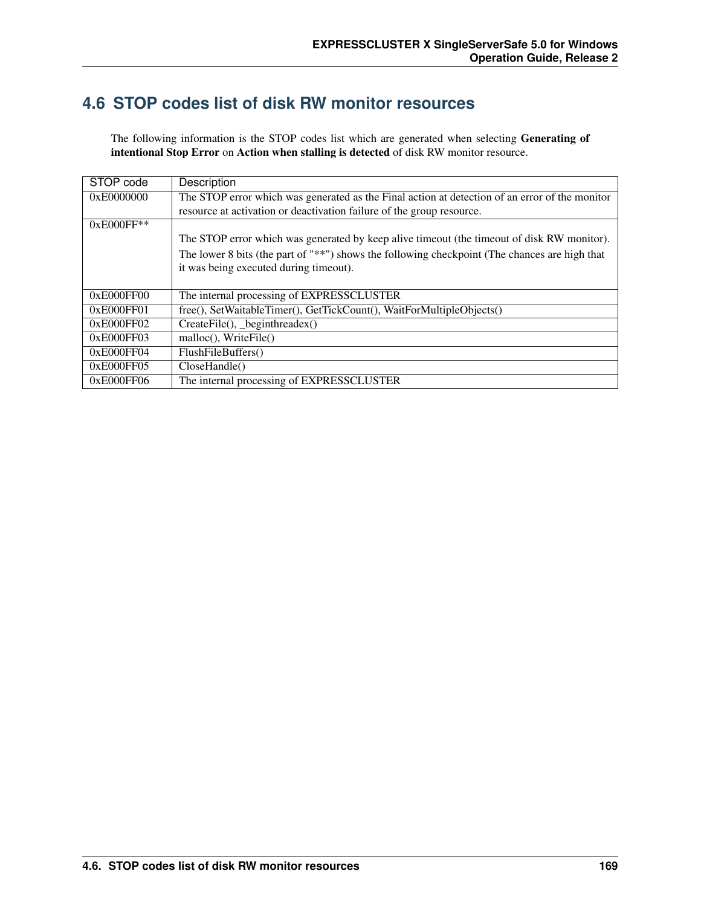## 4.6 STOP codes list of disk RW monitor resources

The following information is the STOP codes list which are generated when selecting **Generating of intentional Stop Error** on **Action when stalling is detected** of disk RW monitor resource.

| STOP code | Description |
|---|---|
| 0xE0000000 | The STOP error which was generated as the Final action at detection of an error of the monitor resource at activation or deactivation failure of the group resource. |
| 0xE000FF** | The STOP error which was generated by keep alive timeout (the timeout of disk RW monitor). The lower 8 bits (the part of "**") shows the following checkpoint (The chances are high that it was being executed during timeout). |
| 0xE000FF00 | The internal processing of EXPRESSCLUSTER |
| 0xE000FF01 | free(), SetWaitableTimer(), GetTickCount(), WaitForMultipleObjects() |
| 0xE000FF02 | CreateFile(), _beginthreadex() |
| 0xE000FF03 | malloc(), WriteFile() |
| 0xE000FF04 | FlushFileBuffers() |
| 0xE000FF05 | CloseHandle() |
| 0xE000FF06 | The internal processing of EXPRESSCLUSTER |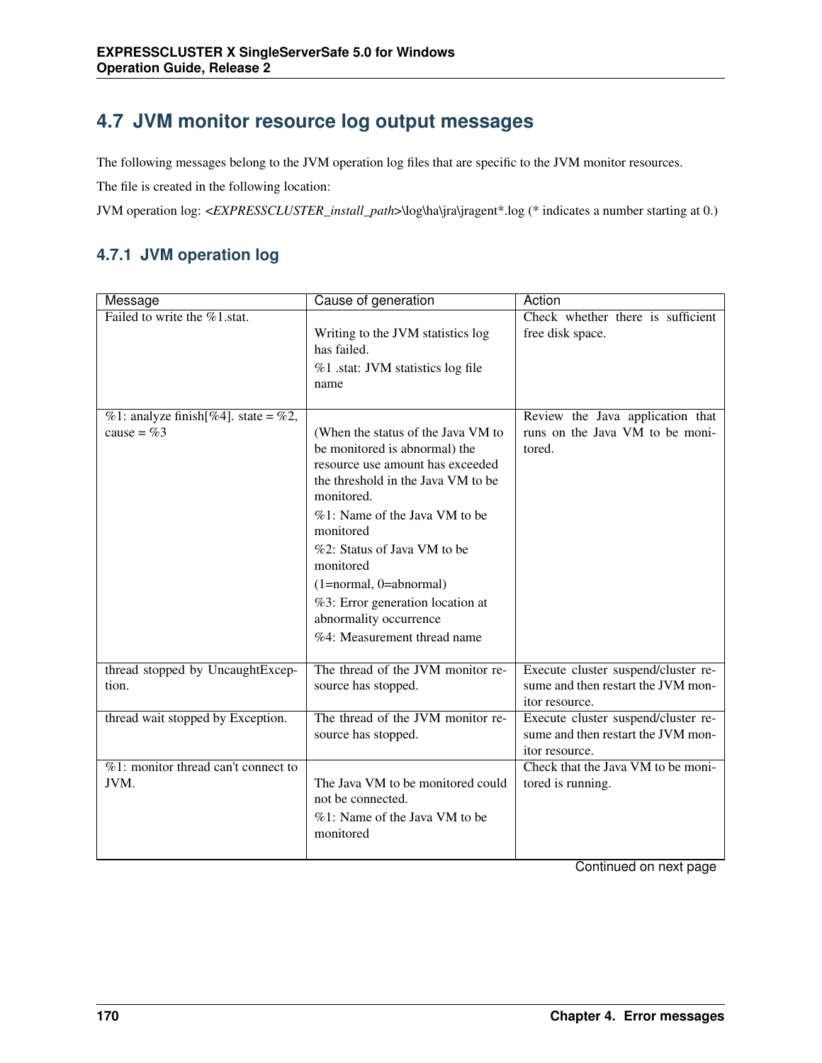## 4.7 JVM monitor resource log output messages

The following messages belong to the JVM operation log files that are specific to the JVM monitor resources.

The file is created in the following location:

JVM operation log: <*EXPRESSCLUSTER_install_path*>\log\ha\jra\jragent*.log (* indicates a number starting at 0.)

### 4.7.1 JVM operation log

| Message | Cause of generation | Action |
|---|---|---|
| Failed to write the %1.stat. | Writing to the JVM statistics log has failed.<br>%1 .stat: JVM statistics log file name | Check whether there is sufficient free disk space. |
| %1: analyze finish[%4]. state = %2, cause = %3 | (When the status of the Java VM to be monitored is abnormal) the resource use amount has exceeded the threshold in the Java VM to be monitored.<br>%1: Name of the Java VM to be monitored<br>%2: Status of Java VM to be monitored<br>(1=normal, 0=abnormal)<br>%3: Error generation location at abnormality occurrence<br>%4: Measurement thread name | Review the Java application that runs on the Java VM to be monitored. |
| thread stopped by UncaughtException. | The thread of the JVM monitor resource has stopped. | Execute cluster suspend/cluster resume and then restart the JVM monitor resource. |
| thread wait stopped by Exception. | The thread of the JVM monitor resource has stopped. | Execute cluster suspend/cluster resume and then restart the JVM monitor resource. |
| %1: monitor thread can't connect to JVM. | The Java VM to be monitored could not be connected.<br>%1: Name of the Java VM to be monitored | Check that the Java VM to be monitored is running. |

Continued on next page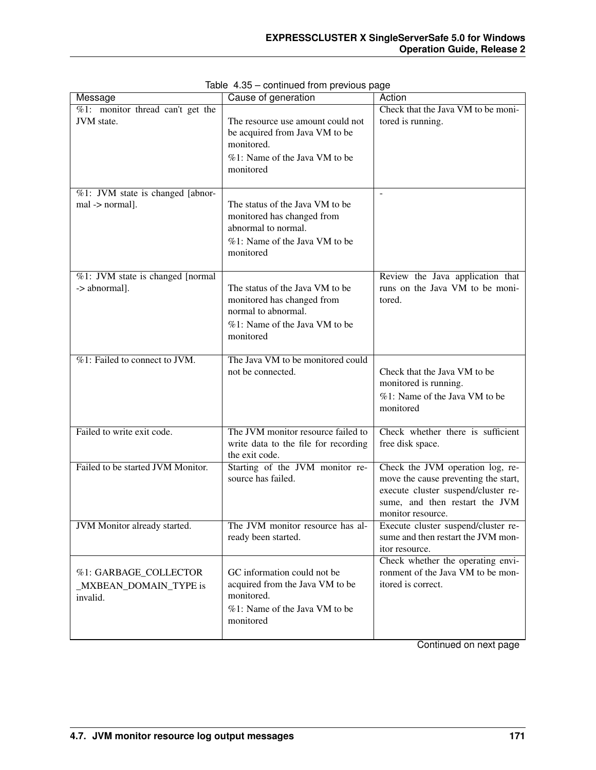Table 4.35 – continued from previous page

| Message | Cause of generation | Action |
|---|---|---|
| %1: monitor thread can't get the JVM state. | The resource use amount could not be acquired from Java VM to be monitored.<br>%1: Name of the Java VM to be monitored | Check that the Java VM to be monitored is running. |
| %1: JVM state is changed [abnormal -> normal]. | The status of the Java VM to be monitored has changed from abnormal to normal.<br>%1: Name of the Java VM to be monitored | - |
| %1: JVM state is changed [normal -> abnormal]. | The status of the Java VM to be monitored has changed from normal to abnormal.<br>%1: Name of the Java VM to be monitored | Review the Java application that runs on the Java VM to be monitored. |
| %1: Failed to connect to JVM. | The Java VM to be monitored could not be connected. | Check that the Java VM to be monitored is running.<br>%1: Name of the Java VM to be monitored |
| Failed to write exit code. | The JVM monitor resource failed to write data to the file for recording the exit code. | Check whether there is sufficient free disk space. |
| Failed to be started JVM Monitor. | Starting of the JVM monitor resource has failed. | Check the JVM operation log, remove the cause preventing the start, execute cluster suspend/cluster resume, and then restart the JVM monitor resource. |
| JVM Monitor already started. | The JVM monitor resource has already been started. | Execute cluster suspend/cluster resume and then restart the JVM monitor resource. |
| %1: GARBAGE_COLLECTOR _MXBEAN_DOMAIN_TYPE is invalid. | GC information could not be acquired from the Java VM to be monitored.<br>%1: Name of the Java VM to be monitored | Check whether the operating environment of the Java VM to be monitored is correct. |

Continued on next page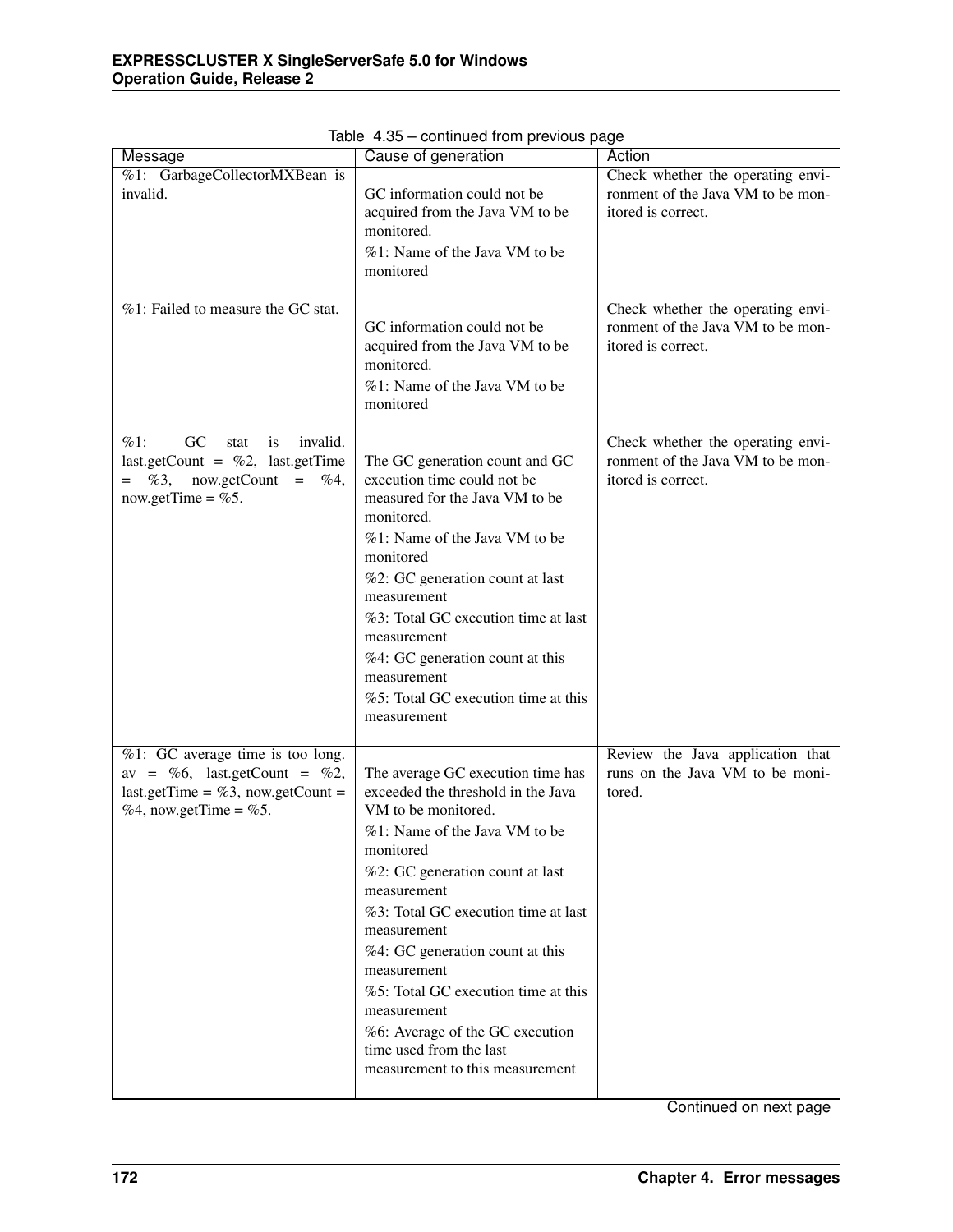Table 4.35 – continued from previous page

| Message | Cause of generation | Action |
|---|---|---|
| %1: GarbageCollectorMXBean is invalid. | GC information could not be acquired from the Java VM to be monitored.<br>%1: Name of the Java VM to be monitored | Check whether the operating environment of the Java VM to be monitored is correct. |
| %1: Failed to measure the GC stat. | GC information could not be acquired from the Java VM to be monitored.<br>%1: Name of the Java VM to be monitored | Check whether the operating environment of the Java VM to be monitored is correct. |
| %1: GC stat is invalid. last.getCount = %2, last.getTime = %3, now.getCount = %4, now.getTime = %5. | The GC generation count and GC execution time could not be measured for the Java VM to be monitored.<br>%1: Name of the Java VM to be monitored<br>%2: GC generation count at last measurement<br>%3: Total GC execution time at last measurement<br>%4: GC generation count at this measurement<br>%5: Total GC execution time at this measurement | Check whether the operating environment of the Java VM to be monitored is correct. |
| %1: GC average time is too long. av = %6, last.getCount = %2, last.getTime = %3, now.getCount = %4, now.getTime = %5. | The average GC execution time has exceeded the threshold in the Java VM to be monitored.<br>%1: Name of the Java VM to be monitored<br>%2: GC generation count at last measurement<br>%3: Total GC execution time at last measurement<br>%4: GC generation count at this measurement<br>%5: Total GC execution time at this measurement<br>%6: Average of the GC execution time used from the last measurement to this measurement | Review the Java application that runs on the Java VM to be monitored. |

Continued on next page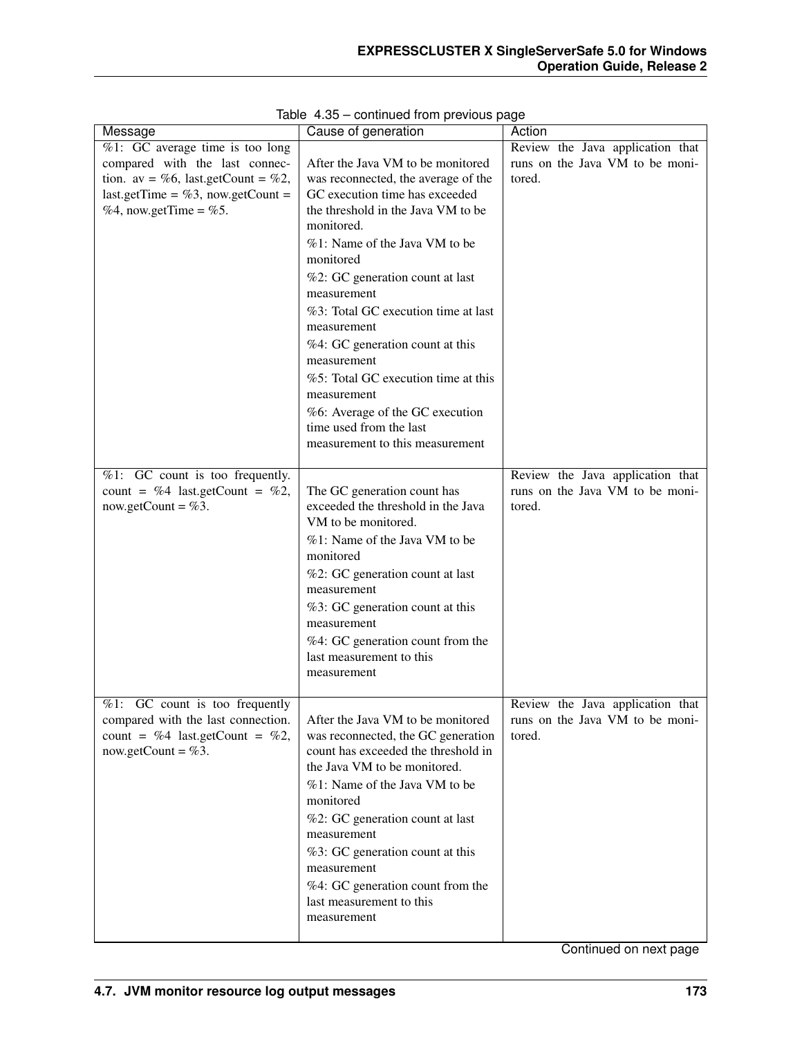Table 4.35 – continued from previous page

| Message | Cause of generation | Action |
| --- | --- | --- |
| %1: GC average time is too long compared with the last connection. av = %6, last.getCount = %2, last.getTime = %3, now.getCount = %4, now.getTime = %5. | After the Java VM to be monitored was reconnected, the average of the GC execution time has exceeded the threshold in the Java VM to be monitored.<br>%1: Name of the Java VM to be monitored<br>%2: GC generation count at last measurement<br>%3: Total GC execution time at last measurement<br>%4: GC generation count at this measurement<br>%5: Total GC execution time at this measurement<br>%6: Average of the GC execution time used from the last measurement to this measurement | Review the Java application that runs on the Java VM to be monitored. |
| %1: GC count is too frequently. count = %4 last.getCount = %2, now.getCount = %3. | The GC generation count has exceeded the threshold in the Java VM to be monitored.<br>%1: Name of the Java VM to be monitored<br>%2: GC generation count at last measurement<br>%3: GC generation count at this measurement<br>%4: GC generation count from the last measurement to this measurement | Review the Java application that runs on the Java VM to be monitored. |
| %1: GC count is too frequently compared with the last connection. count = %4 last.getCount = %2, now.getCount = %3. | After the Java VM to be monitored was reconnected, the GC generation count has exceeded the threshold in the Java VM to be monitored.<br>%1: Name of the Java VM to be monitored<br>%2: GC generation count at last measurement<br>%3: GC generation count at this measurement<br>%4: GC generation count from the last measurement to this measurement | Review the Java application that runs on the Java VM to be monitored. |

Continued on next page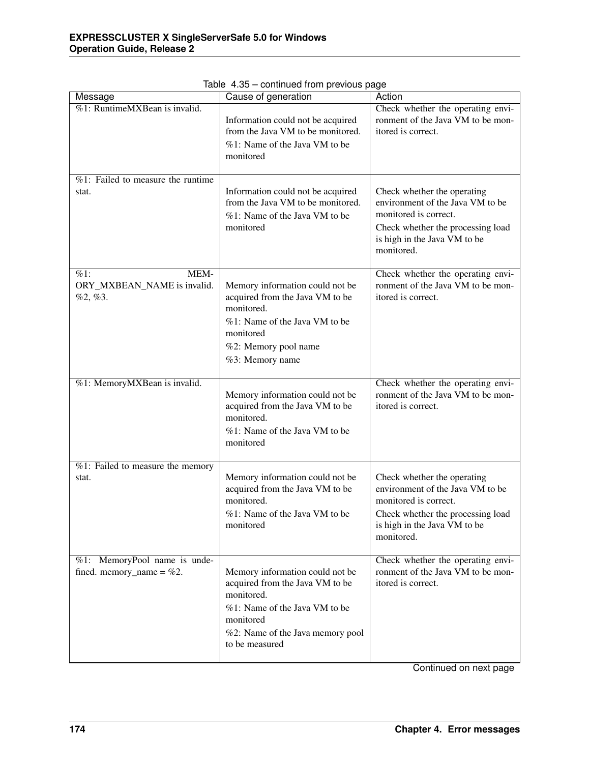Table 4.35 – continued from previous page

| Message | Cause of generation | Action |
|---|---|---|
| %1: RuntimeMXBean is invalid. | Information could not be acquired from the Java VM to be monitored.<br>%1: Name of the Java VM to be monitored | Check whether the operating environment of the Java VM to be monitored is correct. |
| %1: Failed to measure the runtime stat. | Information could not be acquired from the Java VM to be monitored.<br>%1: Name of the Java VM to be monitored | Check whether the operating environment of the Java VM to be monitored is correct.<br>Check whether the processing load is high in the Java VM to be monitored. |
| %1: MEMORY_MXBEAN_NAME is invalid. %2, %3. | Memory information could not be acquired from the Java VM to be monitored.<br>%1: Name of the Java VM to be monitored<br>%2: Memory pool name<br>%3: Memory name | Check whether the operating environment of the Java VM to be monitored is correct. |
| %1: MemoryMXBean is invalid. | Memory information could not be acquired from the Java VM to be monitored.<br>%1: Name of the Java VM to be monitored | Check whether the operating environment of the Java VM to be monitored is correct. |
| %1: Failed to measure the memory stat. | Memory information could not be acquired from the Java VM to be monitored.<br>%1: Name of the Java VM to be monitored | Check whether the operating environment of the Java VM to be monitored is correct.<br>Check whether the processing load is high in the Java VM to be monitored. |
| %1: MemoryPool name is undefined. memory_name = %2. | Memory information could not be acquired from the Java VM to be monitored.<br>%1: Name of the Java VM to be monitored<br>%2: Name of the Java memory pool to be measured | Check whether the operating environment of the Java VM to be monitored is correct. |

Continued on next page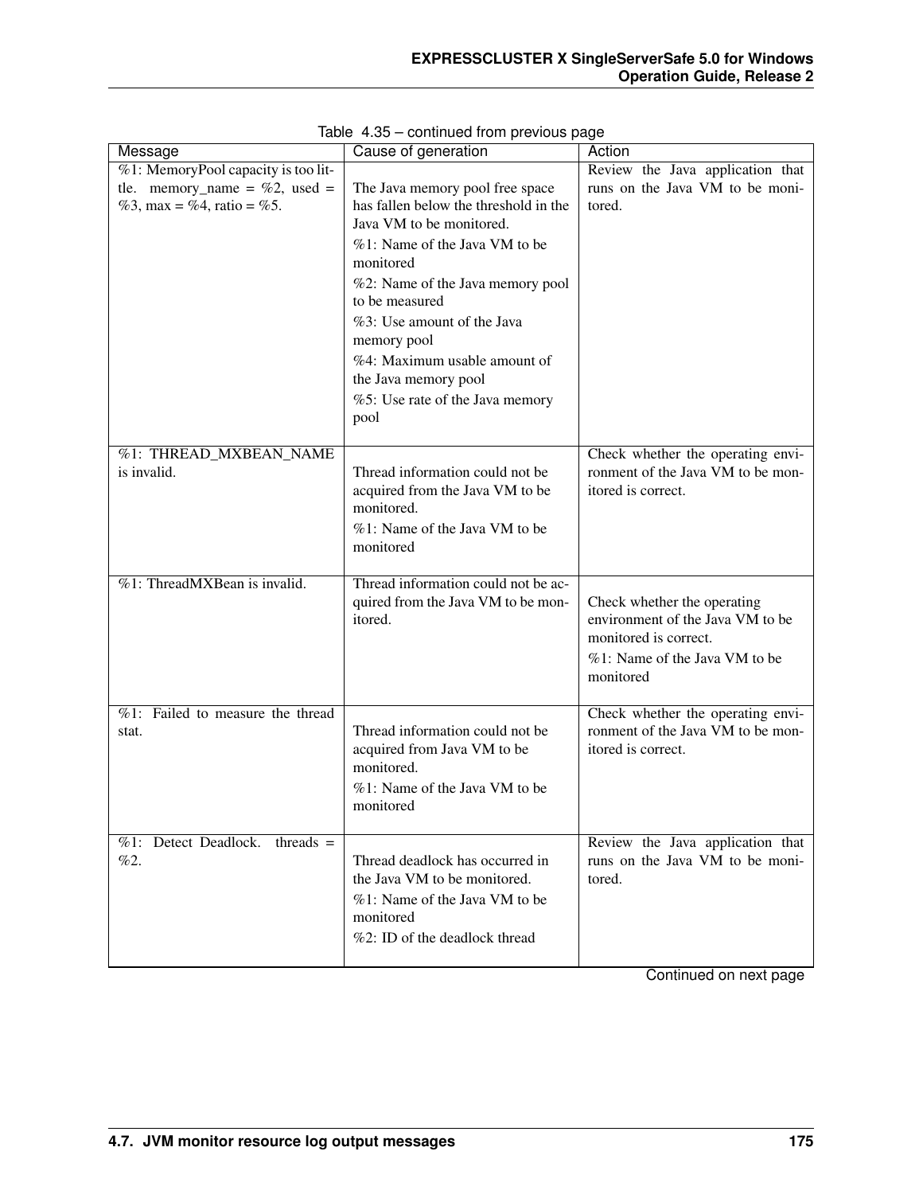Table 4.35 – continued from previous page

| Message | Cause of generation | Action |
|---|---|---|
| %1: MemoryPool capacity is too little. memory_name = %2, used = %3, max = %4, ratio = %5. | The Java memory pool free space has fallen below the threshold in the Java VM to be monitored.<br>%1: Name of the Java VM to be monitored<br>%2: Name of the Java memory pool to be measured<br>%3: Use amount of the Java memory pool<br>%4: Maximum usable amount of the Java memory pool<br>%5: Use rate of the Java memory pool | Review the Java application that runs on the Java VM to be monitored. |
| %1: THREAD_MXBEAN_NAME is invalid. | Thread information could not be acquired from the Java VM to be monitored.<br>%1: Name of the Java VM to be monitored | Check whether the operating environment of the Java VM to be monitored is correct. |
| %1: ThreadMXBean is invalid. | Thread information could not be acquired from the Java VM to be monitored. | Check whether the operating environment of the Java VM to be monitored is correct.<br>%1: Name of the Java VM to be monitored |
| %1: Failed to measure the thread stat. | Thread information could not be acquired from Java VM to be monitored.<br>%1: Name of the Java VM to be monitored | Check whether the operating environment of the Java VM to be monitored is correct. |
| %1: Detect Deadlock. threads = %2. | Thread deadlock has occurred in the Java VM to be monitored.<br>%1: Name of the Java VM to be monitored<br>%2: ID of the deadlock thread | Review the Java application that runs on the Java VM to be monitored. |

Continued on next page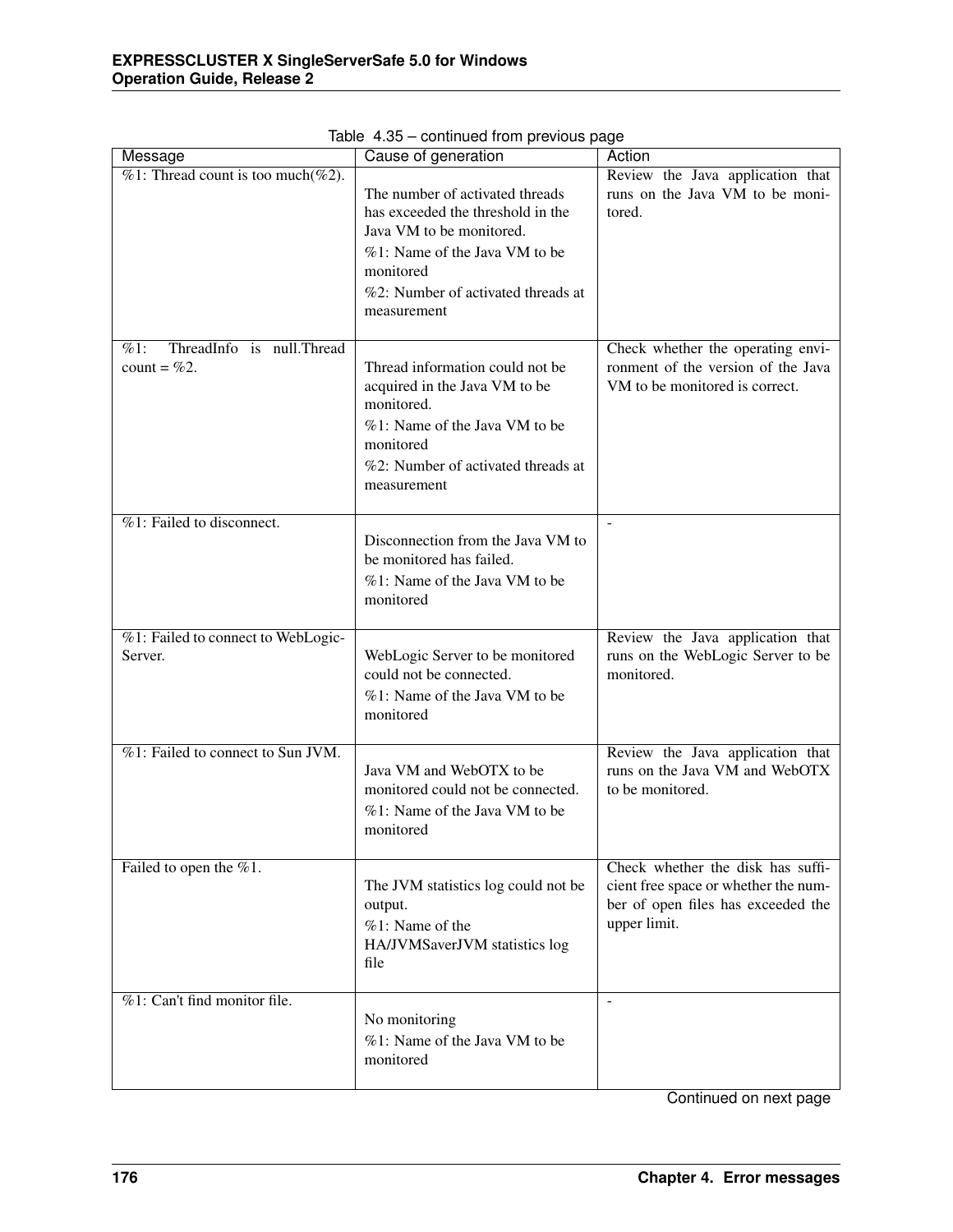Table 4.35 – continued from previous page

| Message | Cause of generation | Action |
|---|---|---|
| %1: Thread count is too much(%2). | The number of activated threads has exceeded the threshold in the Java VM to be monitored.<br>%1: Name of the Java VM to be monitored<br>%2: Number of activated threads at measurement | Review the Java application that runs on the Java VM to be monitored. |
| %1: ThreadInfo is null.Thread count = %2. | Thread information could not be acquired in the Java VM to be monitored.<br>%1: Name of the Java VM to be monitored<br>%2: Number of activated threads at measurement | Check whether the operating environment of the version of the Java VM to be monitored is correct. |
| %1: Failed to disconnect. | Disconnection from the Java VM to be monitored has failed.<br>%1: Name of the Java VM to be monitored | - |
| %1: Failed to connect to WebLogic-Server. | WebLogic Server to be monitored could not be connected.<br>%1: Name of the Java VM to be monitored | Review the Java application that runs on the WebLogic Server to be monitored. |
| %1: Failed to connect to Sun JVM. | Java VM and WebOTX to be monitored could not be connected.<br>%1: Name of the Java VM to be monitored | Review the Java application that runs on the Java VM and WebOTX to be monitored. |
| Failed to open the %1. | The JVM statistics log could not be output.<br>%1: Name of the HA/JVMSaverJVM statistics log file | Check whether the disk has sufficient free space or whether the number of open files has exceeded the upper limit. |
| %1: Can't find monitor file. | No monitoring<br>%1: Name of the Java VM to be monitored | - |

Continued on next page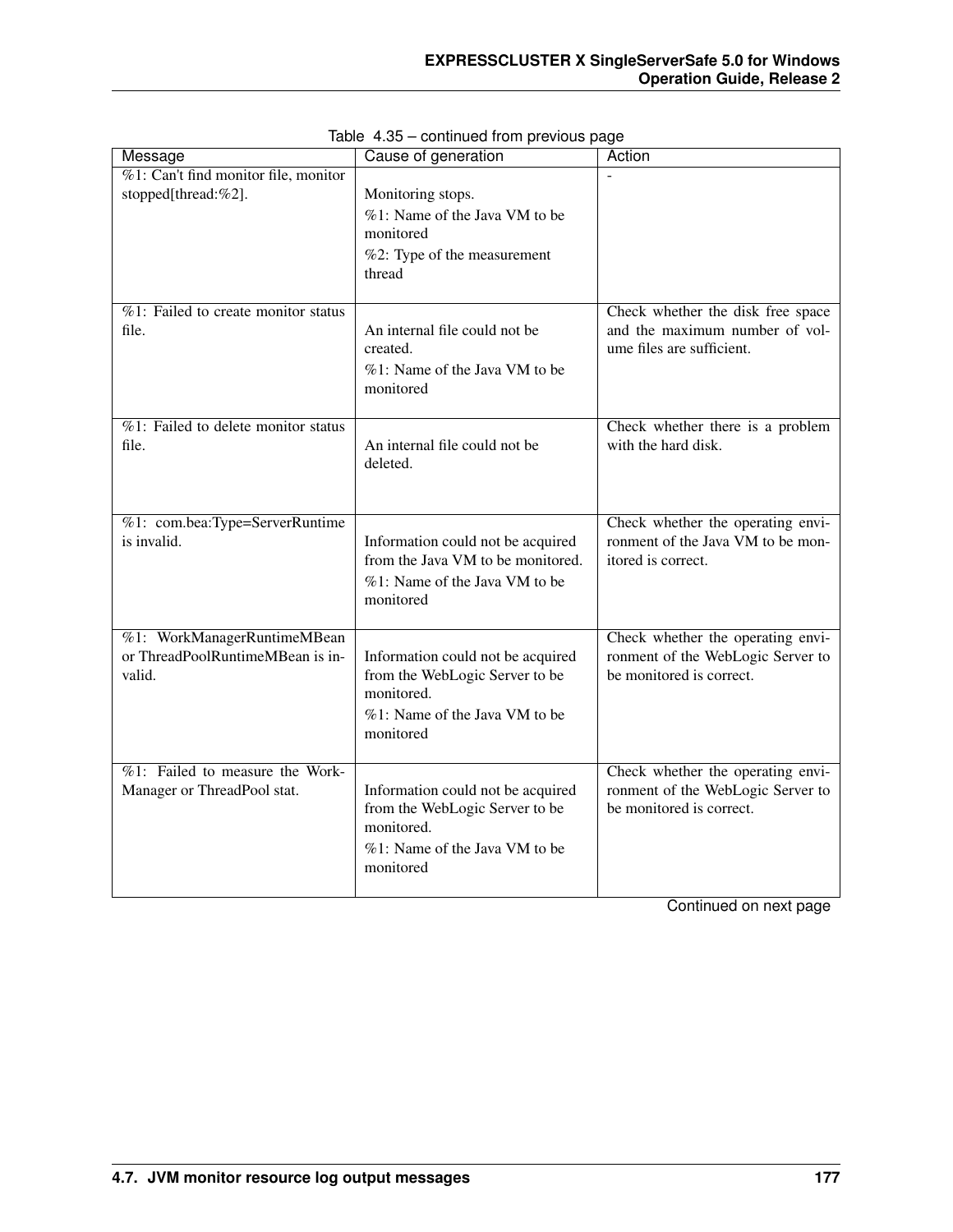Table 4.35 – continued from previous page

| Message | Cause of generation | Action |
|---|---|---|
| %1: Can't find monitor file, monitor stopped[thread:%2]. | Monitoring stops.<br>%1: Name of the Java VM to be monitored<br>%2: Type of the measurement thread | - |
| %1: Failed to create monitor status file. | An internal file could not be created.<br>%1: Name of the Java VM to be monitored | Check whether the disk free space and the maximum number of volume files are sufficient. |
| %1: Failed to delete monitor status file. | An internal file could not be deleted. | Check whether there is a problem with the hard disk. |
| %1: com.bea:Type=ServerRuntime is invalid. | Information could not be acquired from the Java VM to be monitored.<br>%1: Name of the Java VM to be monitored | Check whether the operating environment of the Java VM to be monitored is correct. |
| %1: WorkManagerRuntimeMBean or ThreadPoolRuntimeMBean is invalid. | Information could not be acquired from the WebLogic Server to be monitored.<br>%1: Name of the Java VM to be monitored | Check whether the operating environment of the WebLogic Server to be monitored is correct. |
| %1: Failed to measure the WorkManager or ThreadPool stat. | Information could not be acquired from the WebLogic Server to be monitored.<br>%1: Name of the Java VM to be monitored | Check whether the operating environment of the WebLogic Server to be monitored is correct. |

Continued on next page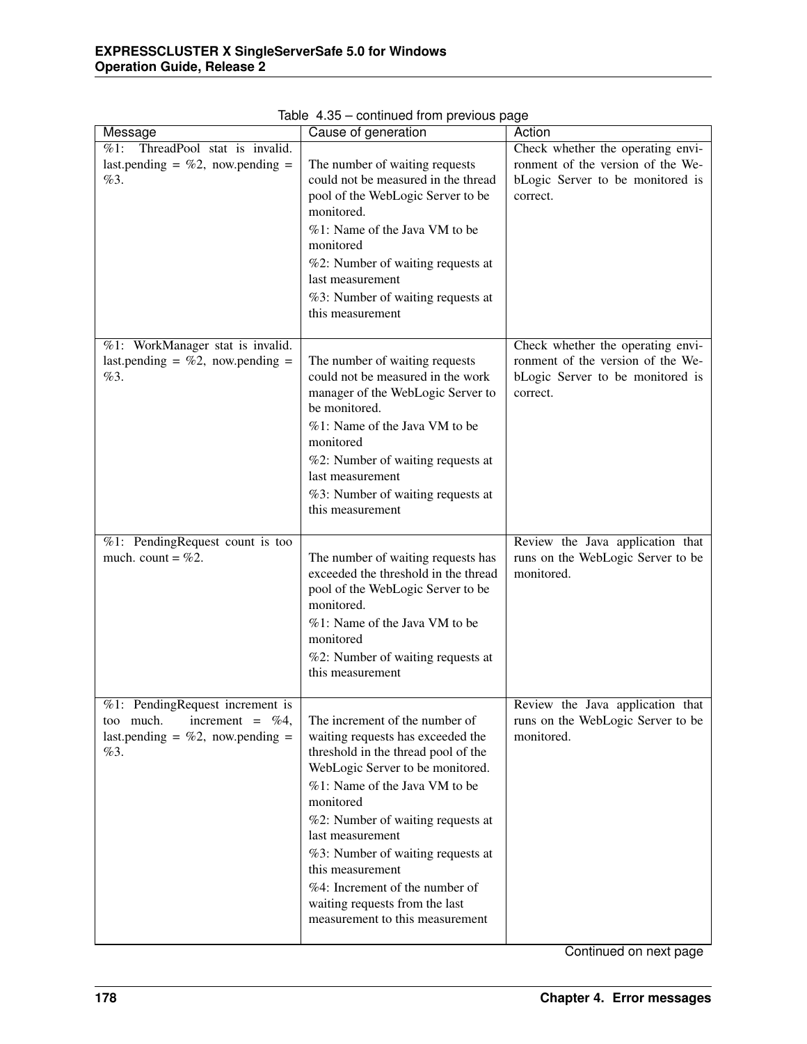Table 4.35 – continued from previous page

| Message | Cause of generation | Action |
|---|---|---|
| %1: ThreadPool stat is invalid. last.pending = %2, now.pending = %3. | The number of waiting requests could not be measured in the thread pool of the WebLogic Server to be monitored.<br>%1: Name of the Java VM to be monitored<br>%2: Number of waiting requests at last measurement<br>%3: Number of waiting requests at this measurement | Check whether the operating environment of the version of the WebLogic Server to be monitored is correct. |
| %1: WorkManager stat is invalid. last.pending = %2, now.pending = %3. | The number of waiting requests could not be measured in the work manager of the WebLogic Server to be monitored.<br>%1: Name of the Java VM to be monitored<br>%2: Number of waiting requests at last measurement<br>%3: Number of waiting requests at this measurement | Check whether the operating environment of the version of the WebLogic Server to be monitored is correct. |
| %1: PendingRequest count is too much. count = %2. | The number of waiting requests has exceeded the threshold in the thread pool of the WebLogic Server to be monitored.<br>%1: Name of the Java VM to be monitored<br>%2: Number of waiting requests at this measurement | Review the Java application that runs on the WebLogic Server to be monitored. |
| %1: PendingRequest increment is too much. increment = %4, last.pending = %2, now.pending = %3. | The increment of the number of waiting requests has exceeded the threshold in the thread pool of the WebLogic Server to be monitored.<br>%1: Name of the Java VM to be monitored<br>%2: Number of waiting requests at last measurement<br>%3: Number of waiting requests at this measurement<br>%4: Increment of the number of waiting requests from the last measurement to this measurement | Review the Java application that runs on the WebLogic Server to be monitored. |

Continued on next page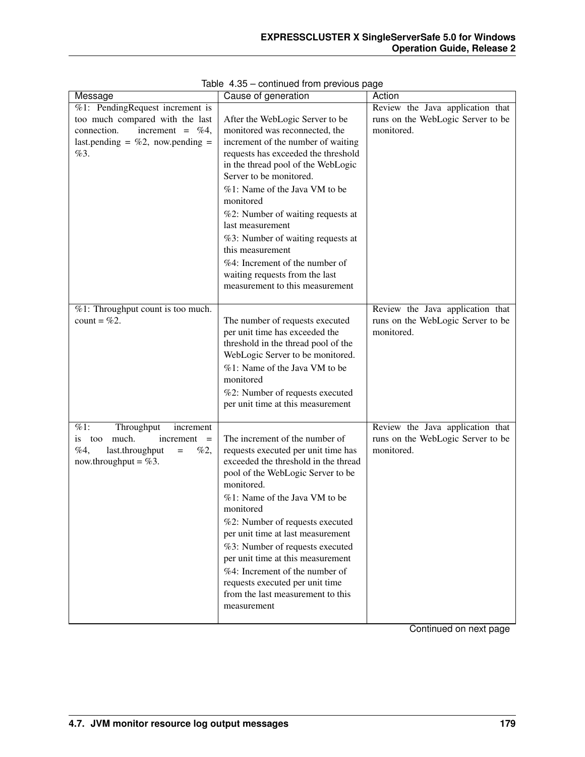Table 4.35 – continued from previous page

| Message | Cause of generation | Action |
|---|---|---|
| %1: PendingRequest increment is too much compared with the last connection. increment = %4, last.pending = %2, now.pending = %3. | After the WebLogic Server to be monitored was reconnected, the increment of the number of waiting requests has exceeded the threshold in the thread pool of the WebLogic Server to be monitored.<br>%1: Name of the Java VM to be monitored<br>%2: Number of waiting requests at last measurement<br>%3: Number of waiting requests at this measurement<br>%4: Increment of the number of waiting requests from the last measurement to this measurement | Review the Java application that runs on the WebLogic Server to be monitored. |
| %1: Throughput count is too much. count = %2. | The number of requests executed per unit time has exceeded the threshold in the thread pool of the WebLogic Server to be monitored.<br>%1: Name of the Java VM to be monitored<br>%2: Number of requests executed per unit time at this measurement | Review the Java application that runs on the WebLogic Server to be monitored. |
| %1: Throughput increment is too much. increment = %4, last.throughput = %2, now.throughput = %3. | The increment of the number of requests executed per unit time has exceeded the threshold in the thread pool of the WebLogic Server to be monitored.<br>%1: Name of the Java VM to be monitored<br>%2: Number of requests executed per unit time at last measurement<br>%3: Number of requests executed per unit time at this measurement<br>%4: Increment of the number of requests executed per unit time from the last measurement to this measurement | Review the Java application that runs on the WebLogic Server to be monitored. |

Continued on next page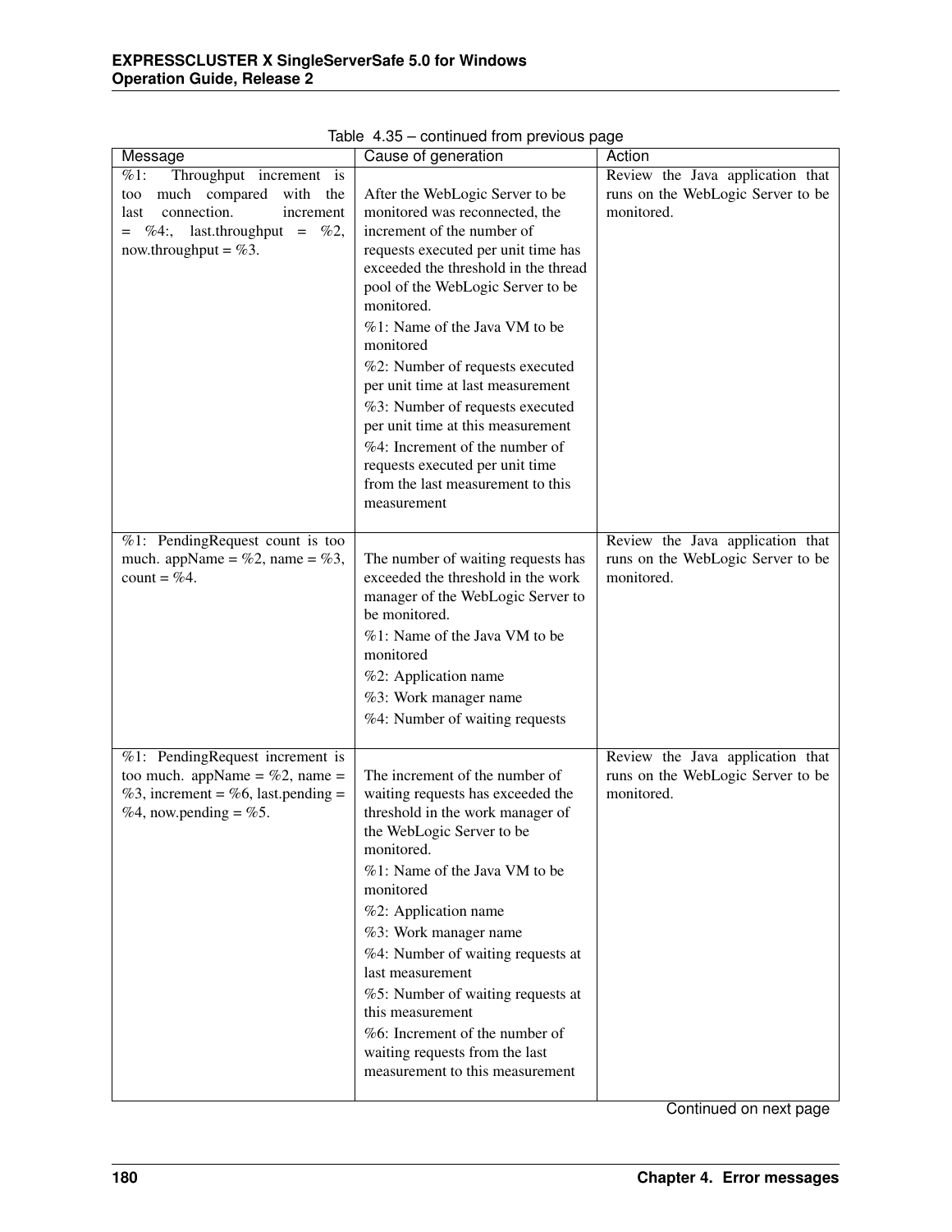Table 4.35 – continued from previous page

| Message | Cause of generation | Action |
| --- | --- | --- |
| %1: Throughput increment is too much compared with the last connection. increment = %4:, last.throughput = %2, now.throughput = %3. | After the WebLogic Server to be monitored was reconnected, the increment of the number of requests executed per unit time has exceeded the threshold in the thread pool of the WebLogic Server to be monitored.<br>%1: Name of the Java VM to be monitored<br>%2: Number of requests executed per unit time at last measurement<br>%3: Number of requests executed per unit time at this measurement<br>%4: Increment of the number of requests executed per unit time from the last measurement to this measurement | Review the Java application that runs on the WebLogic Server to be monitored. |
| %1: PendingRequest count is too much. appName = %2, name = %3, count = %4. | The number of waiting requests has exceeded the threshold in the work manager of the WebLogic Server to be monitored.<br>%1: Name of the Java VM to be monitored<br>%2: Application name<br>%3: Work manager name<br>%4: Number of waiting requests | Review the Java application that runs on the WebLogic Server to be monitored. |
| %1: PendingRequest increment is too much. appName = %2, name = %3, increment = %6, last.pending = %4, now.pending = %5. | The increment of the number of waiting requests has exceeded the threshold in the work manager of the WebLogic Server to be monitored.<br>%1: Name of the Java VM to be monitored<br>%2: Application name<br>%3: Work manager name<br>%4: Number of waiting requests at last measurement<br>%5: Number of waiting requests at this measurement<br>%6: Increment of the number of waiting requests from the last measurement to this measurement | Review the Java application that runs on the WebLogic Server to be monitored. |

Continued on next page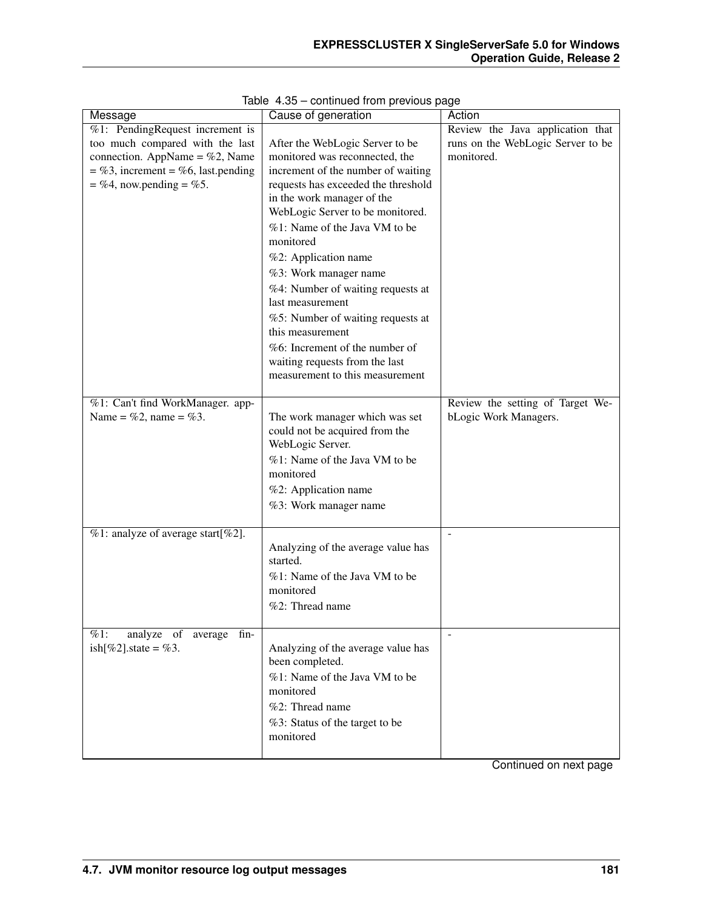Table 4.35 – continued from previous page

| Message | Cause of generation | Action |
| --- | --- | --- |
| %1: PendingRequest increment is too much compared with the last connection. AppName = %2, Name = %3, increment = %6, last.pending = %4, now.pending = %5. | After the WebLogic Server to be monitored was reconnected, the increment of the number of waiting requests has exceeded the threshold in the work manager of the WebLogic Server to be monitored.<br>%1: Name of the Java VM to be monitored<br>%2: Application name<br>%3: Work manager name<br>%4: Number of waiting requests at last measurement<br>%5: Number of waiting requests at this measurement<br>%6: Increment of the number of waiting requests from the last measurement to this measurement | Review the Java application that runs on the WebLogic Server to be monitored. |
| %1: Can't find WorkManager. appName = %2, name = %3. | The work manager which was set could not be acquired from the WebLogic Server.<br>%1: Name of the Java VM to be monitored<br>%2: Application name<br>%3: Work manager name | Review the setting of Target WebLogic Work Managers. |
| %1: analyze of average start[%2]. | Analyzing of the average value has started.<br>%1: Name of the Java VM to be monitored<br>%2: Thread name | - |
| %1: analyze of average finish[%2].state = %3. | Analyzing of the average value has been completed.<br>%1: Name of the Java VM to be monitored<br>%2: Thread name<br>%3: Status of the target to be monitored | - |

Continued on next page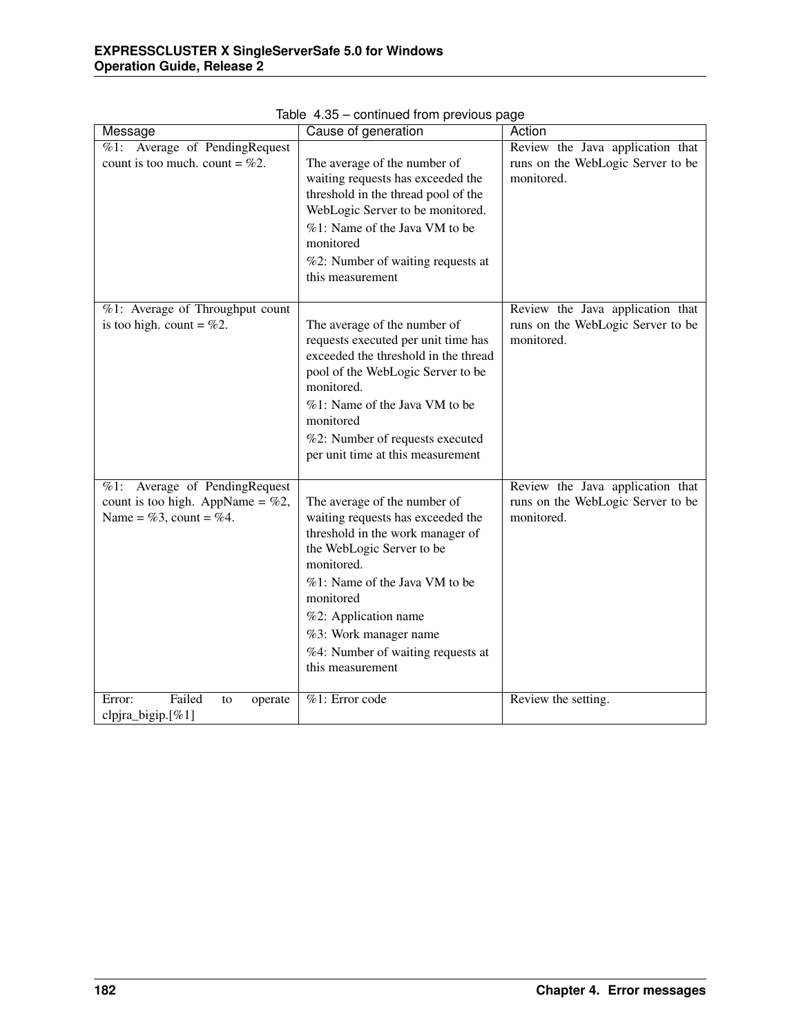Table 4.35 – continued from previous page

| Message | Cause of generation | Action |
|---|---|---|
| %1: Average of PendingRequest count is too much. count = %2. | The average of the number of waiting requests has exceeded the threshold in the thread pool of the WebLogic Server to be monitored.<br>%1: Name of the Java VM to be monitored<br>%2: Number of waiting requests at this measurement | Review the Java application that runs on the WebLogic Server to be monitored. |
| %1: Average of Throughput count is too high. count = %2. | The average of the number of requests executed per unit time has exceeded the threshold in the thread pool of the WebLogic Server to be monitored.<br>%1: Name of the Java VM to be monitored<br>%2: Number of requests executed per unit time at this measurement | Review the Java application that runs on the WebLogic Server to be monitored. |
| %1: Average of PendingRequest count is too high. AppName = %2, Name = %3, count = %4. | The average of the number of waiting requests has exceeded the threshold in the work manager of the WebLogic Server to be monitored.<br>%1: Name of the Java VM to be monitored<br>%2: Application name<br>%3: Work manager name<br>%4: Number of waiting requests at this measurement | Review the Java application that runs on the WebLogic Server to be monitored. |
| Error: Failed to operate clpjra_bigip.[%1] | %1: Error code | Review the setting. |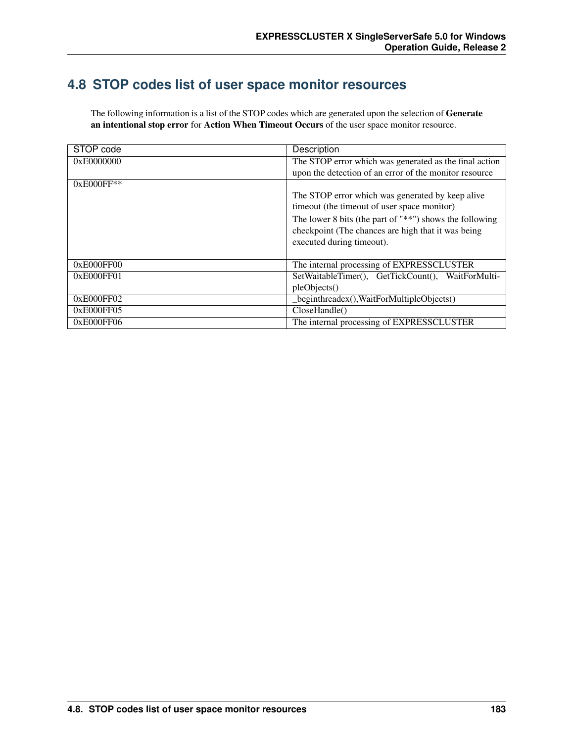## 4.8 STOP codes list of user space monitor resources

The following information is a list of the STOP codes which are generated upon the selection of **Generate an intentional stop error** for **Action When Timeout Occurs** of the user space monitor resource.

| STOP code | Description |
|---|---|
| 0xE0000000 | The STOP error which was generated as the final action upon the detection of an error of the monitor resource |
| 0xE000FF** | The STOP error which was generated by keep alive timeout (the timeout of user space monitor)<br>The lower 8 bits (the part of "**") shows the following checkpoint (The chances are high that it was being executed during timeout). |
| 0xE000FF00 | The internal processing of EXPRESSCLUSTER |
| 0xE000FF01 | SetWaitableTimer(), GetTickCount(), WaitForMultipleObjects() |
| 0xE000FF02 | _beginthreadex(),WaitForMultipleObjects() |
| 0xE000FF05 | CloseHandle() |
| 0xE000FF06 | The internal processing of EXPRESSCLUSTER |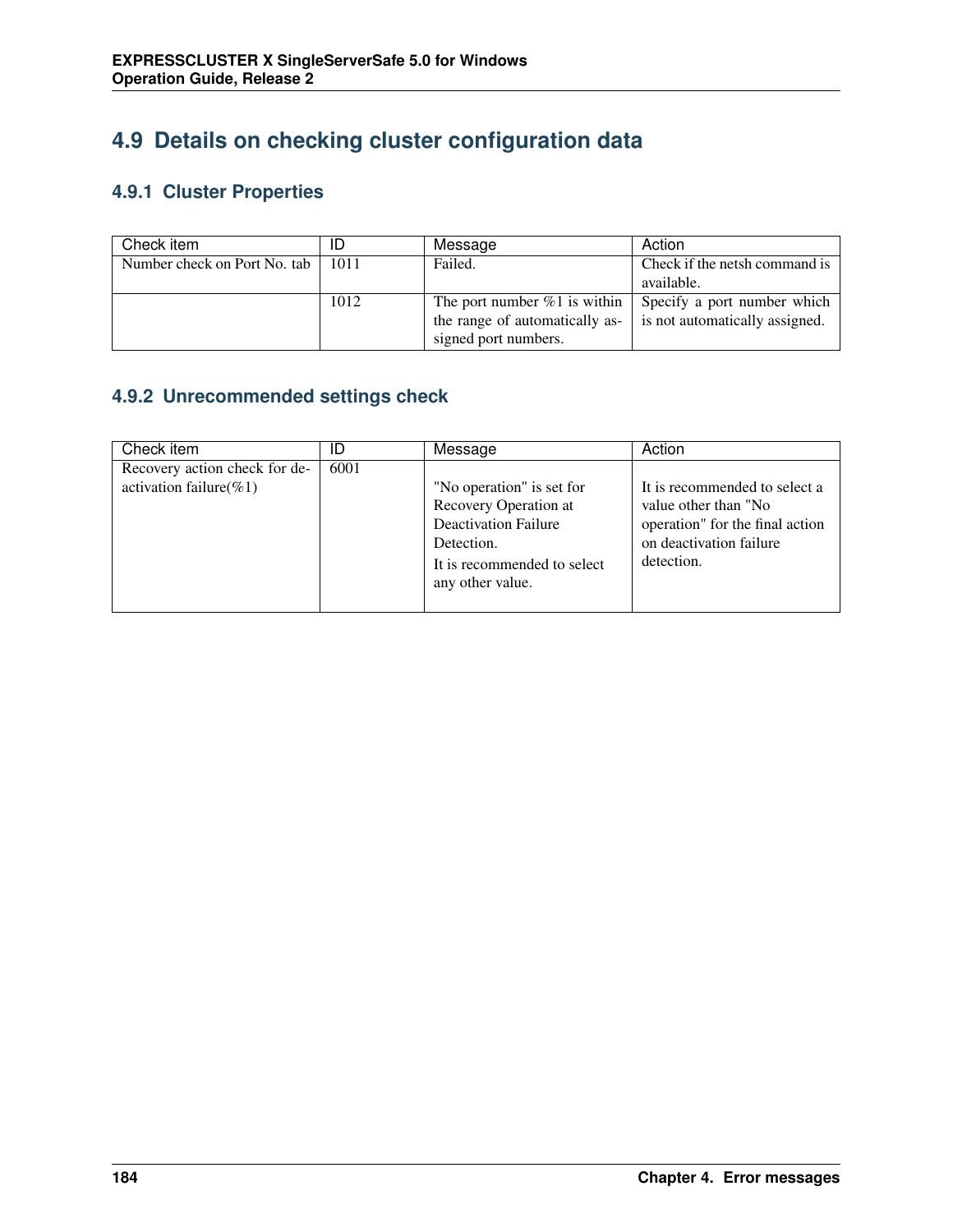## 4.9 Details on checking cluster configuration data

### 4.9.1 Cluster Properties

| Check item | ID | Message | Action |
| --- | --- | --- | --- |
| Number check on Port No. tab | 1011 | Failed. | Check if the netsh command is available. |
| | 1012 | The port number %1 is within the range of automatically assigned port numbers. | Specify a port number which is not automatically assigned. |

### 4.9.2 Unrecommended settings check

| Check item | ID | Message | Action |
| --- | --- | --- | --- |
| Recovery action check for deactivation failure(%1) | 6001 | "No operation" is set for Recovery Operation at Deactivation Failure Detection. It is recommended to select any other value. | It is recommended to select a value other than "No operation" for the final action on deactivation failure detection. |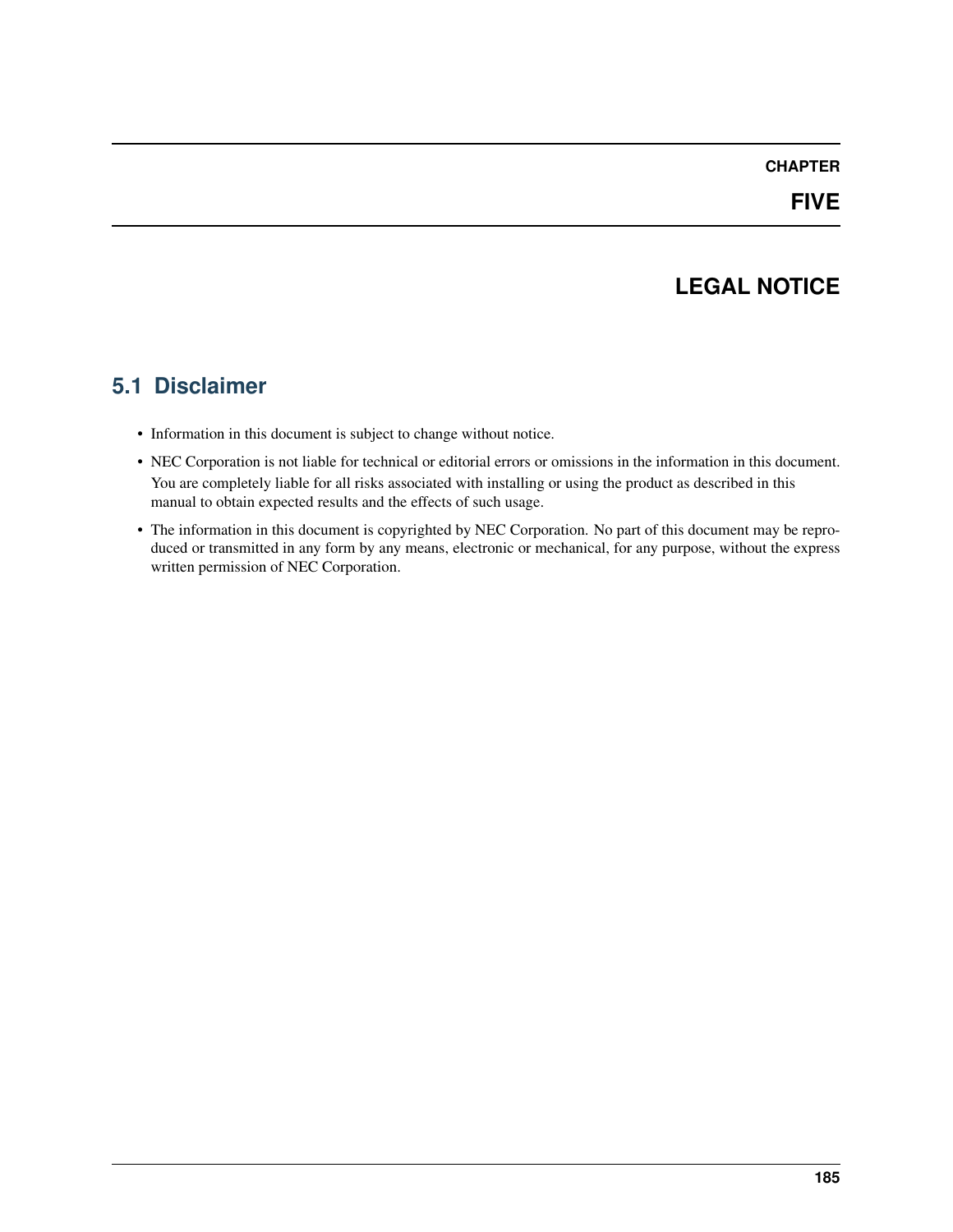# CHAPTER FIVE

# LEGAL NOTICE

## 5.1 Disclaimer

- Information in this document is subject to change without notice.
- NEC Corporation is not liable for technical or editorial errors or omissions in the information in this document. You are completely liable for all risks associated with installing or using the product as described in this manual to obtain expected results and the effects of such usage.
- The information in this document is copyrighted by NEC Corporation. No part of this document may be reproduced or transmitted in any form by any means, electronic or mechanical, for any purpose, without the express written permission of NEC Corporation.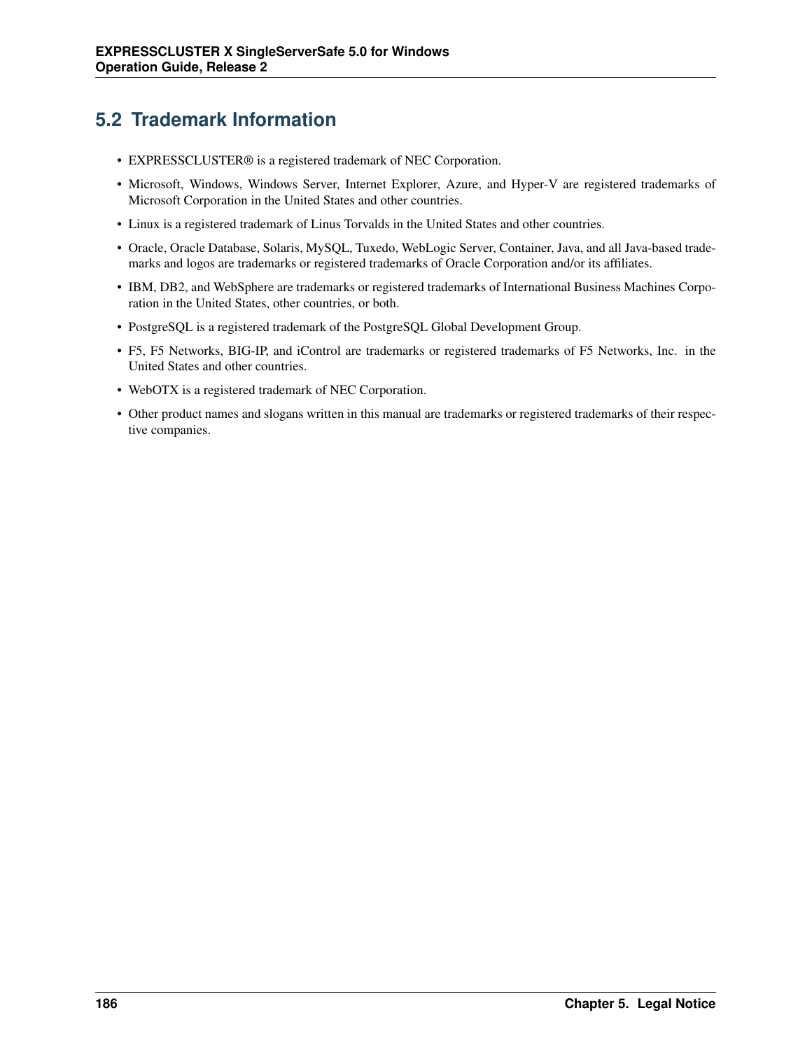## 5.2 Trademark Information

- EXPRESSCLUSTER® is a registered trademark of NEC Corporation.
- Microsoft, Windows, Windows Server, Internet Explorer, Azure, and Hyper-V are registered trademarks of Microsoft Corporation in the United States and other countries.
- Linux is a registered trademark of Linus Torvalds in the United States and other countries.
- Oracle, Oracle Database, Solaris, MySQL, Tuxedo, WebLogic Server, Container, Java, and all Java-based trademarks and logos are trademarks or registered trademarks of Oracle Corporation and/or its affiliates.
- IBM, DB2, and WebSphere are trademarks or registered trademarks of International Business Machines Corporation in the United States, other countries, or both.
- PostgreSQL is a registered trademark of the PostgreSQL Global Development Group.
- F5, F5 Networks, BIG-IP, and iControl are trademarks or registered trademarks of F5 Networks, Inc. in the United States and other countries.
- WebOTX is a registered trademark of NEC Corporation.
- Other product names and slogans written in this manual are trademarks or registered trademarks of their respective companies.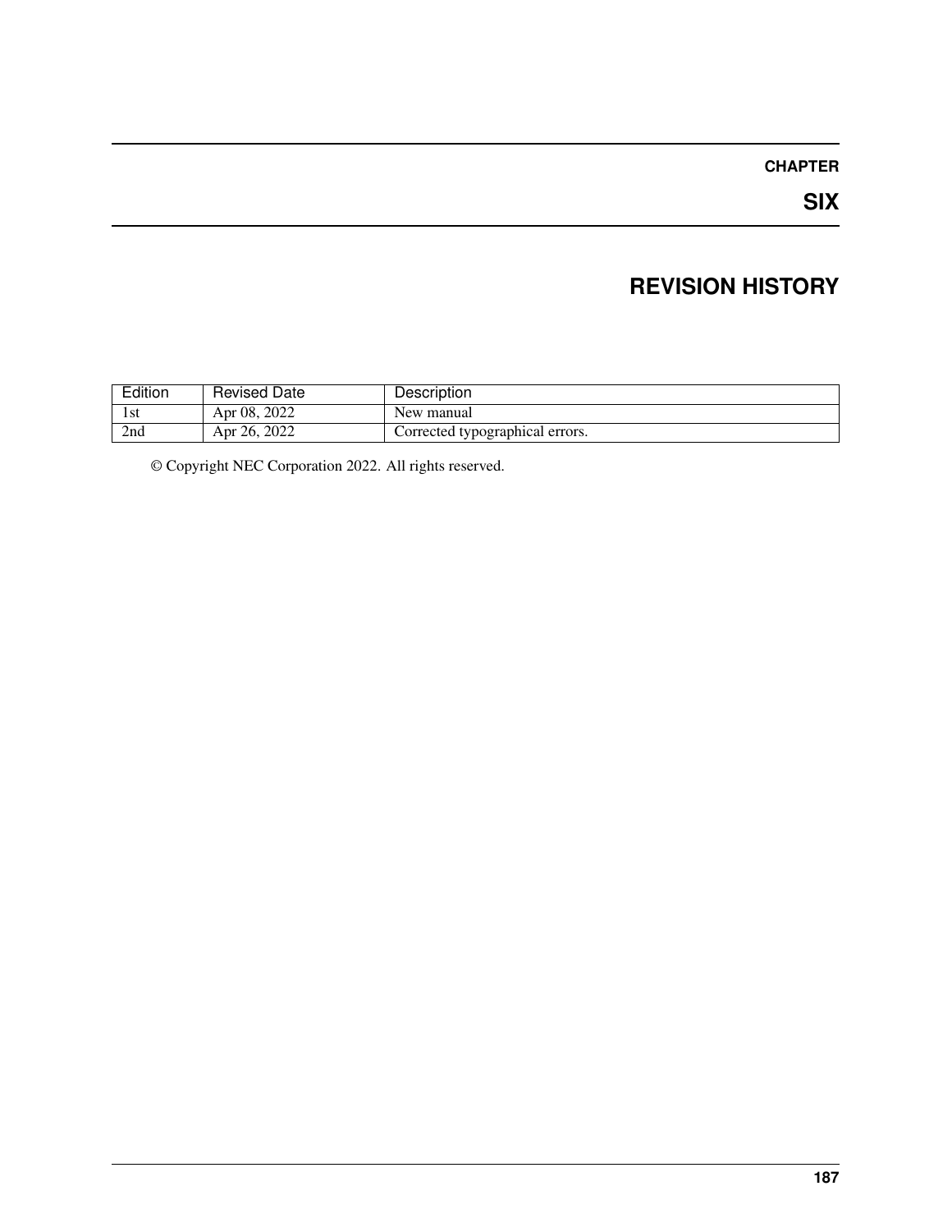# CHAPTER SIX

# REVISION HISTORY

| Edition | Revised Date | Description |
|---|---|---|
| 1st | Apr 08, 2022 | New manual |
| 2nd | Apr 26, 2022 | Corrected typographical errors. |

© Copyright NEC Corporation 2022. All rights reserved.